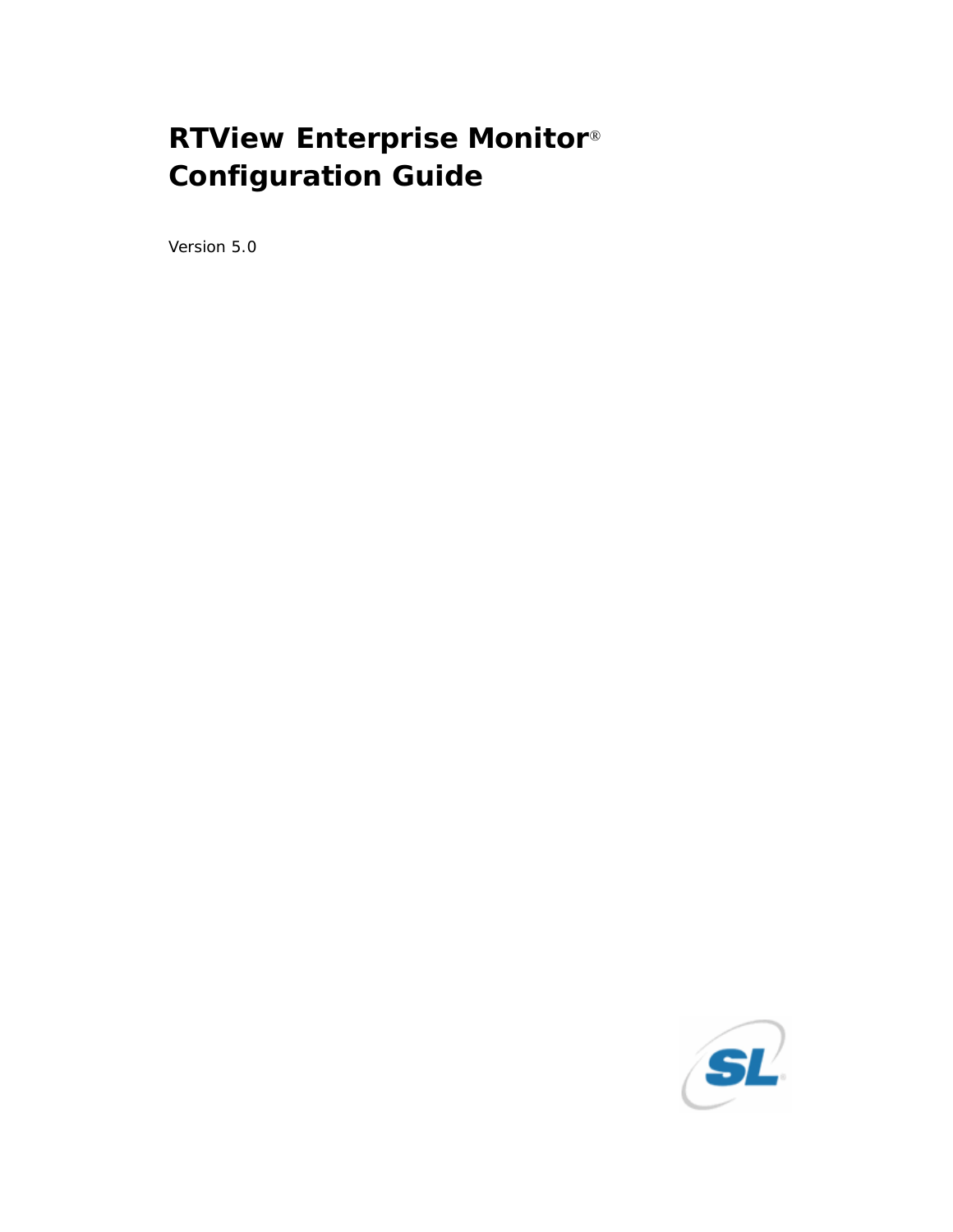# RTView Enterprise Monitor® Configuration Guide

Version 5.0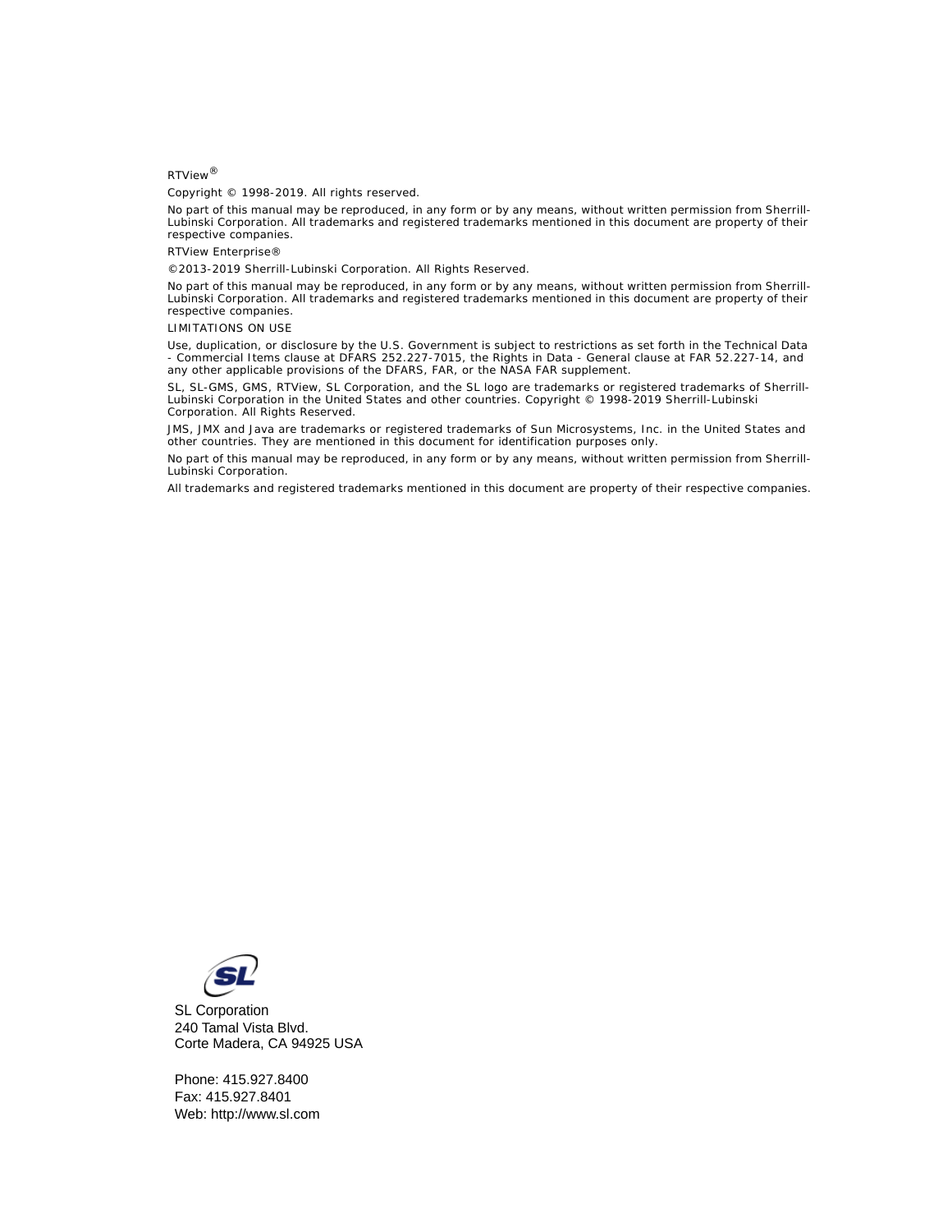RTView®

Copyright © 1998-2019. All rights reserved.

No part of this manual may be reproduced, in any form or by any means, without written permission from Sherrill-Lubinski Corporation. All trademarks and registered trademarks mentioned in this document are property of their respective companies.

RTView Enterprise®

©2013-2019 Sherrill-Lubinski Corporation. All Rights Reserved.

No part of this manual may be reproduced, in any form or by any means, without written permission from Sherrill-Lubinski Corporation. All trademarks and registered trademarks mentioned in this document are property of their respective companies.

LIMITATIONS ON USE

Use, duplication, or disclosure by the U.S. Government is subject to restrictions as set forth in the Technical Data - Commercial Items clause at DFARS 252.227-7015, the Rights in Data - General clause at FAR 52.227-14, and any other applicable provisions of the DFARS, FAR, or the NASA FAR supplement.

SL, SL-GMS, GMS, RTView, SL Corporation, and the SL logo are trademarks or registered trademarks of Sherrill-Lubinski Corporation in the United States and other countries. Copyright © 1998-2019 Sherrill-Lubinski Corporation. All Rights Reserved.

JMS, JMX and Java are trademarks or registered trademarks of Sun Microsystems, Inc. in the United States and other countries. They are mentioned in this document for identification purposes only.

No part of this manual may be reproduced, in any form or by any means, without written permission from Sherrill-Lubinski Corporation.

All trademarks and registered trademarks mentioned in this document are property of their respective companies.

SL Corporation
240 Tamal Vista Blvd.
Corte Madera, CA 94925 USA

Phone: 415.927.8400
Fax: 415.927.8401
Web: http://www.sl.com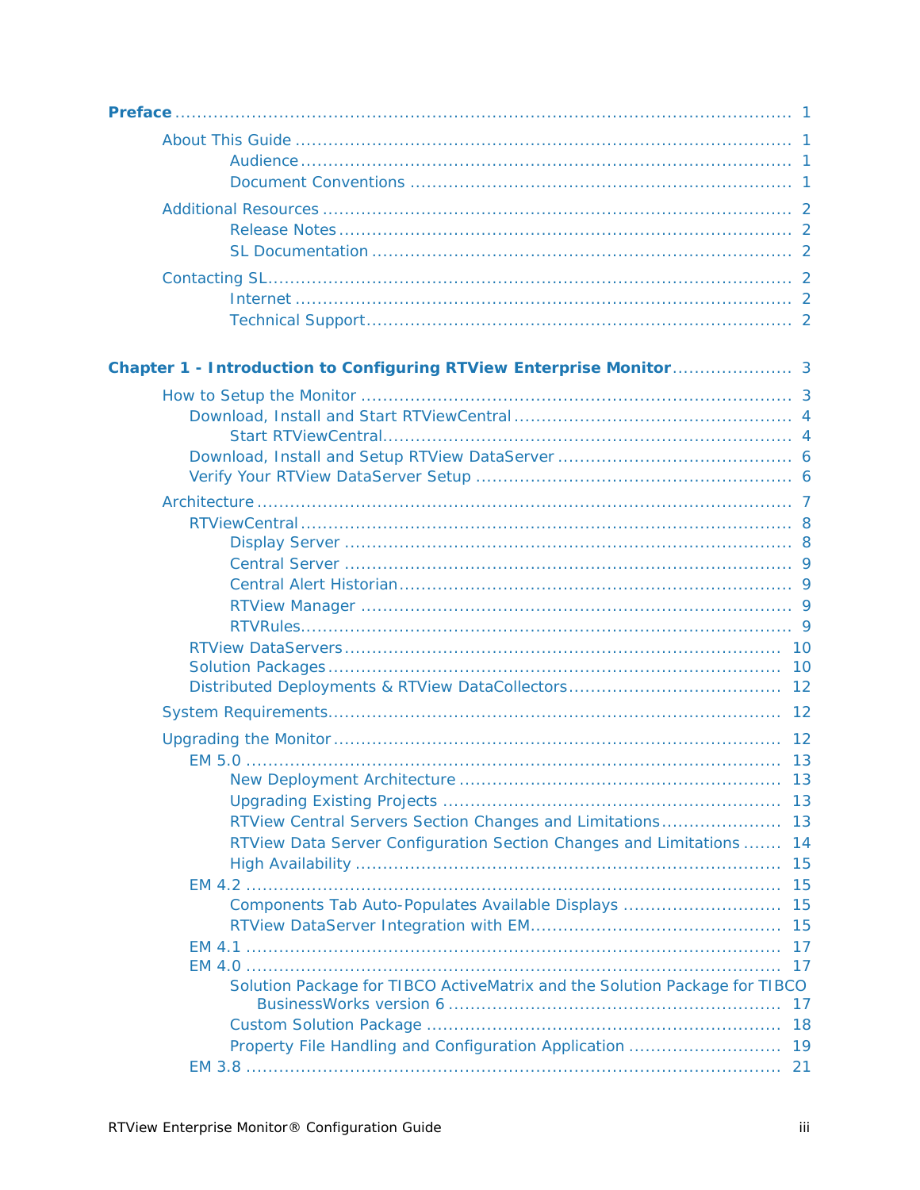**Preface** ........................................................................................................ 1

About This Guide ........................................................................................ 1

Audience ............................................................................................ 1

Document Conventions ........................................................................ 1

Additional Resources ................................................................................... 2

Release Notes ..................................................................................... 2

SL Documentation ............................................................................... 2

Contacting SL ............................................................................................. 2

Internet .............................................................................................. 2

Technical Support ................................................................................ 2

**Chapter 1 - Introduction to Configuring RTView Enterprise Monitor** ...................... 3

How to Setup the Monitor ............................................................................ 3

Download, Install and Start RTViewCentral ................................................. 4

Start RTViewCentral ............................................................................. 4

Download, Install and Setup RTView DataServer ......................................... 6

Verify Your RTView DataServer Setup ........................................................ 6

Architecture ............................................................................................... 7

RTViewCentral ....................................................................................... 8

Display Server ..................................................................................... 8

Central Server ..................................................................................... 9

Central Alert Historian .......................................................................... 9

RTView Manager ................................................................................. 9

RTVRules ............................................................................................ 9

RTView DataServers .............................................................................. 10

Solution Packages .................................................................................. 10

Distributed Deployments & RTView DataCollectors ..................................... 12

System Requirements ................................................................................. 12

Upgrading the Monitor ................................................................................ 12

EM 5.0 ................................................................................................. 13

New Deployment Architecture .............................................................. 13

Upgrading Existing Projects .................................................................. 13

RTView Central Servers Section Changes and Limitations ........................ 13

RTView Data Server Configuration Section Changes and Limitations ......... 14

High Availability .................................................................................. 15

EM 4.2 ................................................................................................. 15

Components Tab Auto-Populates Available Displays ................................ 15

RTView DataServer Integration with EM ................................................ 15

EM 4.1 ................................................................................................. 17

EM 4.0 ................................................................................................. 17

Solution Package for TIBCO ActiveMatrix and the Solution Package for TIBCO BusinessWorks version 6 ........................................................... 17

Custom Solution Package ..................................................................... 18

Property File Handling and Configuration Application ............................. 19

EM 3.8 ................................................................................................. 21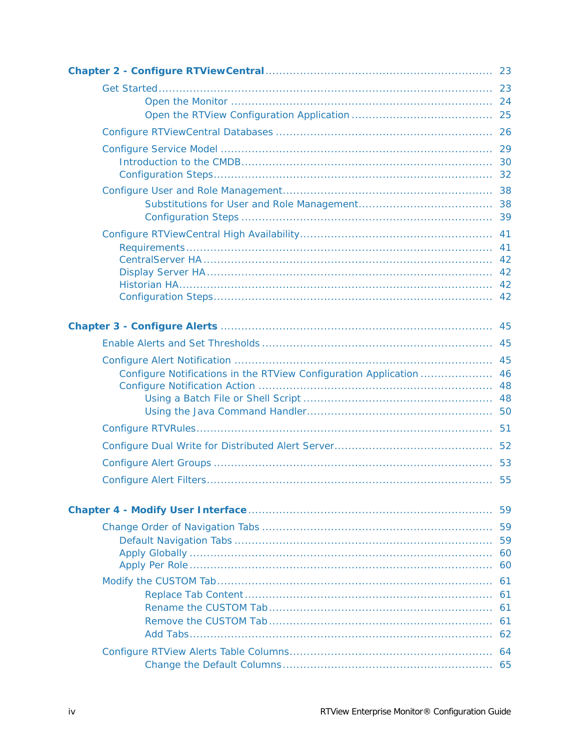**Chapter 2 - Configure RTViewCentral** ................................................................. 23

- Get Started ................................................................................................ 23
    - Open the Monitor ........................................................................... 24
    - Open the RTView Configuration Application ........................................ 25
- Configure RTViewCentral Databases .............................................................. 26
- Configure Service Model ............................................................................. 29
  - Introduction to the CMDB ...................................................................... 30
  - Configuration Steps ............................................................................... 32
- Configure User and Role Management ............................................................ 38
    - Substitutions for User and Role Management ...................................... 38
    - Configuration Steps ....................................................................... 39
- Configure RTViewCentral High Availability ....................................................... 41
  - Requirements ....................................................................................... 41
  - CentralServer HA .................................................................................. 42
  - Display Server HA ................................................................................. 42
  - Historian HA ......................................................................................... 42
  - Configuration Steps ............................................................................... 42

**Chapter 3 - Configure Alerts** .............................................................................. 45

- Enable Alerts and Set Thresholds .................................................................. 45
- Configure Alert Notification .......................................................................... 45
  - Configure Notifications in the RTView Configuration Application ..................... 46
  - Configure Notification Action .................................................................. 48
    - Using a Batch File or Shell Script ...................................................... 48
    - Using the Java Command Handler ..................................................... 50
- Configure RTVRules .................................................................................... 51
- Configure Dual Write for Distributed Alert Server ............................................. 52
- Configure Alert Groups ................................................................................ 53
- Configure Alert Filters ................................................................................. 55

**Chapter 4 - Modify User Interface** ...................................................................... 59

- Change Order of Navigation Tabs .................................................................. 59
  - Default Navigation Tabs ......................................................................... 59
  - Apply Globally ...................................................................................... 60
  - Apply Per Role ...................................................................................... 60
- Modify the CUSTOM Tab .............................................................................. 61
    - Replace Tab Content ....................................................................... 61
    - Rename the CUSTOM Tab ................................................................ 61
    - Remove the CUSTOM Tab ................................................................ 61
    - Add Tabs ....................................................................................... 62
- Configure RTView Alerts Table Columns .......................................................... 64
    - Change the Default Columns ............................................................ 65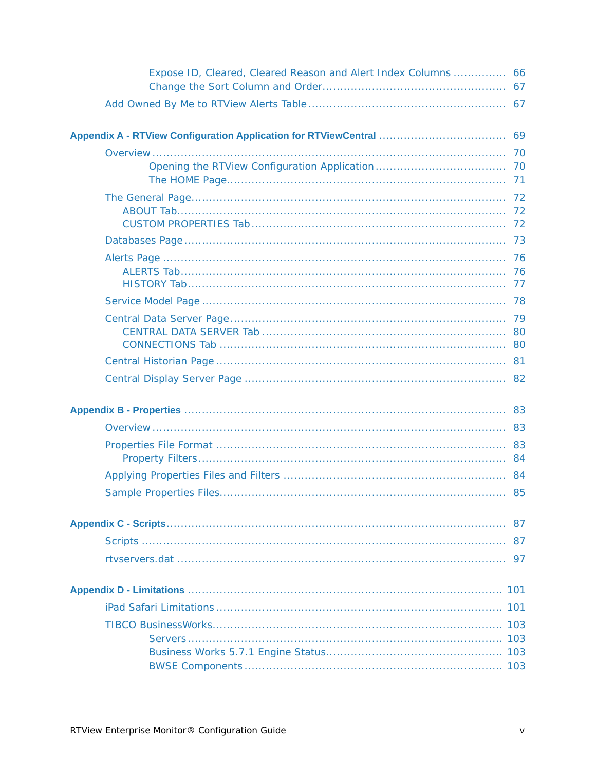Expose ID, Cleared, Cleared Reason and Alert Index Columns .............. 66
Change the Sort Column and Order................................................... 67

Add Owned By Me to RTView Alerts Table ....................................................... 67

**Appendix A - RTView Configuration Application for RTViewCentral** ................................... 69

Overview .................................................................................................. 70
Opening the RTView Configuration Application .................................... 70
The HOME Page............................................................................. 71

The General Page....................................................................................... 72
ABOUT Tab.......................................................................................... 72
CUSTOM PROPERTIES Tab ...................................................................... 72

Databases Page ........................................................................................ 73

Alerts Page ............................................................................................... 76
ALERTS Tab.......................................................................................... 76
HISTORY Tab........................................................................................ 77

Service Model Page .................................................................................... 78

Central Data Server Page ............................................................................ 79
CENTRAL DATA SERVER Tab .................................................................... 80
CONNECTIONS Tab ................................................................................ 80

Central Historian Page ................................................................................ 81

Central Display Server Page ........................................................................ 82

**Appendix B - Properties** ........................................................................................ 83

Overview .................................................................................................. 83

Properties File Format ................................................................................. 83
Property Filters...................................................................................... 84

Applying Properties Files and Filters .............................................................. 84

Sample Properties Files................................................................................ 85

**Appendix C - Scripts**.............................................................................................. 87

Scripts ..................................................................................................... 87

rtvservers.dat ........................................................................................... 97

**Appendix D - Limitations** ....................................................................................... 101

iPad Safari Limitations ............................................................................... 101

TIBCO BusinessWorks................................................................................. 103
Servers ....................................................................................... 103
Business Works 5.7.1 Engine Status................................................ 103
BWSE Components ....................................................................... 103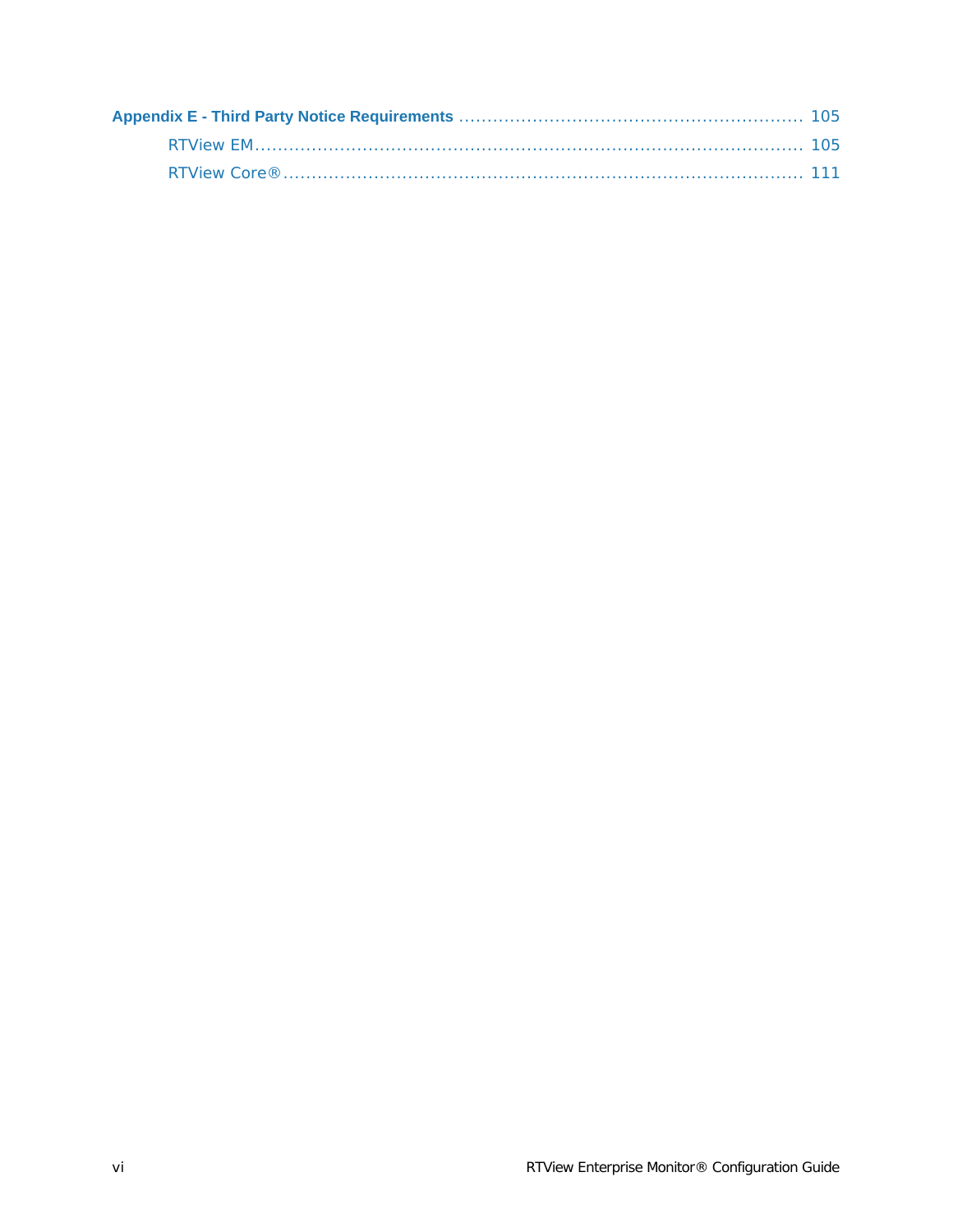**Appendix E - Third Party Notice Requirements** ........................................................ 105

RTView EM........................................................................................ 105

RTView Core®..................................................................................... 111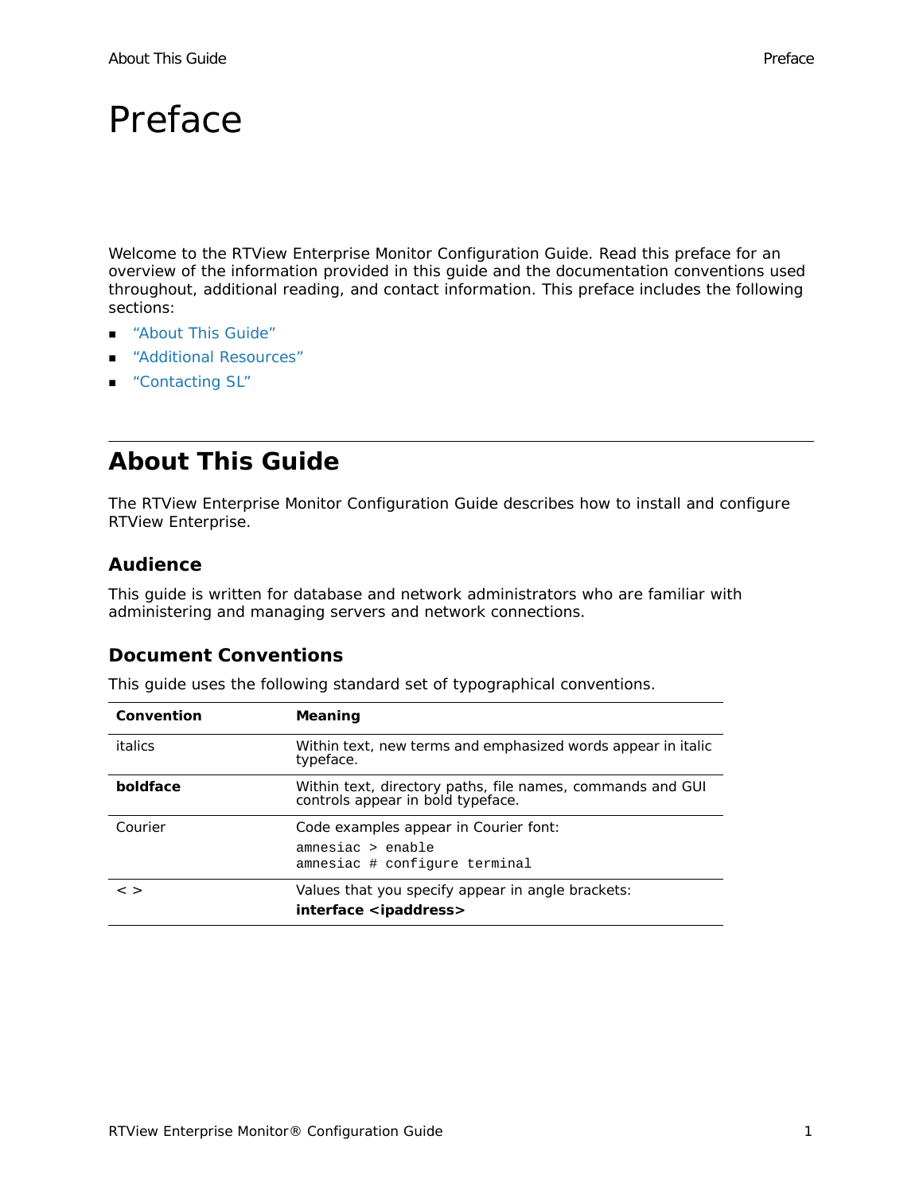# Preface

Welcome to the RTView Enterprise Monitor Configuration Guide. Read this preface for an overview of the information provided in this guide and the documentation conventions used throughout, additional reading, and contact information. This preface includes the following sections:

- "About This Guide"
- "Additional Resources"
- "Contacting SL"

## About This Guide

The RTView Enterprise Monitor Configuration Guide describes how to install and configure RTView Enterprise.

### Audience

This guide is written for database and network administrators who are familiar with administering and managing servers and network connections.

### Document Conventions

This guide uses the following standard set of typographical conventions.

| Convention | Meaning |
| --- | --- |
| italics | Within text, new terms and emphasized words appear in italic typeface. |
| **boldface** | Within text, directory paths, file names, commands and GUI controls appear in bold typeface. |
| Courier | Code examples appear in Courier font:<br>`amnesiac > enable`<br>`amnesiac # configure terminal` |
| < > | Values that you specify appear in angle brackets:<br>**interface <ipaddress>** |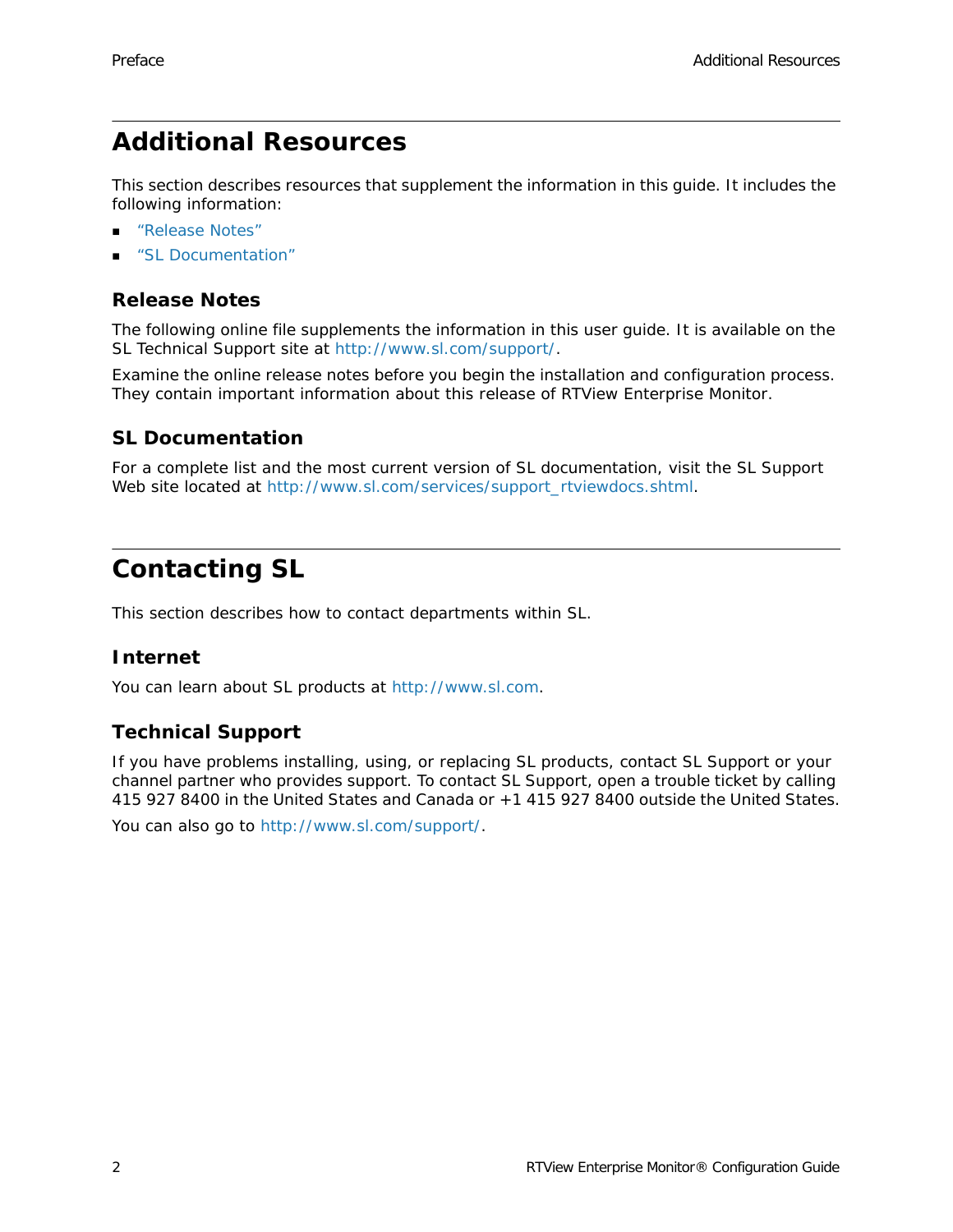## Additional Resources

This section describes resources that supplement the information in this guide. It includes the following information:

- "Release Notes"
- "SL Documentation"

### Release Notes

The following online file supplements the information in this user guide. It is available on the SL Technical Support site at http://www.sl.com/support/.

Examine the online release notes before you begin the installation and configuration process. They contain important information about this release of RTView Enterprise Monitor.

### SL Documentation

For a complete list and the most current version of SL documentation, visit the SL Support Web site located at http://www.sl.com/services/support_rtviewdocs.shtml.

## Contacting SL

This section describes how to contact departments within SL.

### Internet

You can learn about SL products at http://www.sl.com.

### Technical Support

If you have problems installing, using, or replacing SL products, contact SL Support or your channel partner who provides support. To contact SL Support, open a trouble ticket by calling 415 927 8400 in the United States and Canada or +1 415 927 8400 outside the United States.

You can also go to http://www.sl.com/support/.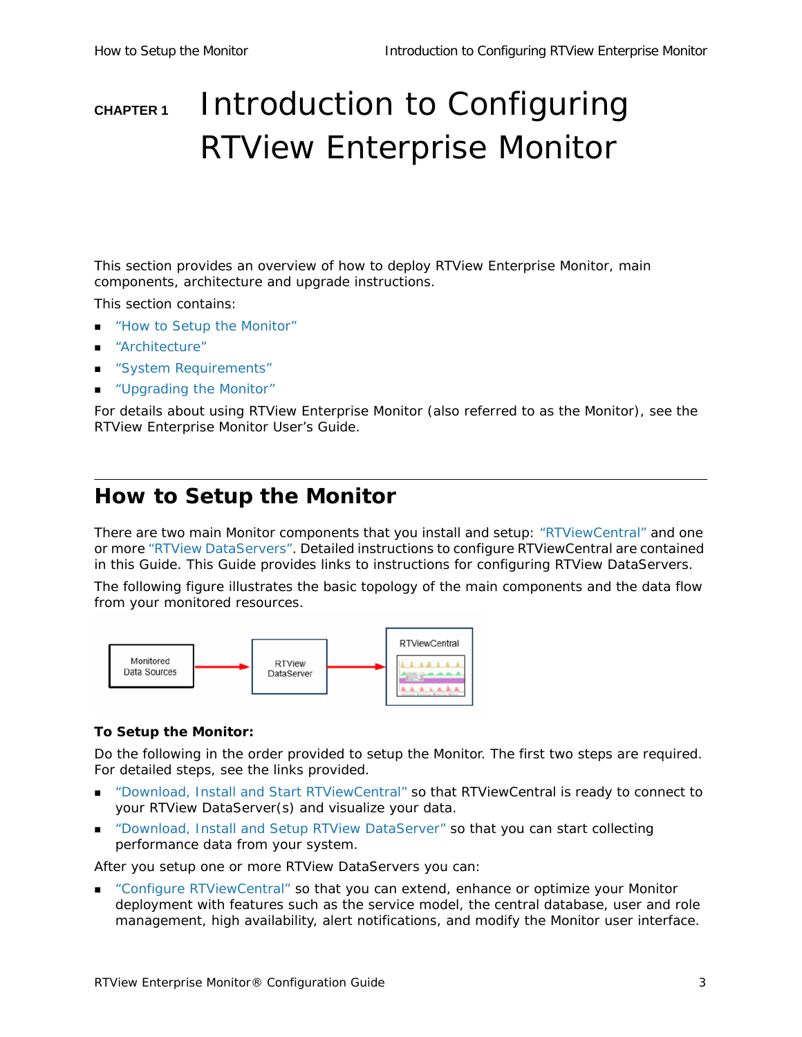# CHAPTER 1 Introduction to Configuring RTView Enterprise Monitor

This section provides an overview of how to deploy RTView Enterprise Monitor, main components, architecture and upgrade instructions.

This section contains:

- "How to Setup the Monitor"
- "Architecture"
- "System Requirements"
- "Upgrading the Monitor"

For details about using RTView Enterprise Monitor (also referred to as the Monitor), see the RTView Enterprise Monitor User's Guide.

## How to Setup the Monitor

There are two main Monitor components that you install and setup: "RTViewCentral" and one or more "RTView DataServers". Detailed instructions to configure RTViewCentral are contained in this Guide. This Guide provides links to instructions for configuring RTView DataServers.

The following figure illustrates the basic topology of the main components and the data flow from your monitored resources.

**To Setup the Monitor:**

Do the following in the order provided to setup the Monitor. The first two steps are required. For detailed steps, see the links provided.

- "Download, Install and Start RTViewCentral" so that RTViewCentral is ready to connect to your RTView DataServer(s) and visualize your data.
- "Download, Install and Setup RTView DataServer" so that you can start collecting performance data from your system.

After you setup one or more RTView DataServers you can:

- "Configure RTViewCentral" so that you can extend, enhance or optimize your Monitor deployment with features such as the service model, the central database, user and role management, high availability, alert notifications, and modify the Monitor user interface.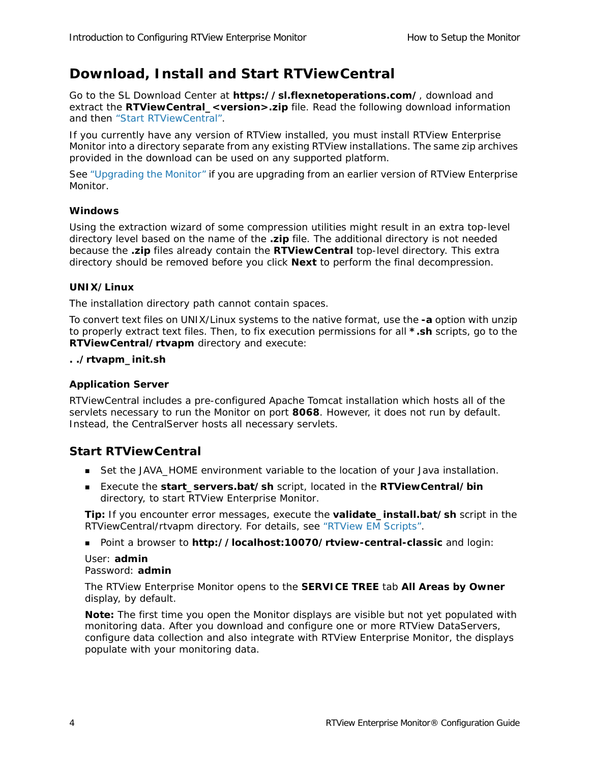## Download, Install and Start RTViewCentral

Go to the SL Download Center at **https://sl.flexnetoperations.com/**, download and extract the **RTViewCentral_<version>.zip** file. Read the following download information and then "Start RTViewCentral".

If you currently have any version of RTView installed, you must install RTView Enterprise Monitor into a directory separate from any existing RTView installations. The same zip archives provided in the download can be used on any supported platform.

See "Upgrading the Monitor" if you are upgrading from an earlier version of RTView Enterprise Monitor.

#### Windows

Using the extraction wizard of some compression utilities might result in an extra top-level directory level based on the name of the **.zip** file. The additional directory is not needed because the **.zip** files already contain the **RTViewCentral** top-level directory. This extra directory should be removed before you click **Next** to perform the final decompression.

#### UNIX/Linux

The installation directory path cannot contain spaces.

To convert text files on UNIX/Linux systems to the native format, use the **-a** option with unzip to properly extract text files. Then, to fix execution permissions for all ***.sh** scripts, go to the **RTViewCentral/rtvapm** directory and execute:

**. ./rtvapm_init.sh**

#### Application Server

RTViewCentral includes a pre-configured Apache Tomcat installation which hosts all of the servlets necessary to run the Monitor on port **8068**. However, it does not run by default. Instead, the CentralServer hosts all necessary servlets.

### Start RTViewCentral

- Set the JAVA_HOME environment variable to the location of your Java installation.
- Execute the **start_servers.bat/sh** script, located in the **RTViewCentral/bin** directory, to start RTView Enterprise Monitor.

  **Tip:** If you encounter error messages, execute the **validate_install.bat/sh** script in the RTViewCentral/rtvapm directory. For details, see "RTView EM Scripts".

- Point a browser to **http://localhost:10070/rtview-central-classic** and login:

  User: **admin**
  Password: **admin**

  The RTView Enterprise Monitor opens to the **SERVICE TREE** tab **All Areas by Owner** display, by default.

  **Note:** The first time you open the Monitor displays are visible but not yet populated with monitoring data. After you download and configure one or more RTView DataServers, configure data collection and also integrate with RTView Enterprise Monitor, the displays populate with your monitoring data.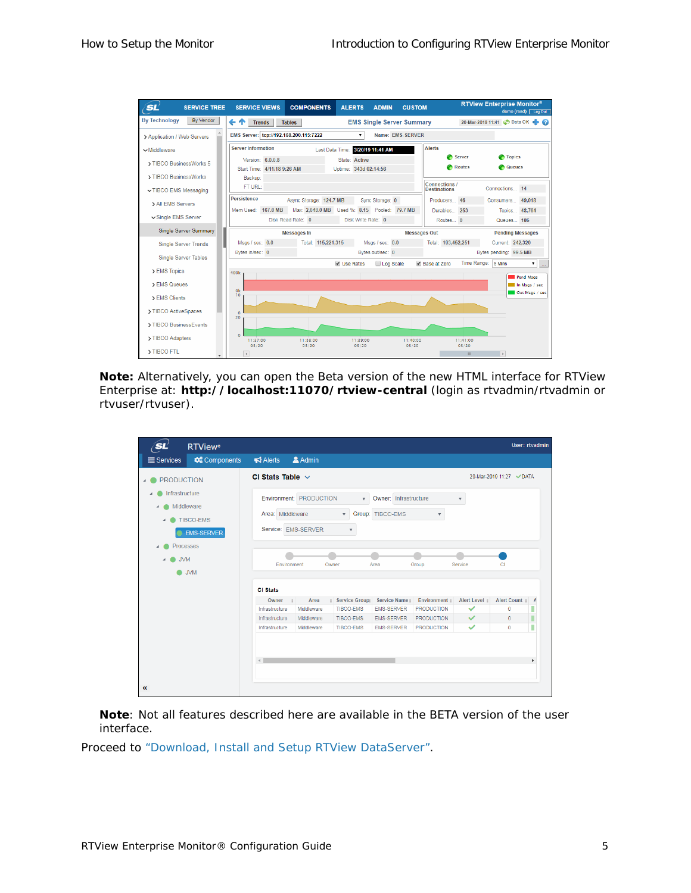**Note:** Alternatively, you can open the Beta version of the new HTML interface for RTView Enterprise at: **http://localhost:11070/rtview-central** (login as rtvadmin/rtvadmin or rtvuser/rtvuser).

**Note**: Not all features described here are available in the BETA version of the user interface.

Proceed to "Download, Install and Setup RTView DataServer".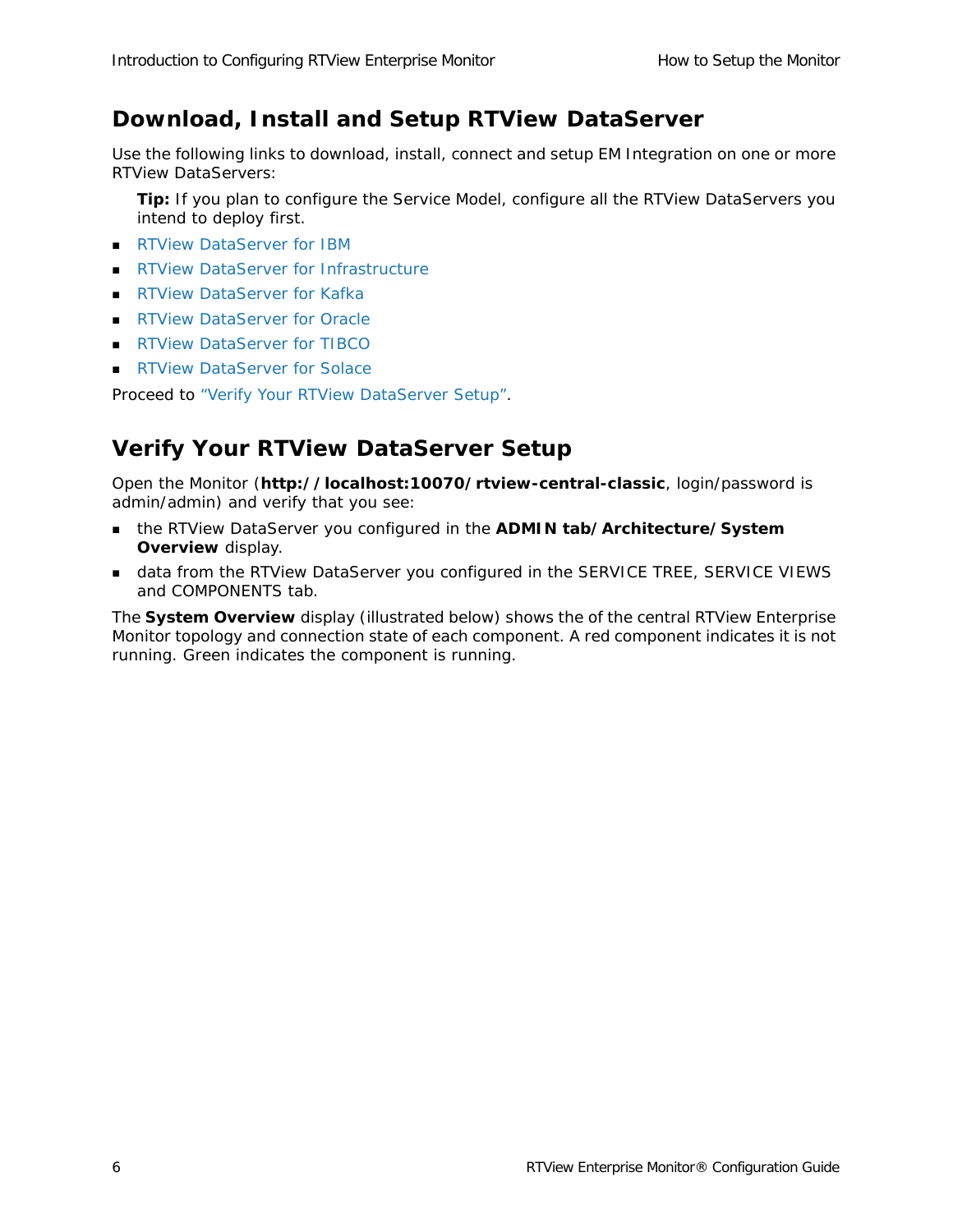## Download, Install and Setup RTView DataServer

Use the following links to download, install, connect and setup EM Integration on one or more RTView DataServers:

**Tip:** If you plan to configure the Service Model, configure all the RTView DataServers you intend to deploy first.

- RTView DataServer for IBM
- RTView DataServer for Infrastructure
- RTView DataServer for Kafka
- RTView DataServer for Oracle
- RTView DataServer for TIBCO
- RTView DataServer for Solace

Proceed to "Verify Your RTView DataServer Setup".

## Verify Your RTView DataServer Setup

Open the Monitor (**http://localhost:10070/rtview-central-classic**, login/password is admin/admin) and verify that you see:

- the RTView DataServer you configured in the **ADMIN tab/Architecture/System Overview** display.
- data from the RTView DataServer you configured in the SERVICE TREE, SERVICE VIEWS and COMPONENTS tab.

The **System Overview** display (illustrated below) shows the of the central RTView Enterprise Monitor topology and connection state of each component. A red component indicates it is not running. Green indicates the component is running.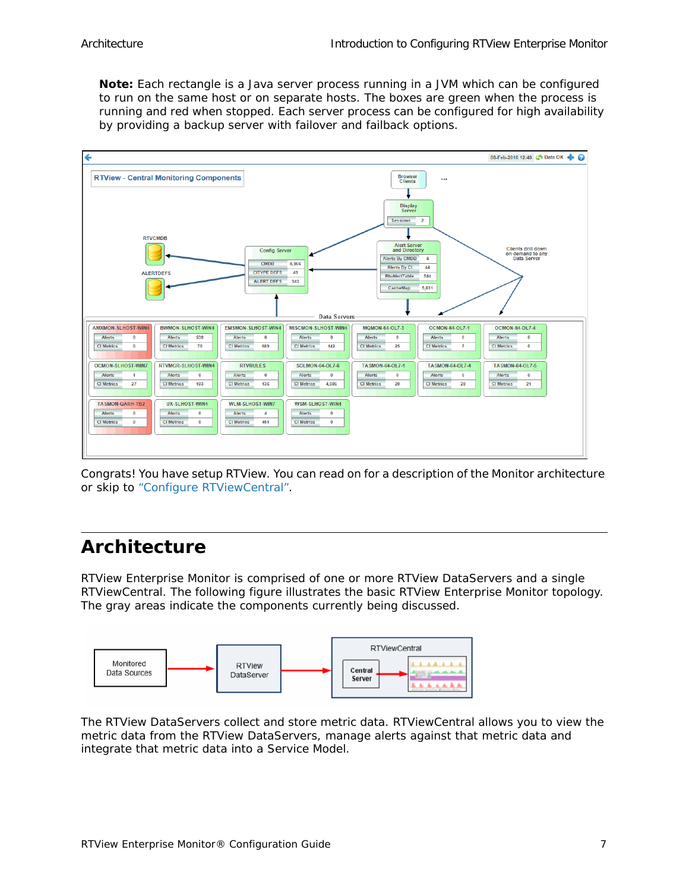**Note:** Each rectangle is a Java server process running in a JVM which can be configured to run on the same host or on separate hosts. The boxes are green when the process is running and red when stopped. Each server process can be configured for high availability by providing a backup server with failover and failback options.

Congrats! You have setup RTView. You can read on for a description of the Monitor architecture or skip to "Configure RTViewCentral".

## Architecture

RTView Enterprise Monitor is comprised of one or more RTView DataServers and a single RTViewCentral. The following figure illustrates the basic RTView Enterprise Monitor topology. The gray areas indicate the components currently being discussed.

The RTView DataServers collect and store metric data. RTViewCentral allows you to view the metric data from the RTView DataServers, manage alerts against that metric data and integrate that metric data into a Service Model.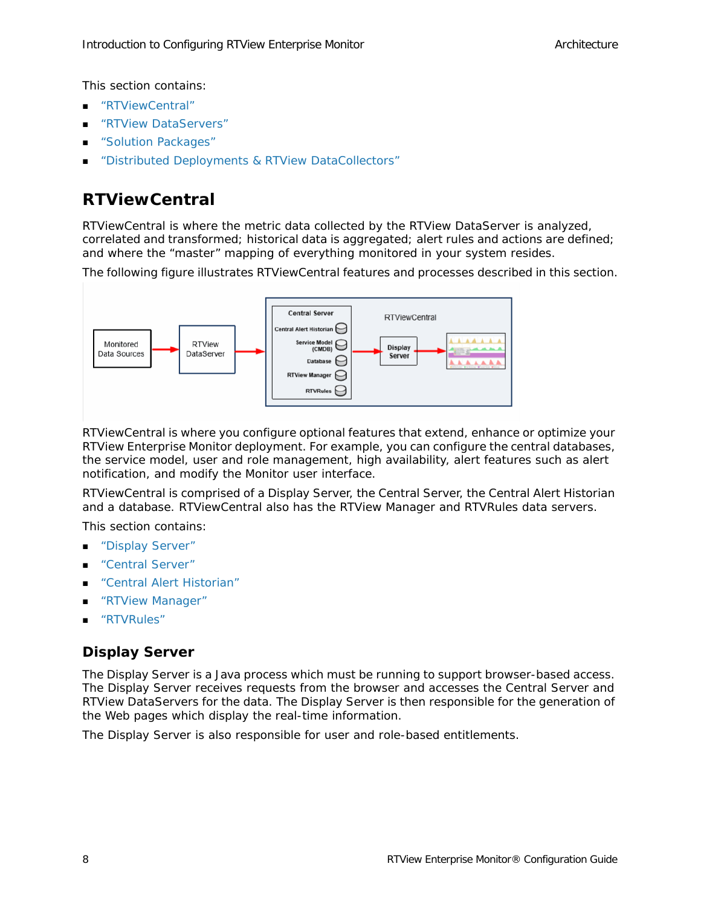This section contains:

- "RTViewCentral"
- "RTView DataServers"
- "Solution Packages"
- "Distributed Deployments & RTView DataCollectors"

# RTViewCentral

RTViewCentral is where the metric data collected by the RTView DataServer is analyzed, correlated and transformed; historical data is aggregated; alert rules and actions are defined; and where the "master" mapping of everything monitored in your system resides.

The following figure illustrates RTViewCentral features and processes described in this section.

RTViewCentral is where you configure optional features that extend, enhance or optimize your RTView Enterprise Monitor deployment. For example, you can configure the central databases, the service model, user and role management, high availability, alert features such as alert notification, and modify the Monitor user interface.

RTViewCentral is comprised of a Display Server, the Central Server, the Central Alert Historian and a database. RTViewCentral also has the RTView Manager and RTVRules data servers.

This section contains:

- "Display Server"
- "Central Server"
- "Central Alert Historian"
- "RTView Manager"
- "RTVRules"

## Display Server

The Display Server is a Java process which must be running to support browser-based access. The Display Server receives requests from the browser and accesses the Central Server and RTView DataServers for the data. The Display Server is then responsible for the generation of the Web pages which display the real-time information.

The Display Server is also responsible for user and role-based entitlements.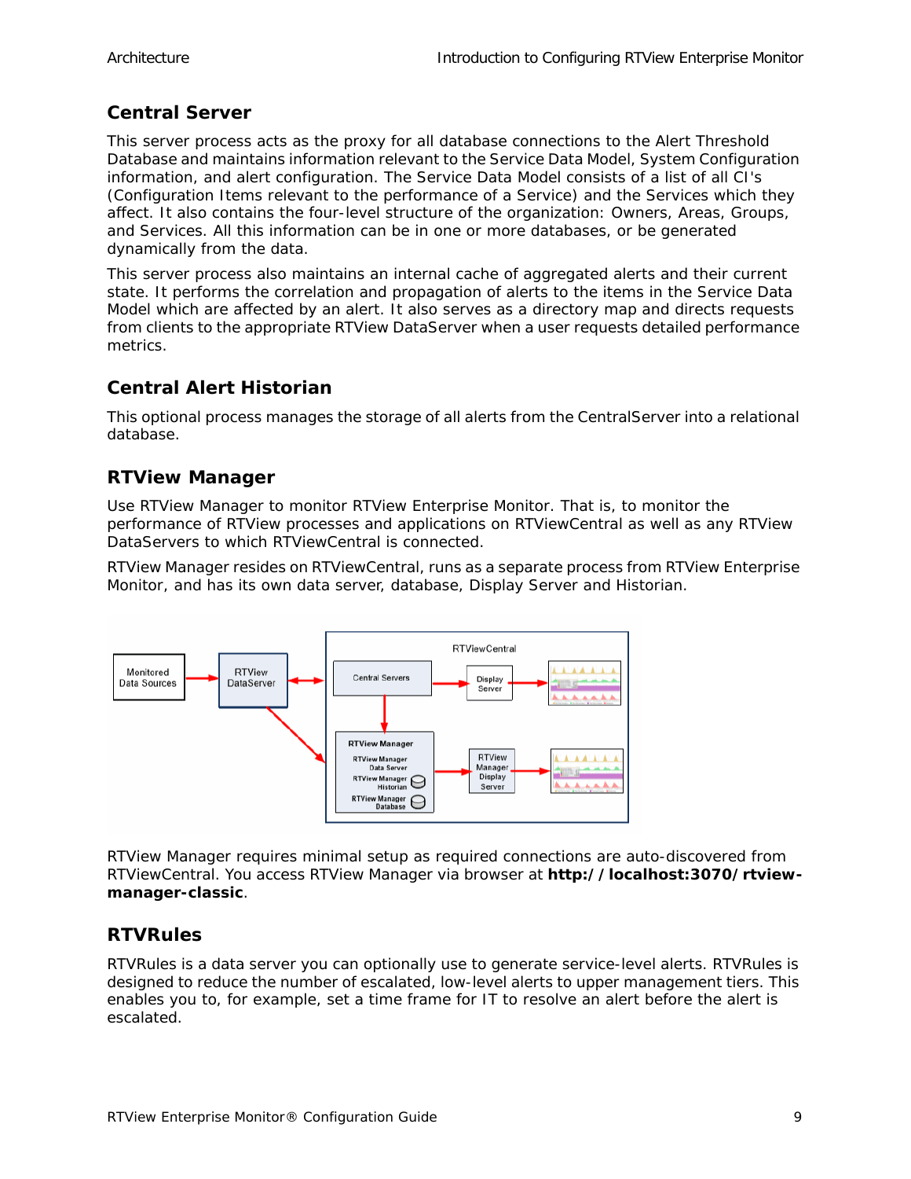## Central Server

This server process acts as the proxy for all database connections to the Alert Threshold Database and maintains information relevant to the Service Data Model, System Configuration information, and alert configuration. The Service Data Model consists of a list of all CI's (Configuration Items relevant to the performance of a Service) and the Services which they affect. It also contains the four-level structure of the organization: Owners, Areas, Groups, and Services. All this information can be in one or more databases, or be generated dynamically from the data.

This server process also maintains an internal cache of aggregated alerts and their current state. It performs the correlation and propagation of alerts to the items in the Service Data Model which are affected by an alert. It also serves as a directory map and directs requests from clients to the appropriate RTView DataServer when a user requests detailed performance metrics.

## Central Alert Historian

This optional process manages the storage of all alerts from the CentralServer into a relational database.

## RTView Manager

Use RTView Manager to monitor RTView Enterprise Monitor. That is, to monitor the performance of RTView processes and applications on RTViewCentral as well as any RTView DataServers to which RTViewCentral is connected.

RTView Manager resides on RTViewCentral, runs as a separate process from RTView Enterprise Monitor, and has its own data server, database, Display Server and Historian.

RTView Manager requires minimal setup as required connections are auto-discovered from RTViewCentral. You access RTView Manager via browser at **http://localhost:3070/rtview-manager-classic**.

## RTVRules

RTVRules is a data server you can optionally use to generate service-level alerts. RTVRules is designed to reduce the number of escalated, low-level alerts to upper management tiers. This enables you to, for example, set a time frame for IT to resolve an alert before the alert is escalated.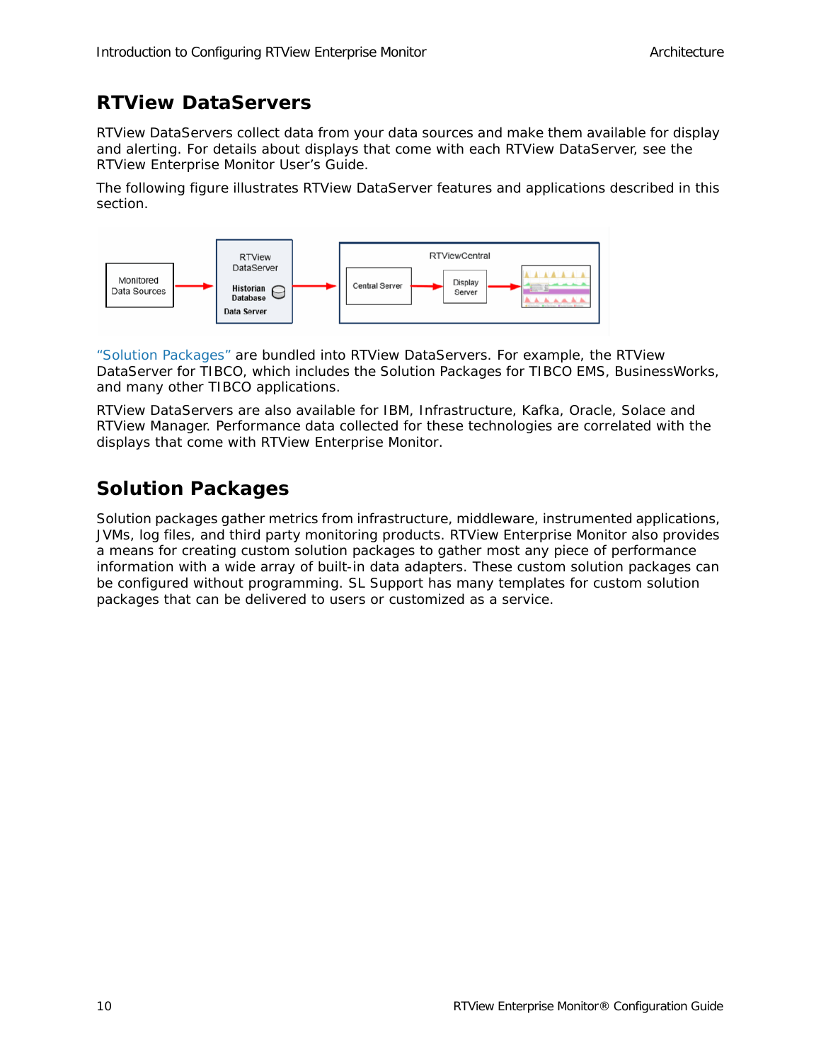## RTView DataServers

RTView DataServers collect data from your data sources and make them available for display and alerting. For details about displays that come with each RTView DataServer, see the RTView Enterprise Monitor User's Guide.

The following figure illustrates RTView DataServer features and applications described in this section.

"Solution Packages" are bundled into RTView DataServers. For example, the RTView DataServer for TIBCO, which includes the Solution Packages for TIBCO EMS, BusinessWorks, and many other TIBCO applications.

RTView DataServers are also available for IBM, Infrastructure, Kafka, Oracle, Solace and RTView Manager. Performance data collected for these technologies are correlated with the displays that come with RTView Enterprise Monitor.

## Solution Packages

Solution packages gather metrics from infrastructure, middleware, instrumented applications, JVMs, log files, and third party monitoring products. RTView Enterprise Monitor also provides a means for creating custom solution packages to gather most any piece of performance information with a wide array of built-in data adapters. These custom solution packages can be configured without programming. SL Support has many templates for custom solution packages that can be delivered to users or customized as a service.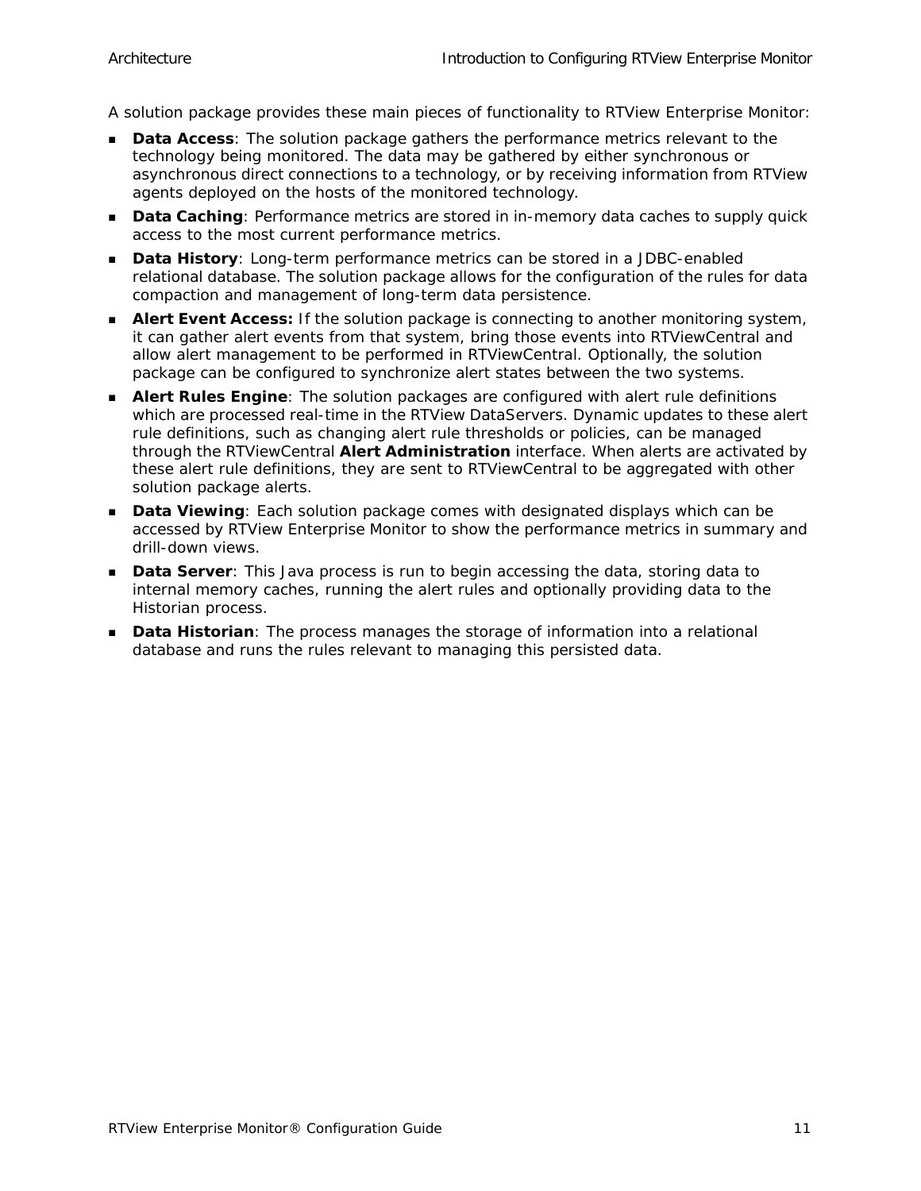A solution package provides these main pieces of functionality to RTView Enterprise Monitor:

- **Data Access**: The solution package gathers the performance metrics relevant to the technology being monitored. The data may be gathered by either synchronous or asynchronous direct connections to a technology, or by receiving information from RTView agents deployed on the hosts of the monitored technology.
- **Data Caching**: Performance metrics are stored in in-memory data caches to supply quick access to the most current performance metrics.
- **Data History**: Long-term performance metrics can be stored in a JDBC-enabled relational database. The solution package allows for the configuration of the rules for data compaction and management of long-term data persistence.
- **Alert Event Access:** If the solution package is connecting to another monitoring system, it can gather alert events from that system, bring those events into RTViewCentral and allow alert management to be performed in RTViewCentral. Optionally, the solution package can be configured to synchronize alert states between the two systems.
- **Alert Rules Engine**: The solution packages are configured with alert rule definitions which are processed real-time in the RTView DataServers. Dynamic updates to these alert rule definitions, such as changing alert rule thresholds or policies, can be managed through the RTViewCentral **Alert Administration** interface. When alerts are activated by these alert rule definitions, they are sent to RTViewCentral to be aggregated with other solution package alerts.
- **Data Viewing**: Each solution package comes with designated displays which can be accessed by RTView Enterprise Monitor to show the performance metrics in summary and drill-down views.
- **Data Server**: This Java process is run to begin accessing the data, storing data to internal memory caches, running the alert rules and optionally providing data to the Historian process.
- **Data Historian**: The process manages the storage of information into a relational database and runs the rules relevant to managing this persisted data.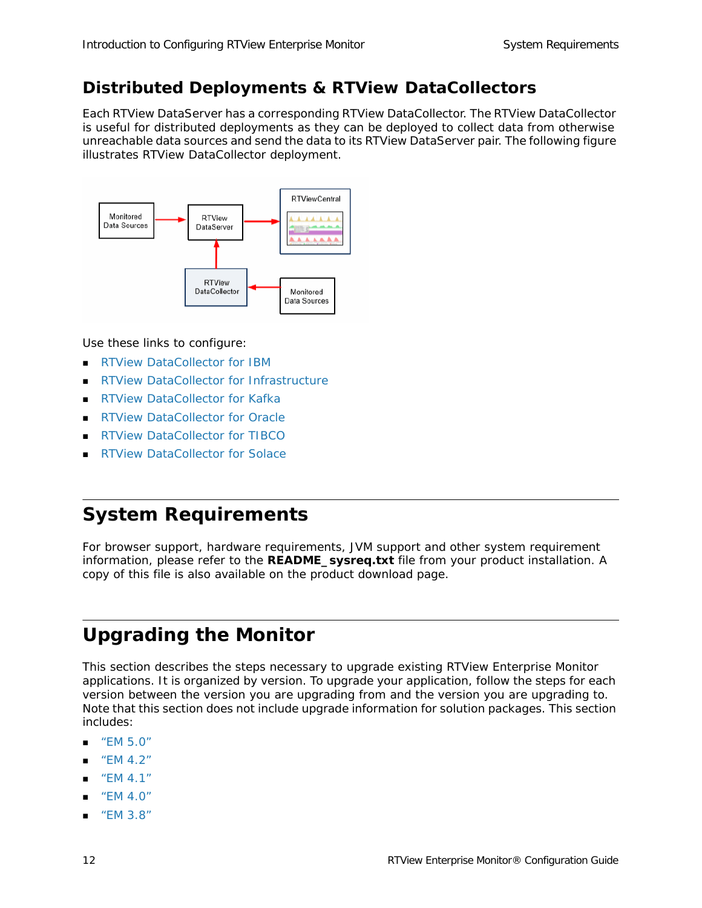## Distributed Deployments & RTView DataCollectors

Each RTView DataServer has a corresponding RTView DataCollector. The RTView DataCollector is useful for distributed deployments as they can be deployed to collect data from otherwise unreachable data sources and send the data to its RTView DataServer pair. The following figure illustrates RTView DataCollector deployment.

Use these links to configure:

- RTView DataCollector for IBM
- RTView DataCollector for Infrastructure
- RTView DataCollector for Kafka
- RTView DataCollector for Oracle
- RTView DataCollector for TIBCO
- RTView DataCollector for Solace

# System Requirements

For browser support, hardware requirements, JVM support and other system requirement information, please refer to the **README_sysreq.txt** file from your product installation. A copy of this file is also available on the product download page.

# Upgrading the Monitor

This section describes the steps necessary to upgrade existing RTView Enterprise Monitor applications. It is organized by version. To upgrade your application, follow the steps for each version between the version you are upgrading from and the version you are upgrading to. Note that this section does not include upgrade information for solution packages. This section includes:

- "EM 5.0"
- "EM 4.2"
- "EM 4.1"
- "EM 4.0"
- "EM 3.8"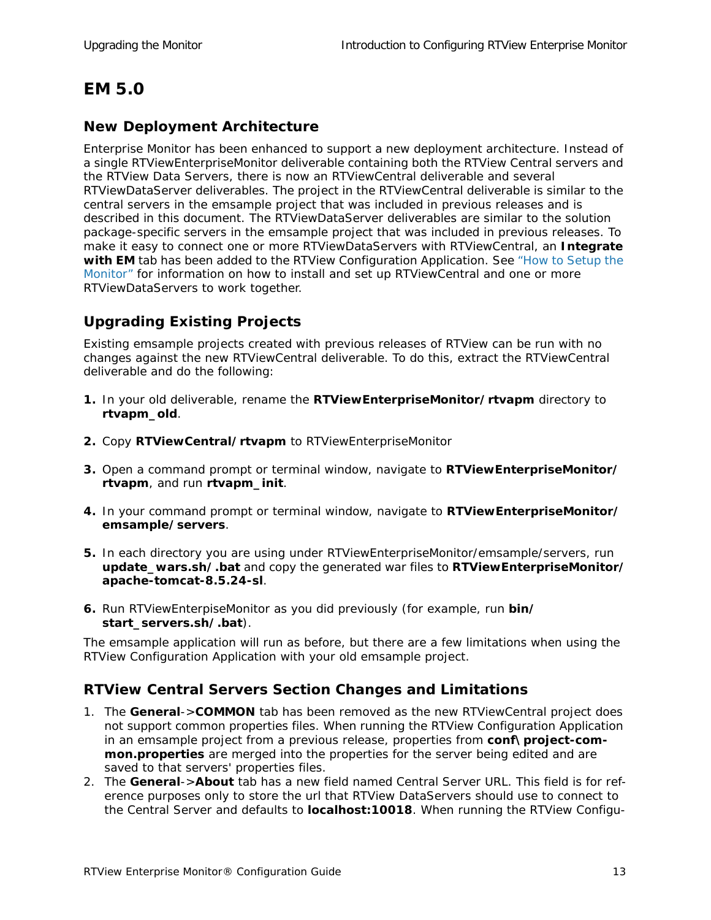# EM 5.0

## New Deployment Architecture

Enterprise Monitor has been enhanced to support a new deployment architecture. Instead of a single RTViewEnterpriseMonitor deliverable containing both the RTView Central servers and the RTView Data Servers, there is now an RTViewCentral deliverable and several RTViewDataServer deliverables. The project in the RTViewCentral deliverable is similar to the central servers in the emsample project that was included in previous releases and is described in this document. The RTViewDataServer deliverables are similar to the solution package-specific servers in the emsample project that was included in previous releases. To make it easy to connect one or more RTViewDataServers with RTViewCentral, an **Integrate with EM** tab has been added to the RTView Configuration Application. See "How to Setup the Monitor" for information on how to install and set up RTViewCentral and one or more RTViewDataServers to work together.

## Upgrading Existing Projects

Existing emsample projects created with previous releases of RTView can be run with no changes against the new RTViewCentral deliverable. To do this, extract the RTViewCentral deliverable and do the following:

1. In your old deliverable, rename the **RTViewEnterpriseMonitor/rtvapm** directory to **rtvapm_old**.
2. Copy **RTViewCentral/rtvapm** to RTViewEnterpriseMonitor
3. Open a command prompt or terminal window, navigate to **RTViewEnterpriseMonitor/rtvapm**, and run **rtvapm_init**.
4. In your command prompt or terminal window, navigate to **RTViewEnterpriseMonitor/emsample/servers**.
5. In each directory you are using under RTViewEnterpriseMonitor/emsample/servers, run **update_wars.sh/.bat** and copy the generated war files to **RTViewEnterpriseMonitor/apache-tomcat-8.5.24-sl**.
6. Run RTViewEnterpiseMonitor as you did previously (for example, run **bin/start_servers.sh/.bat**).

The emsample application will run as before, but there are a few limitations when using the RTView Configuration Application with your old emsample project.

## RTView Central Servers Section Changes and Limitations

1. The **General**->**COMMON** tab has been removed as the new RTViewCentral project does not support common properties files. When running the RTView Configuration Application in an emsample project from a previous release, properties from **conf\project-common.properties** are merged into the properties for the server being edited and are saved to that servers' properties files.
2. The **General**->**About** tab has a new field named Central Server URL. This field is for reference purposes only to store the url that RTView DataServers should use to connect to the Central Server and defaults to **localhost:10018**. When running the RTView Configu-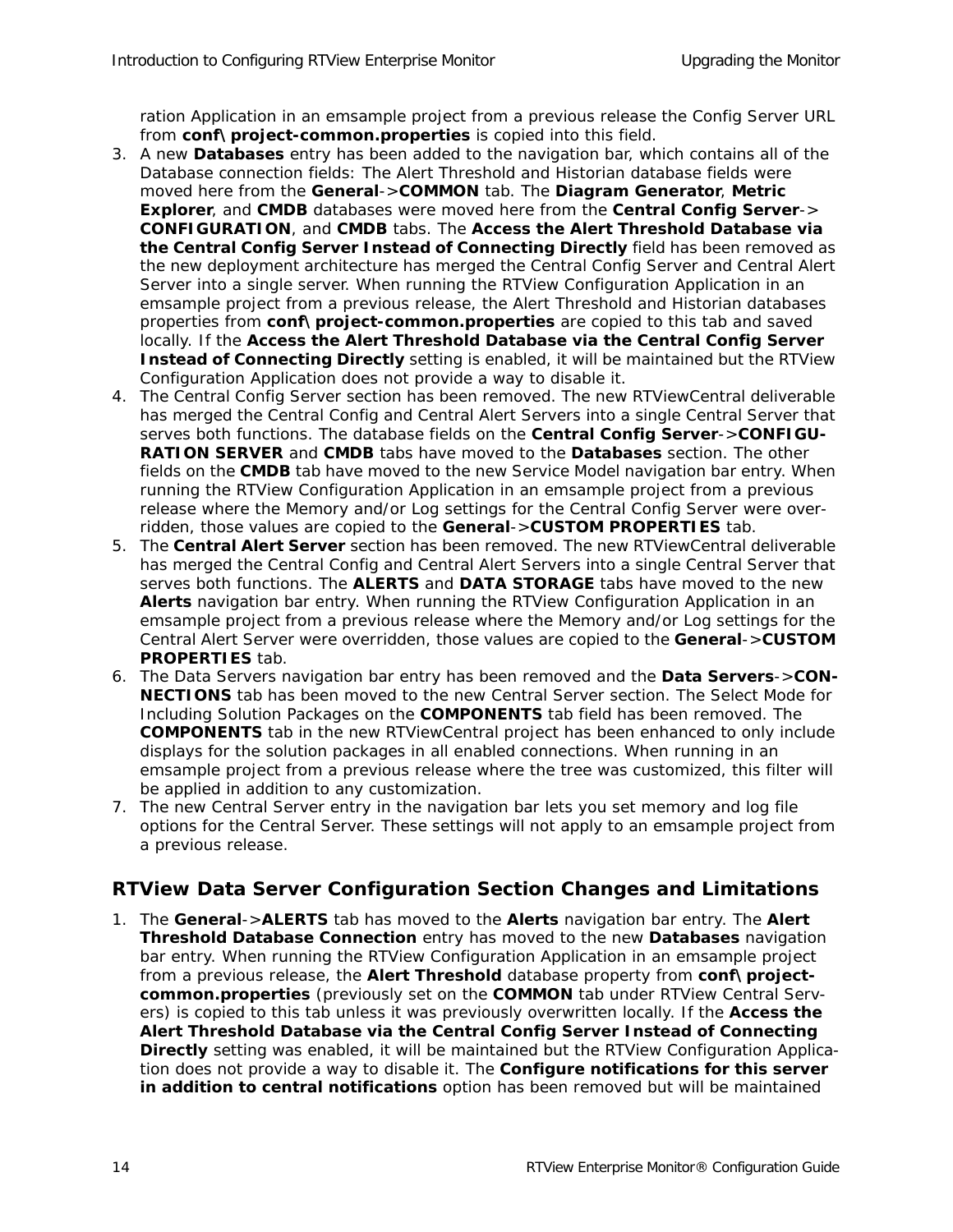ration Application in an emsample project from a previous release the Config Server URL from **conf\ project-common.properties** is copied into this field.

3. A new **Databases** entry has been added to the navigation bar, which contains all of the Database connection fields: The Alert Threshold and Historian database fields were moved here from the **General**->**COMMON** tab. The **Diagram Generator**, **Metric Explorer**, and **CMDB** databases were moved here from the **Central Config Server**-> **CONFIGURATION**, and **CMDB** tabs. The **Access the Alert Threshold Database via the Central Config Server Instead of Connecting Directly** field has been removed as the new deployment architecture has merged the Central Config Server and Central Alert Server into a single server. When running the RTView Configuration Application in an emsample project from a previous release, the Alert Threshold and Historian databases properties from **conf\ project-common.properties** are copied to this tab and saved locally. If the **Access the Alert Threshold Database via the Central Config Server Instead of Connecting Directly** setting is enabled, it will be maintained but the RTView Configuration Application does not provide a way to disable it.
4. The Central Config Server section has been removed. The new RTViewCentral deliverable has merged the Central Config and Central Alert Servers into a single Central Server that serves both functions. The database fields on the **Central Config Server**->**CONFIGURATION SERVER** and **CMDB** tabs have moved to the **Databases** section. The other fields on the **CMDB** tab have moved to the new Service Model navigation bar entry. When running the RTView Configuration Application in an emsample project from a previous release where the Memory and/or Log settings for the Central Config Server were overridden, those values are copied to the **General**->**CUSTOM PROPERTIES** tab.
5. The **Central Alert Server** section has been removed. The new RTViewCentral deliverable has merged the Central Config and Central Alert Servers into a single Central Server that serves both functions. The **ALERTS** and **DATA STORAGE** tabs have moved to the new **Alerts** navigation bar entry. When running the RTView Configuration Application in an emsample project from a previous release where the Memory and/or Log settings for the Central Alert Server were overridden, those values are copied to the **General**->**CUSTOM PROPERTIES** tab.
6. The Data Servers navigation bar entry has been removed and the **Data Servers**->**CONNECTIONS** tab has been moved to the new Central Server section. The Select Mode for Including Solution Packages on the **COMPONENTS** tab field has been removed. The **COMPONENTS** tab in the new RTViewCentral project has been enhanced to only include displays for the solution packages in all enabled connections. When running in an emsample project from a previous release where the tree was customized, this filter will be applied in addition to any customization.
7. The new Central Server entry in the navigation bar lets you set memory and log file options for the Central Server. These settings will not apply to an emsample project from a previous release.

## RTView Data Server Configuration Section Changes and Limitations

1. The **General**->**ALERTS** tab has moved to the **Alerts** navigation bar entry. The **Alert Threshold Database Connection** entry has moved to the new **Databases** navigation bar entry. When running the RTView Configuration Application in an emsample project from a previous release, the **Alert Threshold** database property from **conf\ project-common.properties** (previously set on the **COMMON** tab under RTView Central Servers) is copied to this tab unless it was previously overwritten locally. If the **Access the Alert Threshold Database via the Central Config Server Instead of Connecting Directly** setting was enabled, it will be maintained but the RTView Configuration Application does not provide a way to disable it. The **Configure notifications for this server in addition to central notifications** option has been removed but will be maintained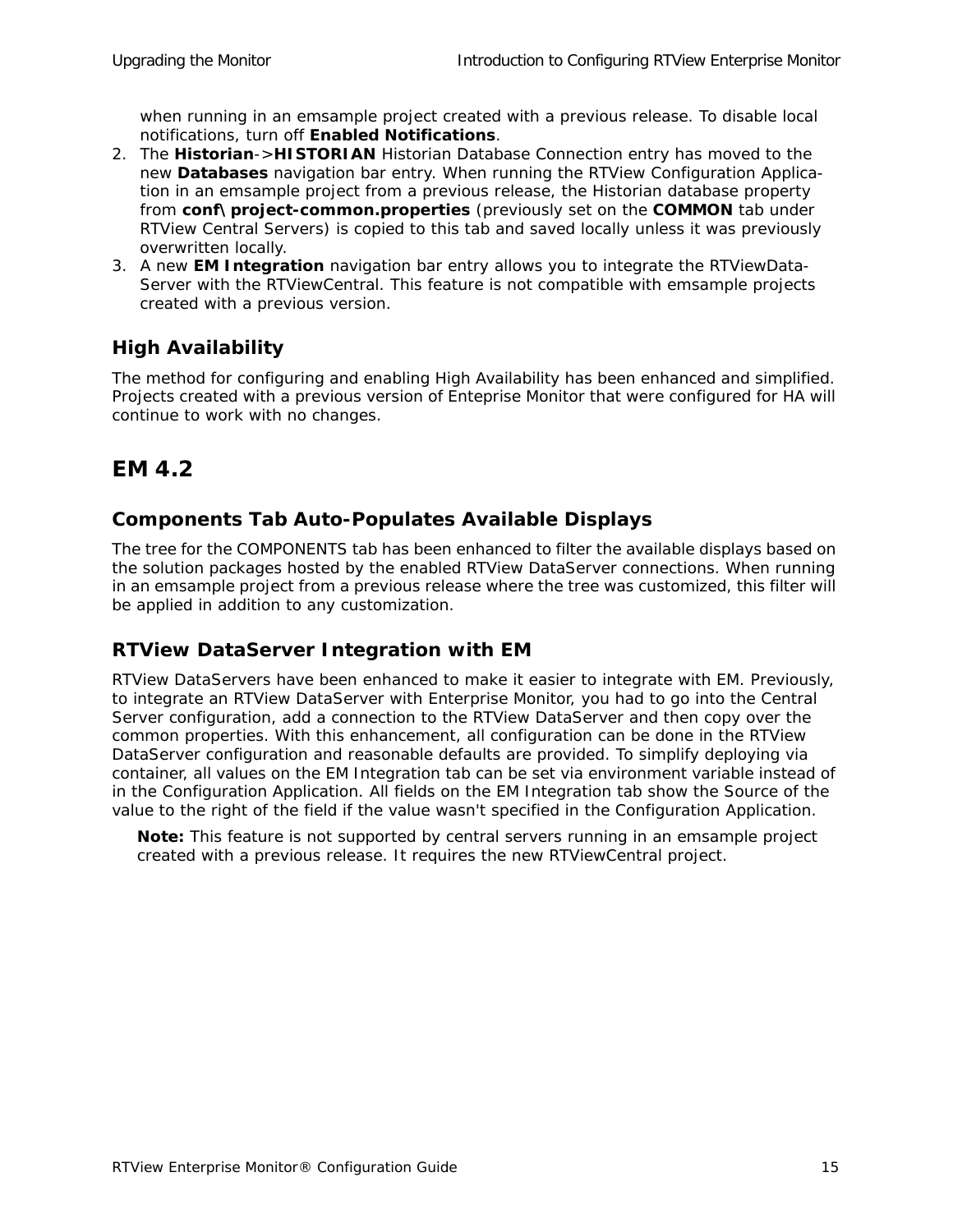when running in an emsample project created with a previous release. To disable local notifications, turn off **Enabled Notifications**.

2. The **Historian**->**HISTORIAN** Historian Database Connection entry has moved to the new **Databases** navigation bar entry. When running the RTView Configuration Application in an emsample project from a previous release, the Historian database property from **conf\project-common.properties** (previously set on the **COMMON** tab under RTView Central Servers) is copied to this tab and saved locally unless it was previously overwritten locally.
3. A new **EM Integration** navigation bar entry allows you to integrate the RTViewDataServer with the RTViewCentral. This feature is not compatible with emsample projects created with a previous version.

### High Availability

The method for configuring and enabling High Availability has been enhanced and simplified. Projects created with a previous version of Enteprise Monitor that were configured for HA will continue to work with no changes.

## EM 4.2

### Components Tab Auto-Populates Available Displays

The tree for the COMPONENTS tab has been enhanced to filter the available displays based on the solution packages hosted by the enabled RTView DataServer connections. When running in an emsample project from a previous release where the tree was customized, this filter will be applied in addition to any customization.

### RTView DataServer Integration with EM

RTView DataServers have been enhanced to make it easier to integrate with EM. Previously, to integrate an RTView DataServer with Enterprise Monitor, you had to go into the Central Server configuration, add a connection to the RTView DataServer and then copy over the common properties. With this enhancement, all configuration can be done in the RTView DataServer configuration and reasonable defaults are provided. To simplify deploying via container, all values on the EM Integration tab can be set via environment variable instead of in the Configuration Application. All fields on the EM Integration tab show the Source of the value to the right of the field if the value wasn't specified in the Configuration Application.

**Note:** This feature is not supported by central servers running in an emsample project created with a previous release. It requires the new RTViewCentral project.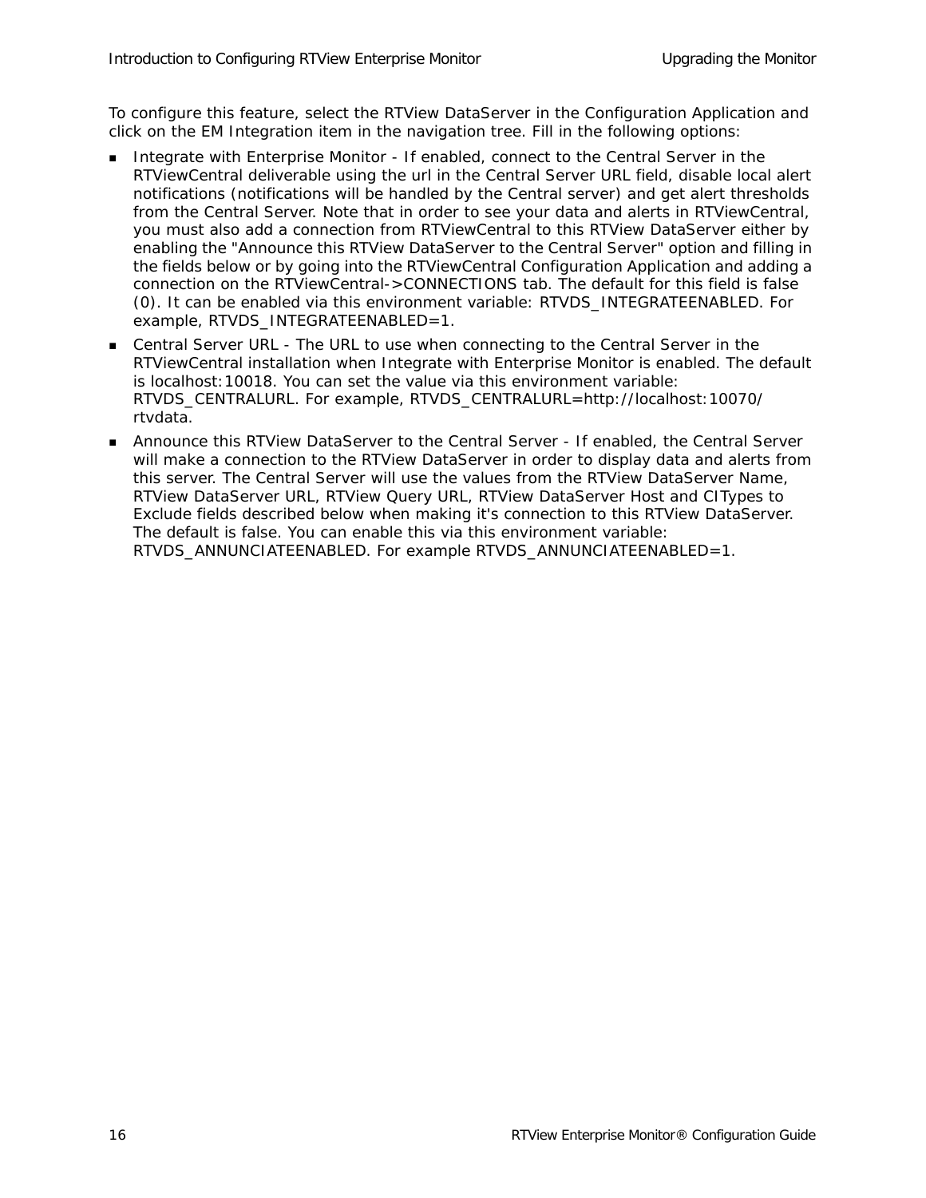To configure this feature, select the RTView DataServer in the Configuration Application and click on the EM Integration item in the navigation tree. Fill in the following options:

- Integrate with Enterprise Monitor - If enabled, connect to the Central Server in the RTViewCentral deliverable using the url in the Central Server URL field, disable local alert notifications (notifications will be handled by the Central server) and get alert thresholds from the Central Server. Note that in order to see your data and alerts in RTViewCentral, you must also add a connection from RTViewCentral to this RTView DataServer either by enabling the "Announce this RTView DataServer to the Central Server" option and filling in the fields below or by going into the RTViewCentral Configuration Application and adding a connection on the RTViewCentral->CONNECTIONS tab. The default for this field is false (0). It can be enabled via this environment variable: RTVDS_INTEGRATEENABLED. For example, RTVDS_INTEGRATEENABLED=1.
- Central Server URL - The URL to use when connecting to the Central Server in the RTViewCentral installation when Integrate with Enterprise Monitor is enabled. The default is localhost:10018. You can set the value via this environment variable: RTVDS_CENTRALURL. For example, RTVDS_CENTRALURL=http://localhost:10070/rtvdata.
- Announce this RTView DataServer to the Central Server - If enabled, the Central Server will make a connection to the RTView DataServer in order to display data and alerts from this server. The Central Server will use the values from the RTView DataServer Name, RTView DataServer URL, RTView Query URL, RTView DataServer Host and CITypes to Exclude fields described below when making it's connection to this RTView DataServer. The default is false. You can enable this via this environment variable: RTVDS_ANNUNCIATEENABLED. For example RTVDS_ANNUNCIATEENABLED=1.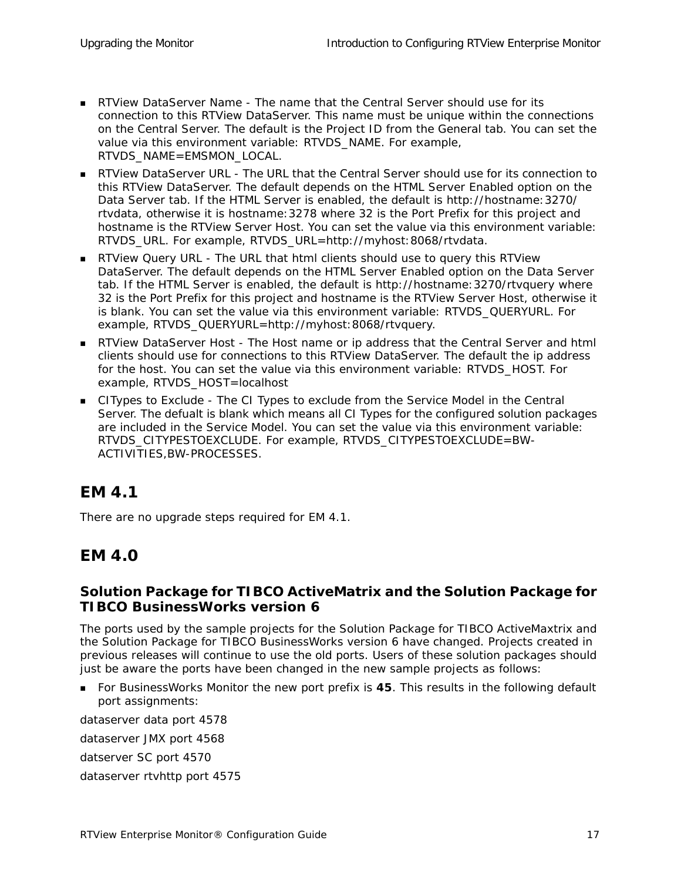- RTView DataServer Name - The name that the Central Server should use for its connection to this RTView DataServer. This name must be unique within the connections on the Central Server. The default is the Project ID from the General tab. You can set the value via this environment variable: RTVDS_NAME. For example, RTVDS_NAME=EMSMON_LOCAL.
- RTView DataServer URL - The URL that the Central Server should use for its connection to this RTView DataServer. The default depends on the HTML Server Enabled option on the Data Server tab. If the HTML Server is enabled, the default is http://hostname:3270/rtvdata, otherwise it is hostname:3278 where 32 is the Port Prefix for this project and hostname is the RTView Server Host. You can set the value via this environment variable: RTVDS_URL. For example, RTVDS_URL=http://myhost:8068/rtvdata.
- RTView Query URL - The URL that html clients should use to query this RTView DataServer. The default depends on the HTML Server Enabled option on the Data Server tab. If the HTML Server is enabled, the default is http://hostname:3270/rtvquery where 32 is the Port Prefix for this project and hostname is the RTView Server Host, otherwise it is blank. You can set the value via this environment variable: RTVDS_QUERYURL. For example, RTVDS_QUERYURL=http://myhost:8068/rtvquery.
- RTView DataServer Host - The Host name or ip address that the Central Server and html clients should use for connections to this RTView DataServer. The default the ip address for the host. You can set the value via this environment variable: RTVDS_HOST. For example, RTVDS_HOST=localhost
- CITypes to Exclude - The CI Types to exclude from the Service Model in the Central Server. The defualt is blank which means all CI Types for the configured solution packages are included in the Service Model. You can set the value via this environment variable: RTVDS_CITYPESTOEXCLUDE. For example, RTVDS_CITYPESTOEXCLUDE=BW-ACTIVITIES,BW-PROCESSES.

## EM 4.1

There are no upgrade steps required for EM 4.1.

## EM 4.0

### Solution Package for TIBCO ActiveMatrix and the Solution Package for TIBCO BusinessWorks version 6

The ports used by the sample projects for the Solution Package for TIBCO ActiveMaxtrix and the Solution Package for TIBCO BusinessWorks version 6 have changed. Projects created in previous releases will continue to use the old ports. Users of these solution packages should just be aware the ports have been changed in the new sample projects as follows:

- For BusinessWorks Monitor the new port prefix is **45**. This results in the following default port assignments:

dataserver data port 4578

dataserver JMX port 4568

datserver SC port 4570

dataserver rtvhttp port 4575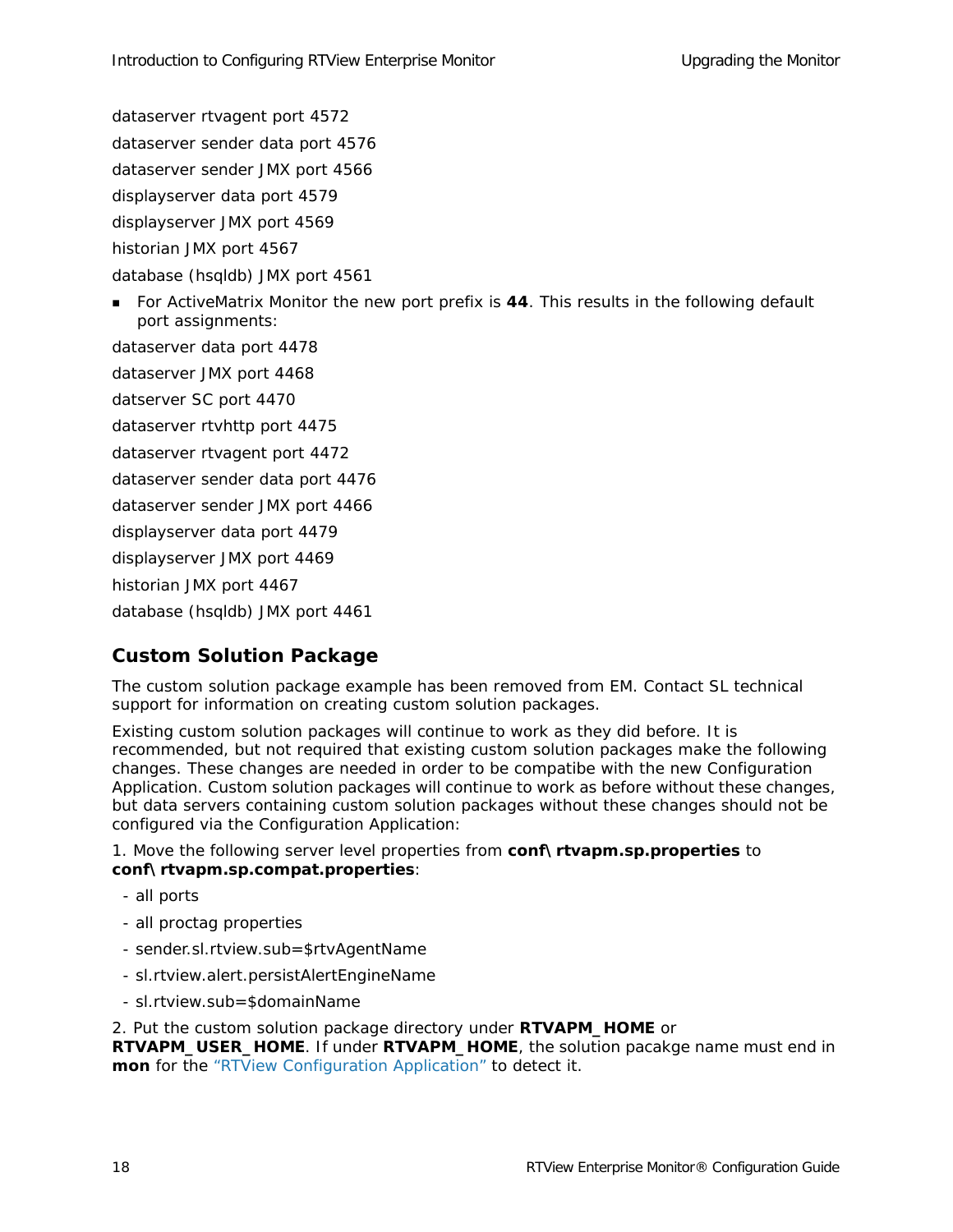dataserver rtvagent port 4572

dataserver sender data port 4576

dataserver sender JMX port 4566

displayserver data port 4579

displayserver JMX port 4569

historian JMX port 4567

database (hsqldb) JMX port 4561

- For ActiveMatrix Monitor the new port prefix is **44**. This results in the following default port assignments:

dataserver data port 4478

dataserver JMX port 4468

datserver SC port 4470

dataserver rtvhttp port 4475

dataserver rtvagent port 4472

dataserver sender data port 4476

dataserver sender JMX port 4466

displayserver data port 4479

displayserver JMX port 4469

historian JMX port 4467

database (hsqldb) JMX port 4461

## Custom Solution Package

The custom solution package example has been removed from EM. Contact SL technical support for information on creating custom solution packages.

Existing custom solution packages will continue to work as they did before. It is recommended, but not required that existing custom solution packages make the following changes. These changes are needed in order to be compatibe with the new Configuration Application. Custom solution packages will continue to work as before without these changes, but data servers containing custom solution packages without these changes should not be configured via the Configuration Application:

1. Move the following server level properties from **conf\rtvapm.sp.properties** to **conf\rtvapm.sp.compat.properties**:

- all ports
- all proctag properties
- sender.sl.rtview.sub=$rtvAgentName
- sl.rtview.alert.persistAlertEngineName
- sl.rtview.sub=$domainName

2. Put the custom solution package directory under **RTVAPM_HOME** or **RTVAPM_USER_HOME**. If under **RTVAPM_HOME**, the solution pacakge name must end in **mon** for the "RTView Configuration Application" to detect it.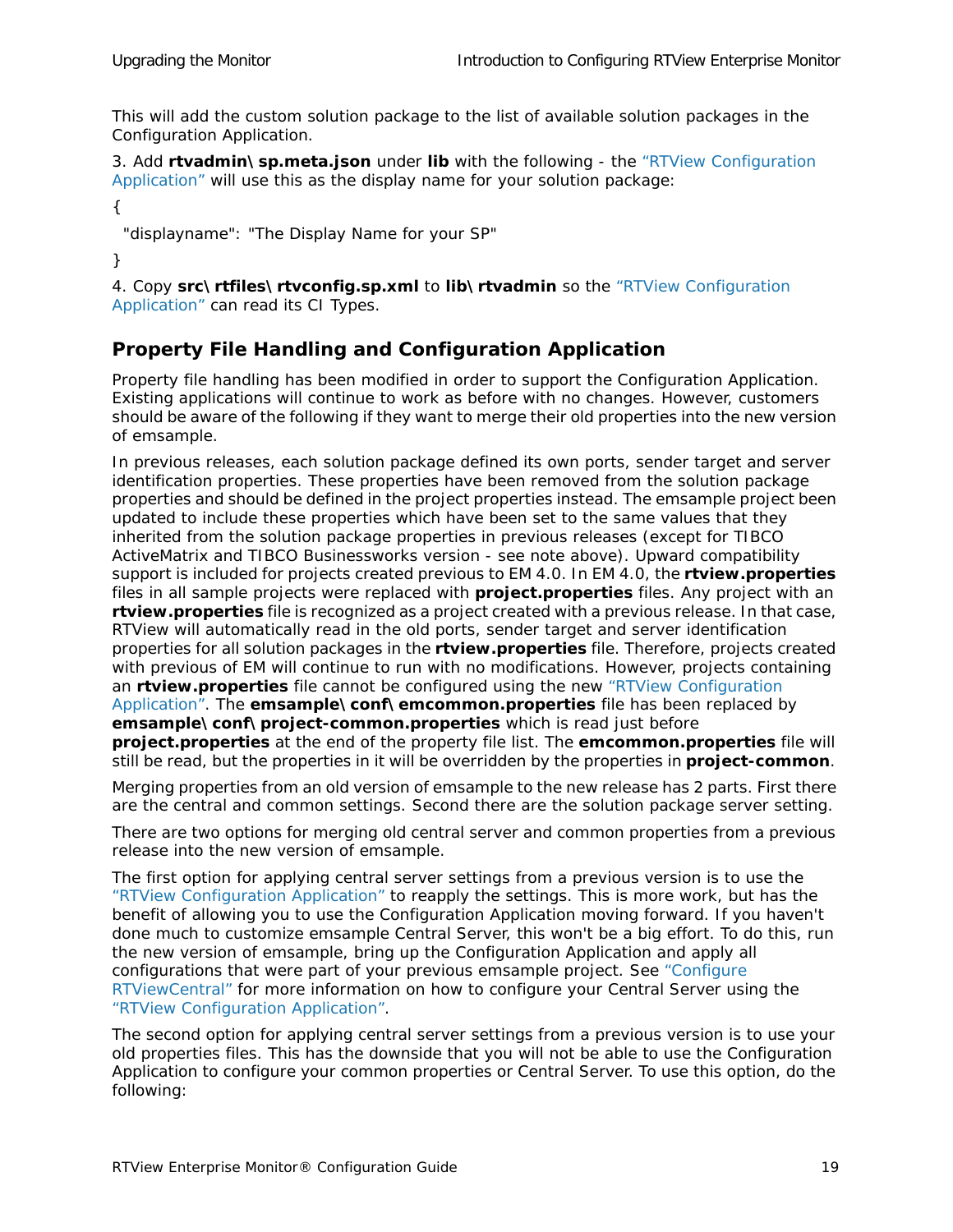This will add the custom solution package to the list of available solution packages in the Configuration Application.

3. Add **rtvadmin\sp.meta.json** under **lib** with the following - the "RTView Configuration Application" will use this as the display name for your solution package:

```
{
  "displayname": "The Display Name for your SP"
}
```

4. Copy **src\rtfiles\rtvconfig.sp.xml** to **lib\rtvadmin** so the "RTView Configuration Application" can read its CI Types.

## Property File Handling and Configuration Application

Property file handling has been modified in order to support the Configuration Application. Existing applications will continue to work as before with no changes. However, customers should be aware of the following if they want to merge their old properties into the new version of emsample.

In previous releases, each solution package defined its own ports, sender target and server identification properties. These properties have been removed from the solution package properties and should be defined in the project properties instead. The emsample project been updated to include these properties which have been set to the same values that they inherited from the solution package properties in previous releases (except for TIBCO ActiveMatrix and TIBCO Businessworks version - see note above). Upward compatibility support is included for projects created previous to EM 4.0. In EM 4.0, the **rtview.properties** files in all sample projects were replaced with **project.properties** files. Any project with an **rtview.properties** file is recognized as a project created with a previous release. In that case, RTView will automatically read in the old ports, sender target and server identification properties for all solution packages in the **rtview.properties** file. Therefore, projects created with previous of EM will continue to run with no modifications. However, projects containing an **rtview.properties** file cannot be configured using the new "RTView Configuration Application". The **emsample\conf\emcommon.properties** file has been replaced by **emsample\conf\project-common.properties** which is read just before **project.properties** at the end of the property file list. The **emcommon.properties** file will still be read, but the properties in it will be overridden by the properties in **project-common**.

Merging properties from an old version of emsample to the new release has 2 parts. First there are the central and common settings. Second there are the solution package server setting.

There are two options for merging old central server and common properties from a previous release into the new version of emsample.

The first option for applying central server settings from a previous version is to use the "RTView Configuration Application" to reapply the settings. This is more work, but has the benefit of allowing you to use the Configuration Application moving forward. If you haven't done much to customize emsample Central Server, this won't be a big effort. To do this, run the new version of emsample, bring up the Configuration Application and apply all configurations that were part of your previous emsample project. See "Configure RTViewCentral" for more information on how to configure your Central Server using the "RTView Configuration Application".

The second option for applying central server settings from a previous version is to use your old properties files. This has the downside that you will not be able to use the Configuration Application to configure your common properties or Central Server. To use this option, do the following: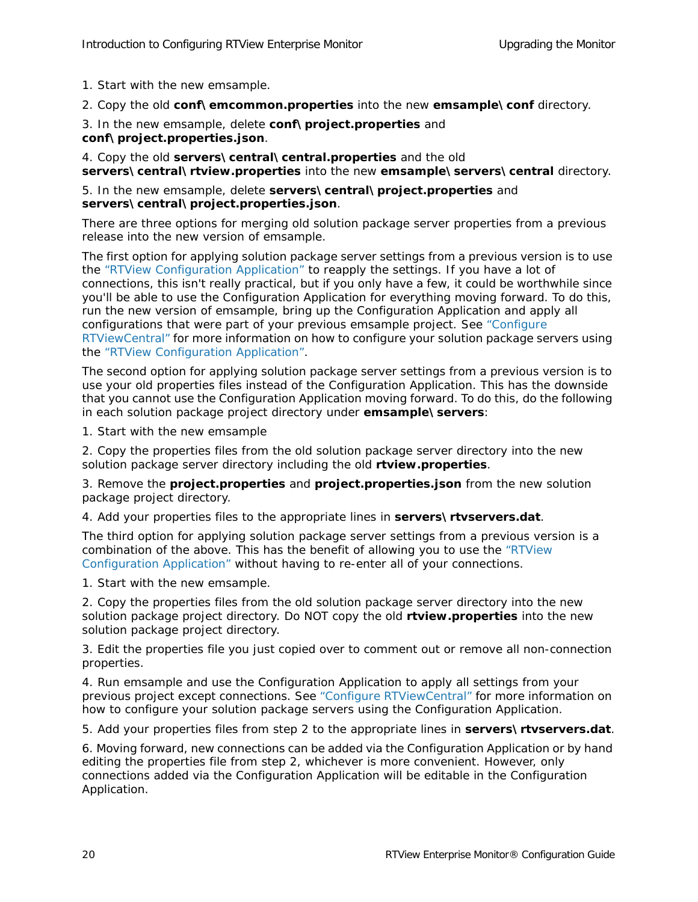1. Start with the new emsample.

2. Copy the old **conf\emcommon.properties** into the new **emsample\conf** directory.

3. In the new emsample, delete **conf\project.properties** and **conf\project.properties.json**.

4. Copy the old **servers\central\central.properties** and the old **servers\central\rtview.properties** into the new **emsample\servers\central** directory.

5. In the new emsample, delete **servers\central\project.properties** and **servers\central\project.properties.json**.

There are three options for merging old solution package server properties from a previous release into the new version of emsample.

The first option for applying solution package server settings from a previous version is to use the "RTView Configuration Application" to reapply the settings. If you have a lot of connections, this isn't really practical, but if you only have a few, it could be worthwhile since you'll be able to use the Configuration Application for everything moving forward. To do this, run the new version of emsample, bring up the Configuration Application and apply all configurations that were part of your previous emsample project. See "Configure RTViewCentral" for more information on how to configure your solution package servers using the "RTView Configuration Application".

The second option for applying solution package server settings from a previous version is to use your old properties files instead of the Configuration Application. This has the downside that you cannot use the Configuration Application moving forward. To do this, do the following in each solution package project directory under **emsample\servers**:

1. Start with the new emsample

2. Copy the properties files from the old solution package server directory into the new solution package server directory including the old **rtview.properties**.

3. Remove the **project.properties** and **project.properties.json** from the new solution package project directory.

4. Add your properties files to the appropriate lines in **servers\rtvservers.dat**.

The third option for applying solution package server settings from a previous version is a combination of the above. This has the benefit of allowing you to use the "RTView Configuration Application" without having to re-enter all of your connections.

1. Start with the new emsample.

2. Copy the properties files from the old solution package server directory into the new solution package project directory. Do NOT copy the old **rtview.properties** into the new solution package project directory.

3. Edit the properties file you just copied over to comment out or remove all non-connection properties.

4. Run emsample and use the Configuration Application to apply all settings from your previous project except connections. See "Configure RTViewCentral" for more information on how to configure your solution package servers using the Configuration Application.

5. Add your properties files from step 2 to the appropriate lines in **servers\rtvservers.dat**.

6. Moving forward, new connections can be added via the Configuration Application or by hand editing the properties file from step 2, whichever is more convenient. However, only connections added via the Configuration Application will be editable in the Configuration Application.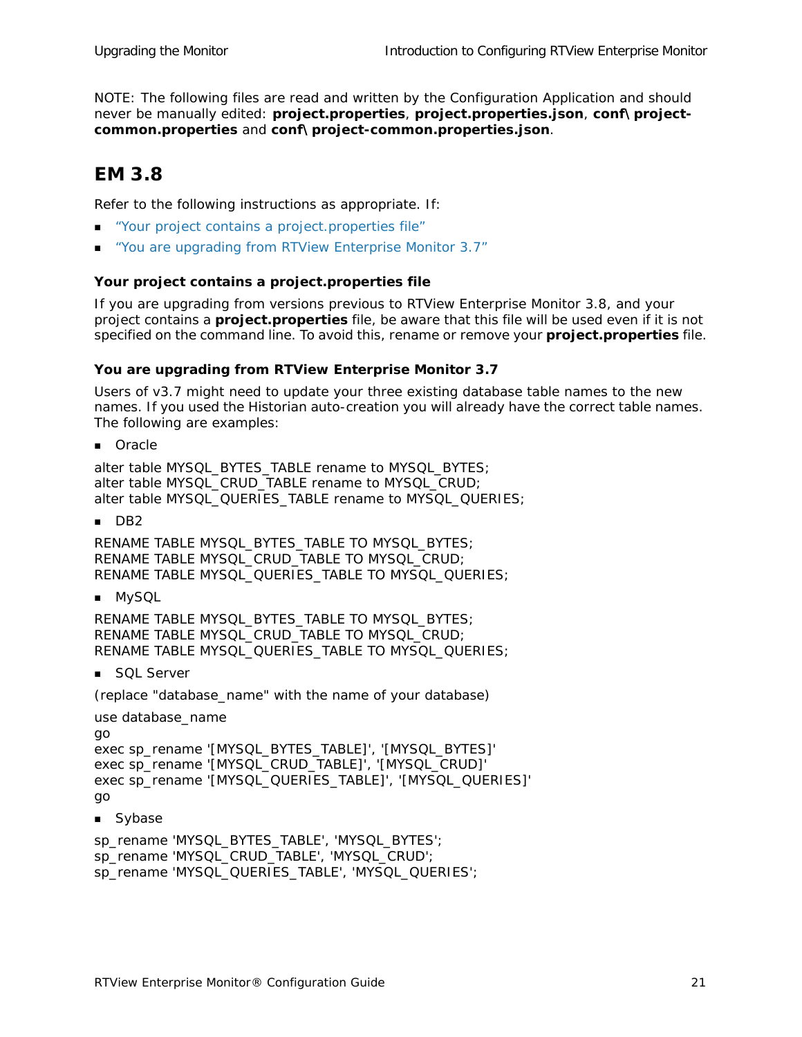NOTE: The following files are read and written by the Configuration Application and should never be manually edited: **project.properties**, **project.properties.json**, **conf\project-common.properties** and **conf\project-common.properties.json**.

## EM 3.8

Refer to the following instructions as appropriate. If:

- "Your project contains a project.properties file"
- "You are upgrading from RTView Enterprise Monitor 3.7"

#### Your project contains a project.properties file

If you are upgrading from versions previous to RTView Enterprise Monitor 3.8, and your project contains a **project.properties** file, be aware that this file will be used even if it is not specified on the command line. To avoid this, rename or remove your **project.properties** file.

#### You are upgrading from RTView Enterprise Monitor 3.7

Users of v3.7 might need to update your three existing database table names to the new names. If you used the Historian auto-creation you will already have the correct table names. The following are examples:

- Oracle

```
alter table MYSQL_BYTES_TABLE rename to MYSQL_BYTES;
alter table MYSQL_CRUD_TABLE rename to MYSQL_CRUD;
alter table MYSQL_QUERIES_TABLE rename to MYSQL_QUERIES;
```

- DB2

```
RENAME TABLE MYSQL_BYTES_TABLE TO MYSQL_BYTES;
RENAME TABLE MYSQL_CRUD_TABLE TO MYSQL_CRUD;
RENAME TABLE MYSQL_QUERIES_TABLE TO MYSQL_QUERIES;
```

- MySQL

```
RENAME TABLE MYSQL_BYTES_TABLE TO MYSQL_BYTES;
RENAME TABLE MYSQL_CRUD_TABLE TO MYSQL_CRUD;
RENAME TABLE MYSQL_QUERIES_TABLE TO MYSQL_QUERIES;
```

- SQL Server

(replace "database_name" with the name of your database)

```
use database_name
go
exec sp_rename '[MYSQL_BYTES_TABLE]', '[MYSQL_BYTES]'
exec sp_rename '[MYSQL_CRUD_TABLE]', '[MYSQL_CRUD]'
exec sp_rename '[MYSQL_QUERIES_TABLE]', '[MYSQL_QUERIES]'
go
```

- Sybase

```
sp_rename 'MYSQL_BYTES_TABLE', 'MYSQL_BYTES';
sp_rename 'MYSQL_CRUD_TABLE', 'MYSQL_CRUD';
sp_rename 'MYSQL_QUERIES_TABLE', 'MYSQL_QUERIES';
```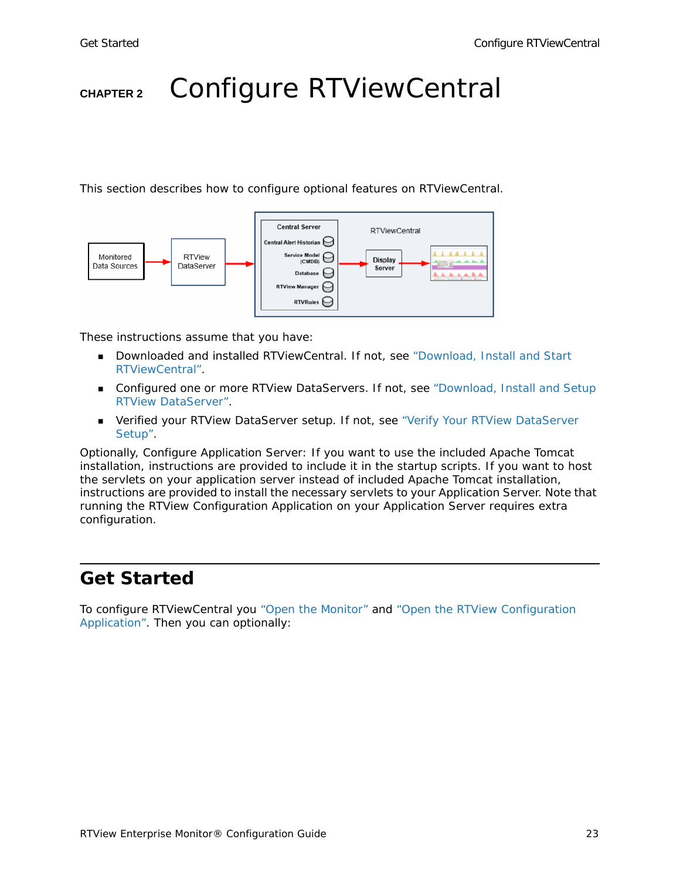# CHAPTER 2 Configure RTViewCentral

This section describes how to configure optional features on RTViewCentral.

These instructions assume that you have:

- Downloaded and installed RTViewCentral. If not, see "Download, Install and Start RTViewCentral".
- Configured one or more RTView DataServers. If not, see "Download, Install and Setup RTView DataServer".
- Verified your RTView DataServer setup. If not, see "Verify Your RTView DataServer Setup".

Optionally, Configure Application Server: If you want to use the included Apache Tomcat installation, instructions are provided to include it in the startup scripts. If you want to host the servlets on your application server instead of included Apache Tomcat installation, instructions are provided to install the necessary servlets to your Application Server. Note that running the RTView Configuration Application on your Application Server requires extra configuration.

## Get Started

To configure RTViewCentral you "Open the Monitor" and "Open the RTView Configuration Application". Then you can optionally: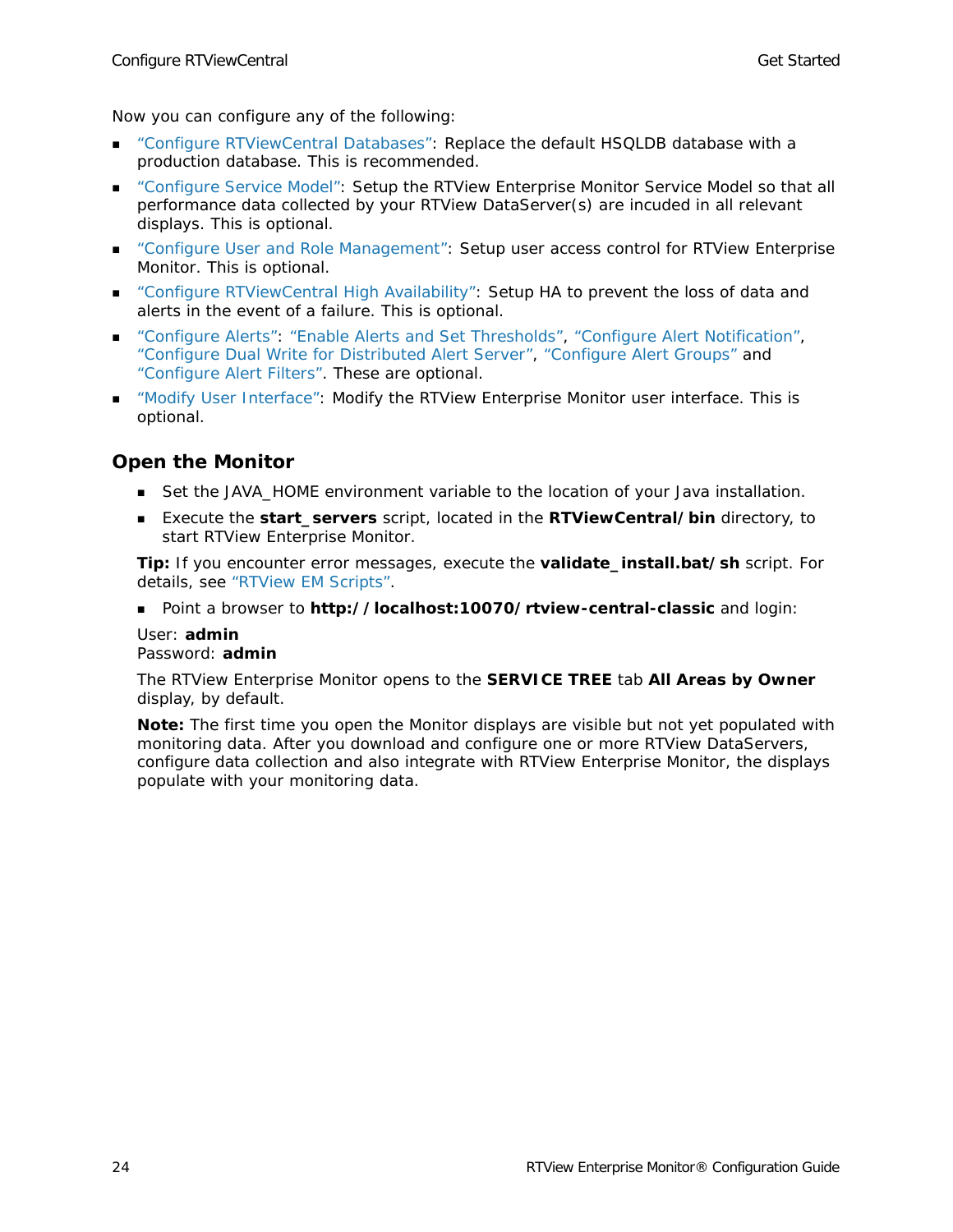Now you can configure any of the following:

- "Configure RTViewCentral Databases": Replace the default HSQLDB database with a production database. This is recommended.
- "Configure Service Model": Setup the RTView Enterprise Monitor Service Model so that all performance data collected by your RTView DataServer(s) are incuded in all relevant displays. This is optional.
- "Configure User and Role Management": Setup user access control for RTView Enterprise Monitor. This is optional.
- "Configure RTViewCentral High Availability": Setup HA to prevent the loss of data and alerts in the event of a failure. This is optional.
- "Configure Alerts": "Enable Alerts and Set Thresholds", "Configure Alert Notification", "Configure Dual Write for Distributed Alert Server", "Configure Alert Groups" and "Configure Alert Filters". These are optional.
- "Modify User Interface": Modify the RTView Enterprise Monitor user interface. This is optional.

## Open the Monitor

- Set the JAVA_HOME environment variable to the location of your Java installation.
- Execute the **start_servers** script, located in the **RTViewCentral/bin** directory, to start RTView Enterprise Monitor.

**Tip:** If you encounter error messages, execute the **validate_install.bat/sh** script. For details, see "RTView EM Scripts".

- Point a browser to **http://localhost:10070/rtview-central-classic** and login:

User: **admin**
Password: **admin**

The RTView Enterprise Monitor opens to the **SERVICE TREE** tab **All Areas by Owner** display, by default.

**Note:** The first time you open the Monitor displays are visible but not yet populated with monitoring data. After you download and configure one or more RTView DataServers, configure data collection and also integrate with RTView Enterprise Monitor, the displays populate with your monitoring data.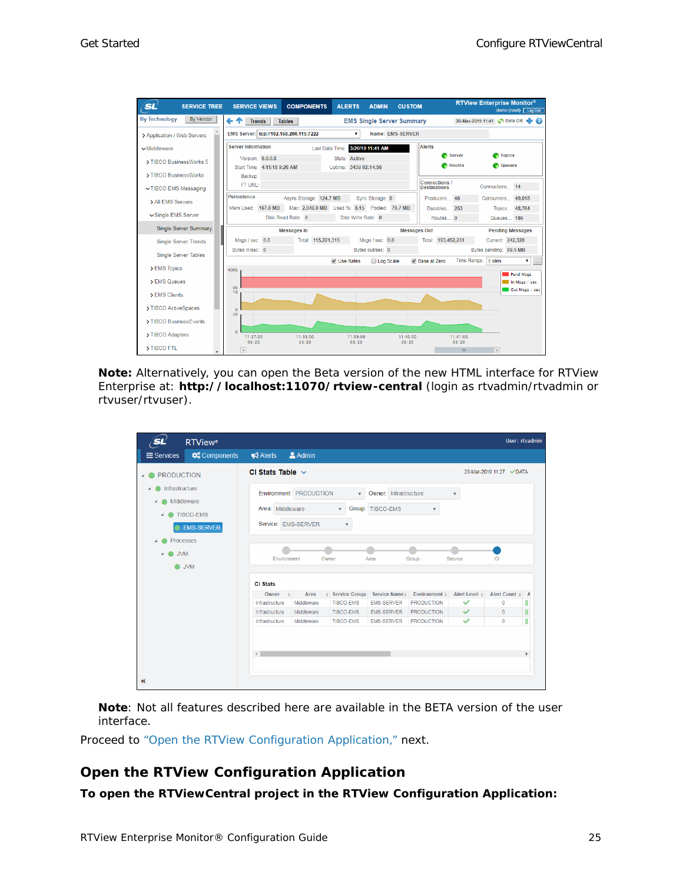**Note:** Alternatively, you can open the Beta version of the new HTML interface for RTView Enterprise at: **http://localhost:11070/rtview-central** (login as rtvadmin/rtvadmin or rtvuser/rtvuser).

**Note**: Not all features described here are available in the BETA version of the user interface.

Proceed to "Open the RTView Configuration Application," next.

## Open the RTView Configuration Application

**To open the RTViewCentral project in the RTView Configuration Application:**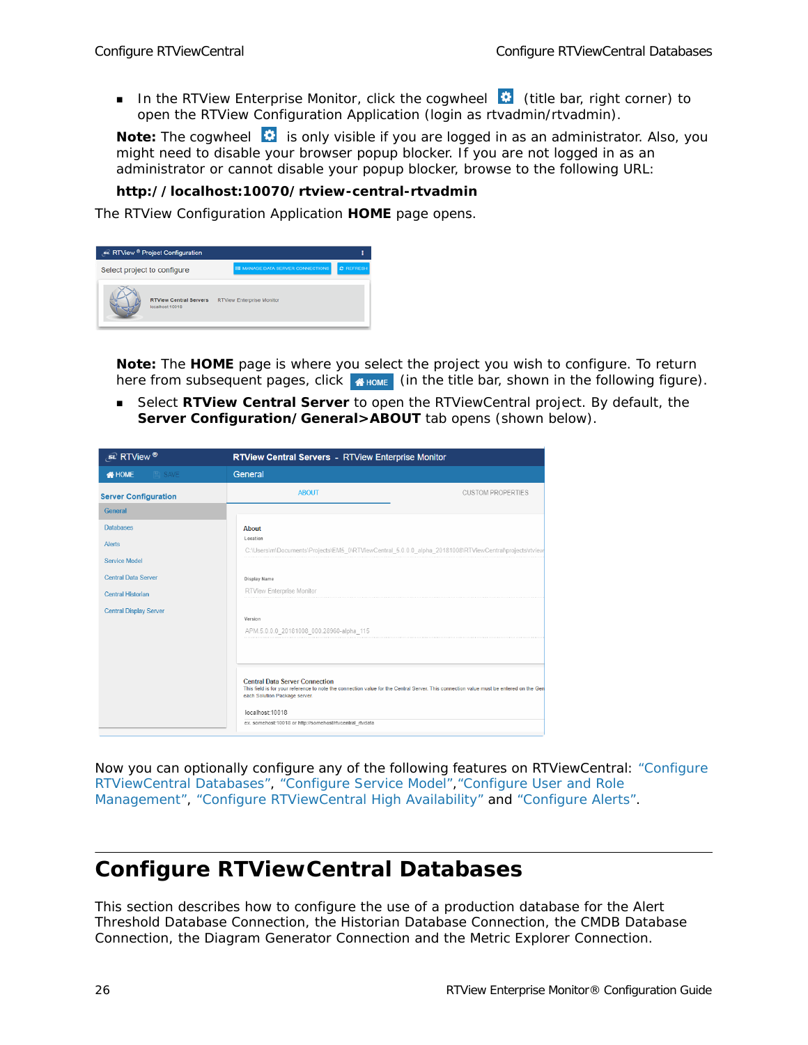- In the RTView Enterprise Monitor, click the cogwheel (title bar, right corner) to open the RTView Configuration Application (login as rtvadmin/rtvadmin).

**Note:** The cogwheel is only visible if you are logged in as an administrator. Also, you might need to disable your browser popup blocker. If you are not logged in as an administrator or cannot disable your popup blocker, browse to the following URL:

**http://localhost:10070/rtview-central-rtvadmin**

The RTView Configuration Application **HOME** page opens.

**Note:** The **HOME** page is where you select the project you wish to configure. To return here from subsequent pages, click HOME (in the title bar, shown in the following figure).

- Select **RTView Central Server** to open the RTViewCentral project. By default, the **Server Configuration/General>ABOUT** tab opens (shown below).

Now you can optionally configure any of the following features on RTViewCentral: "Configure RTViewCentral Databases", "Configure Service Model","Configure User and Role Management", "Configure RTViewCentral High Availability" and "Configure Alerts".

# Configure RTViewCentral Databases

This section describes how to configure the use of a production database for the Alert Threshold Database Connection, the Historian Database Connection, the CMDB Database Connection, the Diagram Generator Connection and the Metric Explorer Connection.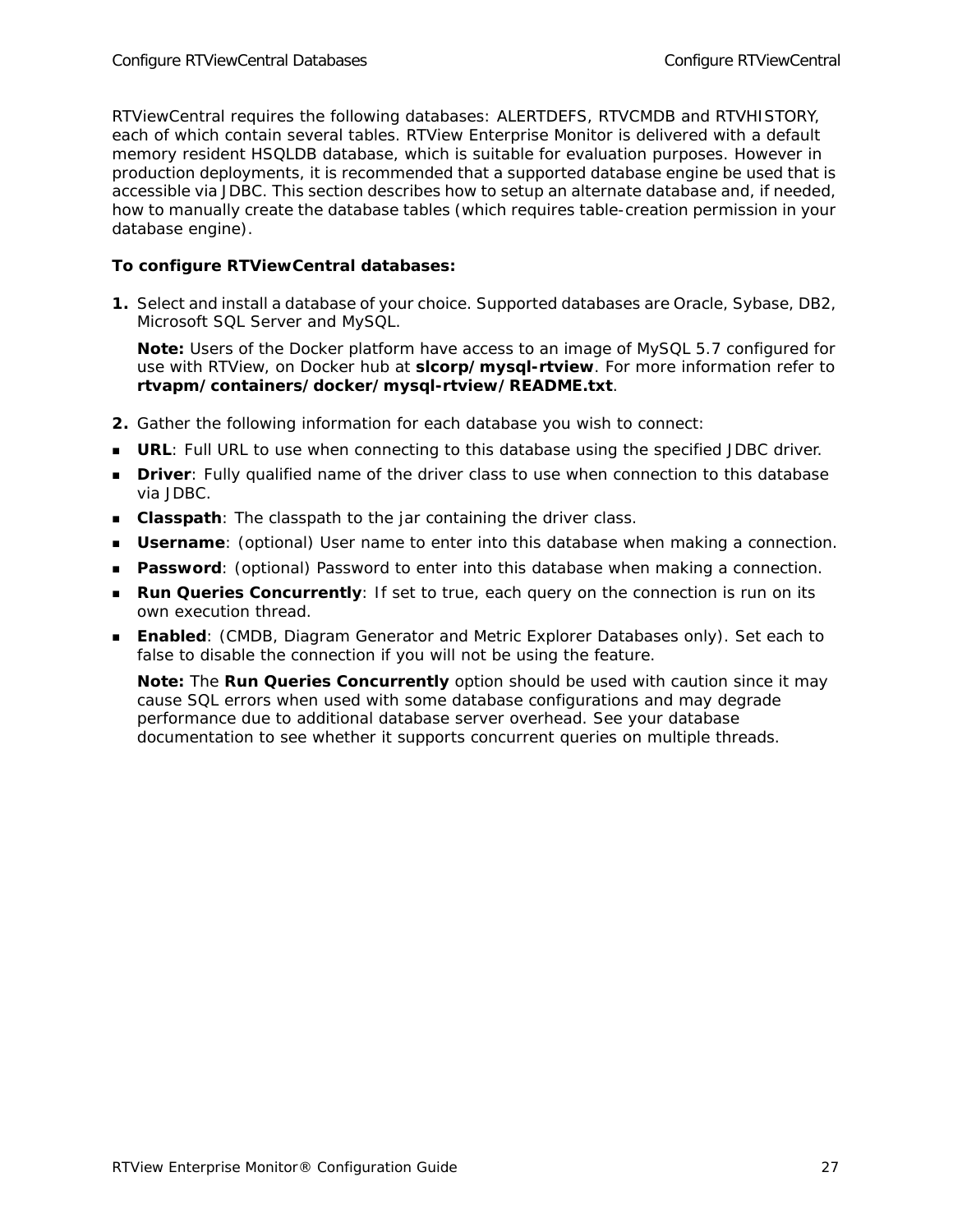RTViewCentral requires the following databases: ALERTDEFS, RTVCMDB and RTVHISTORY, each of which contain several tables. RTView Enterprise Monitor is delivered with a default memory resident HSQLDB database, which is suitable for evaluation purposes. However in production deployments, it is recommended that a supported database engine be used that is accessible via JDBC. This section describes how to setup an alternate database and, if needed, how to manually create the database tables (which requires table-creation permission in your database engine).

**To configure RTViewCentral databases:**

1. Select and install a database of your choice. Supported databases are Oracle, Sybase, DB2, Microsoft SQL Server and MySQL.

   **Note:** Users of the Docker platform have access to an image of MySQL 5.7 configured for use with RTView, on Docker hub at **slcorp/mysql-rtview**. For more information refer to **rtvapm/containers/docker/mysql-rtview/README.txt**.

2. Gather the following information for each database you wish to connect:

- **URL**: Full URL to use when connecting to this database using the specified JDBC driver.
- **Driver**: Fully qualified name of the driver class to use when connection to this database via JDBC.
- **Classpath**: The classpath to the jar containing the driver class.
- **Username**: (optional) User name to enter into this database when making a connection.
- **Password**: (optional) Password to enter into this database when making a connection.
- **Run Queries Concurrently**: If set to true, each query on the connection is run on its own execution thread.
- **Enabled**: (CMDB, Diagram Generator and Metric Explorer Databases only). Set each to false to disable the connection if you will not be using the feature.

  **Note:** The **Run Queries Concurrently** option should be used with caution since it may cause SQL errors when used with some database configurations and may degrade performance due to additional database server overhead. See your database documentation to see whether it supports concurrent queries on multiple threads.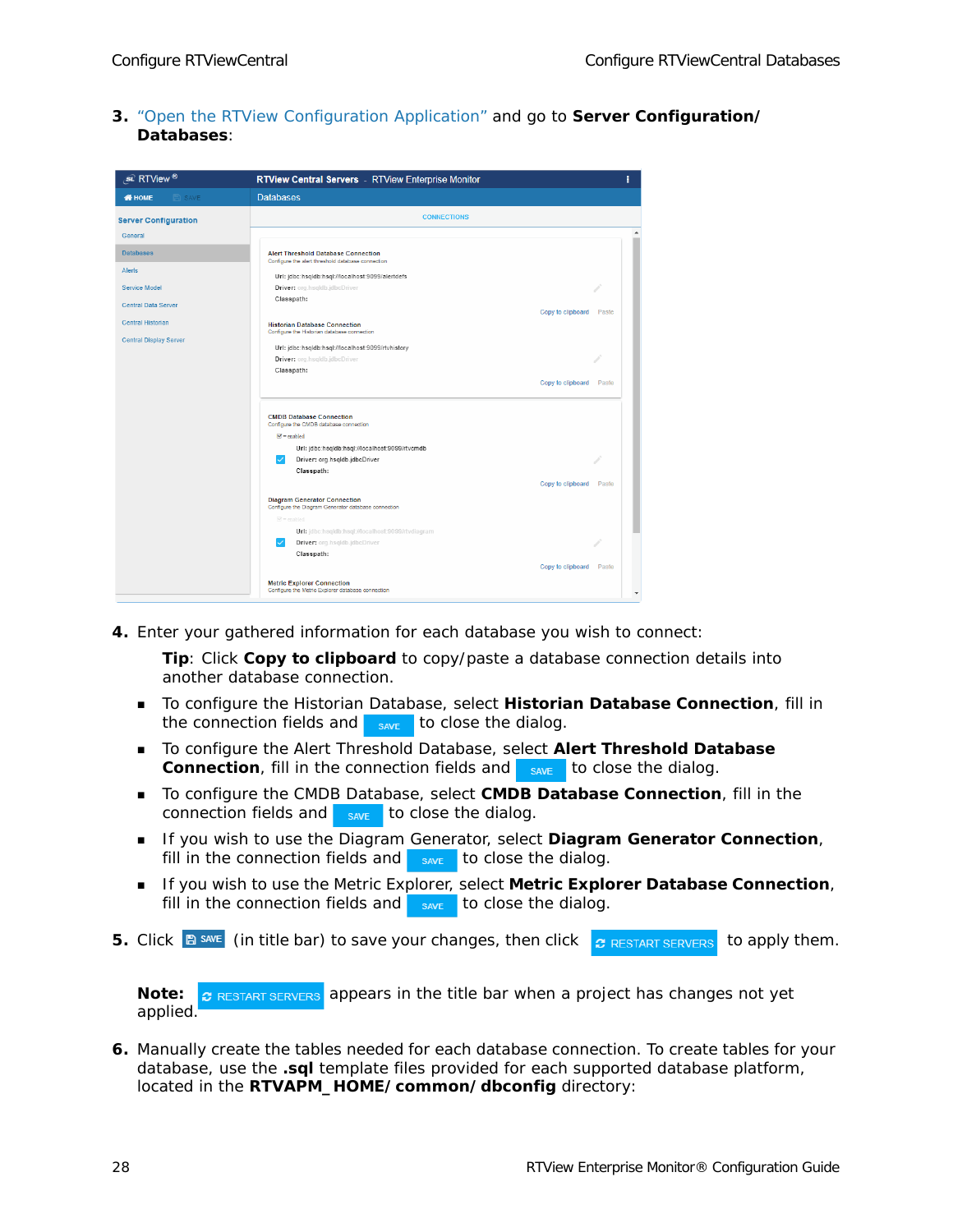3. "Open the RTView Configuration Application" and go to **Server Configuration/ Databases**:

4. Enter your gathered information for each database you wish to connect:

   **Tip**: Click **Copy to clipboard** to copy/paste a database connection details into another database connection.

   - To configure the Historian Database, select **Historian Database Connection**, fill in the connection fields and SAVE to close the dialog.
   - To configure the Alert Threshold Database, select **Alert Threshold Database Connection**, fill in the connection fields and SAVE to close the dialog.
   - To configure the CMDB Database, select **CMDB Database Connection**, fill in the connection fields and SAVE to close the dialog.
   - If you wish to use the Diagram Generator, select **Diagram Generator Connection**, fill in the connection fields and SAVE to close the dialog.
   - If you wish to use the Metric Explorer, select **Metric Explorer Database Connection**, fill in the connection fields and SAVE to close the dialog.

5. Click SAVE (in title bar) to save your changes, then click RESTART SERVERS to apply them.

   **Note:** RESTART SERVERS appears in the title bar when a project has changes not yet applied.

6. Manually create the tables needed for each database connection. To create tables for your database, use the **.sql** template files provided for each supported database platform, located in the **RTVAPM_HOME/common/dbconfig** directory: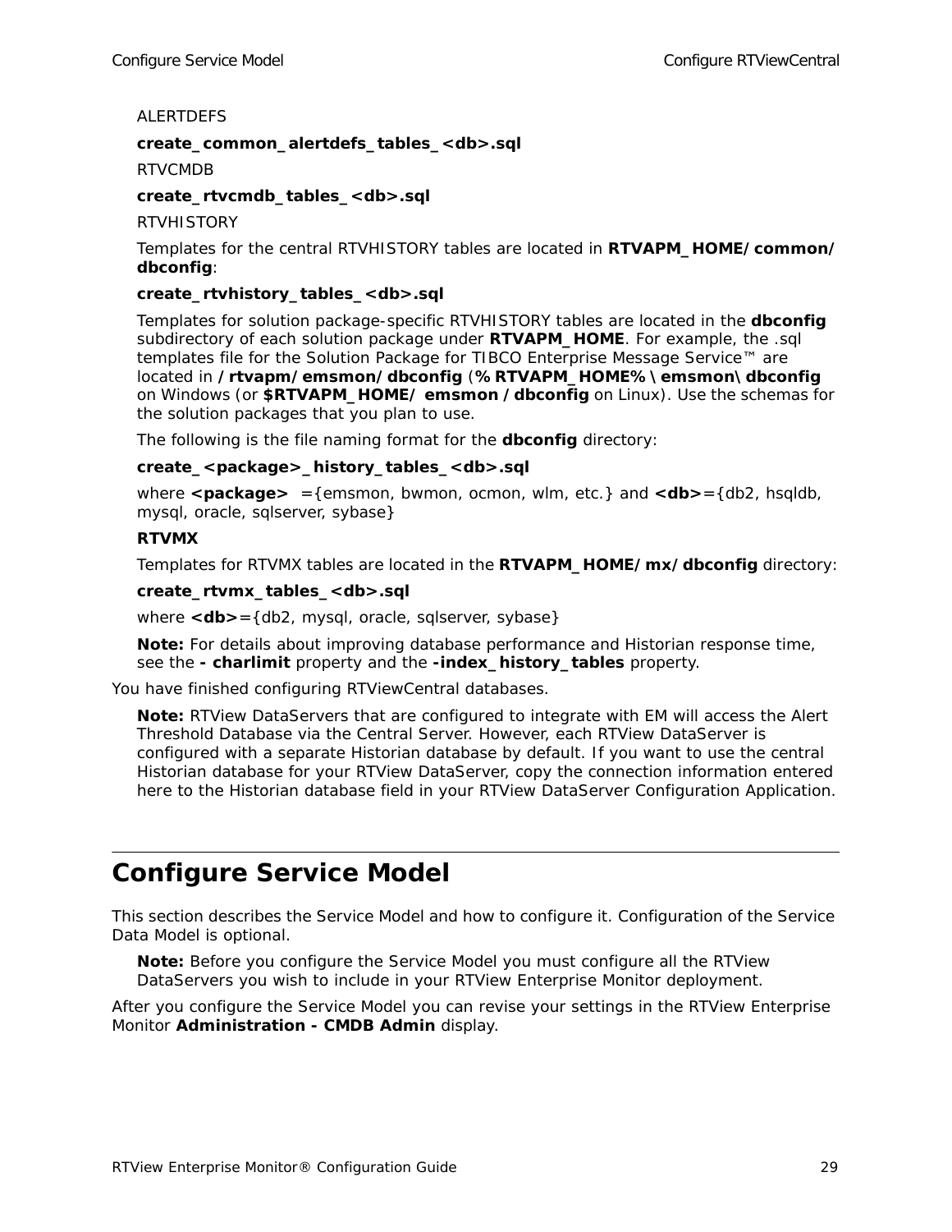ALERTDEFS

**create_common_alertdefs_tables_<db>.sql**

RTVCMDB

**create_rtvcmdb_tables_<db>.sql**

RTVHISTORY

Templates for the central RTVHISTORY tables are located in **RTVAPM_HOME/common/dbconfig**:

**create_rtvhistory_tables_<db>.sql**

Templates for solution package-specific RTVHISTORY tables are located in the **dbconfig** subdirectory of each solution package under **RTVAPM_HOME**. For example, the .sql templates file for the Solution Package for TIBCO Enterprise Message Service™ are located in **/rtvapm/emsmon/dbconfig** (**%RTVAPM_HOME%\emsmon\dbconfig** on Windows (or **$RTVAPM_HOME/ emsmon/dbconfig** on Linux). Use the schemas for the solution packages that you plan to use.

The following is the file naming format for the **dbconfig** directory:

**create_<package>_history_tables_<db>.sql**

where **<package>** ={emsmon, bwmon, ocmon, wlm, etc.} and **<db>**={db2, hsqldb, mysql, oracle, sqlserver, sybase}

**RTVMX**

Templates for RTVMX tables are located in the **RTVAPM_HOME/mx/dbconfig** directory:

**create_rtvmx_tables_<db>.sql**

where **<db>**={db2, mysql, oracle, sqlserver, sybase}

**Note:** For details about improving database performance and Historian response time, see the **- charlimit** property and the **-index_history_tables** property.

You have finished configuring RTViewCentral databases.

**Note:** RTView DataServers that are configured to integrate with EM will access the Alert Threshold Database via the Central Server. However, each RTView DataServer is configured with a separate Historian database by default. If you want to use the central Historian database for your RTView DataServer, copy the connection information entered here to the Historian database field in your RTView DataServer Configuration Application.

# Configure Service Model

This section describes the Service Model and how to configure it. Configuration of the Service Data Model is optional.

**Note:** Before you configure the Service Model you must configure all the RTView DataServers you wish to include in your RTView Enterprise Monitor deployment.

After you configure the Service Model you can revise your settings in the RTView Enterprise Monitor **Administration - CMDB Admin** display.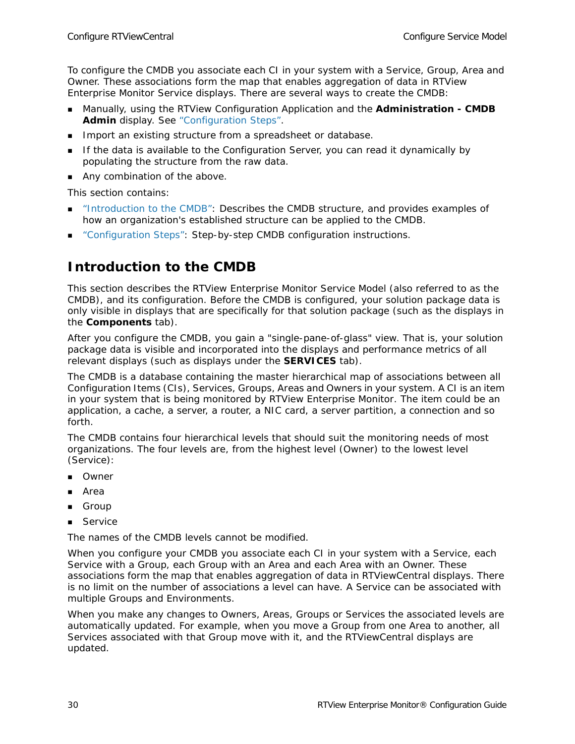To configure the CMDB you associate each CI in your system with a Service, Group, Area and Owner. These associations form the map that enables aggregation of data in RTView Enterprise Monitor Service displays. There are several ways to create the CMDB:

- Manually, using the RTView Configuration Application and the **Administration - CMDB Admin** display. See “Configuration Steps”.
- Import an existing structure from a spreadsheet or database.
- If the data is available to the Configuration Server, you can read it dynamically by populating the structure from the raw data.
- Any combination of the above.

This section contains:

- “Introduction to the CMDB”: Describes the CMDB structure, and provides examples of how an organization's established structure can be applied to the CMDB.
- “Configuration Steps”: Step-by-step CMDB configuration instructions.

## Introduction to the CMDB

This section describes the RTView Enterprise Monitor Service Model (also referred to as the CMDB), and its configuration. Before the CMDB is configured, your solution package data is only visible in displays that are specifically for that solution package (such as the displays in the **Components** tab).

After you configure the CMDB, you gain a "single-pane-of-glass" view. That is, your solution package data is visible and incorporated into the displays and performance metrics of all relevant displays (such as displays under the **SERVICES** tab).

The CMDB is a database containing the master hierarchical map of associations between all Configuration Items (CIs), Services, Groups, Areas and Owners in your system. A CI is an item in your system that is being monitored by RTView Enterprise Monitor. The item could be an application, a cache, a server, a router, a NIC card, a server partition, a connection and so forth.

The CMDB contains four hierarchical levels that should suit the monitoring needs of most organizations. The four levels are, from the highest level (Owner) to the lowest level (Service):

- Owner
- Area
- Group
- Service

The names of the CMDB levels cannot be modified.

When you configure your CMDB you associate each CI in your system with a Service, each Service with a Group, each Group with an Area and each Area with an Owner. These associations form the map that enables aggregation of data in RTViewCentral displays. There is no limit on the number of associations a level can have. A Service can be associated with multiple Groups and Environments.

When you make any changes to Owners, Areas, Groups or Services the associated levels are automatically updated. For example, when you move a Group from one Area to another, all Services associated with that Group move with it, and the RTViewCentral displays are updated.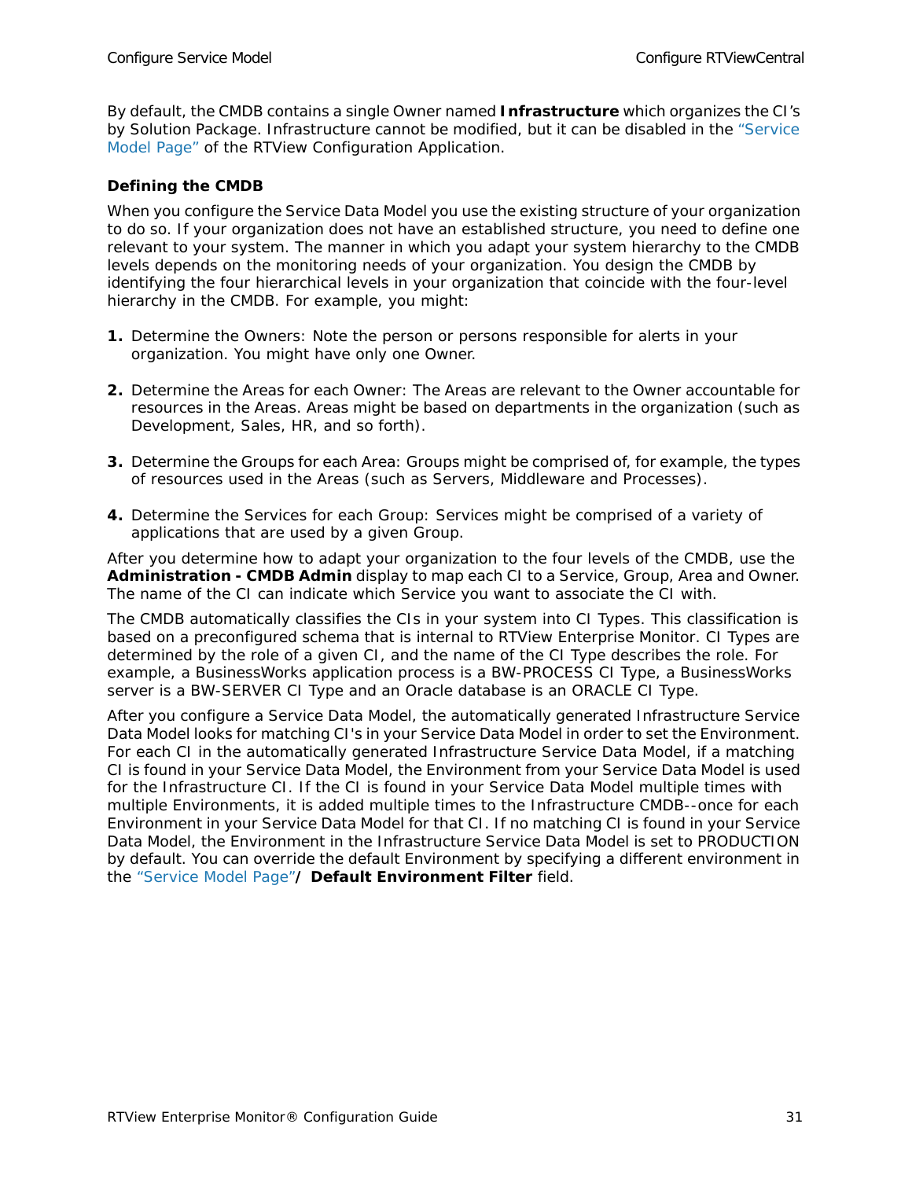By default, the CMDB contains a single Owner named **Infrastructure** which organizes the CI's by Solution Package. Infrastructure cannot be modified, but it can be disabled in the "Service Model Page" of the RTView Configuration Application.

### Defining the CMDB

When you configure the Service Data Model you use the existing structure of your organization to do so. If your organization does not have an established structure, you need to define one relevant to your system. The manner in which you adapt your system hierarchy to the CMDB levels depends on the monitoring needs of your organization. You design the CMDB by identifying the four hierarchical levels in your organization that coincide with the four-level hierarchy in the CMDB. For example, you might:

1. Determine the Owners: Note the person or persons responsible for alerts in your organization. You might have only one Owner.

2. Determine the Areas for each Owner: The Areas are relevant to the Owner accountable for resources in the Areas. Areas might be based on departments in the organization (such as Development, Sales, HR, and so forth).

3. Determine the Groups for each Area: Groups might be comprised of, for example, the types of resources used in the Areas (such as Servers, Middleware and Processes).

4. Determine the Services for each Group: Services might be comprised of a variety of applications that are used by a given Group.

After you determine how to adapt your organization to the four levels of the CMDB, use the **Administration - CMDB Admin** display to map each CI to a Service, Group, Area and Owner. The name of the CI can indicate which Service you want to associate the CI with.

The CMDB automatically classifies the CIs in your system into CI Types. This classification is based on a preconfigured schema that is internal to RTView Enterprise Monitor. CI Types are determined by the role of a given CI, and the name of the CI Type describes the role. For example, a BusinessWorks application process is a BW-PROCESS CI Type, a BusinessWorks server is a BW-SERVER CI Type and an Oracle database is an ORACLE CI Type.

After you configure a Service Data Model, the automatically generated Infrastructure Service Data Model looks for matching CI's in your Service Data Model in order to set the Environment. For each CI in the automatically generated Infrastructure Service Data Model, if a matching CI is found in your Service Data Model, the Environment from your Service Data Model is used for the Infrastructure CI. If the CI is found in your Service Data Model multiple times with multiple Environments, it is added multiple times to the Infrastructure CMDB--once for each Environment in your Service Data Model for that CI. If no matching CI is found in your Service Data Model, the Environment in the Infrastructure Service Data Model is set to PRODUCTION by default. You can override the default Environment by specifying a different environment in the "Service Model Page"/ **Default Environment Filter** field.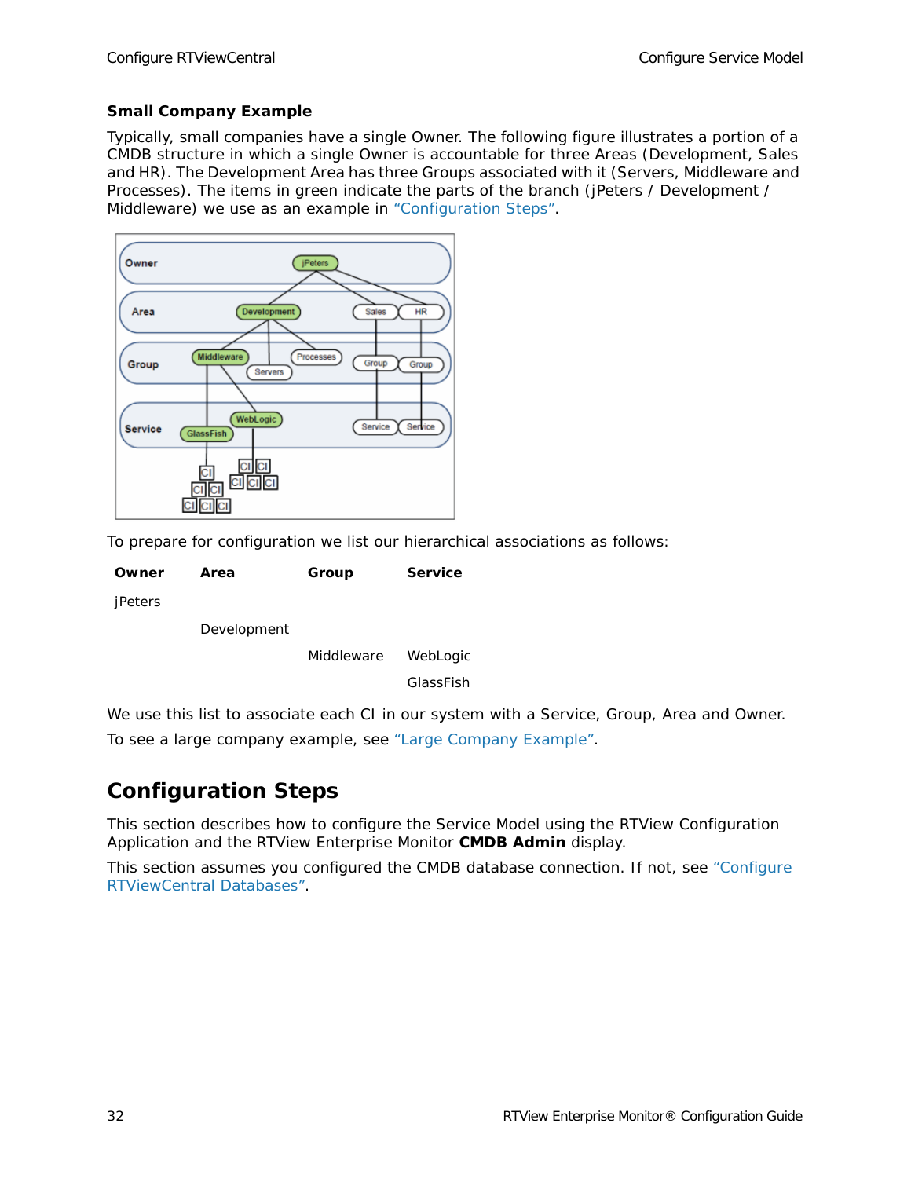### Small Company Example

Typically, small companies have a single Owner. The following figure illustrates a portion of a CMDB structure in which a single Owner is accountable for three Areas (Development, Sales and HR). The Development Area has three Groups associated with it (Servers, Middleware and Processes). The items in green indicate the parts of the branch (jPeters / Development / Middleware) we use as an example in “Configuration Steps”.

To prepare for configuration we list our hierarchical associations as follows:

| Owner | Area | Group | Service |
|---|---|---|---|
| jPeters | | | |
| | Development | | |
| | | Middleware | WebLogic |
| | | | GlassFish |

We use this list to associate each CI in our system with a Service, Group, Area and Owner.

To see a large company example, see “Large Company Example”.

## Configuration Steps

This section describes how to configure the Service Model using the RTView Configuration Application and the RTView Enterprise Monitor **CMDB Admin** display.

This section assumes you configured the CMDB database connection. If not, see “Configure RTViewCentral Databases”.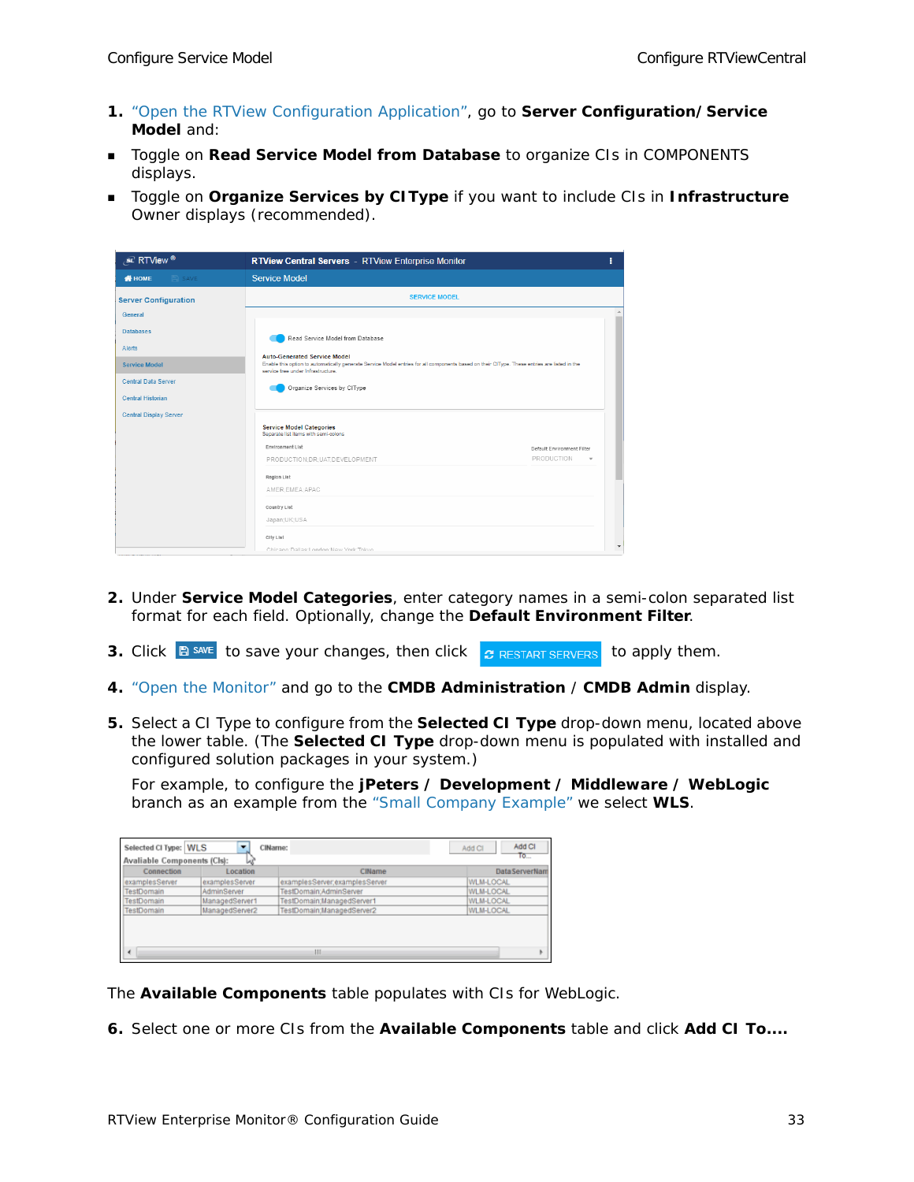1. "Open the RTView Configuration Application", go to **Server Configuration/ Service Model** and:

- Toggle on **Read Service Model from Database** to organize CIs in COMPONENTS displays.
- Toggle on **Organize Services by CIType** if you want to include CIs in **Infrastructure** Owner displays (recommended).

2. Under **Service Model Categories**, enter category names in a semi-colon separated list format for each field. Optionally, change the **Default Environment Filter**.

3. Click **SAVE** to save your changes, then click **RESTART SERVERS** to apply them.

4. "Open the Monitor" and go to the **CMDB Administration** / **CMDB Admin** display.

5. Select a CI Type to configure from the **Selected CI Type** drop-down menu, located above the lower table. (The **Selected CI Type** drop-down menu is populated with installed and configured solution packages in your system.)

   For example, to configure the **jPeters / Development / Middleware / WebLogic** branch as an example from the "Small Company Example" we select **WLS**.

The **Available Components** table populates with CIs for WebLogic.

6. Select one or more CIs from the **Available Components** table and click **Add CI To....**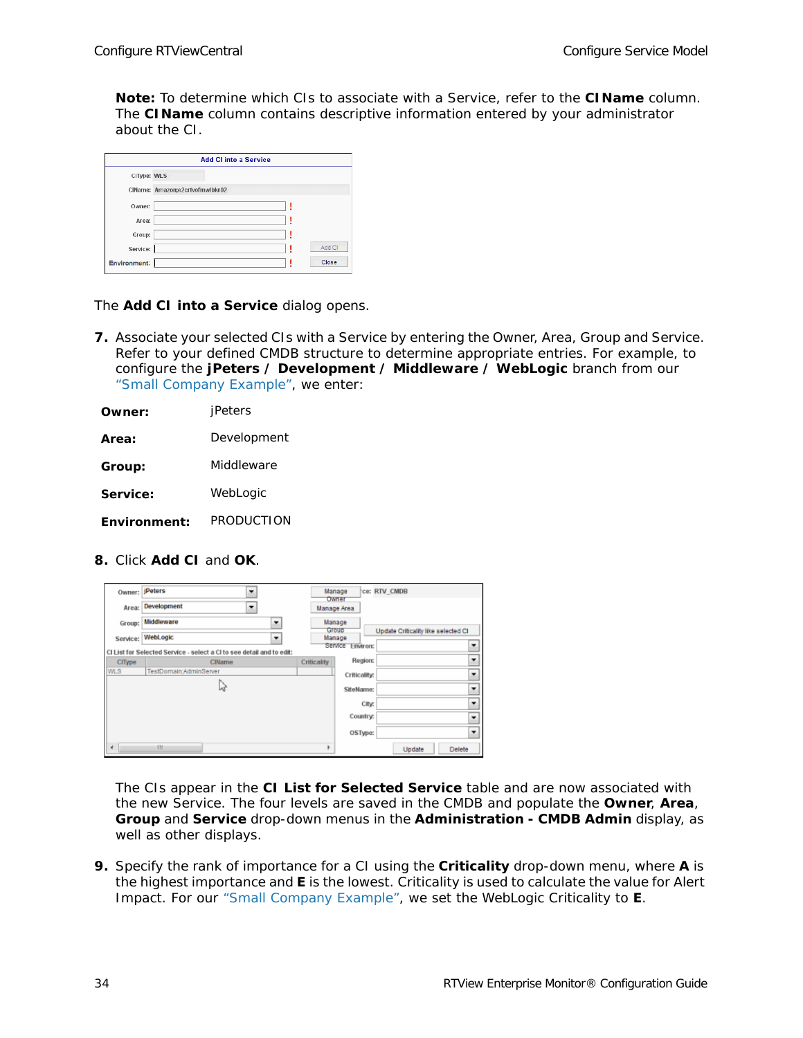**Note:** To determine which CIs to associate with a Service, refer to the **CIName** column. The **CIName** column contains descriptive information entered by your administrator about the CI.

The **Add CI into a Service** dialog opens.

7. Associate your selected CIs with a Service by entering the Owner, Area, Group and Service. Refer to your defined CMDB structure to determine appropriate entries. For example, to configure the **jPeters / Development / Middleware / WebLogic** branch from our "Small Company Example", we enter:

| | |
|---|---|
| **Owner:** | jPeters |
| **Area:** | Development |
| **Group:** | Middleware |
| **Service:** | WebLogic |
| **Environment:** | PRODUCTION |

8. Click **Add CI** and **OK**.

   The CIs appear in the **CI List for Selected Service** table and are now associated with the new Service. The four levels are saved in the CMDB and populate the **Owner**, **Area**, **Group** and **Service** drop-down menus in the **Administration - CMDB Admin** display, as well as other displays.

9. Specify the rank of importance for a CI using the **Criticality** drop-down menu, where **A** is the highest importance and **E** is the lowest. Criticality is used to calculate the value for Alert Impact. For our "Small Company Example", we set the WebLogic Criticality to **E**.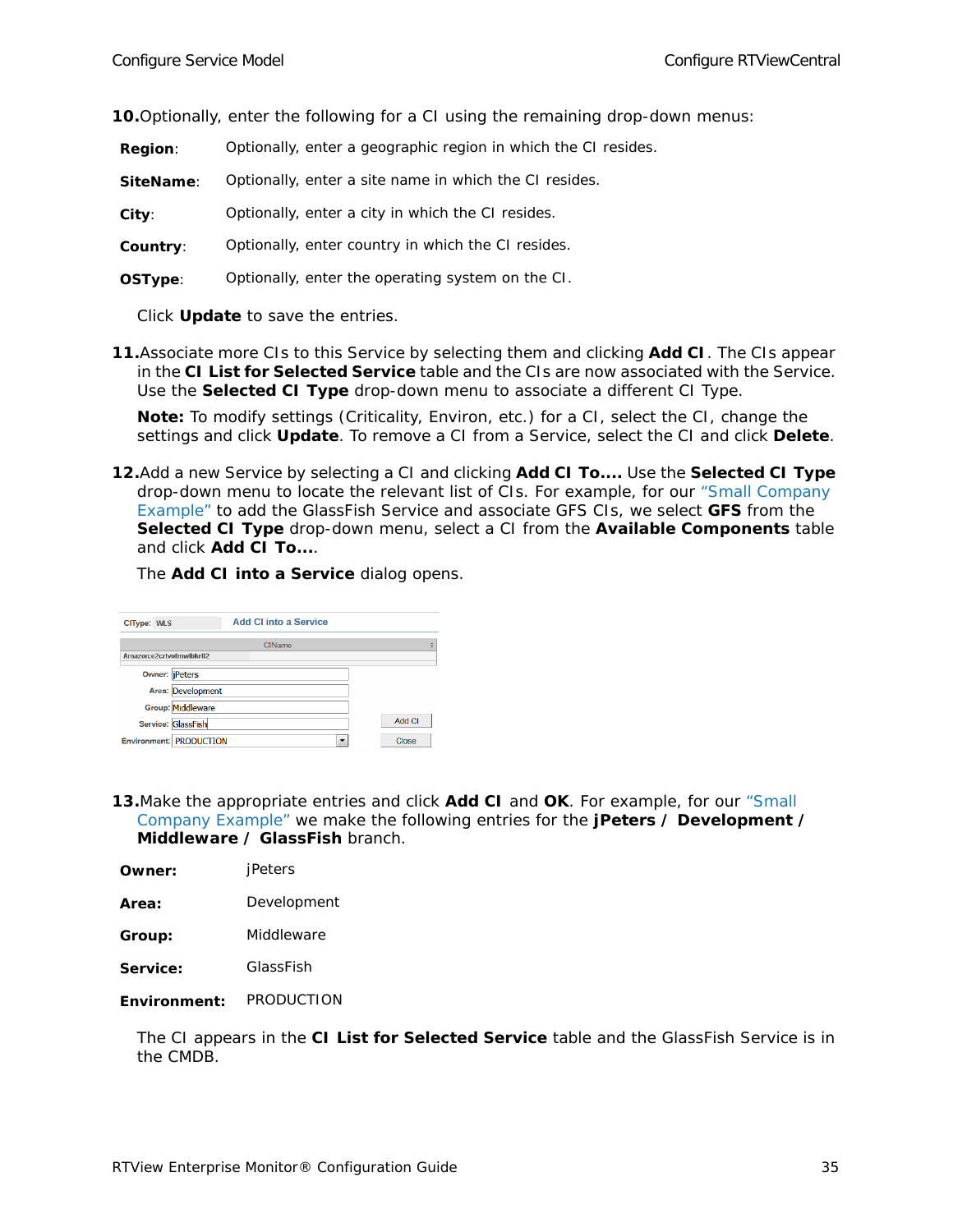10. Optionally, enter the following for a CI using the remaining drop-down menus:

**Region**: Optionally, enter a geographic region in which the CI resides.

**SiteName**: Optionally, enter a site name in which the CI resides.

**City**: Optionally, enter a city in which the CI resides.

**Country**: Optionally, enter country in which the CI resides.

**OSType**: Optionally, enter the operating system on the CI.

Click **Update** to save the entries.

11. Associate more CIs to this Service by selecting them and clicking **Add CI**. The CIs appear in the **CI List for Selected Service** table and the CIs are now associated with the Service. Use the **Selected CI Type** drop-down menu to associate a different CI Type.

**Note:** To modify settings (Criticality, Environ, etc.) for a CI, select the CI, change the settings and click **Update**. To remove a CI from a Service, select the CI and click **Delete**.

12. Add a new Service by selecting a CI and clicking **Add CI To....** Use the **Selected CI Type** drop-down menu to locate the relevant list of CIs. For example, for our "Small Company Example" to add the GlassFish Service and associate GFS CIs, we select **GFS** from the **Selected CI Type** drop-down menu, select a CI from the **Available Components** table and click **Add CI To....**.

The **Add CI into a Service** dialog opens.

13. Make the appropriate entries and click **Add CI** and **OK**. For example, for our "Small Company Example" we make the following entries for the **jPeters / Development / Middleware / GlassFish** branch.

**Owner:** jPeters

**Area:** Development

**Group:** Middleware

**Service:** GlassFish

**Environment:** PRODUCTION

The CI appears in the **CI List for Selected Service** table and the GlassFish Service is in the CMDB.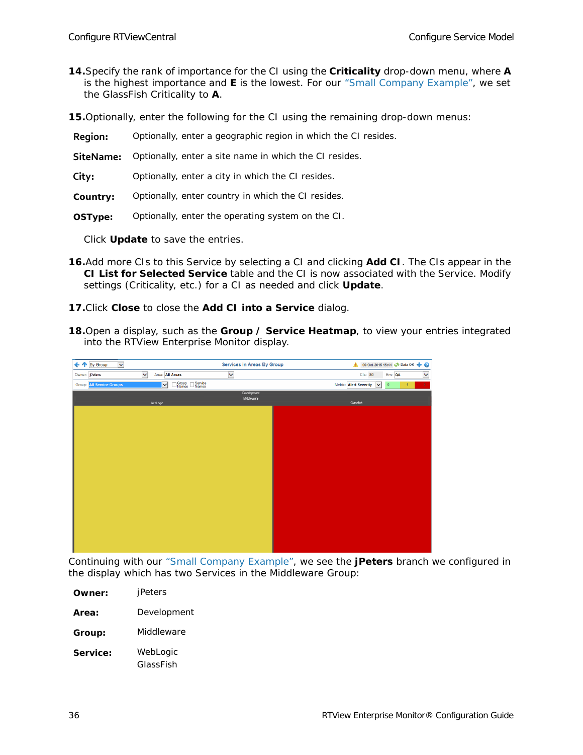14. Specify the rank of importance for the CI using the **Criticality** drop-down menu, where **A** is the highest importance and **E** is the lowest. For our "Small Company Example", we set the GlassFish Criticality to **A**.

15. Optionally, enter the following for the CI using the remaining drop-down menus:

**Region:** Optionally, enter a geographic region in which the CI resides.

**SiteName:** Optionally, enter a site name in which the CI resides.

**City:** Optionally, enter a city in which the CI resides.

**Country:** Optionally, enter country in which the CI resides.

**OSType:** Optionally, enter the operating system on the CI.

Click **Update** to save the entries.

16. Add more CIs to this Service by selecting a CI and clicking **Add CI**. The CIs appear in the **CI List for Selected Service** table and the CI is now associated with the Service. Modify settings (Criticality, etc.) for a CI as needed and click **Update**.

17. Click **Close** to close the **Add CI into a Service** dialog.

18. Open a display, such as the **Group / Service Heatmap**, to view your entries integrated into the RTView Enterprise Monitor display.

Continuing with our "Small Company Example", we see the **jPeters** branch we configured in the display which has two Services in the Middleware Group:

**Owner:** jPeters

**Area:** Development

**Group:** Middleware

**Service:** WebLogic
GlassFish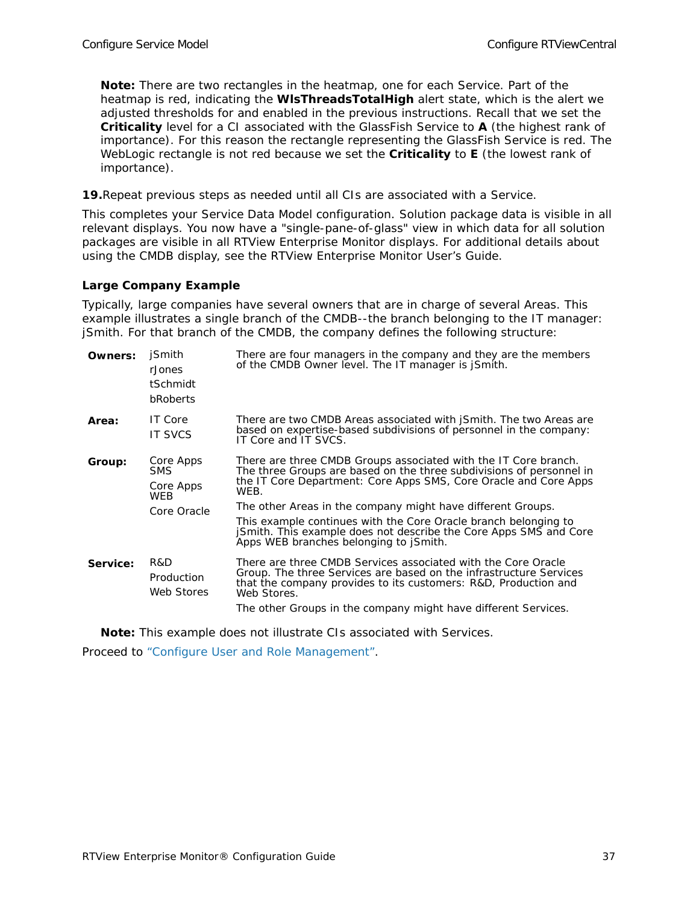**Note:** There are two rectangles in the heatmap, one for each Service. Part of the heatmap is red, indicating the **WlsThreadsTotalHigh** alert state, which is the alert we adjusted thresholds for and enabled in the previous instructions. Recall that we set the **Criticality** level for a CI associated with the GlassFish Service to **A** (the highest rank of importance). For this reason the rectangle representing the GlassFish Service is red. The WebLogic rectangle is not red because we set the **Criticality** to **E** (the lowest rank of importance).

**19.** Repeat previous steps as needed until all CIs are associated with a Service.

This completes your Service Data Model configuration. Solution package data is visible in all relevant displays. You now have a "single-pane-of-glass" view in which data for all solution packages are visible in all RTView Enterprise Monitor displays. For additional details about using the CMDB display, see the RTView Enterprise Monitor User's Guide.

### Large Company Example

Typically, large companies have several owners that are in charge of several Areas. This example illustrates a single branch of the CMDB--the branch belonging to the IT manager: jSmith. For that branch of the CMDB, the company defines the following structure:

| | | |
|---|---|---|
| **Owners:** | jSmith<br>rJones<br>tSchmidt<br>bRoberts | There are four managers in the company and they are the members of the CMDB Owner level. The IT manager is jSmith. |
| **Area:** | IT Core<br>IT SVCS | There are two CMDB Areas associated with jSmith. The two Areas are based on expertise-based subdivisions of personnel in the company: IT Core and IT SVCS. |
| **Group:** | Core Apps SMS<br>Core Apps WEB<br>Core Oracle | There are three CMDB Groups associated with the IT Core branch. The three Groups are based on the three subdivisions of personnel in the IT Core Department: Core Apps SMS, Core Oracle and Core Apps WEB.<br>The other Areas in the company might have different Groups.<br>This example continues with the Core Oracle branch belonging to jSmith. This example does not describe the Core Apps SMS and Core Apps WEB branches belonging to jSmith. |
| **Service:** | R&D<br>Production<br>Web Stores | There are three CMDB Services associated with the Core Oracle Group. The three Services are based on the infrastructure Services that the company provides to its customers: R&D, Production and Web Stores.<br>The other Groups in the company might have different Services. |

**Note:** This example does not illustrate CIs associated with Services.

Proceed to "Configure User and Role Management".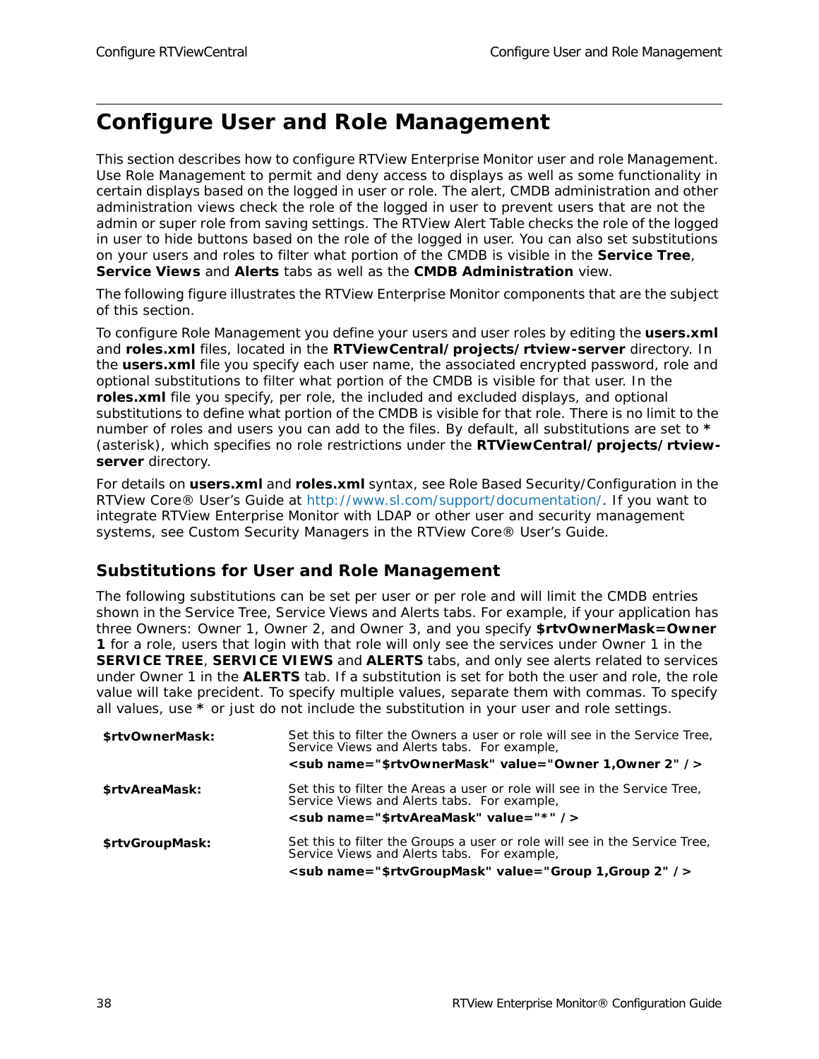# Configure User and Role Management

This section describes how to configure RTView Enterprise Monitor user and role Management. Use Role Management to permit and deny access to displays as well as some functionality in certain displays based on the logged in user or role. The alert, CMDB administration and other administration views check the role of the logged in user to prevent users that are not the admin or super role from saving settings. The RTView Alert Table checks the role of the logged in user to hide buttons based on the role of the logged in user. You can also set substitutions on your users and roles to filter what portion of the CMDB is visible in the **Service Tree**, **Service Views** and **Alerts** tabs as well as the **CMDB Administration** view.

The following figure illustrates the RTView Enterprise Monitor components that are the subject of this section.

To configure Role Management you define your users and user roles by editing the **users.xml** and **roles.xml** files, located in the **RTViewCentral/projects/rtview-server** directory. In the **users.xml** file you specify each user name, the associated encrypted password, role and optional substitutions to filter what portion of the CMDB is visible for that user. In the **roles.xml** file you specify, per role, the included and excluded displays, and optional substitutions to define what portion of the CMDB is visible for that role. There is no limit to the number of roles and users you can add to the files. By default, all substitutions are set to * (asterisk), which specifies no role restrictions under the **RTViewCentral/projects/rtview-server** directory.

For details on **users.xml** and **roles.xml** syntax, see Role Based Security/Configuration in the RTView Core® User's Guide at http://www.sl.com/support/documentation/. If you want to integrate RTView Enterprise Monitor with LDAP or other user and security management systems, see Custom Security Managers in the RTView Core® User's Guide.

## Substitutions for User and Role Management

The following substitutions can be set per user or per role and will limit the CMDB entries shown in the Service Tree, Service Views and Alerts tabs. For example, if your application has three Owners: Owner 1, Owner 2, and Owner 3, and you specify **$rtvOwnerMask=Owner 1** for a role, users that login with that role will only see the services under Owner 1 in the **SERVICE TREE**, **SERVICE VIEWS** and **ALERTS** tabs, and only see alerts related to services under Owner 1 in the **ALERTS** tab. If a substitution is set for both the user and role, the role value will take precident. To specify multiple values, separate them with commas. To specify all values, use * or just do not include the substitution in your user and role settings.

| | |
|---|---|
| **$rtvOwnerMask:** | Set this to filter the Owners a user or role will see in the Service Tree, Service Views and Alerts tabs. For example,<br>**<sub name="$rtvOwnerMask" value="Owner 1,Owner 2" />** |
| **$rtvAreaMask:** | Set this to filter the Areas a user or role will see in the Service Tree, Service Views and Alerts tabs. For example,<br>**<sub name="$rtvAreaMask" value="*" />** |
| **$rtvGroupMask:** | Set this to filter the Groups a user or role will see in the Service Tree, Service Views and Alerts tabs. For example,<br>**<sub name="$rtvGroupMask" value="Group 1,Group 2" />** |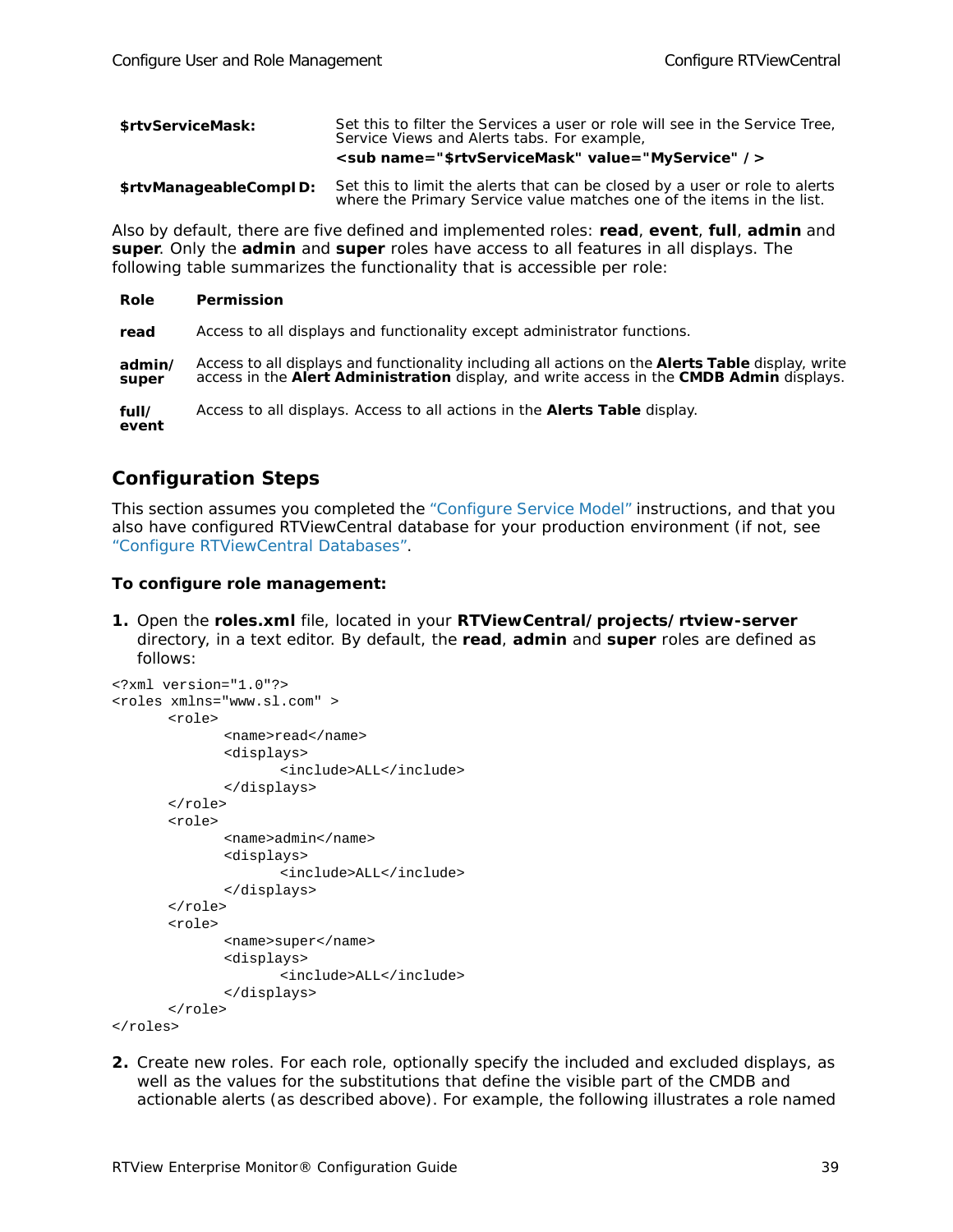| | |
|---|---|
| **$rtvServiceMask:** | Set this to filter the Services a user or role will see in the Service Tree, Service Views and Alerts tabs. For example, **<sub name="$rtvServiceMask" value="MyService" />** |
| **$rtvManageableCompID:** | Set this to limit the alerts that can be closed by a user or role to alerts where the Primary Service value matches one of the items in the list. |

Also by default, there are five defined and implemented roles: **read**, **event**, **full**, **admin** and **super**. Only the **admin** and **super** roles have access to all features in all displays. The following table summarizes the functionality that is accessible per role:

| Role | Permission |
|---|---|
| **read** | Access to all displays and functionality except administrator functions. |
| **admin/ super** | Access to all displays and functionality including all actions on the **Alerts Table** display, write access in the **Alert Administration** display, and write access in the **CMDB Admin** displays. |
| **full/ event** | Access to all displays. Access to all actions in the **Alerts Table** display. |

## Configuration Steps

This section assumes you completed the "Configure Service Model" instructions, and that you also have configured RTViewCentral database for your production environment (if not, see "Configure RTViewCentral Databases".

**To configure role management:**

1. Open the **roles.xml** file, located in your **RTViewCentral/projects/rtview-server** directory, in a text editor. By default, the **read**, **admin** and **super** roles are defined as follows:

```
<?xml version="1.0"?>
<roles xmlns="www.sl.com" >
       <role>
              <name>read</name>
              <displays>
                     <include>ALL</include>
              </displays>
       </role>
       <role>
              <name>admin</name>
              <displays>
                     <include>ALL</include>
              </displays>
       </role>
       <role>
              <name>super</name>
              <displays>
                     <include>ALL</include>
              </displays>
       </role>
</roles>
```

2. Create new roles. For each role, optionally specify the included and excluded displays, as well as the values for the substitutions that define the visible part of the CMDB and actionable alerts (as described above). For example, the following illustrates a role named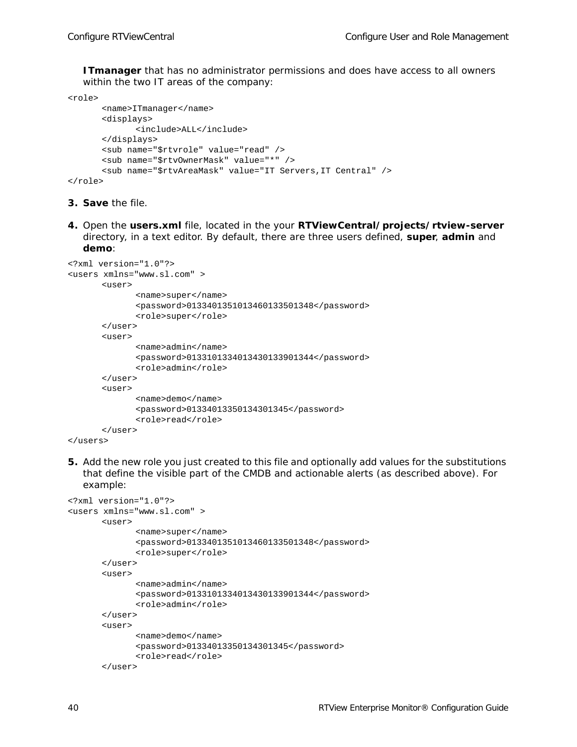**ITmanager** that has no administrator permissions and does have access to all owners within the two IT areas of the company:

```
<role>
	<name>ITmanager</name>
	<displays>
		<include>ALL</include>
	</displays>
	<sub name="$rtvrole" value="read" />
	<sub name="$rtvOwnerMask" value="*" />
	<sub name="$rtvAreaMask" value="IT Servers,IT Central" />
</role>
```

3. **Save** the file.

4. Open the **users.xml** file, located in the your **RTViewCentral/projects/rtview-server** directory, in a text editor. By default, there are three users defined, **super**, **admin** and **demo**:

```
<?xml version="1.0"?>
<users xmlns="www.sl.com" >
	<user>
		<name>super</name>
		<password>0133401351013460133501348</password>
		<role>super</role>
	</user>
	<user>
		<name>admin</name>
		<password>0133101334013430133901344</password>
		<role>admin</role>
	</user>
	<user>
		<name>demo</name>
		<password>01334013350134301345</password>
		<role>read</role>
	</user>
</users>
```

5. Add the new role you just created to this file and optionally add values for the substitutions that define the visible part of the CMDB and actionable alerts (as described above). For example:

```
<?xml version="1.0"?>
<users xmlns="www.sl.com" >
	<user>
		<name>super</name>
		<password>0133401351013460133501348</password>
		<role>super</role>
	</user>
	<user>
		<name>admin</name>
		<password>0133101334013430133901344</password>
		<role>admin</role>
	</user>
	<user>
		<name>demo</name>
		<password>01334013350134301345</password>
		<role>read</role>
	</user>
```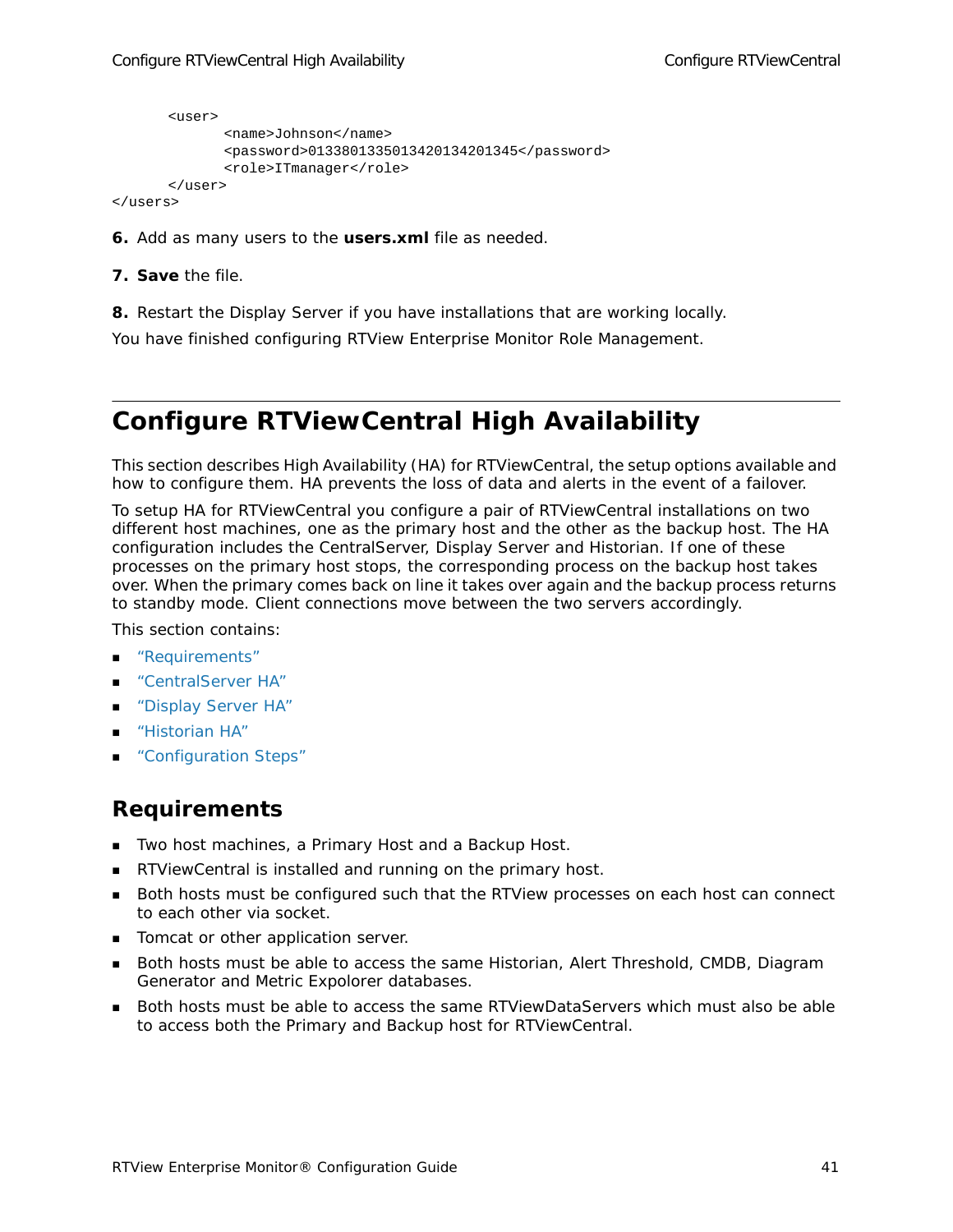```
    <user>
        <name>Johnson</name>
        <password>013380133501342013420134​5</password>
        <role>ITmanager</role>
    </user>
</users>
```

**6.** Add as many users to the **users.xml** file as needed.

**7.** **Save** the file.

**8.** Restart the Display Server if you have installations that are working locally.

You have finished configuring RTView Enterprise Monitor Role Management.

# Configure RTViewCentral High Availability

This section describes High Availability (HA) for RTViewCentral, the setup options available and how to configure them. HA prevents the loss of data and alerts in the event of a failover.

To setup HA for RTViewCentral you configure a pair of RTViewCentral installations on two different host machines, one as the primary host and the other as the backup host. The HA configuration includes the CentralServer, Display Server and Historian. If one of these processes on the primary host stops, the corresponding process on the backup host takes over. When the primary comes back on line it takes over again and the backup process returns to standby mode. Client connections move between the two servers accordingly.

This section contains:

- "Requirements"
- "CentralServer HA"
- "Display Server HA"
- "Historian HA"
- "Configuration Steps"

## Requirements

- Two host machines, a Primary Host and a Backup Host.
- RTViewCentral is installed and running on the primary host.
- Both hosts must be configured such that the RTView processes on each host can connect to each other via socket.
- Tomcat or other application server.
- Both hosts must be able to access the same Historian, Alert Threshold, CMDB, Diagram Generator and Metric Expolorer databases.
- Both hosts must be able to access the same RTViewDataServers which must also be able to access both the Primary and Backup host for RTViewCentral.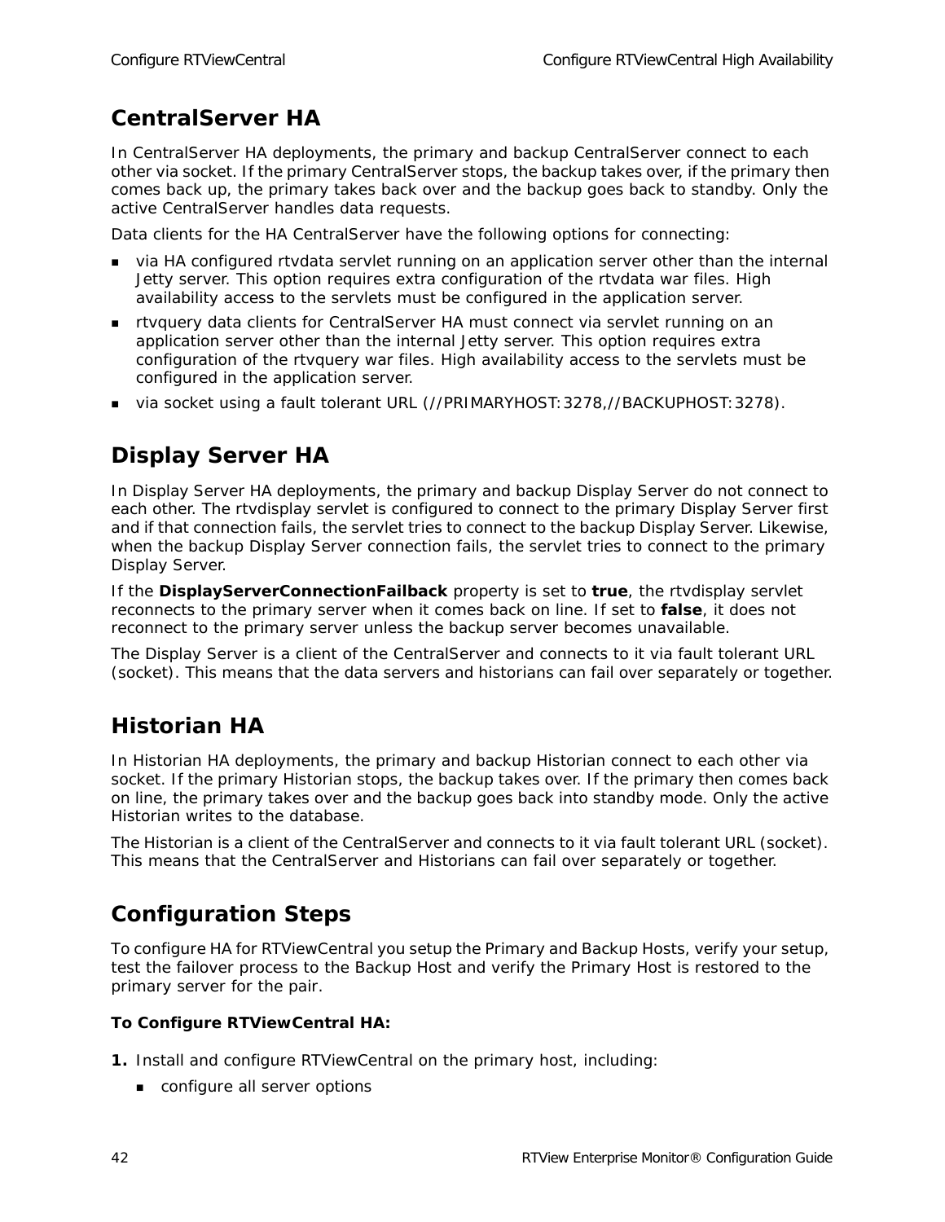## CentralServer HA

In CentralServer HA deployments, the primary and backup CentralServer connect to each other via socket. If the primary CentralServer stops, the backup takes over, if the primary then comes back up, the primary takes back over and the backup goes back to standby. Only the active CentralServer handles data requests.

Data clients for the HA CentralServer have the following options for connecting:

- via HA configured rtvdata servlet running on an application server other than the internal Jetty server. This option requires extra configuration of the rtvdata war files. High availability access to the servlets must be configured in the application server.
- rtvquery data clients for CentralServer HA must connect via servlet running on an application server other than the internal Jetty server. This option requires extra configuration of the rtvquery war files. High availability access to the servlets must be configured in the application server.
- via socket using a fault tolerant URL (//PRIMARYHOST:3278,//BACKUPHOST:3278).

## Display Server HA

In Display Server HA deployments, the primary and backup Display Server do not connect to each other. The rtvdisplay servlet is configured to connect to the primary Display Server first and if that connection fails, the servlet tries to connect to the backup Display Server. Likewise, when the backup Display Server connection fails, the servlet tries to connect to the primary Display Server.

If the **DisplayServerConnectionFailback** property is set to **true**, the rtvdisplay servlet reconnects to the primary server when it comes back on line. If set to **false**, it does not reconnect to the primary server unless the backup server becomes unavailable.

The Display Server is a client of the CentralServer and connects to it via fault tolerant URL (socket). This means that the data servers and historians can fail over separately or together.

## Historian HA

In Historian HA deployments, the primary and backup Historian connect to each other via socket. If the primary Historian stops, the backup takes over. If the primary then comes back on line, the primary takes over and the backup goes back into standby mode. Only the active Historian writes to the database.

The Historian is a client of the CentralServer and connects to it via fault tolerant URL (socket). This means that the CentralServer and Historians can fail over separately or together.

## Configuration Steps

To configure HA for RTViewCentral you setup the Primary and Backup Hosts, verify your setup, test the failover process to the Backup Host and verify the Primary Host is restored to the primary server for the pair.

**To Configure RTViewCentral HA:**

1. Install and configure RTViewCentral on the primary host, including:
   - configure all server options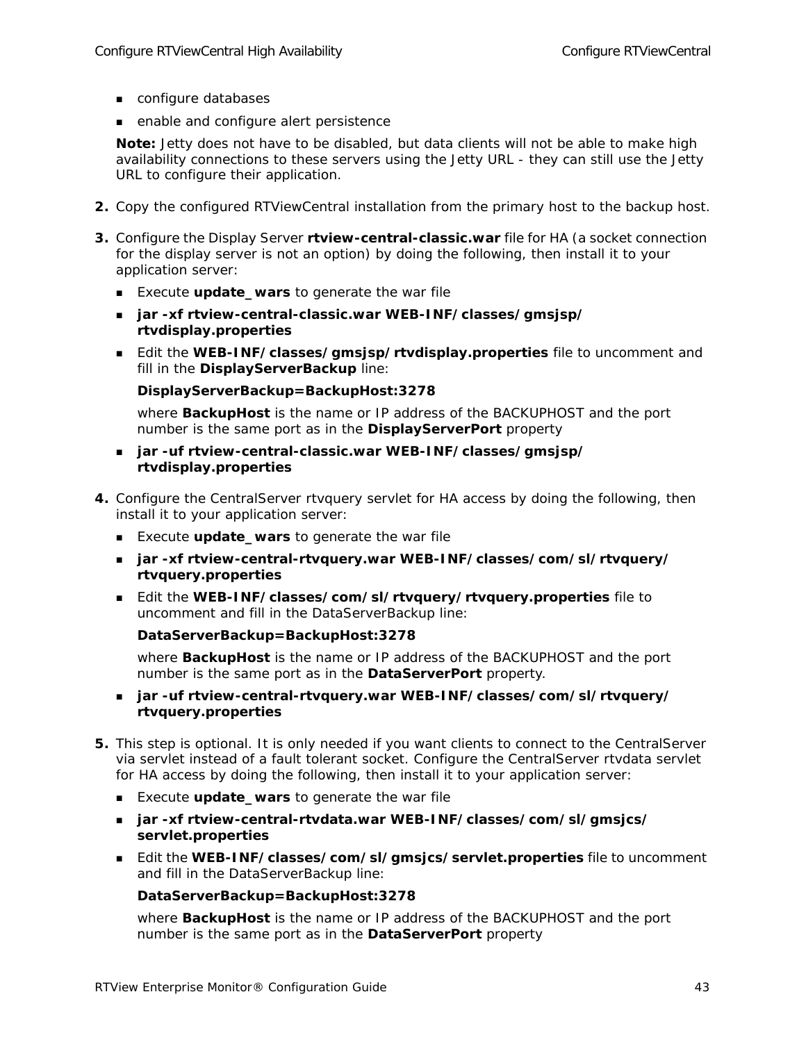- configure databases
- enable and configure alert persistence

**Note:** Jetty does not have to be disabled, but data clients will not be able to make high availability connections to these servers using the Jetty URL - they can still use the Jetty URL to configure their application.

2. Copy the configured RTViewCentral installation from the primary host to the backup host.

3. Configure the Display Server **rtview-central-classic.war** file for HA (a socket connection for the display server is not an option) by doing the following, then install it to your application server:
   - Execute **update_wars** to generate the war file
   - **jar -xf rtview-central-classic.war WEB-INF/classes/gmsjsp/rtvdisplay.properties**
   - Edit the **WEB-INF/classes/gmsjsp/rtvdisplay.properties** file to uncomment and fill in the **DisplayServerBackup** line:

     **DisplayServerBackup=BackupHost:3278**

     where **BackupHost** is the name or IP address of the BACKUPHOST and the port number is the same port as in the **DisplayServerPort** property
   - **jar -uf rtview-central-classic.war WEB-INF/classes/gmsjsp/rtvdisplay.properties**

4. Configure the CentralServer rtvquery servlet for HA access by doing the following, then install it to your application server:
   - Execute **update_wars** to generate the war file
   - **jar -xf rtview-central-rtvquery.war WEB-INF/classes/com/sl/rtvquery/rtvquery.properties**
   - Edit the **WEB-INF/classes/com/sl/rtvquery/rtvquery.properties** file to uncomment and fill in the DataServerBackup line:

     **DataServerBackup=BackupHost:3278**

     where **BackupHost** is the name or IP address of the BACKUPHOST and the port number is the same port as in the **DataServerPort** property.
   - **jar -uf rtview-central-rtvquery.war WEB-INF/classes/com/sl/rtvquery/rtvquery.properties**

5. This step is optional. It is only needed if you want clients to connect to the CentralServer via servlet instead of a fault tolerant socket. Configure the CentralServer rtvdata servlet for HA access by doing the following, then install it to your application server:
   - Execute **update_wars** to generate the war file
   - **jar -xf rtview-central-rtvdata.war WEB-INF/classes/com/sl/gmsjcs/servlet.properties**
   - Edit the **WEB-INF/classes/com/sl/gmsjcs/servlet.properties** file to uncomment and fill in the DataServerBackup line:

     **DataServerBackup=BackupHost:3278**

     where **BackupHost** is the name or IP address of the BACKUPHOST and the port number is the same port as in the **DataServerPort** property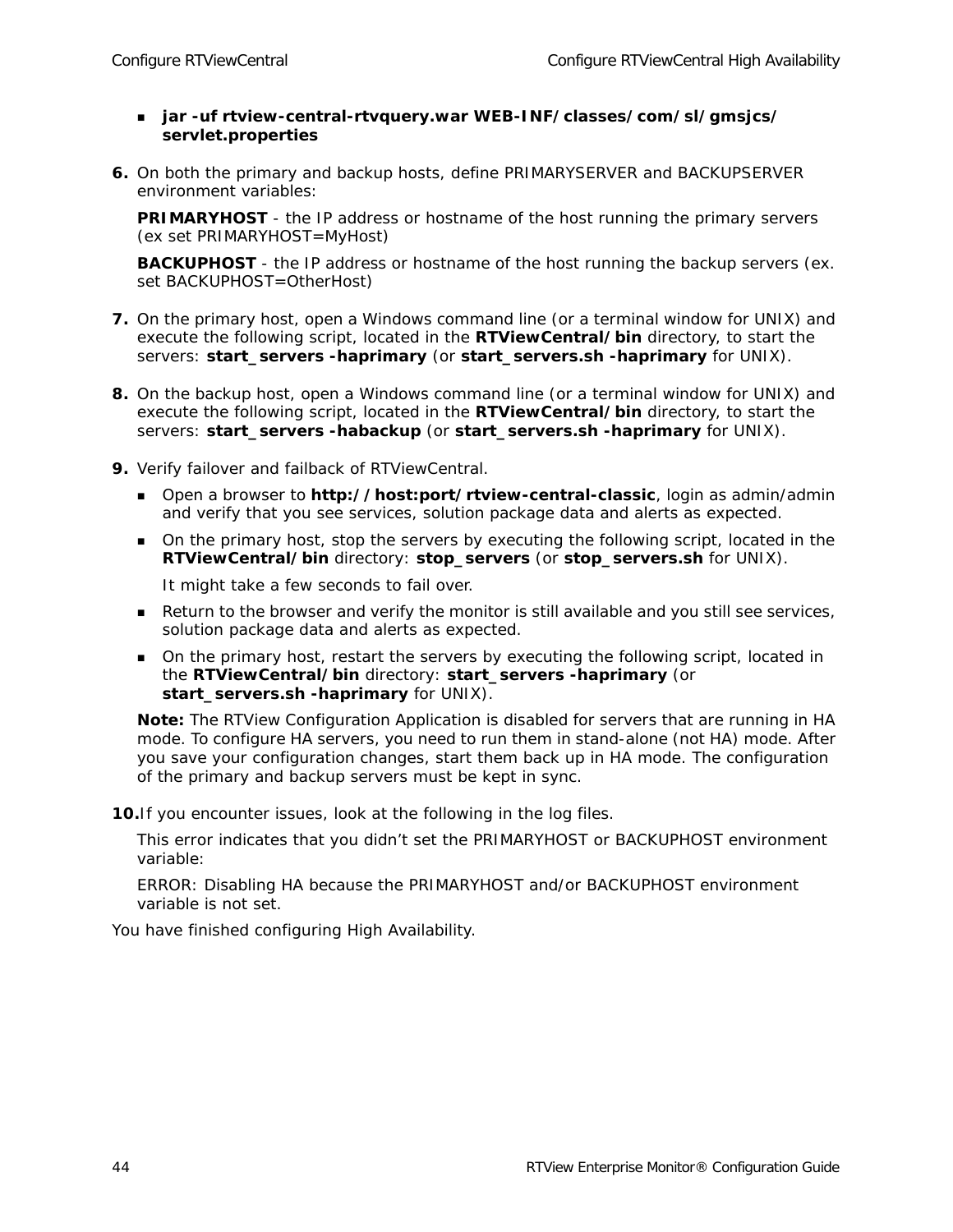- **jar -uf rtview-central-rtvquery.war WEB-INF/classes/com/sl/gmsjcs/servlet.properties**

6. On both the primary and backup hosts, define PRIMARYSERVER and BACKUPSERVER environment variables:

   **PRIMARYHOST** - the IP address or hostname of the host running the primary servers (ex set PRIMARYHOST=MyHost)

   **BACKUPHOST** - the IP address or hostname of the host running the backup servers (ex. set BACKUPHOST=OtherHost)

7. On the primary host, open a Windows command line (or a terminal window for UNIX) and execute the following script, located in the **RTViewCentral/bin** directory, to start the servers: **start_servers -haprimary** (or **start_servers.sh -haprimary** for UNIX).

8. On the backup host, open a Windows command line (or a terminal window for UNIX) and execute the following script, located in the **RTViewCentral/bin** directory, to start the servers: **start_servers -habackup** (or **start_servers.sh -haprimary** for UNIX).

9. Verify failover and failback of RTViewCentral.
   - Open a browser to **http://host:port/rtview-central-classic**, login as admin/admin and verify that you see services, solution package data and alerts as expected.
   - On the primary host, stop the servers by executing the following script, located in the **RTViewCentral/bin** directory: **stop_servers** (or **stop_servers.sh** for UNIX).

     It might take a few seconds to fail over.
   - Return to the browser and verify the monitor is still available and you still see services, solution package data and alerts as expected.
   - On the primary host, restart the servers by executing the following script, located in the **RTViewCentral/bin** directory: **start_servers -haprimary** (or **start_servers.sh -haprimary** for UNIX).

   **Note:** The RTView Configuration Application is disabled for servers that are running in HA mode. To configure HA servers, you need to run them in stand-alone (not HA) mode. After you save your configuration changes, start them back up in HA mode. The configuration of the primary and backup servers must be kept in sync.

10. If you encounter issues, look at the following in the log files.

    This error indicates that you didn't set the PRIMARYHOST or BACKUPHOST environment variable:

    ERROR: Disabling HA because the PRIMARYHOST and/or BACKUPHOST environment variable is not set.

You have finished configuring High Availability.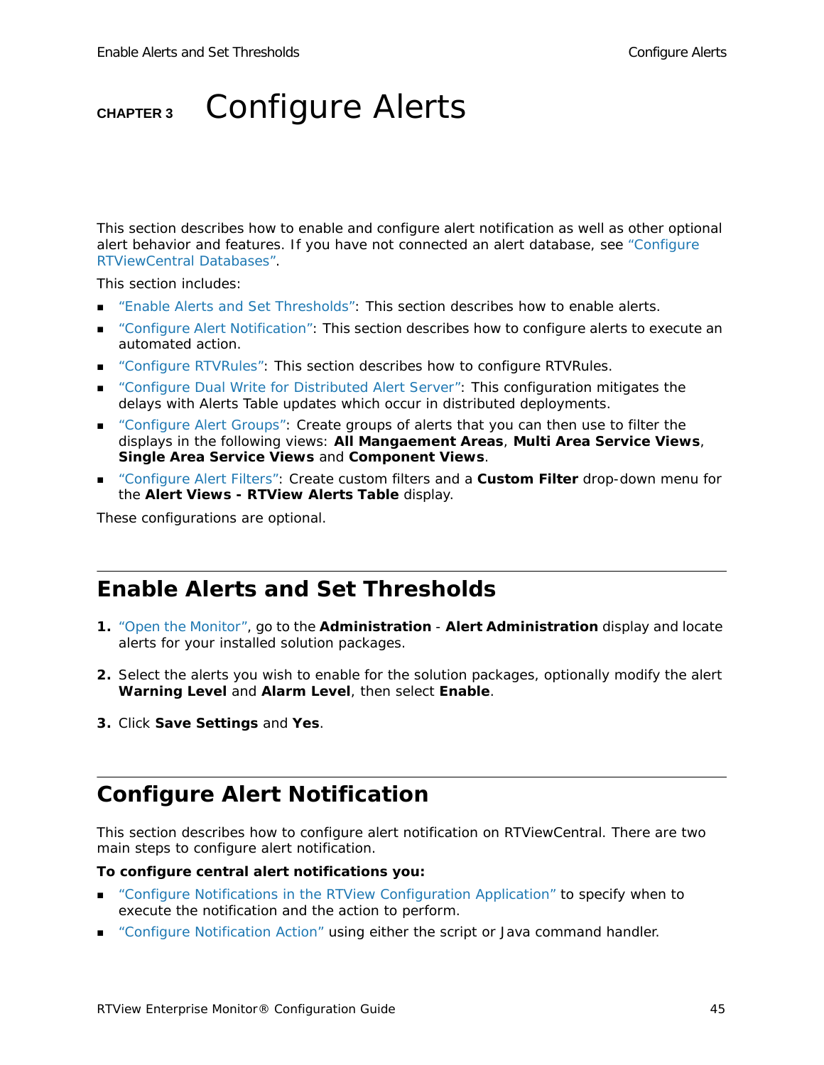# CHAPTER 3 Configure Alerts

This section describes how to enable and configure alert notification as well as other optional alert behavior and features. If you have not connected an alert database, see "Configure RTViewCentral Databases".

This section includes:

- "Enable Alerts and Set Thresholds": This section describes how to enable alerts.
- "Configure Alert Notification": This section describes how to configure alerts to execute an automated action.
- "Configure RTVRules": This section describes how to configure RTVRules.
- "Configure Dual Write for Distributed Alert Server": This configuration mitigates the delays with Alerts Table updates which occur in distributed deployments.
- "Configure Alert Groups": Create groups of alerts that you can then use to filter the displays in the following views: **All Mangaement Areas**, **Multi Area Service Views**, **Single Area Service Views** and **Component Views**.
- "Configure Alert Filters": Create custom filters and a **Custom Filter** drop-down menu for the **Alert Views - RTView Alerts Table** display.

These configurations are optional.

## Enable Alerts and Set Thresholds

1. "Open the Monitor", go to the **Administration** - **Alert Administration** display and locate alerts for your installed solution packages.
2. Select the alerts you wish to enable for the solution packages, optionally modify the alert **Warning Level** and **Alarm Level**, then select **Enable**.
3. Click **Save Settings** and **Yes**.

## Configure Alert Notification

This section describes how to configure alert notification on RTViewCentral. There are two main steps to configure alert notification.

**To configure central alert notifications you:**

- "Configure Notifications in the RTView Configuration Application" to specify when to execute the notification and the action to perform.
- "Configure Notification Action" using either the script or Java command handler.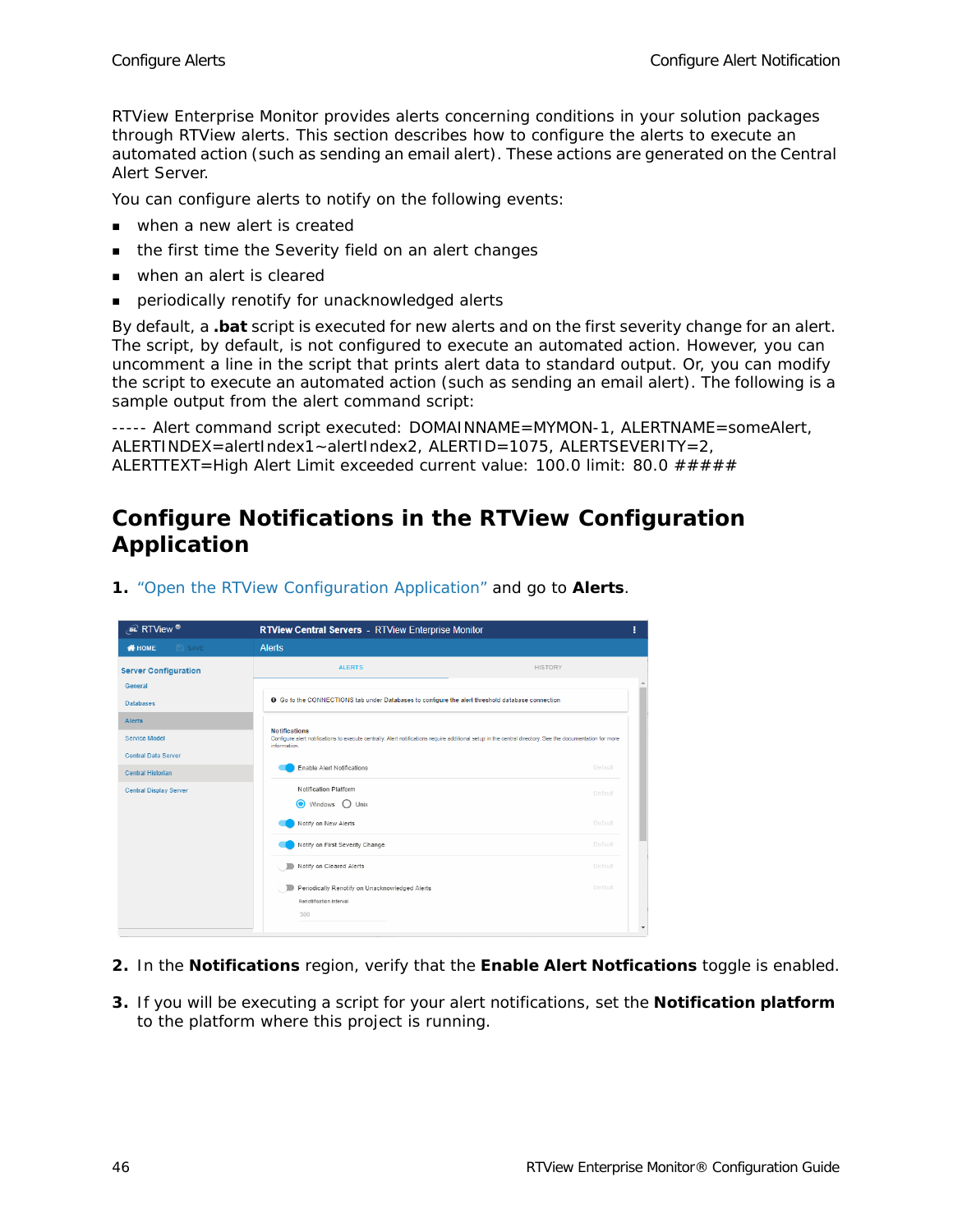RTView Enterprise Monitor provides alerts concerning conditions in your solution packages through RTView alerts. This section describes how to configure the alerts to execute an automated action (such as sending an email alert). These actions are generated on the Central Alert Server.

You can configure alerts to notify on the following events:

- when a new alert is created
- the first time the Severity field on an alert changes
- when an alert is cleared
- periodically renotify for unacknowledged alerts

By default, a **.bat** script is executed for new alerts and on the first severity change for an alert. The script, by default, is not configured to execute an automated action. However, you can uncomment a line in the script that prints alert data to standard output. Or, you can modify the script to execute an automated action (such as sending an email alert). The following is a sample output from the alert command script:

----- Alert command script executed: DOMAINNAME=MYMON-1, ALERTNAME=someAlert, ALERTINDEX=alertIndex1~alertIndex2, ALERTID=1075, ALERTSEVERITY=2, ALERTTEXT=High Alert Limit exceeded current value: 100.0 limit: 80.0 #####

## Configure Notifications in the RTView Configuration Application

1. "Open the RTView Configuration Application" and go to **Alerts**.

2. In the **Notifications** region, verify that the **Enable Alert Notfications** toggle is enabled.

3. If you will be executing a script for your alert notifications, set the **Notification platform** to the platform where this project is running.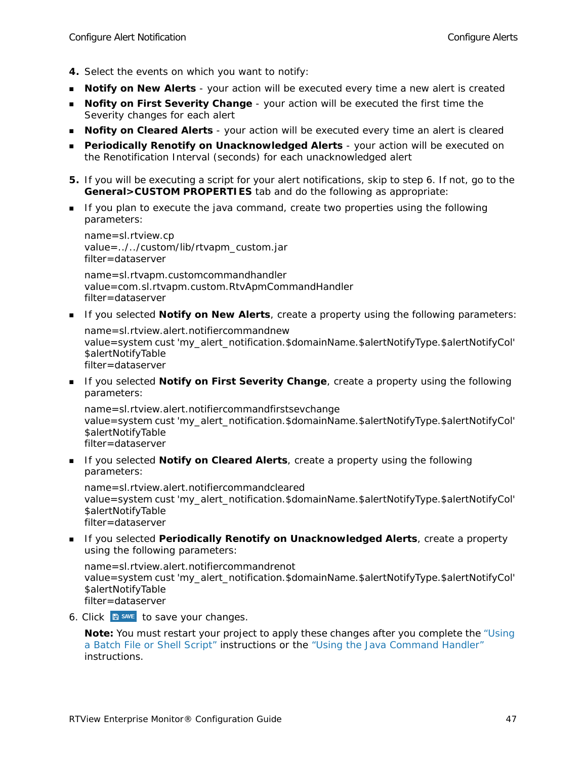4. Select the events on which you want to notify:

- **Notify on New Alerts** - your action will be executed every time a new alert is created
- **Nofity on First Severity Change** - your action will be executed the first time the Severity changes for each alert
- **Nofity on Cleared Alerts** - your action will be executed every time an alert is cleared
- **Periodically Renotify on Unacknowledged Alerts** - your action will be executed on the Renotification Interval (seconds) for each unacknowledged alert

5. If you will be executing a script for your alert notifications, skip to step 6. If not, go to the **General>CUSTOM PROPERTIES** tab and do the following as appropriate:

- If you plan to execute the java command, create two properties using the following parameters:

  name=sl.rtview.cp
  value=../../custom/lib/rtvapm_custom.jar
  filter=dataserver

  name=sl.rtvapm.customcommandhandler
  value=com.sl.rtvapm.custom.RtvApmCommandHandler
  filter=dataserver

- If you selected **Notify on New Alerts**, create a property using the following parameters:

  name=sl.rtview.alert.notifiercommandnew
  value=system cust 'my_alert_notification.$domainName.$alertNotifyType.$alertNotifyCol' $alertNotifyTable
  filter=dataserver

- If you selected **Notify on First Severity Change**, create a property using the following parameters:

  name=sl.rtview.alert.notifiercommandfirstsevchange
  value=system cust 'my_alert_notification.$domainName.$alertNotifyType.$alertNotifyCol' $alertNotifyTable
  filter=dataserver

- If you selected **Notify on Cleared Alerts**, create a property using the following parameters:

  name=sl.rtview.alert.notifiercommandcleared
  value=system cust 'my_alert_notification.$domainName.$alertNotifyType.$alertNotifyCol' $alertNotifyTable
  filter=dataserver

- If you selected **Periodically Renotify on Unacknowledged Alerts**, create a property using the following parameters:

  name=sl.rtview.alert.notifiercommandrenot
  value=system cust 'my_alert_notification.$domainName.$alertNotifyType.$alertNotifyCol' $alertNotifyTable
  filter=dataserver

6. Click SAVE to save your changes.

   **Note:** You must restart your project to apply these changes after you complete the "Using a Batch File or Shell Script" instructions or the "Using the Java Command Handler" instructions.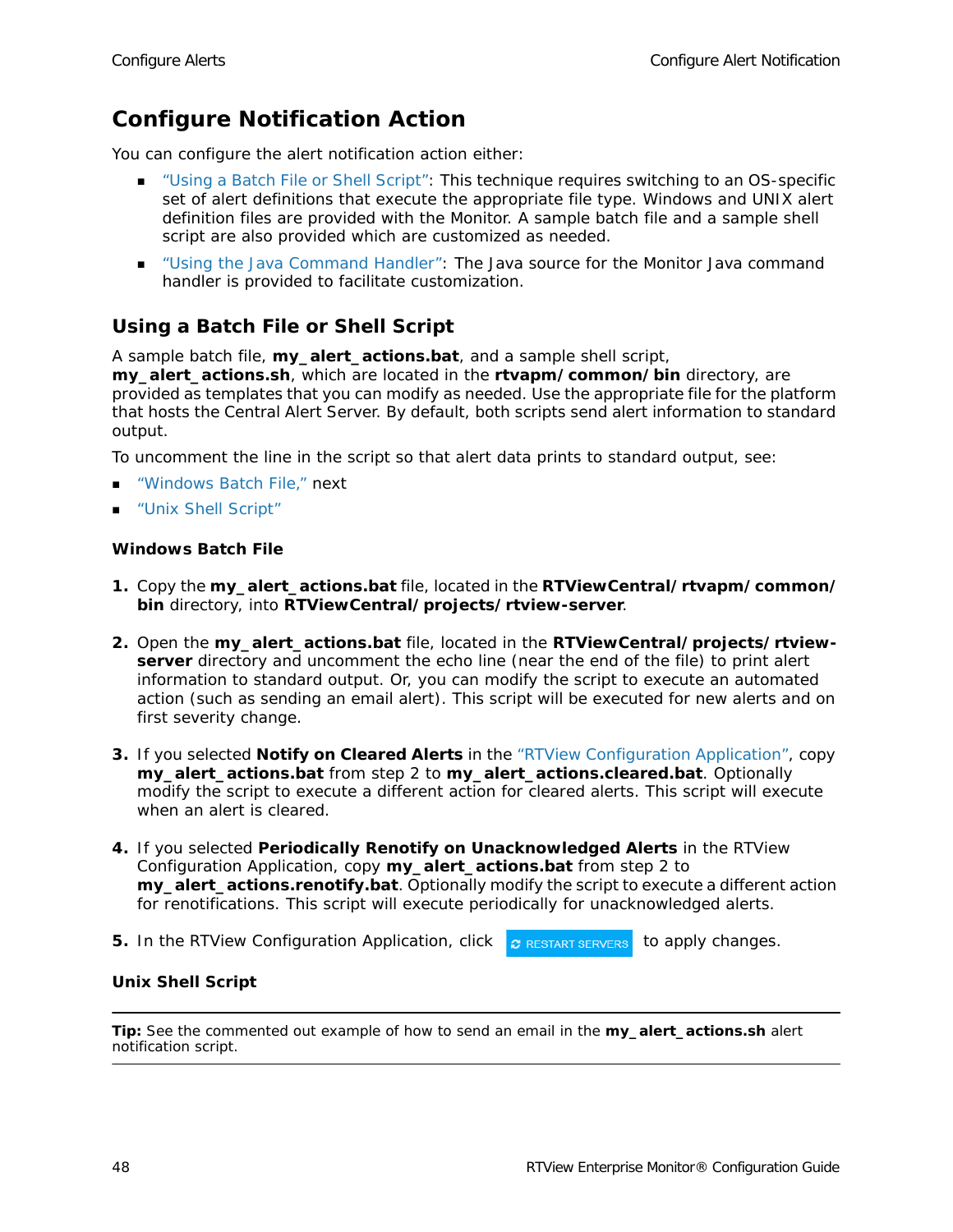## Configure Notification Action

You can configure the alert notification action either:

- "Using a Batch File or Shell Script": This technique requires switching to an OS-specific set of alert definitions that execute the appropriate file type. Windows and UNIX alert definition files are provided with the Monitor. A sample batch file and a sample shell script are also provided which are customized as needed.
- "Using the Java Command Handler": The Java source for the Monitor Java command handler is provided to facilitate customization.

### Using a Batch File or Shell Script

A sample batch file, **my_alert_actions.bat**, and a sample shell script, **my_alert_actions.sh**, which are located in the **rtvapm/common/bin** directory, are provided as templates that you can modify as needed. Use the appropriate file for the platform that hosts the Central Alert Server. By default, both scripts send alert information to standard output.

To uncomment the line in the script so that alert data prints to standard output, see:

- "Windows Batch File," next
- "Unix Shell Script"

#### Windows Batch File

1. Copy the **my_alert_actions.bat** file, located in the **RTViewCentral/rtvapm/common/bin** directory, into **RTViewCentral/projects/rtview-server**.
2. Open the **my_alert_actions.bat** file, located in the **RTViewCentral/projects/rtview-server** directory and uncomment the echo line (near the end of the file) to print alert information to standard output. Or, you can modify the script to execute an automated action (such as sending an email alert). This script will be executed for new alerts and on first severity change.
3. If you selected **Notify on Cleared Alerts** in the "RTView Configuration Application", copy **my_alert_actions.bat** from step 2 to **my_alert_actions.cleared.bat**. Optionally modify the script to execute a different action for cleared alerts. This script will execute when an alert is cleared.
4. If you selected **Periodically Renotify on Unacknowledged Alerts** in the RTView Configuration Application, copy **my_alert_actions.bat** from step 2 to **my_alert_actions.renotify.bat**. Optionally modify the script to execute a different action for renotifications. This script will execute periodically for unacknowledged alerts.
5. In the RTView Configuration Application, click **RESTART SERVERS** to apply changes.

#### Unix Shell Script

---

**Tip:** See the commented out example of how to send an email in the **my_alert_actions.sh** alert notification script.

---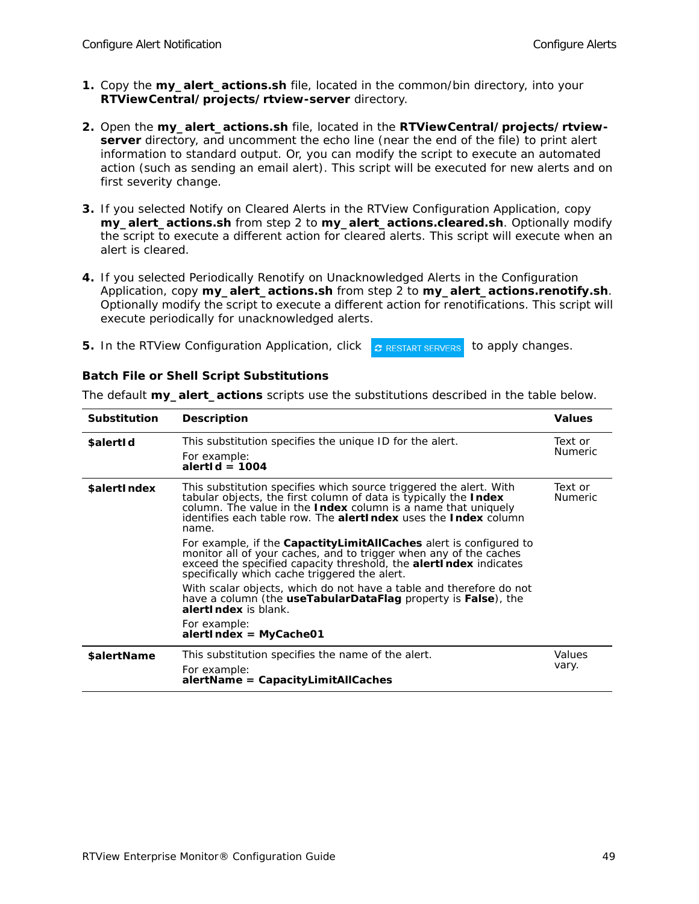1. Copy the **my_alert_actions.sh** file, located in the common/bin directory, into your **RTViewCentral/projects/rtview-server** directory.

2. Open the **my_alert_actions.sh** file, located in the **RTViewCentral/projects/rtview-server** directory, and uncomment the echo line (near the end of the file) to print alert information to standard output. Or, you can modify the script to execute an automated action (such as sending an email alert). This script will be executed for new alerts and on first severity change.

3. If you selected Notify on Cleared Alerts in the RTView Configuration Application, copy **my_alert_actions.sh** from step 2 to **my_alert_actions.cleared.sh**. Optionally modify the script to execute a different action for cleared alerts. This script will execute when an alert is cleared.

4. If you selected Periodically Renotify on Unacknowledged Alerts in the Configuration Application, copy **my_alert_actions.sh** from step 2 to **my_alert_actions.renotify.sh**. Optionally modify the script to execute a different action for renotifications. This script will execute periodically for unacknowledged alerts.

5. In the RTView Configuration Application, click RESTART SERVERS to apply changes.

### Batch File or Shell Script Substitutions

The default **my_alert_actions** scripts use the substitutions described in the table below.

| Substitution | Description | Values |
|---|---|---|
| **$alertId** | This substitution specifies the unique ID for the alert.<br><br>For example:<br>**alertId = 1004** | Text or Numeric |
| **$alertIndex** | This substitution specifies which source triggered the alert. With tabular objects, the first column of data is typically the **Index** column. The value in the **Index** column is a name that uniquely identifies each table row. The **alertIndex** uses the **Index** column name.<br><br>For example, if the **CapactityLimitAllCaches** alert is configured to monitor all of your caches, and to trigger when any of the caches exceed the specified capacity threshold, the **alertIndex** indicates specifically which cache triggered the alert.<br><br>With scalar objects, which do not have a table and therefore do not have a column (the **useTabularDataFlag** property is **False**), the **alertIndex** is blank.<br><br>For example:<br>**alertIndex = MyCache01** | Text or Numeric |
| **$alertName** | This substitution specifies the name of the alert.<br><br>For example:<br>**alertName = CapacityLimitAllCaches** | Values vary. |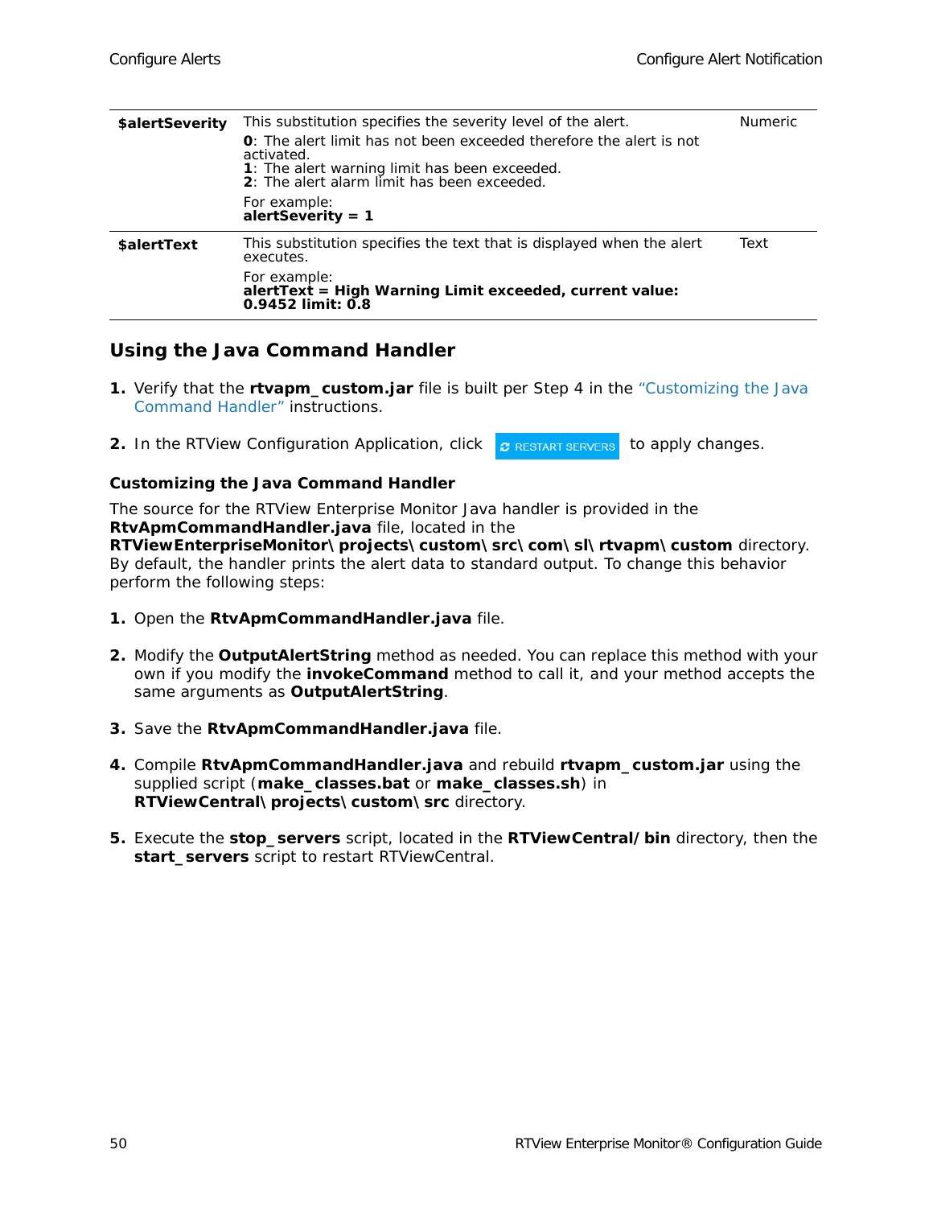| | | |
|---|---|---|
| **$alertSeverity** | This substitution specifies the severity level of the alert.<br>**0**: The alert limit has not been exceeded therefore the alert is not activated.<br>**1**: The alert warning limit has been exceeded.<br>**2**: The alert alarm limit has been exceeded.<br>For example:<br>**alertSeverity = 1** | Numeric |
| **$alertText** | This substitution specifies the text that is displayed when the alert executes.<br>For example:<br>**alertText = High Warning Limit exceeded, current value: 0.9452 limit: 0.8** | Text |

## Using the Java Command Handler

1. Verify that the **rtvapm_custom.jar** file is built per Step 4 in the "Customizing the Java Command Handler" instructions.
2. In the RTView Configuration Application, click RESTART SERVERS to apply changes.

### Customizing the Java Command Handler

The source for the RTView Enterprise Monitor Java handler is provided in the **RtvApmCommandHandler.java** file, located in the **RTViewEnterpriseMonitor\projects\custom\src\com\sl\rtvapm\custom** directory. By default, the handler prints the alert data to standard output. To change this behavior perform the following steps:

1. Open the **RtvApmCommandHandler.java** file.
2. Modify the **OutputAlertString** method as needed. You can replace this method with your own if you modify the **invokeCommand** method to call it, and your method accepts the same arguments as **OutputAlertString**.
3. Save the **RtvApmCommandHandler.java** file.
4. Compile **RtvApmCommandHandler.java** and rebuild **rtvapm_custom.jar** using the supplied script (**make_classes.bat** or **make_classes.sh**) in **RTViewCentral\projects\custom\src** directory.
5. Execute the **stop_servers** script, located in the **RTViewCentral/bin** directory, then the **start_servers** script to restart RTViewCentral.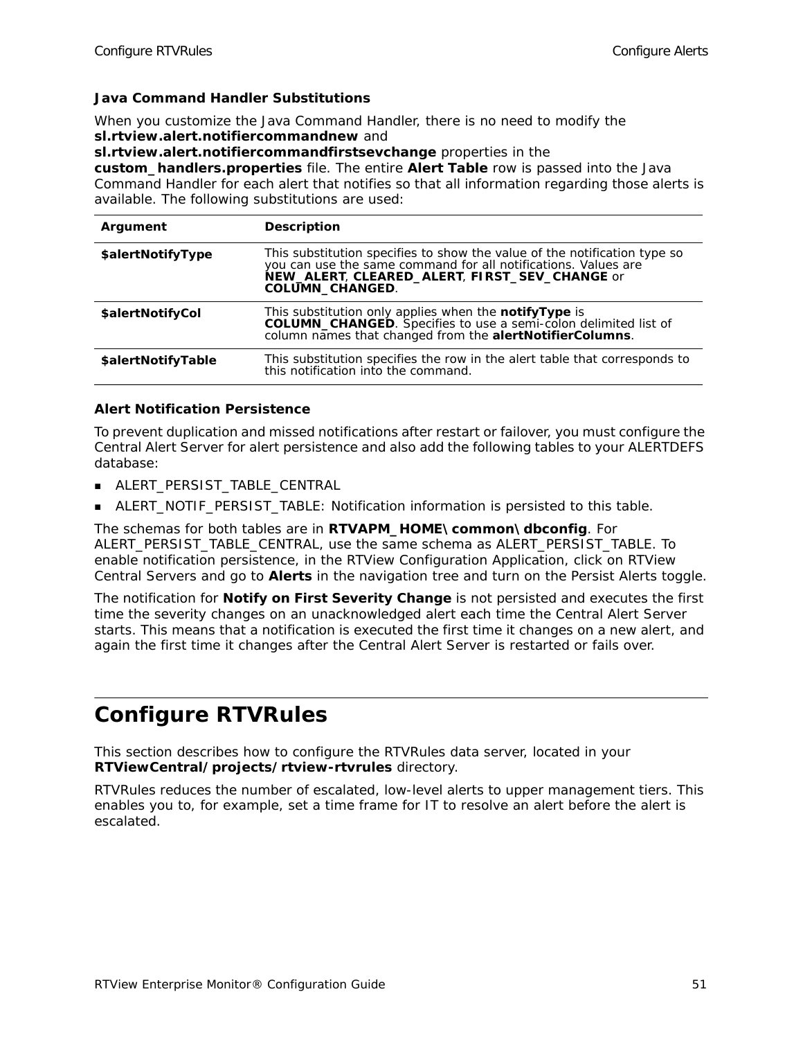### Java Command Handler Substitutions

When you customize the Java Command Handler, there is no need to modify the **sl.rtview.alert.notifiercommandnew** and **sl.rtview.alert.notifiercommandfirstsevchange** properties in the **custom_handlers.properties** file. The entire **Alert Table** row is passed into the Java Command Handler for each alert that notifies so that all information regarding those alerts is available. The following substitutions are used:

| Argument | Description |
|---|---|
| **$alertNotifyType** | This substitution specifies to show the value of the notification type so you can use the same command for all notifications. Values are **NEW_ALERT**, **CLEARED_ALERT**, **FIRST_SEV_CHANGE** or **COLUMN_CHANGED**. |
| **$alertNotifyCol** | This substitution only applies when the **notifyType** is **COLUMN_CHANGED**. Specifies to use a semi-colon delimited list of column names that changed from the **alertNotifierColumns**. |
| **$alertNotifyTable** | This substitution specifies the row in the alert table that corresponds to this notification into the command. |

### Alert Notification Persistence

To prevent duplication and missed notifications after restart or failover, you must configure the Central Alert Server for alert persistence and also add the following tables to your ALERTDEFS database:

- ALERT_PERSIST_TABLE_CENTRAL
- ALERT_NOTIF_PERSIST_TABLE: Notification information is persisted to this table.

The schemas for both tables are in **RTVAPM_HOME\common\dbconfig**. For ALERT_PERSIST_TABLE_CENTRAL, use the same schema as ALERT_PERSIST_TABLE. To enable notification persistence, in the RTView Configuration Application, click on RTView Central Servers and go to **Alerts** in the navigation tree and turn on the Persist Alerts toggle.

The notification for **Notify on First Severity Change** is not persisted and executes the first time the severity changes on an unacknowledged alert each time the Central Alert Server starts. This means that a notification is executed the first time it changes on a new alert, and again the first time it changes after the Central Alert Server is restarted or fails over.

# Configure RTVRules

This section describes how to configure the RTVRules data server, located in your **RTViewCentral/projects/rtview-rtvrules** directory.

RTVRules reduces the number of escalated, low-level alerts to upper management tiers. This enables you to, for example, set a time frame for IT to resolve an alert before the alert is escalated.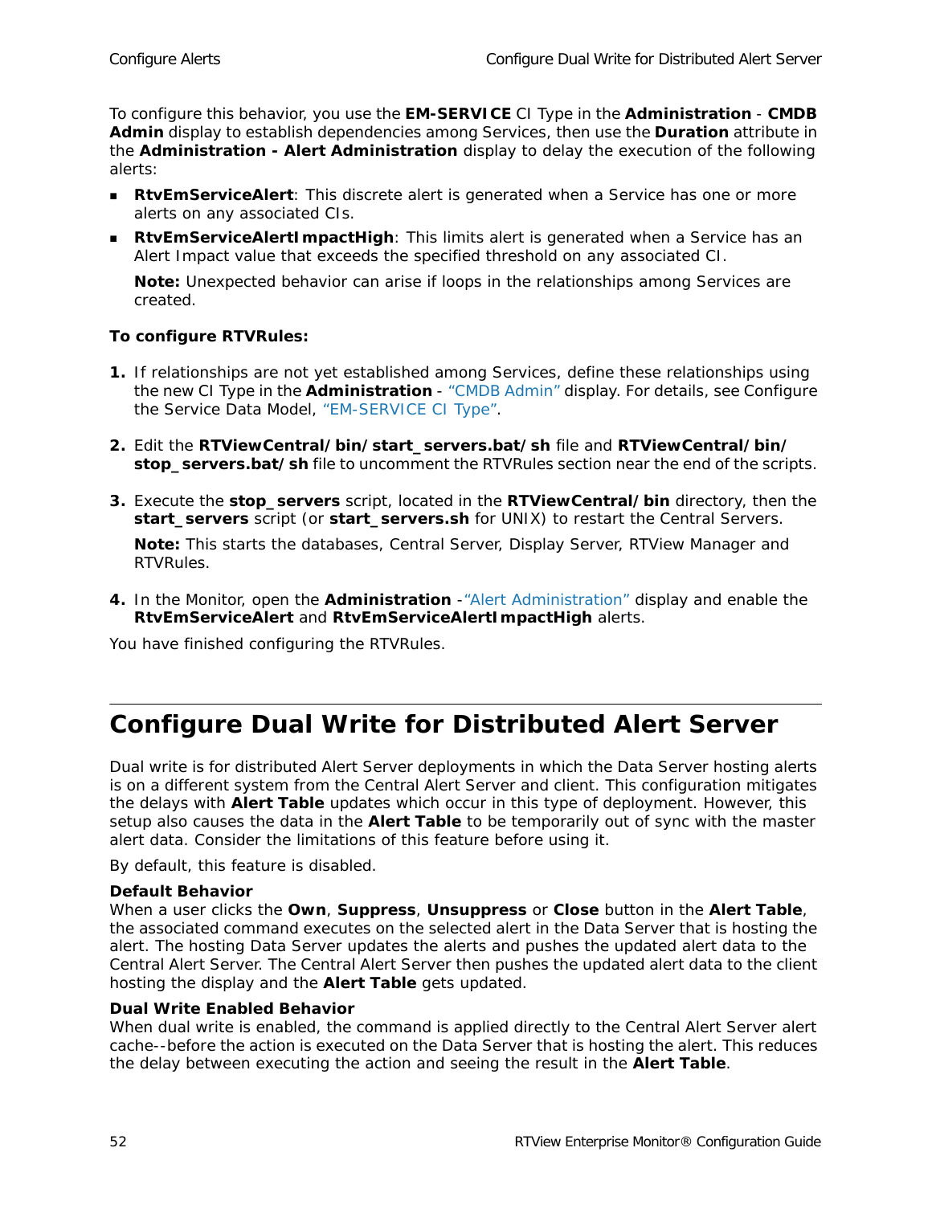To configure this behavior, you use the **EM-SERVICE** CI Type in the **Administration** - **CMDB Admin** display to establish dependencies among Services, then use the **Duration** attribute in the **Administration - Alert Administration** display to delay the execution of the following alerts:

- **RtvEmServiceAlert**: This discrete alert is generated when a Service has one or more alerts on any associated CIs.
- **RtvEmServiceAlertImpactHigh**: This limits alert is generated when a Service has an Alert Impact value that exceeds the specified threshold on any associated CI.

  **Note:** Unexpected behavior can arise if loops in the relationships among Services are created.

**To configure RTVRules:**

1. If relationships are not yet established among Services, define these relationships using the new CI Type in the **Administration** - "CMDB Admin" display. For details, see Configure the Service Data Model, "EM-SERVICE CI Type".

2. Edit the **RTViewCentral/bin/start_servers.bat/sh** file and **RTViewCentral/bin/stop_servers.bat/sh** file to uncomment the RTVRules section near the end of the scripts.

3. Execute the **stop_servers** script, located in the **RTViewCentral/bin** directory, then the **start_servers** script (or **start_servers.sh** for UNIX) to restart the Central Servers.

   **Note:** This starts the databases, Central Server, Display Server, RTView Manager and RTVRules.

4. In the Monitor, open the **Administration** -"Alert Administration" display and enable the **RtvEmServiceAlert** and **RtvEmServiceAlertImpactHigh** alerts.

You have finished configuring the RTVRules.

# Configure Dual Write for Distributed Alert Server

Dual write is for distributed Alert Server deployments in which the Data Server hosting alerts is on a different system from the Central Alert Server and client. This configuration mitigates the delays with **Alert Table** updates which occur in this type of deployment. However, this setup also causes the data in the **Alert Table** to be temporarily out of sync with the master alert data. Consider the limitations of this feature before using it.

By default, this feature is disabled.

**Default Behavior**

When a user clicks the **Own**, **Suppress**, **Unsuppress** or **Close** button in the **Alert Table**, the associated command executes on the selected alert in the Data Server that is hosting the alert. The hosting Data Server updates the alerts and pushes the updated alert data to the Central Alert Server. The Central Alert Server then pushes the updated alert data to the client hosting the display and the **Alert Table** gets updated.

**Dual Write Enabled Behavior**

When dual write is enabled, the command is applied directly to the Central Alert Server alert cache--before the action is executed on the Data Server that is hosting the alert. This reduces the delay between executing the action and seeing the result in the **Alert Table**.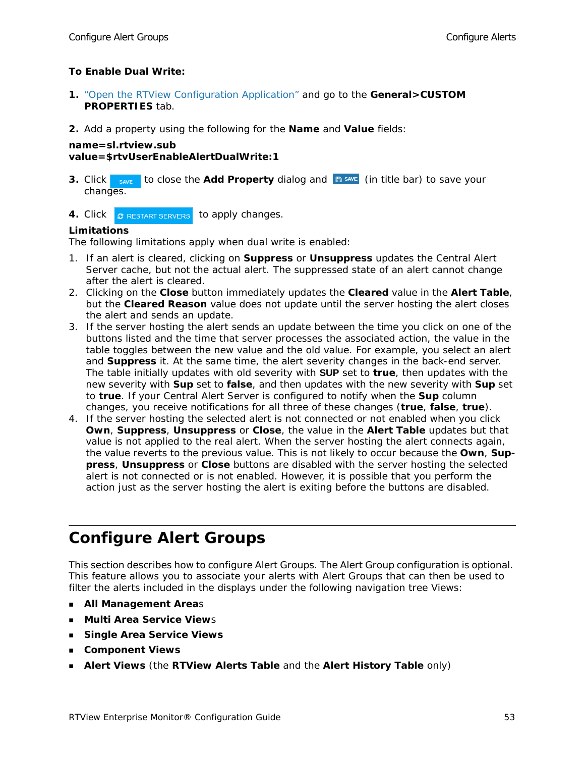**To Enable Dual Write:**

1. "Open the RTView Configuration Application" and go to the **General>CUSTOM PROPERTIES** tab.

2. Add a property using the following for the **Name** and **Value** fields:

**name=sl.rtview.sub**
**value=$rtvUserEnableAlertDualWrite:1**

3. Click SAVE to close the **Add Property** dialog and SAVE (in title bar) to save your changes.

4. Click RESTART SERVERS to apply changes.

**Limitations**
The following limitations apply when dual write is enabled:

1. If an alert is cleared, clicking on **Suppress** or **Unsuppress** updates the Central Alert Server cache, but not the actual alert. The suppressed state of an alert cannot change after the alert is cleared.
2. Clicking on the **Close** button immediately updates the **Cleared** value in the **Alert Table**, but the **Cleared Reason** value does not update until the server hosting the alert closes the alert and sends an update.
3. If the server hosting the alert sends an update between the time you click on one of the buttons listed and the time that server processes the associated action, the value in the table toggles between the new value and the old value. For example, you select an alert and **Suppress** it. At the same time, the alert severity changes in the back-end server. The table initially updates with old severity with **SUP** set to **true**, then updates with the new severity with **Sup** set to **false**, and then updates with the new severity with **Sup** set to **true**. If your Central Alert Server is configured to notify when the **Sup** column changes, you receive notifications for all three of these changes (**true**, **false**, **true**).
4. If the server hosting the selected alert is not connected or not enabled when you click **Own**, **Suppress**, **Unsuppress** or **Close**, the value in the **Alert Table** updates but that value is not applied to the real alert. When the server hosting the alert connects again, the value reverts to the previous value. This is not likely to occur because the **Own**, **Suppress**, **Unsuppress** or **Close** buttons are disabled with the server hosting the selected alert is not connected or is not enabled. However, it is possible that you perform the action just as the server hosting the alert is exiting before the buttons are disabled.

# Configure Alert Groups

This section describes how to configure Alert Groups. The Alert Group configuration is optional. This feature allows you to associate your alerts with Alert Groups that can then be used to filter the alerts included in the displays under the following navigation tree Views:

- **All Management Areas**
- **Multi Area Service Views**
- **Single Area Service Views**
- **Component Views**
- **Alert Views** (the **RTView Alerts Table** and the **Alert History Table** only)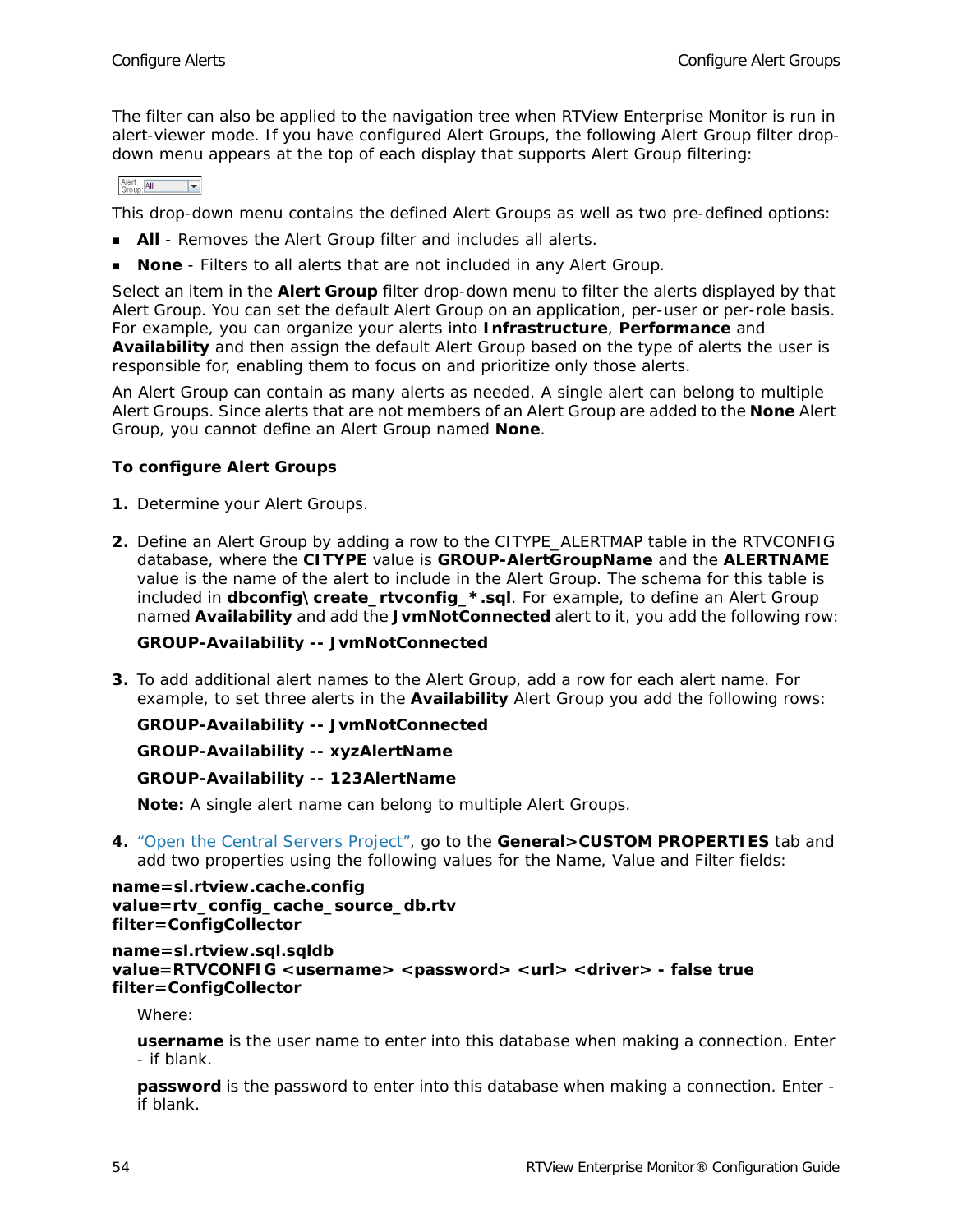The filter can also be applied to the navigation tree when RTView Enterprise Monitor is run in alert-viewer mode. If you have configured Alert Groups, the following Alert Group filter drop-down menu appears at the top of each display that supports Alert Group filtering:

This drop-down menu contains the defined Alert Groups as well as two pre-defined options:

- **All** - Removes the Alert Group filter and includes all alerts.
- **None** - Filters to all alerts that are not included in any Alert Group.

Select an item in the **Alert Group** filter drop-down menu to filter the alerts displayed by that Alert Group. You can set the default Alert Group on an application, per-user or per-role basis. For example, you can organize your alerts into **Infrastructure**, **Performance** and **Availability** and then assign the default Alert Group based on the type of alerts the user is responsible for, enabling them to focus on and prioritize only those alerts.

An Alert Group can contain as many alerts as needed. A single alert can belong to multiple Alert Groups. Since alerts that are not members of an Alert Group are added to the **None** Alert Group, you cannot define an Alert Group named **None**.

**To configure Alert Groups**

1. Determine your Alert Groups.

2. Define an Alert Group by adding a row to the CITYPE_ALERTMAP table in the RTVCONFIG database, where the **CITYPE** value is **GROUP-AlertGroupName** and the **ALERTNAME** value is the name of the alert to include in the Alert Group. The schema for this table is included in **dbconfig\create_rtvconfig_*.sql**. For example, to define an Alert Group named **Availability** and add the **JvmNotConnected** alert to it, you add the following row:

   **GROUP-Availability -- JvmNotConnected**

3. To add additional alert names to the Alert Group, add a row for each alert name. For example, to set three alerts in the **Availability** Alert Group you add the following rows:

   **GROUP-Availability -- JvmNotConnected**

   **GROUP-Availability -- xyzAlertName**

   **GROUP-Availability -- 123AlertName**

   **Note:** A single alert name can belong to multiple Alert Groups.

4. "Open the Central Servers Project", go to the **General>CUSTOM PROPERTIES** tab and add two properties using the following values for the Name, Value and Filter fields:

**name=sl.rtview.cache.config**
**value=rtv_config_cache_source_db.rtv**
**filter=ConfigCollector**

**name=sl.rtview.sql.sqldb**
**value=RTVCONFIG <username> <password> <url> <driver> - false true**
**filter=ConfigCollector**

Where:

**username** is the user name to enter into this database when making a connection. Enter - if blank.

**password** is the password to enter into this database when making a connection. Enter - if blank.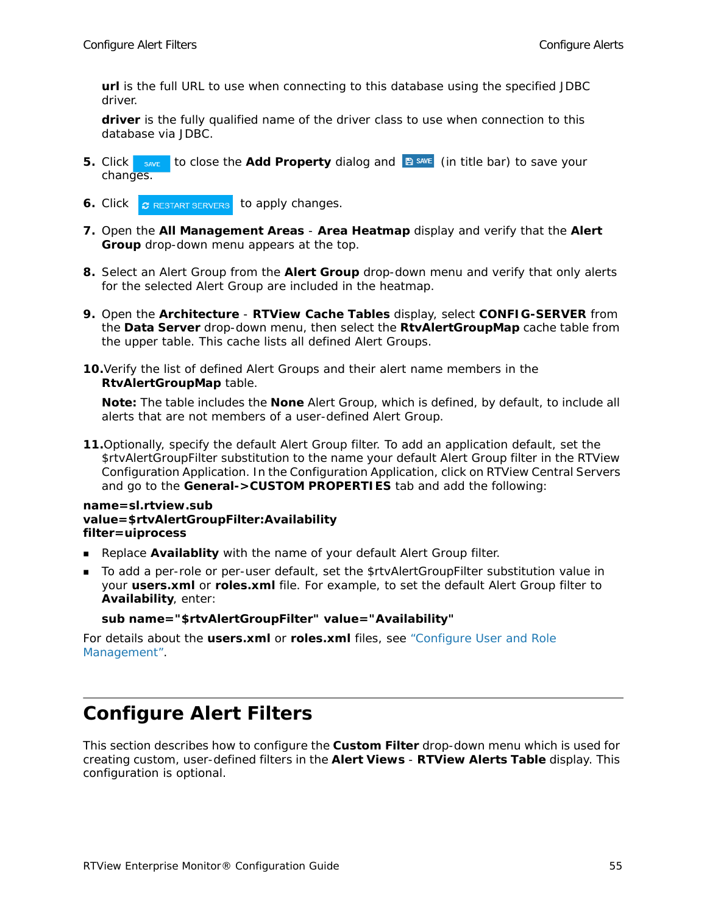**url** is the full URL to use when connecting to this database using the specified JDBC driver.

**driver** is the fully qualified name of the driver class to use when connection to this database via JDBC.

5. Click SAVE to close the **Add Property** dialog and SAVE (in title bar) to save your changes.

6. Click RESTART SERVERS to apply changes.

7. Open the **All Management Areas** - **Area Heatmap** display and verify that the **Alert Group** drop-down menu appears at the top.

8. Select an Alert Group from the **Alert Group** drop-down menu and verify that only alerts for the selected Alert Group are included in the heatmap.

9. Open the **Architecture** - **RTView Cache Tables** display, select **CONFIG-SERVER** from the **Data Server** drop-down menu, then select the **RtvAlertGroupMap** cache table from the upper table. This cache lists all defined Alert Groups.

10. Verify the list of defined Alert Groups and their alert name members in the **RtvAlertGroupMap** table.

    **Note:** The table includes the **None** Alert Group, which is defined, by default, to include all alerts that are not members of a user-defined Alert Group.

11. Optionally, specify the default Alert Group filter. To add an application default, set the $rtvAlertGroupFilter substitution to the name your default Alert Group filter in the RTView Configuration Application. In the Configuration Application, click on RTView Central Servers and go to the **General->CUSTOM PROPERTIES** tab and add the following:

**name=sl.rtview.sub**
**value=$rtvAlertGroupFilter:Availability**
**filter=uiprocess**

- Replace **Availablity** with the name of your default Alert Group filter.
- To add a per-role or per-user default, set the $rtvAlertGroupFilter substitution value in your **users.xml** or **roles.xml** file. For example, to set the default Alert Group filter to **Availability**, enter:

  **sub name="$rtvAlertGroupFilter" value="Availability"**

For details about the **users.xml** or **roles.xml** files, see "Configure User and Role Management".

# Configure Alert Filters

This section describes how to configure the **Custom Filter** drop-down menu which is used for creating custom, user-defined filters in the **Alert Views** - **RTView Alerts Table** display. This configuration is optional.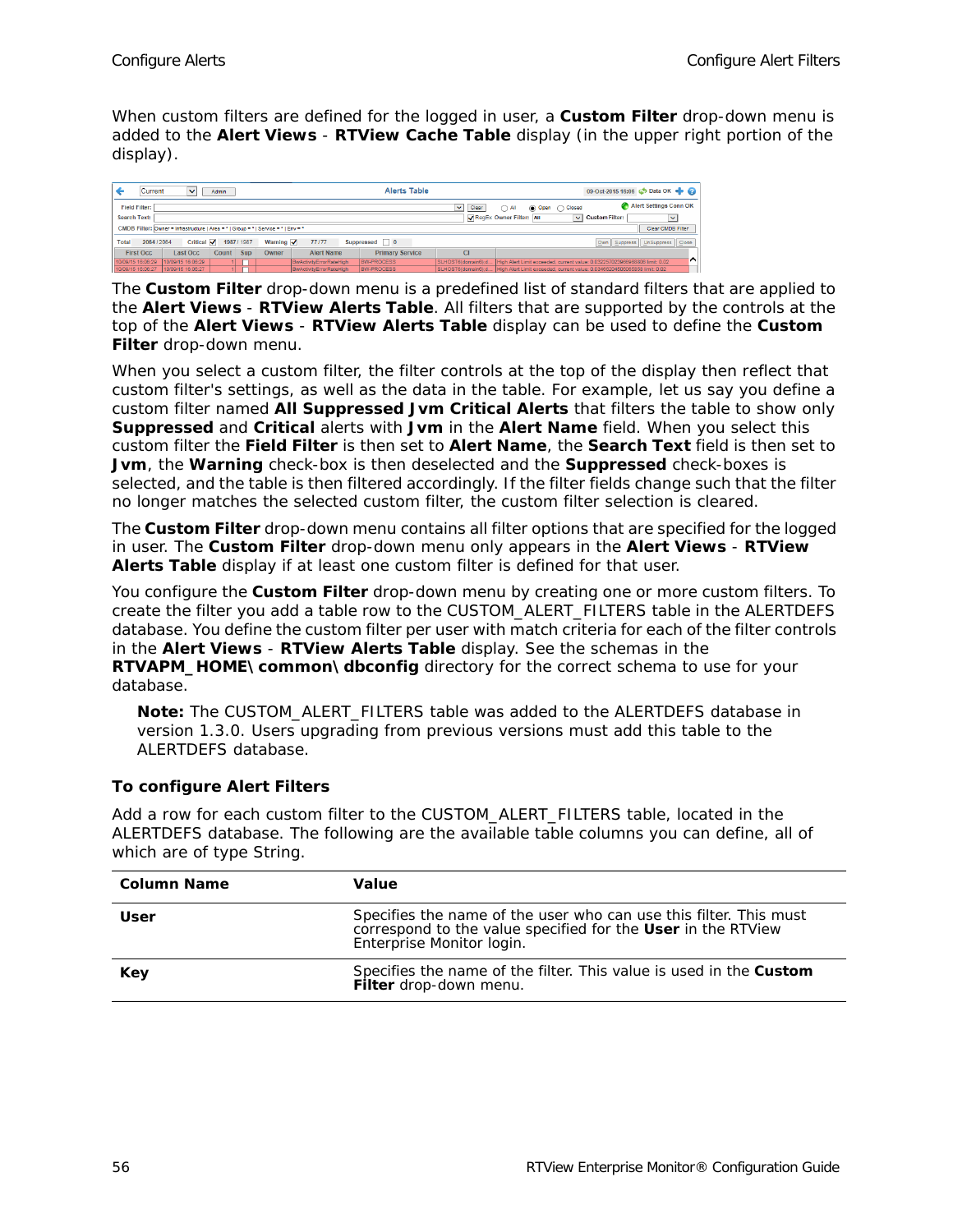When custom filters are defined for the logged in user, a **Custom Filter** drop-down menu is added to the **Alert Views** - **RTView Cache Table** display (in the upper right portion of the display).

The **Custom Filter** drop-down menu is a predefined list of standard filters that are applied to the **Alert Views** - **RTView Alerts Table**. All filters that are supported by the controls at the top of the **Alert Views** - **RTView Alerts Table** display can be used to define the **Custom Filter** drop-down menu.

When you select a custom filter, the filter controls at the top of the display then reflect that custom filter's settings, as well as the data in the table. For example, let us say you define a custom filter named **All Suppressed Jvm Critical Alerts** that filters the table to show only **Suppressed** and **Critical** alerts with **Jvm** in the **Alert Name** field. When you select this custom filter the **Field Filter** is then set to **Alert Name**, the **Search Text** field is then set to **Jvm**, the **Warning** check-box is then deselected and the **Suppressed** check-boxes is selected, and the table is then filtered accordingly. If the filter fields change such that the filter no longer matches the selected custom filter, the custom filter selection is cleared.

The **Custom Filter** drop-down menu contains all filter options that are specified for the logged in user. The **Custom Filter** drop-down menu only appears in the **Alert Views** - **RTView Alerts Table** display if at least one custom filter is defined for that user.

You configure the **Custom Filter** drop-down menu by creating one or more custom filters. To create the filter you add a table row to the CUSTOM_ALERT_FILTERS table in the ALERTDEFS database. You define the custom filter per user with match criteria for each of the filter controls in the **Alert Views** - **RTView Alerts Table** display. See the schemas in the **RTVAPM_HOME\common\dbconfig** directory for the correct schema to use for your database.

> **Note:** The CUSTOM_ALERT_FILTERS table was added to the ALERTDEFS database in version 1.3.0. Users upgrading from previous versions must add this table to the ALERTDEFS database.

### To configure Alert Filters

Add a row for each custom filter to the CUSTOM_ALERT_FILTERS table, located in the ALERTDEFS database. The following are the available table columns you can define, all of which are of type String.

| Column Name | Value |
|---|---|
| **User** | Specifies the name of the user who can use this filter. This must correspond to the value specified for the **User** in the RTView Enterprise Monitor login. |
| **Key** | Specifies the name of the filter. This value is used in the **Custom Filter** drop-down menu. |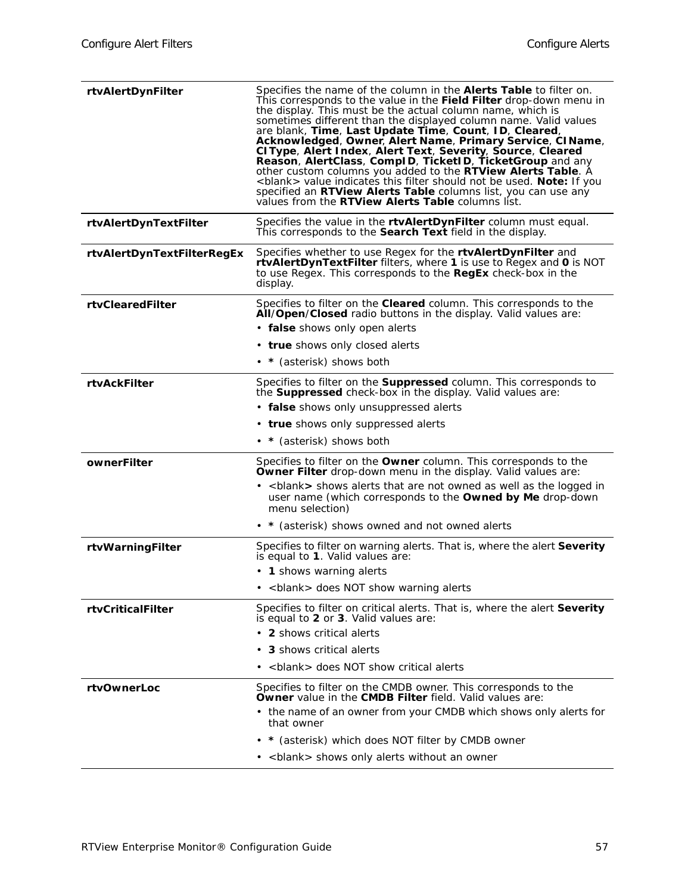| | |
|---|---|
| **rtvAlertDynFilter** | Specifies the name of the column in the **Alerts Table** to filter on. This corresponds to the value in the **Field Filter** drop-down menu in the display. This must be the actual column name, which is sometimes different than the displayed column name. Valid values are blank, **Time**, **Last Update Time**, **Count**, **ID**, **Cleared**, **Acknowledged**, **Owner**, **Alert Name**, **Primary Service**, **CIName**, **CIType**, **Alert Index**, **Alert Text**, **Severity**, **Source**, **Cleared Reason**, **AlertClass**, **CompID**, **TicketID**, **TicketGroup** and any other custom columns you added to the **RTView Alerts Table**. A <blank> value indicates this filter should not be used. **Note:** If you specified an **RTView Alerts Table** columns list, you can use any values from the **RTView Alerts Table** columns list. |
| **rtvAlertDynTextFilter** | Specifies the value in the **rtvAlertDynFilter** column must equal. This corresponds to the **Search Text** field in the display. |
| **rtvAlertDynTextFilterRegEx** | Specifies whether to use Regex for the **rtvAlertDynFilter** and **rtvAlertDynTextFilter** filters, where **1** is use to Regex and **0** is NOT to use Regex. This corresponds to the **RegEx** check-box in the display. |
| **rtvClearedFilter** | Specifies to filter on the **Cleared** column. This corresponds to the **All**/**Open**/**Closed** radio buttons in the display. Valid values are:<br>• **false** shows only open alerts<br>• **true** shows only closed alerts<br>• **\*** (asterisk) shows both |
| **rtvAckFilter** | Specifies to filter on the **Suppressed** column. This corresponds to the **Suppressed** check-box in the display. Valid values are:<br>• **false** shows only unsuppressed alerts<br>• **true** shows only suppressed alerts<br>• **\*** (asterisk) shows both |
| **ownerFilter** | Specifies to filter on the **Owner** column. This corresponds to the **Owner Filter** drop-down menu in the display. Valid values are:<br>• <blank**>** shows alerts that are not owned as well as the logged in user name (which corresponds to the **Owned by Me** drop-down menu selection)<br>• **\*** (asterisk) shows owned and not owned alerts |
| **rtvWarningFilter** | Specifies to filter on warning alerts. That is, where the alert **Severity** is equal to **1**. Valid values are:<br>• **1** shows warning alerts<br>• <blank> does NOT show warning alerts |
| **rtvCriticalFilter** | Specifies to filter on critical alerts. That is, where the alert **Severity** is equal to **2** or **3**. Valid values are:<br>• **2** shows critical alerts<br>• **3** shows critical alerts<br>• <blank> does NOT show critical alerts |
| **rtvOwnerLoc** | Specifies to filter on the CMDB owner. This corresponds to the **Owner** value in the **CMDB Filter** field. Valid values are:<br>• the name of an owner from your CMDB which shows only alerts for that owner<br>• **\*** (asterisk) which does NOT filter by CMDB owner<br>• <blank> shows only alerts without an owner |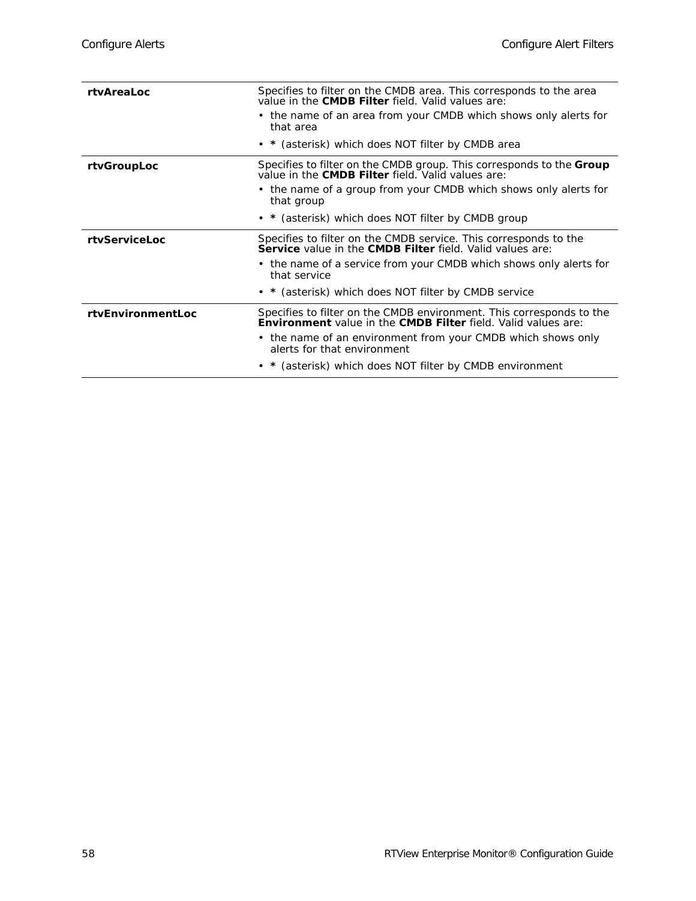| | |
|---|---|
| **rtvAreaLoc** | Specifies to filter on the CMDB area. This corresponds to the area value in the **CMDB Filter** field. Valid values are:<br>• the name of an area from your CMDB which shows only alerts for that area<br>• **\*** (asterisk) which does NOT filter by CMDB area |
| **rtvGroupLoc** | Specifies to filter on the CMDB group. This corresponds to the **Group** value in the **CMDB Filter** field. Valid values are:<br>• the name of a group from your CMDB which shows only alerts for that group<br>• **\*** (asterisk) which does NOT filter by CMDB group |
| **rtvServiceLoc** | Specifies to filter on the CMDB service. This corresponds to the **Service** value in the **CMDB Filter** field. Valid values are:<br>• the name of a service from your CMDB which shows only alerts for that service<br>• **\*** (asterisk) which does NOT filter by CMDB service |
| **rtvEnvironmentLoc** | Specifies to filter on the CMDB environment. This corresponds to the **Environment** value in the **CMDB Filter** field. Valid values are:<br>• the name of an environment from your CMDB which shows only alerts for that environment<br>• **\*** (asterisk) which does NOT filter by CMDB environment |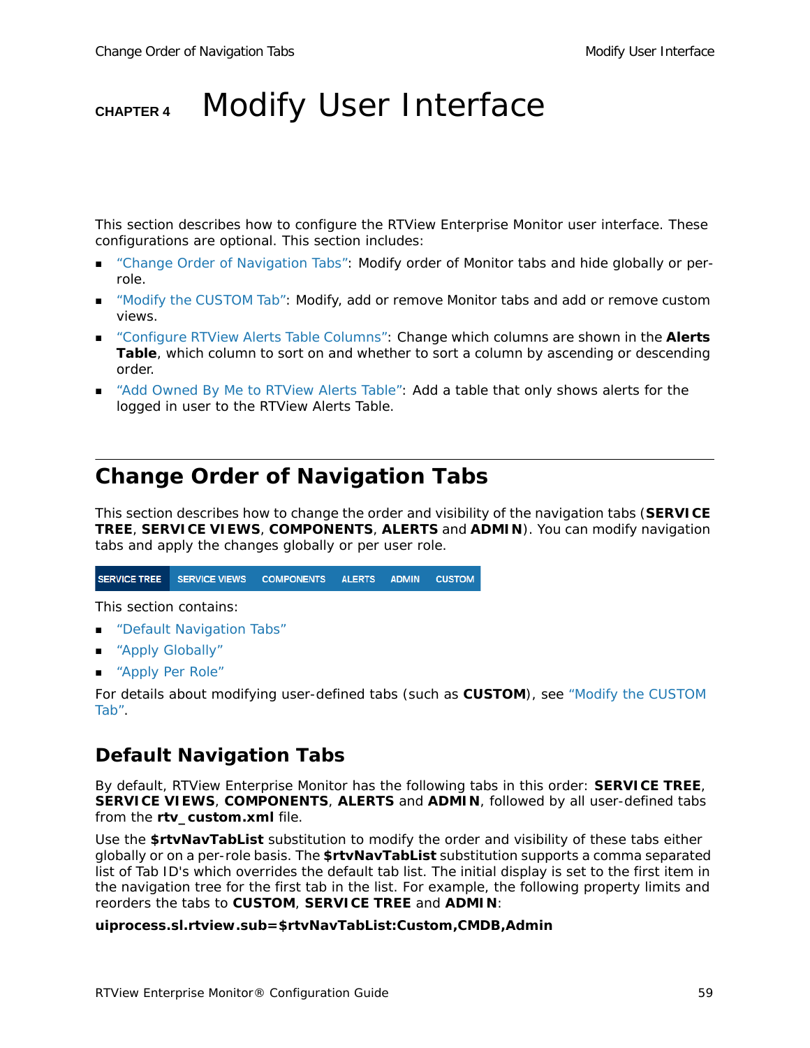# CHAPTER 4 Modify User Interface

This section describes how to configure the RTView Enterprise Monitor user interface. These configurations are optional. This section includes:

- "Change Order of Navigation Tabs": Modify order of Monitor tabs and hide globally or per-role.
- "Modify the CUSTOM Tab": Modify, add or remove Monitor tabs and add or remove custom views.
- "Configure RTView Alerts Table Columns": Change which columns are shown in the **Alerts Table**, which column to sort on and whether to sort a column by ascending or descending order.
- "Add Owned By Me to RTView Alerts Table": Add a table that only shows alerts for the logged in user to the RTView Alerts Table.

## Change Order of Navigation Tabs

This section describes how to change the order and visibility of the navigation tabs (**SERVICE TREE**, **SERVICE VIEWS**, **COMPONENTS**, **ALERTS** and **ADMIN**). You can modify navigation tabs and apply the changes globally or per user role.

SERVICE TREE | SERVICE VIEWS | COMPONENTS | ALERTS | ADMIN | CUSTOM

This section contains:

- "Default Navigation Tabs"
- "Apply Globally"
- "Apply Per Role"

For details about modifying user-defined tabs (such as **CUSTOM**), see "Modify the CUSTOM Tab".

### Default Navigation Tabs

By default, RTView Enterprise Monitor has the following tabs in this order: **SERVICE TREE**, **SERVICE VIEWS**, **COMPONENTS**, **ALERTS** and **ADMIN**, followed by all user-defined tabs from the **rtv_custom.xml** file.

Use the **$rtvNavTabList** substitution to modify the order and visibility of these tabs either globally or on a per-role basis. The **$rtvNavTabList** substitution supports a comma separated list of Tab ID's which overrides the default tab list. The initial display is set to the first item in the navigation tree for the first tab in the list. For example, the following property limits and reorders the tabs to **CUSTOM**, **SERVICE TREE** and **ADMIN**:

**uiprocess.sl.rtview.sub=$rtvNavTabList:Custom,CMDB,Admin**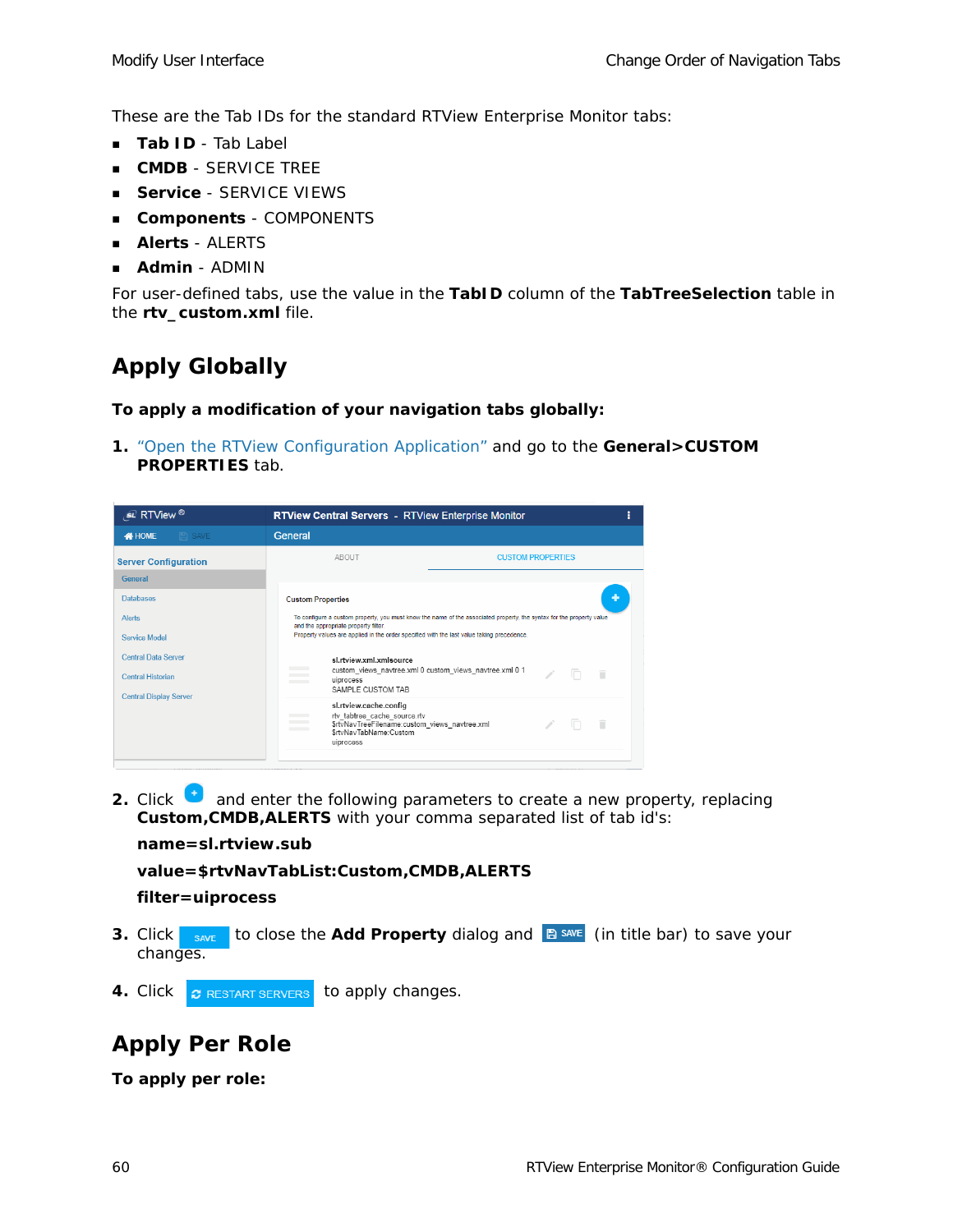These are the Tab IDs for the standard RTView Enterprise Monitor tabs:

- **Tab ID** - Tab Label
- **CMDB** - SERVICE TREE
- **Service** - SERVICE VIEWS
- **Components** - COMPONENTS
- **Alerts** - ALERTS
- **Admin** - ADMIN

For user-defined tabs, use the value in the **TabID** column of the **TabTreeSelection** table in the **rtv_custom.xml** file.

## Apply Globally

**To apply a modification of your navigation tabs globally:**

1. "Open the RTView Configuration Application" and go to the **General>CUSTOM PROPERTIES** tab.

2. Click and enter the following parameters to create a new property, replacing **Custom,CMDB,ALERTS** with your comma separated list of tab id's:

   **name=sl.rtview.sub**

   **value=$rtvNavTabList:Custom,CMDB,ALERTS**

   **filter=uiprocess**

3. Click SAVE to close the **Add Property** dialog and SAVE (in title bar) to save your changes.

4. Click RESTART SERVERS to apply changes.

## Apply Per Role

**To apply per role:**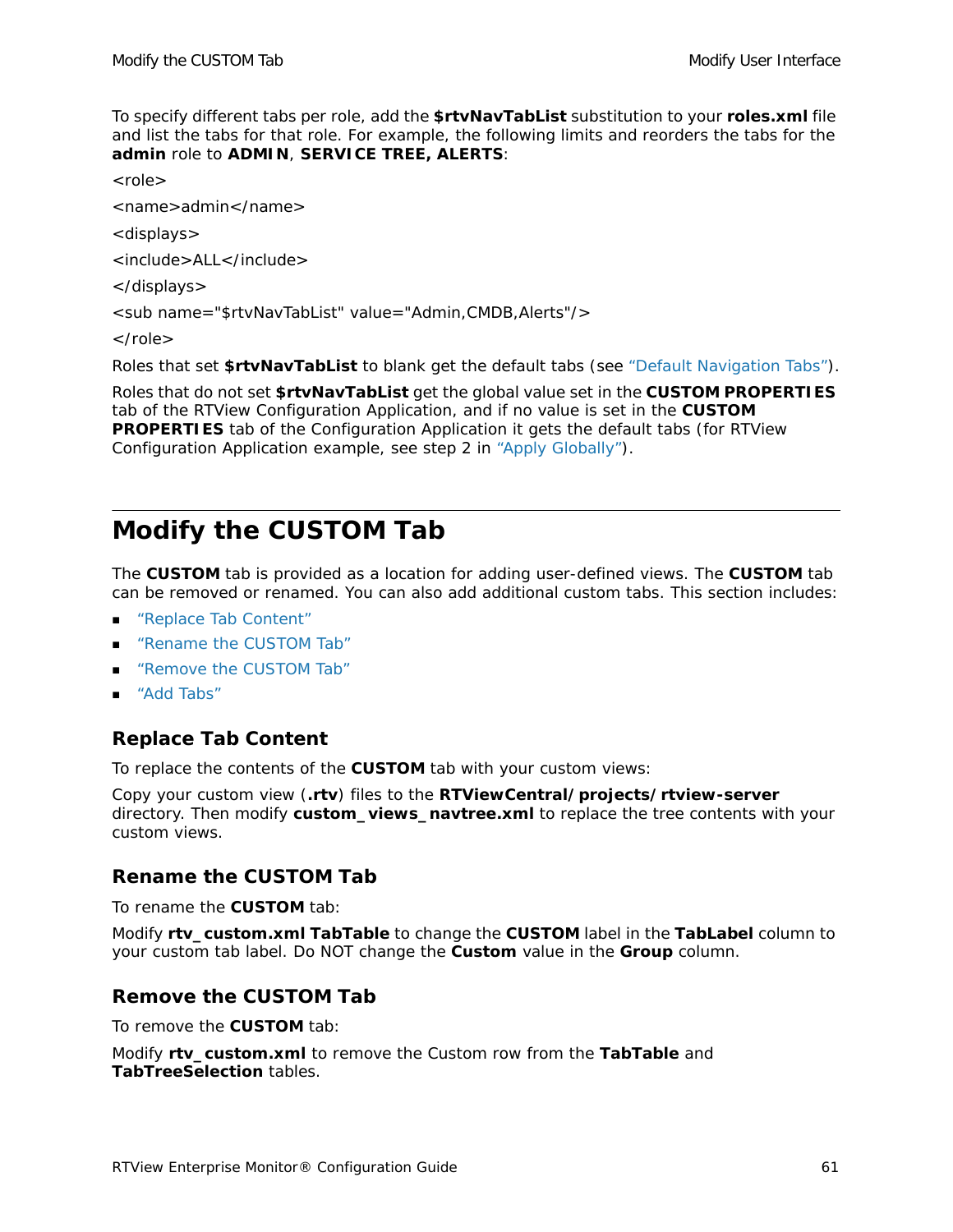To specify different tabs per role, add the **$rtvNavTabList** substitution to your **roles.xml** file and list the tabs for that role. For example, the following limits and reorders the tabs for the **admin** role to **ADMIN**, **SERVICE TREE, ALERTS**:

```
<role>
<name>admin</name>
<displays>
<include>ALL</include>
</displays>
<sub name="$rtvNavTabList" value="Admin,CMDB,Alerts"/>
</role>
```

Roles that set **$rtvNavTabList** to blank get the default tabs (see "Default Navigation Tabs").

Roles that do not set **$rtvNavTabList** get the global value set in the **CUSTOM PROPERTIES** tab of the RTView Configuration Application, and if no value is set in the **CUSTOM PROPERTIES** tab of the Configuration Application it gets the default tabs (for RTView Configuration Application example, see step 2 in "Apply Globally").

# Modify the CUSTOM Tab

The **CUSTOM** tab is provided as a location for adding user-defined views. The **CUSTOM** tab can be removed or renamed. You can also add additional custom tabs. This section includes:

- "Replace Tab Content"
- "Rename the CUSTOM Tab"
- "Remove the CUSTOM Tab"
- "Add Tabs"

## Replace Tab Content

To replace the contents of the **CUSTOM** tab with your custom views:

Copy your custom view (**.rtv**) files to the **RTViewCentral/projects/rtview-server** directory. Then modify **custom_views_navtree.xml** to replace the tree contents with your custom views.

## Rename the CUSTOM Tab

To rename the **CUSTOM** tab:

Modify **rtv_custom.xml TabTable** to change the **CUSTOM** label in the **TabLabel** column to your custom tab label. Do NOT change the **Custom** value in the **Group** column.

## Remove the CUSTOM Tab

To remove the **CUSTOM** tab:

Modify **rtv_custom.xml** to remove the Custom row from the **TabTable** and **TabTreeSelection** tables.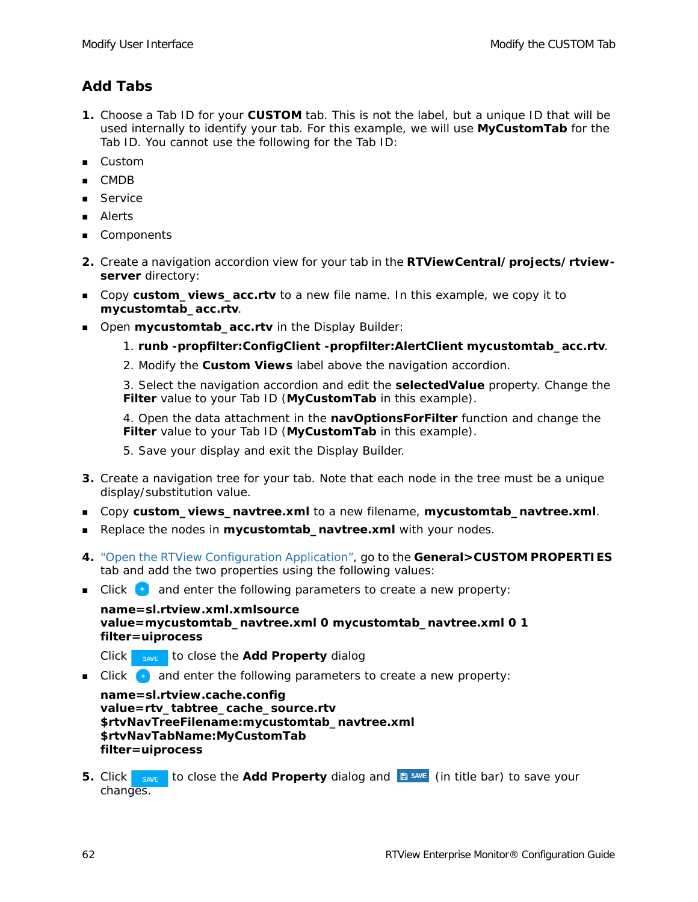## Add Tabs

**1.** Choose a Tab ID for your **CUSTOM** tab. This is not the label, but a unique ID that will be used internally to identify your tab. For this example, we will use **MyCustomTab** for the Tab ID. You cannot use the following for the Tab ID:

- Custom
- CMDB
- Service
- Alerts
- Components

**2.** Create a navigation accordion view for your tab in the **RTViewCentral/projects/rtview-server** directory:

- Copy **custom_views_acc.rtv** to a new file name. In this example, we copy it to **mycustomtab_acc.rtv**.
- Open **mycustomtab_acc.rtv** in the Display Builder:

  1. **runb -propfilter:ConfigClient -propfilter:AlertClient mycustomtab_acc.rtv**.

  2. Modify the **Custom Views** label above the navigation accordion.

  3. Select the navigation accordion and edit the **selectedValue** property. Change the **Filter** value to your Tab ID (**MyCustomTab** in this example).

  4. Open the data attachment in the **navOptionsForFilter** function and change the **Filter** value to your Tab ID (**MyCustomTab** in this example).

  5. Save your display and exit the Display Builder.

**3.** Create a navigation tree for your tab. Note that each node in the tree must be a unique display/substitution value.

- Copy **custom_views_navtree.xml** to a new filename, **mycustomtab_navtree.xml**.
- Replace the nodes in **mycustomtab_navtree.xml** with your nodes.

**4.** "Open the RTView Configuration Application", go to the **General>CUSTOM PROPERTIES** tab and add the two properties using the following values:

- Click (+) and enter the following parameters to create a new property:

  **name=sl.rtview.xml.xmlsource**
  **value=mycustomtab_navtree.xml 0 mycustomtab_navtree.xml 0 1**
  **filter=uiprocess**

  Click SAVE to close the **Add Property** dialog

- Click (+) and enter the following parameters to create a new property:

  **name=sl.rtview.cache.config**
  **value=rtv_tabtree_cache_source.rtv**
  **$rtvNavTreeFilename:mycustomtab_navtree.xml**
  **$rtvNavTabName:MyCustomTab**
  **filter=uiprocess**

**5.** Click SAVE to close the **Add Property** dialog and SAVE (in title bar) to save your changes.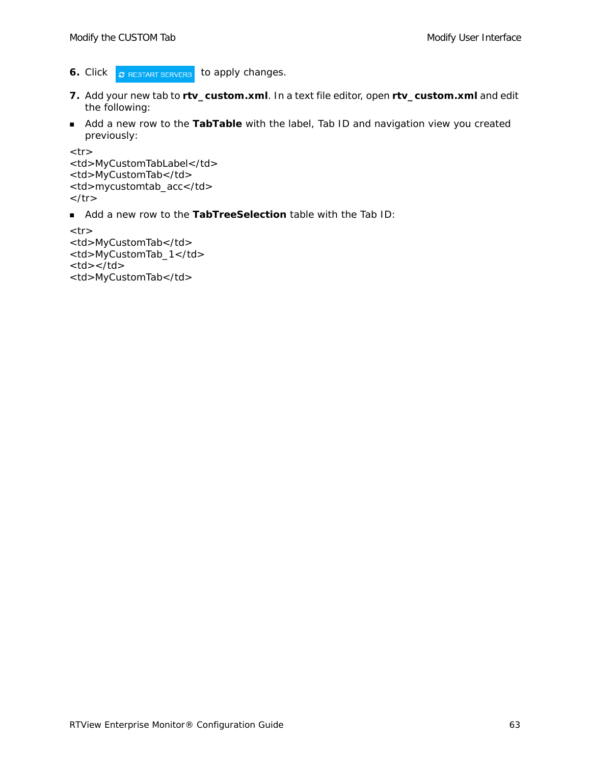6. Click RESTART SERVERS to apply changes.

7. Add your new tab to **rtv_custom.xml**. In a text file editor, open **rtv_custom.xml** and edit the following:

- Add a new row to the **TabTable** with the label, Tab ID and navigation view you created previously:

```
<tr>
<td>MyCustomTabLabel</td>
<td>MyCustomTab</td>
<td>mycustomtab_acc</td>
</tr>
```

- Add a new row to the **TabTreeSelection** table with the Tab ID:

```
<tr>
<td>MyCustomTab</td>
<td>MyCustomTab_1</td>
<td></td>
<td>MyCustomTab</td>
```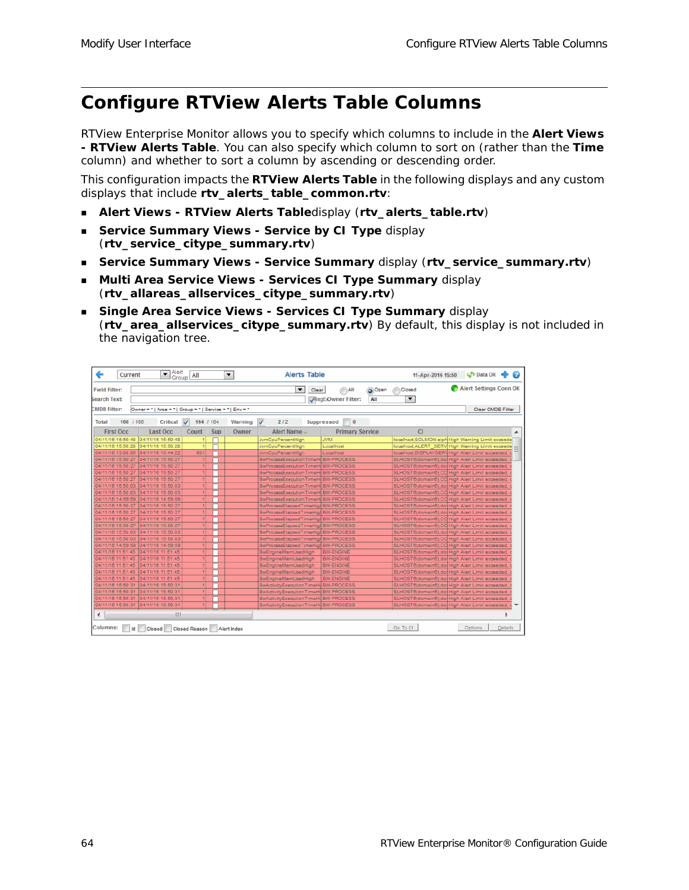# Configure RTView Alerts Table Columns

RTView Enterprise Monitor allows you to specify which columns to include in the **Alert Views - RTView Alerts Table**. You can also specify which column to sort on (rather than the **Time** column) and whether to sort a column by ascending or descending order.

This configuration impacts the **RTView Alerts Table** in the following displays and any custom displays that include **rtv_alerts_table_common.rtv**:

- **Alert Views - RTView Alerts Table**display (**rtv_alerts_table.rtv**)
- **Service Summary Views - Service by CI Type** display (**rtv_service_citype_summary.rtv**)
- **Service Summary Views - Service Summary** display (**rtv_service_summary.rtv**)
- **Multi Area Service Views - Services CI Type Summary** display (**rtv_allareas_allservices_citype_summary.rtv**)
- **Single Area Service Views - Services CI Type Summary** display (**rtv_area_allservices_citype_summary.rtv**) By default, this display is not included in the navigation tree.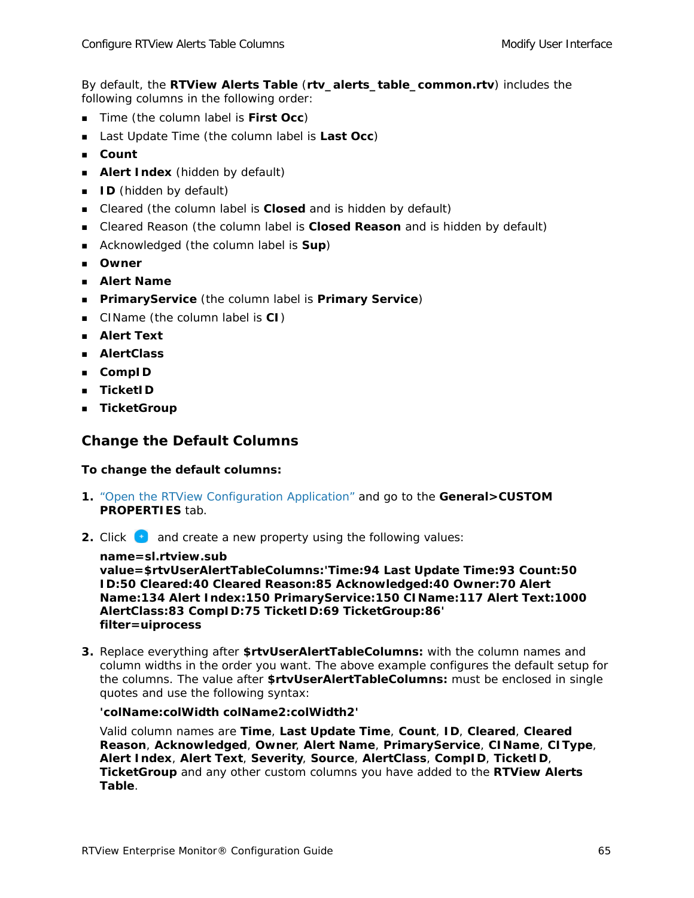By default, the **RTView Alerts Table** (**rtv_alerts_table_common.rtv**) includes the following columns in the following order:

- Time (the column label is **First Occ**)
- Last Update Time (the column label is **Last Occ**)
- **Count**
- **Alert Index** (hidden by default)
- **ID** (hidden by default)
- Cleared (the column label is **Closed** and is hidden by default)
- Cleared Reason (the column label is **Closed Reason** and is hidden by default)
- Acknowledged (the column label is **Sup**)
- **Owner**
- **Alert Name**
- **PrimaryService** (the column label is **Primary Service**)
- CIName (the column label is **CI**)
- **Alert Text**
- **AlertClass**
- **CompID**
- **TicketID**
- **TicketGroup**

## Change the Default Columns

**To change the default columns:**

1. "Open the RTView Configuration Application" and go to the **General>CUSTOM PROPERTIES** tab.

2. Click and create a new property using the following values:

   **name=sl.rtview.sub**
   **value=$rtvUserAlertTableColumns:'Time:94 Last Update Time:93 Count:50 ID:50 Cleared:40 Cleared Reason:85 Acknowledged:40 Owner:70 Alert Name:134 Alert Index:150 PrimaryService:150 CIName:117 Alert Text:1000 AlertClass:83 CompID:75 TicketID:69 TicketGroup:86'**
   **filter=uiprocess**

3. Replace everything after **$rtvUserAlertTableColumns:** with the column names and column widths in the order you want. The above example configures the default setup for the columns. The value after **$rtvUserAlertTableColumns:** must be enclosed in single quotes and use the following syntax:

   **'colName:colWidth colName2:colWidth2'**

   Valid column names are **Time**, **Last Update Time**, **Count**, **ID**, **Cleared**, **Cleared Reason**, **Acknowledged**, **Owner**, **Alert Name**, **PrimaryService**, **CIName**, **CIType**, **Alert Index**, **Alert Text**, **Severity**, **Source**, **AlertClass**, **CompID**, **TicketID**, **TicketGroup** and any other custom columns you have added to the **RTView Alerts Table**.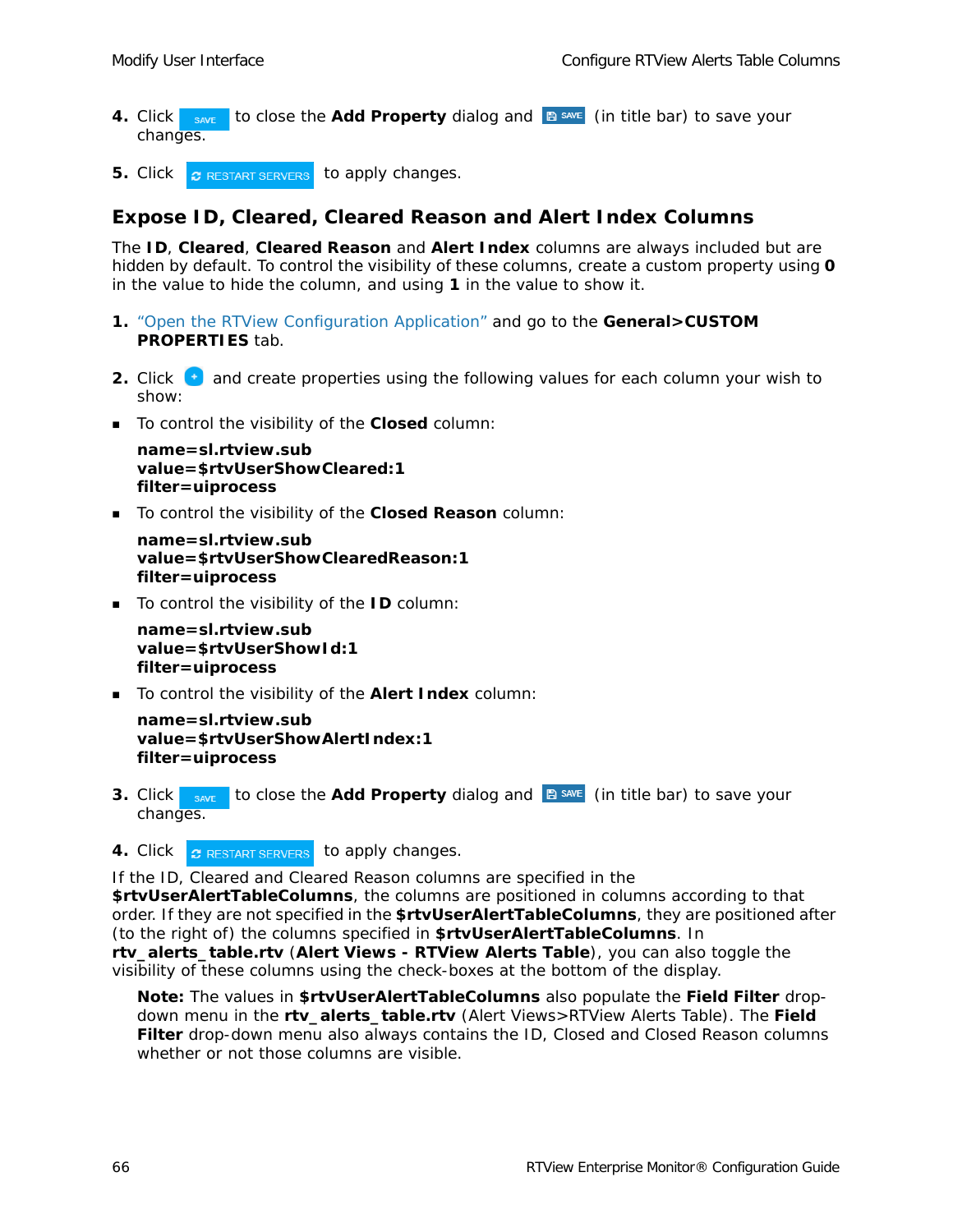4. Click SAVE to close the **Add Property** dialog and SAVE (in title bar) to save your changes.

5. Click RESTART SERVERS to apply changes.

## Expose ID, Cleared, Cleared Reason and Alert Index Columns

The **ID**, **Cleared**, **Cleared Reason** and **Alert Index** columns are always included but are hidden by default. To control the visibility of these columns, create a custom property using **0** in the value to hide the column, and using **1** in the value to show it.

1. "Open the RTView Configuration Application" and go to the **General>CUSTOM PROPERTIES** tab.

2. Click + and create properties using the following values for each column your wish to show:

- To control the visibility of the **Closed** column:

  **name=sl.rtview.sub**
  **value=$rtvUserShowCleared:1**
  **filter=uiprocess**

- To control the visibility of the **Closed Reason** column:

  **name=sl.rtview.sub**
  **value=$rtvUserShowClearedReason:1**
  **filter=uiprocess**

- To control the visibility of the **ID** column:

  **name=sl.rtview.sub**
  **value=$rtvUserShowId:1**
  **filter=uiprocess**

- To control the visibility of the **Alert Index** column:

  **name=sl.rtview.sub**
  **value=$rtvUserShowAlertIndex:1**
  **filter=uiprocess**

3. Click SAVE to close the **Add Property** dialog and SAVE (in title bar) to save your changes.

4. Click RESTART SERVERS to apply changes.

If the ID, Cleared and Cleared Reason columns are specified in the **$rtvUserAlertTableColumns**, the columns are positioned in columns according to that order. If they are not specified in the **$rtvUserAlertTableColumns**, they are positioned after (to the right of) the columns specified in **$rtvUserAlertTableColumns**. In **rtv_alerts_table.rtv** (**Alert Views - RTView Alerts Table**), you can also toggle the visibility of these columns using the check-boxes at the bottom of the display.

> **Note:** The values in **$rtvUserAlertTableColumns** also populate the **Field Filter** drop-down menu in the **rtv_alerts_table.rtv** (Alert Views>RTView Alerts Table). The **Field Filter** drop-down menu also always contains the ID, Closed and Closed Reason columns whether or not those columns are visible.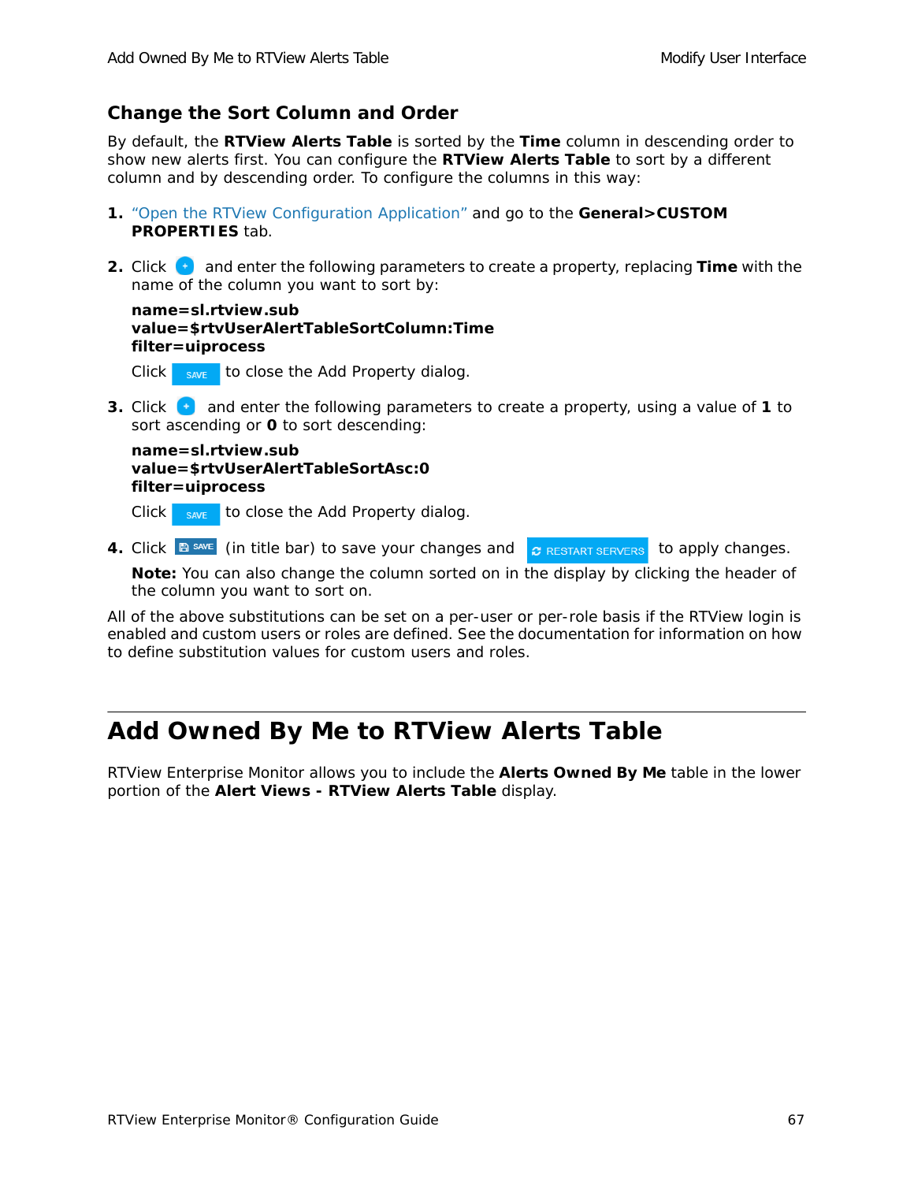### Change the Sort Column and Order

By default, the **RTView Alerts Table** is sorted by the **Time** column in descending order to show new alerts first. You can configure the **RTView Alerts Table** to sort by a different column and by descending order. To configure the columns in this way:

1. "Open the RTView Configuration Application" and go to the **General>CUSTOM PROPERTIES** tab.

2. Click and enter the following parameters to create a property, replacing **Time** with the name of the column you want to sort by:

   **name=sl.rtview.sub**
   **value=$rtvUserAlertTableSortColumn:Time**
   **filter=uiprocess**

   Click SAVE to close the Add Property dialog.

3. Click and enter the following parameters to create a property, using a value of **1** to sort ascending or **0** to sort descending:

   **name=sl.rtview.sub**
   **value=$rtvUserAlertTableSortAsc:0**
   **filter=uiprocess**

   Click SAVE to close the Add Property dialog.

4. Click SAVE (in title bar) to save your changes and RESTART SERVERS to apply changes.

   **Note:** You can also change the column sorted on in the display by clicking the header of the column you want to sort on.

All of the above substitutions can be set on a per-user or per-role basis if the RTView login is enabled and custom users or roles are defined. See the documentation for information on how to define substitution values for custom users and roles.

# Add Owned By Me to RTView Alerts Table

RTView Enterprise Monitor allows you to include the **Alerts Owned By Me** table in the lower portion of the **Alert Views - RTView Alerts Table** display.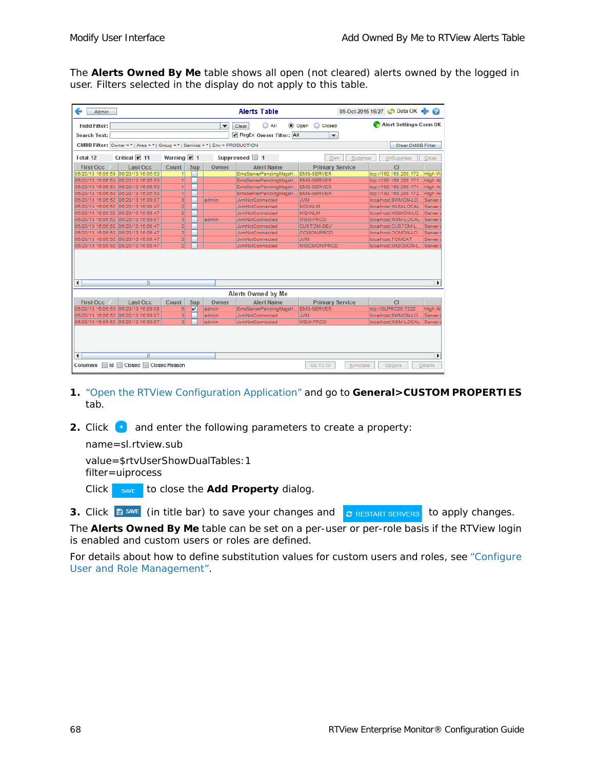The **Alerts Owned By Me** table shows all open (not cleared) alerts owned by the logged in user. Filters selected in the display do not apply to this table.

1. "Open the RTView Configuration Application" and go to **General>CUSTOM PROPERTIES** tab.

2. Click and enter the following parameters to create a property:

   name=sl.rtview.sub

   value=$rtvUserShowDualTables:1
   filter=uiprocess

   Click SAVE to close the **Add Property** dialog.

3. Click SAVE (in title bar) to save your changes and RESTART SERVERS to apply changes.

The **Alerts Owned By Me** table can be set on a per-user or per-role basis if the RTView login is enabled and custom users or roles are defined.

For details about how to define substitution values for custom users and roles, see "Configure User and Role Management".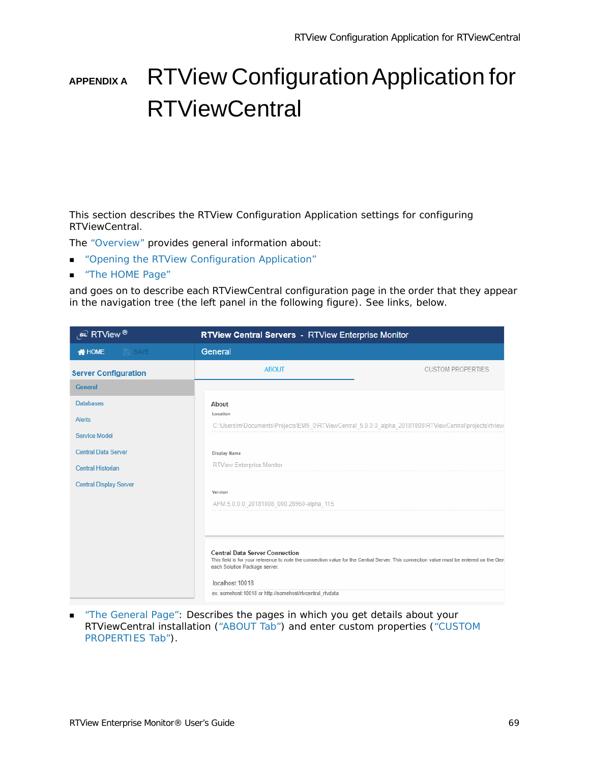# APPENDIX A RTView Configuration Application for RTViewCentral

This section describes the RTView Configuration Application settings for configuring RTViewCentral.

The "Overview" provides general information about:

- "Opening the RTView Configuration Application"
- "The HOME Page"

and goes on to describe each RTViewCentral configuration page in the order that they appear in the navigation tree (the left panel in the following figure). See links, below.

- "The General Page": Describes the pages in which you get details about your RTViewCentral installation ("ABOUT Tab") and enter custom properties ("CUSTOM PROPERTIES Tab").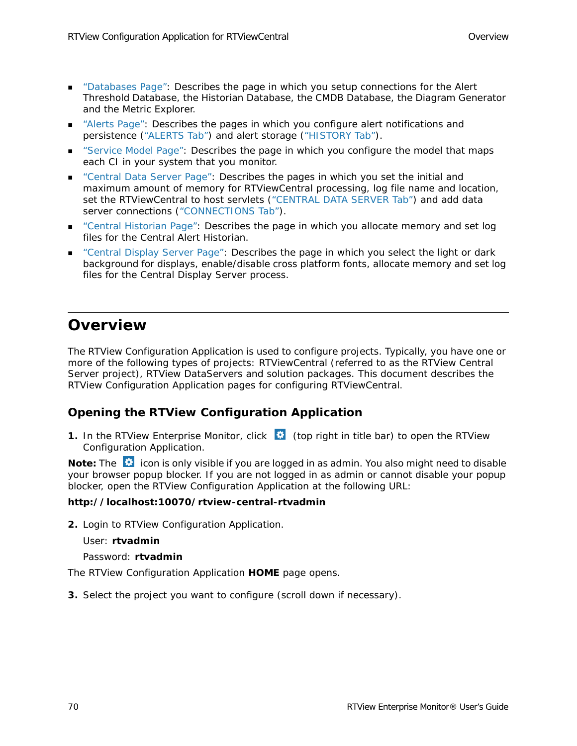- "Databases Page": Describes the page in which you setup connections for the Alert Threshold Database, the Historian Database, the CMDB Database, the Diagram Generator and the Metric Explorer.
- "Alerts Page": Describes the pages in which you configure alert notifications and persistence ("ALERTS Tab") and alert storage ("HISTORY Tab").
- "Service Model Page": Describes the page in which you configure the model that maps each CI in your system that you monitor.
- "Central Data Server Page": Describes the pages in which you set the initial and maximum amount of memory for RTViewCentral processing, log file name and location, set the RTViewCentral to host servlets ("CENTRAL DATA SERVER Tab") and add data server connections ("CONNECTIONS Tab").
- "Central Historian Page": Describes the page in which you allocate memory and set log files for the Central Alert Historian.
- "Central Display Server Page": Describes the page in which you select the light or dark background for displays, enable/disable cross platform fonts, allocate memory and set log files for the Central Display Server process.

## Overview

The RTView Configuration Application is used to configure projects. Typically, you have one or more of the following types of projects: RTViewCentral (referred to as the RTView Central Server project), RTView DataServers and solution packages. This document describes the RTView Configuration Application pages for configuring RTViewCentral.

### Opening the RTView Configuration Application

**1.** In the RTView Enterprise Monitor, click ⚙ (top right in title bar) to open the RTView Configuration Application.

**Note:** The ⚙ icon is only visible if you are logged in as admin. You also might need to disable your browser popup blocker. If you are not logged in as admin or cannot disable your popup blocker, open the RTView Configuration Application at the following URL:

**http://localhost:10070/rtview-central-rtvadmin**

**2.** Login to RTView Configuration Application.

User: **rtvadmin**

Password: **rtvadmin**

The RTView Configuration Application **HOME** page opens.

**3.** Select the project you want to configure (scroll down if necessary).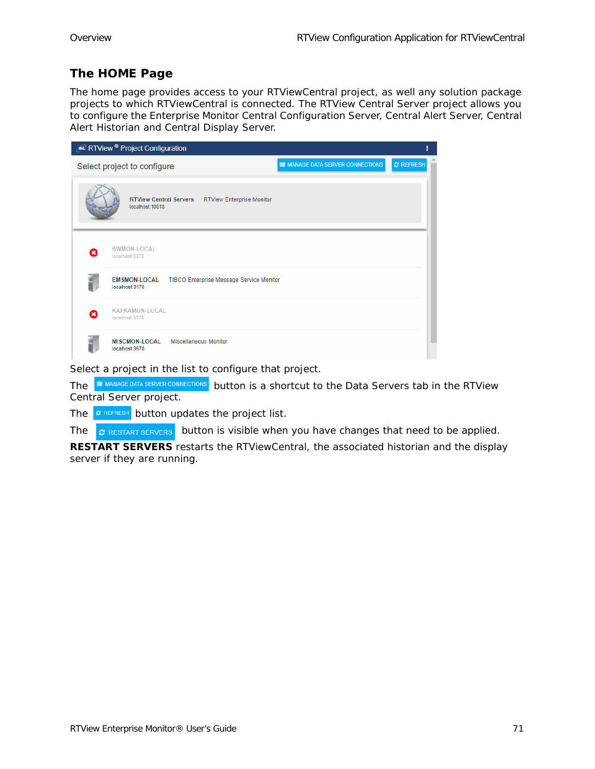## The HOME Page

The home page provides access to your RTViewCentral project, as well any solution package projects to which RTViewCentral is connected. The RTView Central Server project allows you to configure the Enterprise Monitor Central Configuration Server, Central Alert Server, Central Alert Historian and Central Display Server.

Select a project in the list to configure that project.

The MANAGE DATA SERVER CONNECTIONS button is a shortcut to the Data Servers tab in the RTView Central Server project.

The REFRESH button updates the project list.

The RESTART SERVERS button is visible when you have changes that need to be applied. **RESTART SERVERS** restarts the RTViewCentral, the associated historian and the display server if they are running.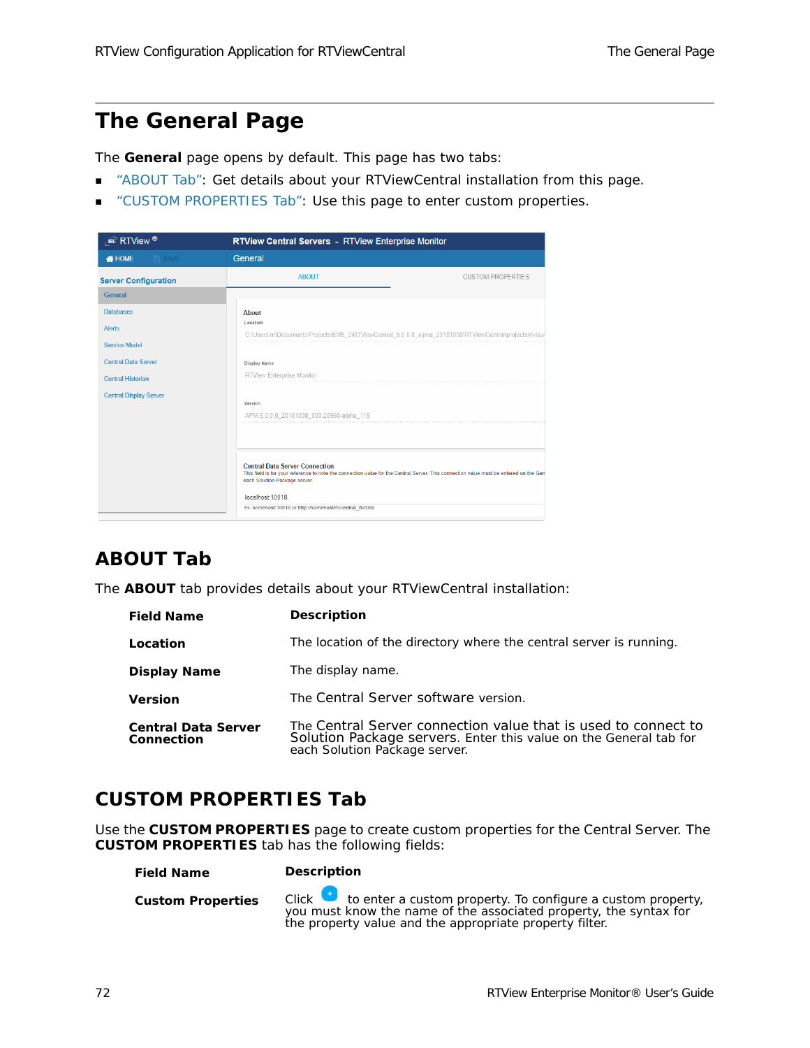# The General Page

The **General** page opens by default. This page has two tabs:

- "ABOUT Tab": Get details about your RTViewCentral installation from this page.
- "CUSTOM PROPERTIES Tab": Use this page to enter custom properties.

## ABOUT Tab

The **ABOUT** tab provides details about your RTViewCentral installation:

| Field Name | Description |
|---|---|
| **Location** | The location of the directory where the central server is running. |
| **Display Name** | The display name. |
| **Version** | The Central Server software version. |
| **Central Data Server Connection** | The Central Server connection value that is used to connect to Solution Package servers. Enter this value on the General tab for each Solution Package server. |

## CUSTOM PROPERTIES Tab

Use the **CUSTOM PROPERTIES** page to create custom properties for the Central Server. The **CUSTOM PROPERTIES** tab has the following fields:

| Field Name | Description |
|---|---|
| **Custom Properties** | Click + to enter a custom property. To configure a custom property, you must know the name of the associated property, the syntax for the property value and the appropriate property filter. |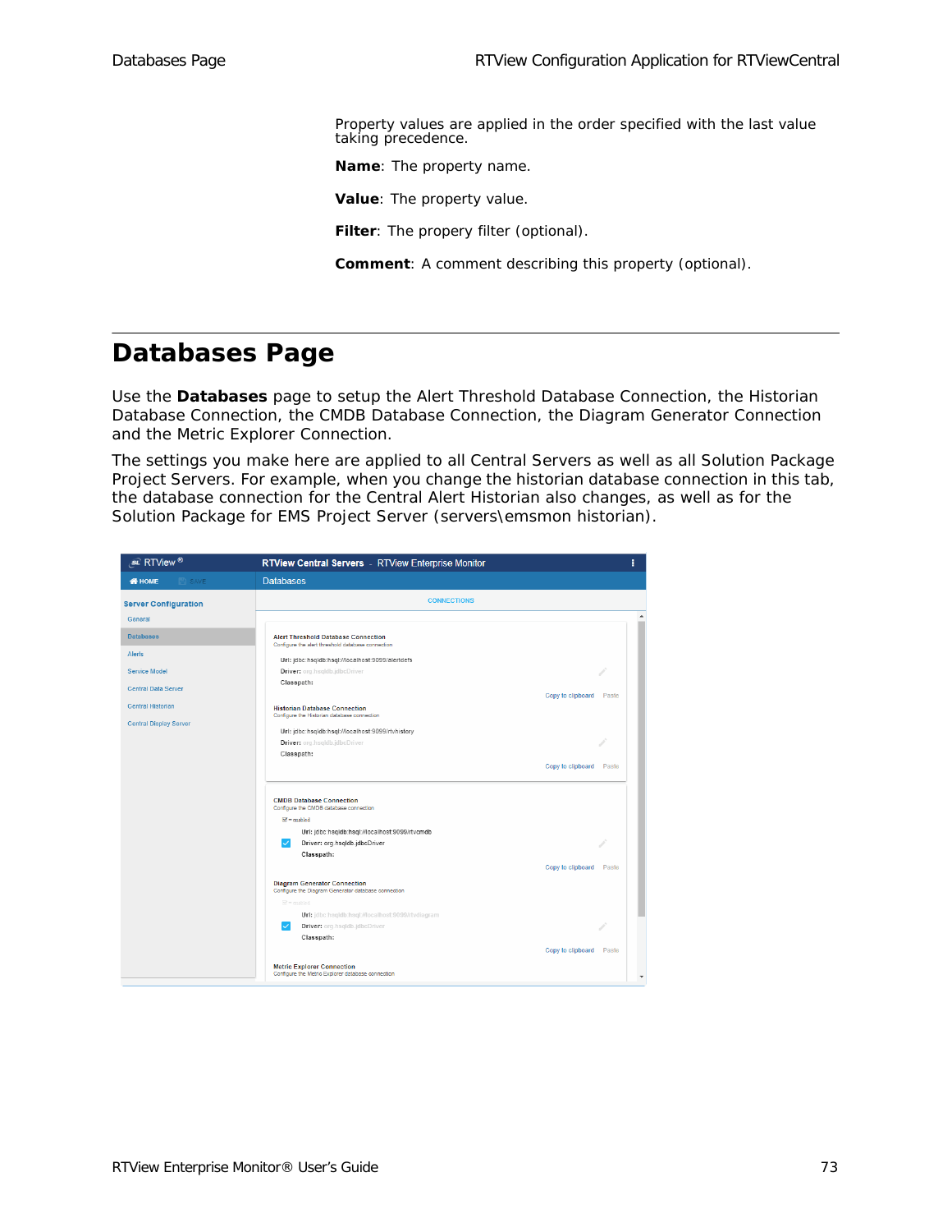Property values are applied in the order specified with the last value taking precedence.

**Name**: The property name.

**Value**: The property value.

**Filter**: The propery filter (optional).

**Comment**: A comment describing this property (optional).

# Databases Page

Use the **Databases** page to setup the Alert Threshold Database Connection, the Historian Database Connection, the CMDB Database Connection, the Diagram Generator Connection and the Metric Explorer Connection.

The settings you make here are applied to all Central Servers as well as all Solution Package Project Servers. For example, when you change the historian database connection in this tab, the database connection for the Central Alert Historian also changes, as well as for the Solution Package for EMS Project Server (servers\emsmon historian).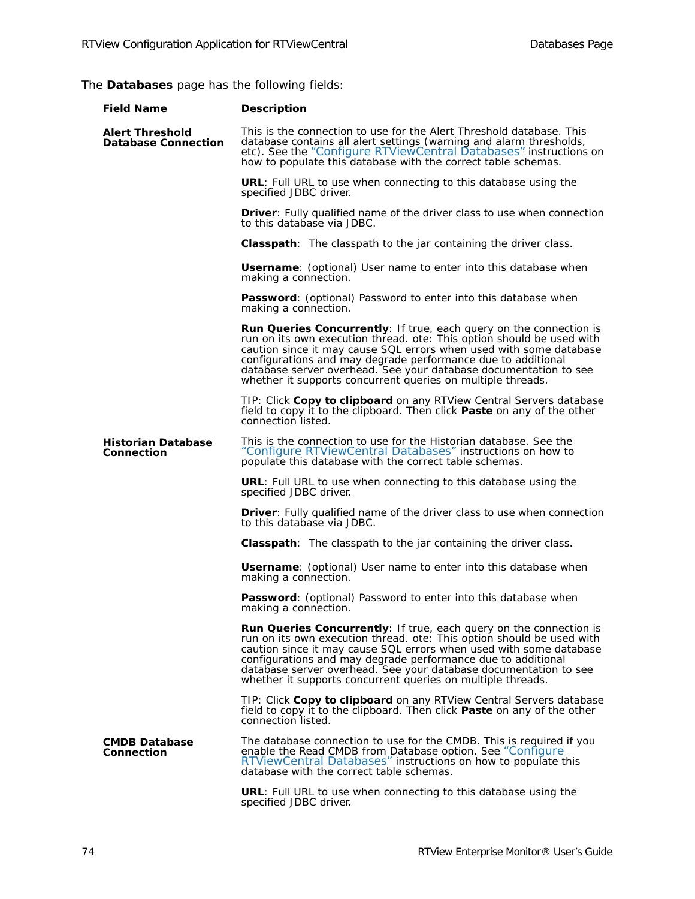The **Databases** page has the following fields:

| Field Name | Description |
|---|---|
| **Alert Threshold Database Connection** | This is the connection to use for the Alert Threshold database. This database contains all alert settings (warning and alarm thresholds, etc). See the "Configure RTViewCentral Databases" instructions on how to populate this database with the correct table schemas. |
| | **URL**: Full URL to use when connecting to this database using the specified JDBC driver. |
| | **Driver**: Fully qualified name of the driver class to use when connection to this database via JDBC. |
| | **Classpath**: The classpath to the jar containing the driver class. |
| | **Username**: (optional) User name to enter into this database when making a connection. |
| | **Password**: (optional) Password to enter into this database when making a connection. |
| | **Run Queries Concurrently**: If true, each query on the connection is run on its own execution thread. ote: This option should be used with caution since it may cause SQL errors when used with some database configurations and may degrade performance due to additional database server overhead. See your database documentation to see whether it supports concurrent queries on multiple threads. |
| | TIP: Click **Copy to clipboard** on any RTView Central Servers database field to copy it to the clipboard. Then click **Paste** on any of the other connection listed. |
| **Historian Database Connection** | This is the connection to use for the Historian database. See the "Configure RTViewCentral Databases" instructions on how to populate this database with the correct table schemas. |
| | **URL**: Full URL to use when connecting to this database using the specified JDBC driver. |
| | **Driver**: Fully qualified name of the driver class to use when connection to this database via JDBC. |
| | **Classpath**: The classpath to the jar containing the driver class. |
| | **Username**: (optional) User name to enter into this database when making a connection. |
| | **Password**: (optional) Password to enter into this database when making a connection. |
| | **Run Queries Concurrently**: If true, each query on the connection is run on its own execution thread. ote: This option should be used with caution since it may cause SQL errors when used with some database configurations and may degrade performance due to additional database server overhead. See your database documentation to see whether it supports concurrent queries on multiple threads. |
| | TIP: Click **Copy to clipboard** on any RTView Central Servers database field to copy it to the clipboard. Then click **Paste** on any of the other connection listed. |
| **CMDB Database Connection** | The database connection to use for the CMDB. This is required if you enable the Read CMDB from Database option. See "Configure RTViewCentral Databases" instructions on how to populate this database with the correct table schemas. |
| | **URL**: Full URL to use when connecting to this database using the specified JDBC driver. |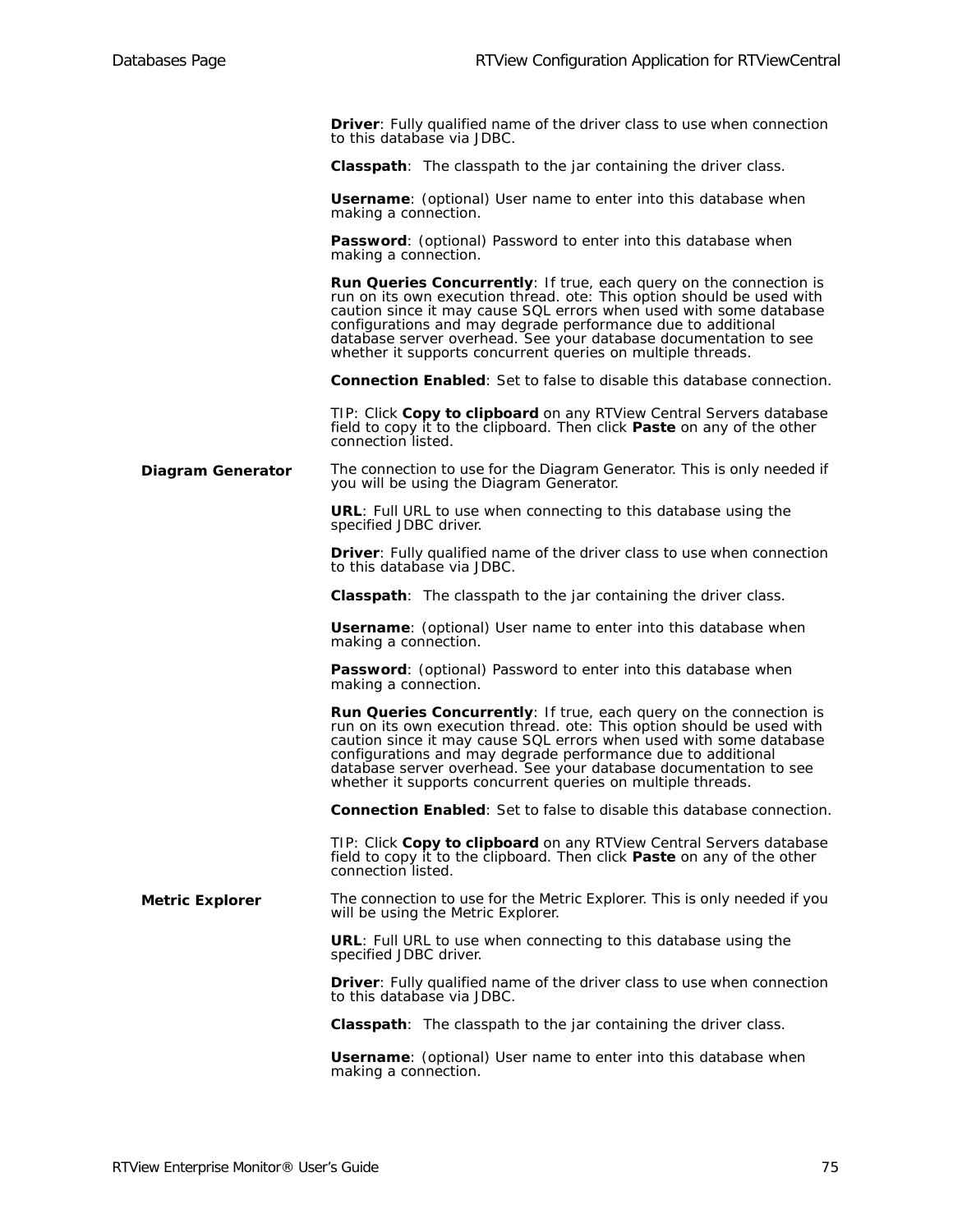| | |
|---|---|
| | **Driver**: Fully qualified name of the driver class to use when connection to this database via JDBC.<br><br>**Classpath**: The classpath to the jar containing the driver class.<br><br>**Username**: (optional) User name to enter into this database when making a connection.<br><br>**Password**: (optional) Password to enter into this database when making a connection.<br><br>**Run Queries Concurrently**: If true, each query on the connection is run on its own execution thread. ote: This option should be used with caution since it may cause SQL errors when used with some database configurations and may degrade performance due to additional database server overhead. See your database documentation to see whether it supports concurrent queries on multiple threads.<br><br>**Connection Enabled**: Set to false to disable this database connection.<br><br>TIP: Click **Copy to clipboard** on any RTView Central Servers database field to copy it to the clipboard. Then click **Paste** on any of the other connection listed. |
| **Diagram Generator** | The connection to use for the Diagram Generator. This is only needed if you will be using the Diagram Generator.<br><br>**URL**: Full URL to use when connecting to this database using the specified JDBC driver.<br><br>**Driver**: Fully qualified name of the driver class to use when connection to this database via JDBC.<br><br>**Classpath**: The classpath to the jar containing the driver class.<br><br>**Username**: (optional) User name to enter into this database when making a connection.<br><br>**Password**: (optional) Password to enter into this database when making a connection.<br><br>**Run Queries Concurrently**: If true, each query on the connection is run on its own execution thread. ote: This option should be used with caution since it may cause SQL errors when used with some database configurations and may degrade performance due to additional database server overhead. See your database documentation to see whether it supports concurrent queries on multiple threads.<br><br>**Connection Enabled**: Set to false to disable this database connection.<br><br>TIP: Click **Copy to clipboard** on any RTView Central Servers database field to copy it to the clipboard. Then click **Paste** on any of the other connection listed. |
| **Metric Explorer** | The connection to use for the Metric Explorer. This is only needed if you will be using the Metric Explorer.<br><br>**URL**: Full URL to use when connecting to this database using the specified JDBC driver.<br><br>**Driver**: Fully qualified name of the driver class to use when connection to this database via JDBC.<br><br>**Classpath**: The classpath to the jar containing the driver class.<br><br>**Username**: (optional) User name to enter into this database when making a connection. |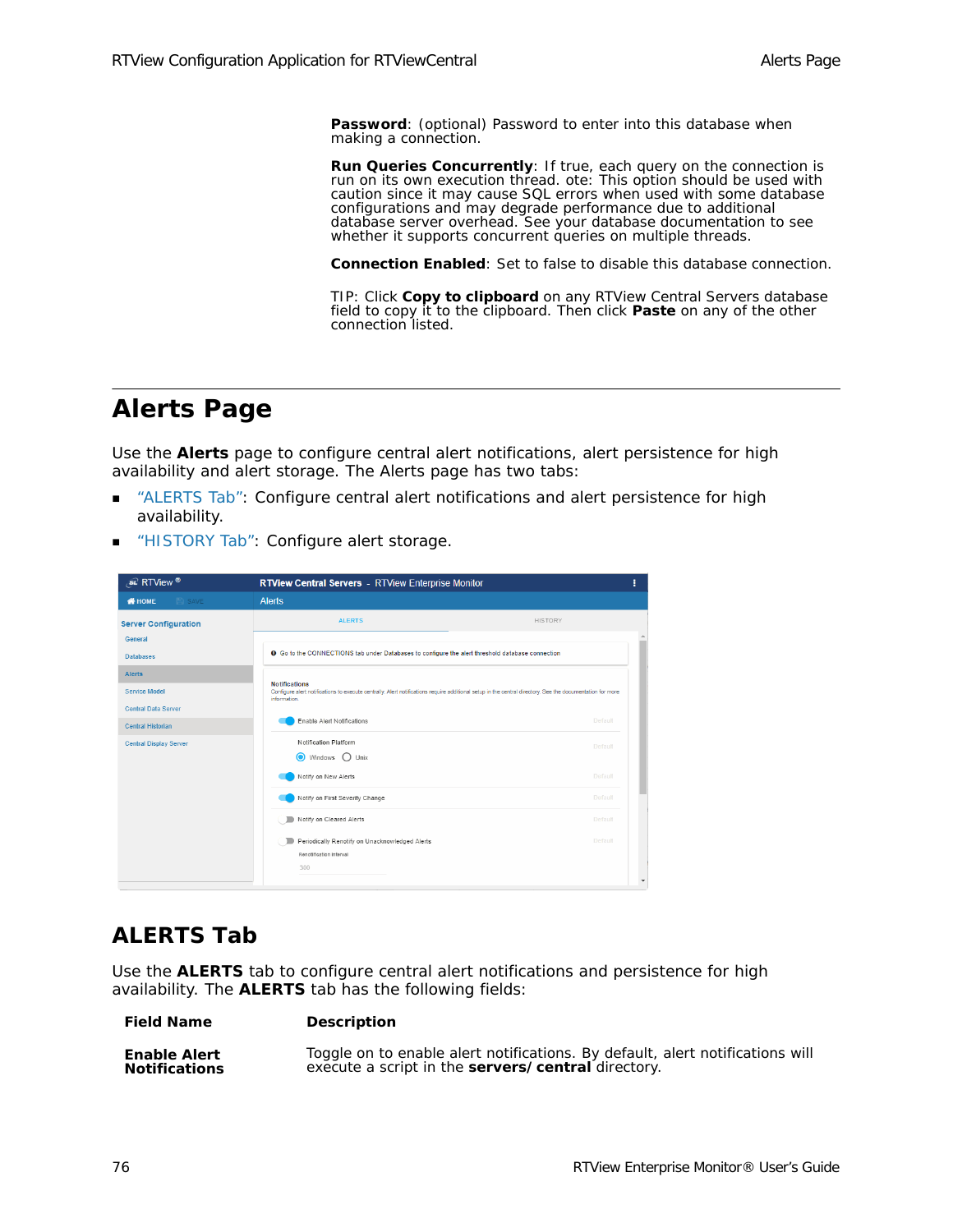**Password**: (optional) Password to enter into this database when making a connection.

**Run Queries Concurrently**: If true, each query on the connection is run on its own execution thread. ote: This option should be used with caution since it may cause SQL errors when used with some database configurations and may degrade performance due to additional database server overhead. See your database documentation to see whether it supports concurrent queries on multiple threads.

**Connection Enabled**: Set to false to disable this database connection.

TIP: Click **Copy to clipboard** on any RTView Central Servers database field to copy it to the clipboard. Then click **Paste** on any of the other connection listed.

# Alerts Page

Use the **Alerts** page to configure central alert notifications, alert persistence for high availability and alert storage. The Alerts page has two tabs:

- "ALERTS Tab": Configure central alert notifications and alert persistence for high availability.
- "HISTORY Tab": Configure alert storage.

## ALERTS Tab

Use the **ALERTS** tab to configure central alert notifications and persistence for high availability. The **ALERTS** tab has the following fields:

| Field Name | Description |
|---|---|
| **Enable Alert Notifications** | Toggle on to enable alert notifications. By default, alert notifications will execute a script in the **servers/ central** directory. |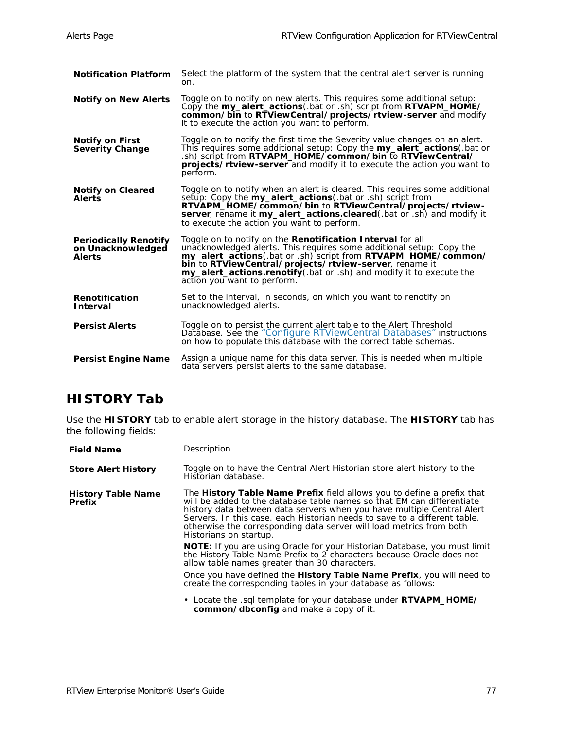| | |
|---|---|
| **Notification Platform** | Select the platform of the system that the central alert server is running on. |
| **Notify on New Alerts** | Toggle on to notify on new alerts. This requires some additional setup: Copy the **my_alert_actions**(.bat or .sh) script from **RTVAPM_HOME/common/bin** to **RTViewCentral/projects/rtview-server** and modify it to execute the action you want to perform. |
| **Notify on First Severity Change** | Toggle on to notify the first time the Severity value changes on an alert. This requires some additional setup: Copy the **my_alert_actions**(.bat or .sh) script from **RTVAPM_HOME/common/bin** to **RTViewCentral/projects/rtview-server** and modify it to execute the action you want to perform. |
| **Notify on Cleared Alerts** | Toggle on to notify when an alert is cleared. This requires some additional setup: Copy the **my_alert_actions**(.bat or .sh) script from **RTVAPM_HOME/common/bin** to **RTViewCentral/projects/rtview-server**, rename it **my_alert_actions.cleared**(.bat or .sh) and modify it to execute the action you want to perform. |
| **Periodically Renotify on Unacknowledged Alerts** | Toggle on to notify on the **Renotification Interval** for all unacknowledged alerts. This requires some additional setup: Copy the **my_alert_actions**(.bat or .sh) script from **RTVAPM_HOME/common/bin** to **RTViewCentral/projects/rtview-server**, rename it **my_alert_actions.renotify**(.bat or .sh) and modify it to execute the action you want to perform. |
| **Renotification Interval** | Set to the interval, in seconds, on which you want to renotify on unacknowledged alerts. |
| **Persist Alerts** | Toggle on to persist the current alert table to the Alert Threshold Database. See the "Configure RTViewCentral Databases" instructions on how to populate this database with the correct table schemas. |
| **Persist Engine Name** | Assign a unique name for this data server. This is needed when multiple data servers persist alerts to the same database. |

## HISTORY Tab

Use the **HISTORY** tab to enable alert storage in the history database. The **HISTORY** tab has the following fields:

| **Field Name** | Description |
|---|---|
| **Store Alert History** | Toggle on to have the Central Alert Historian store alert history to the Historian database. |
| **History Table Name Prefix** | The **History Table Name Prefix** field allows you to define a prefix that will be added to the database table names so that EM can differentiate history data between data servers when you have multiple Central Alert Servers. In this case, each Historian needs to save to a different table, otherwise the corresponding data server will load metrics from both Historians on startup.<br><br>**NOTE:** If you are using Oracle for your Historian Database, you must limit the History Table Name Prefix to 2 characters because Oracle does not allow table names greater than 30 characters.<br><br>Once you have defined the **History Table Name Prefix**, you will need to create the corresponding tables in your database as follows:<br><br>• Locate the .sql template for your database under **RTVAPM_HOME/common/dbconfig** and make a copy of it. |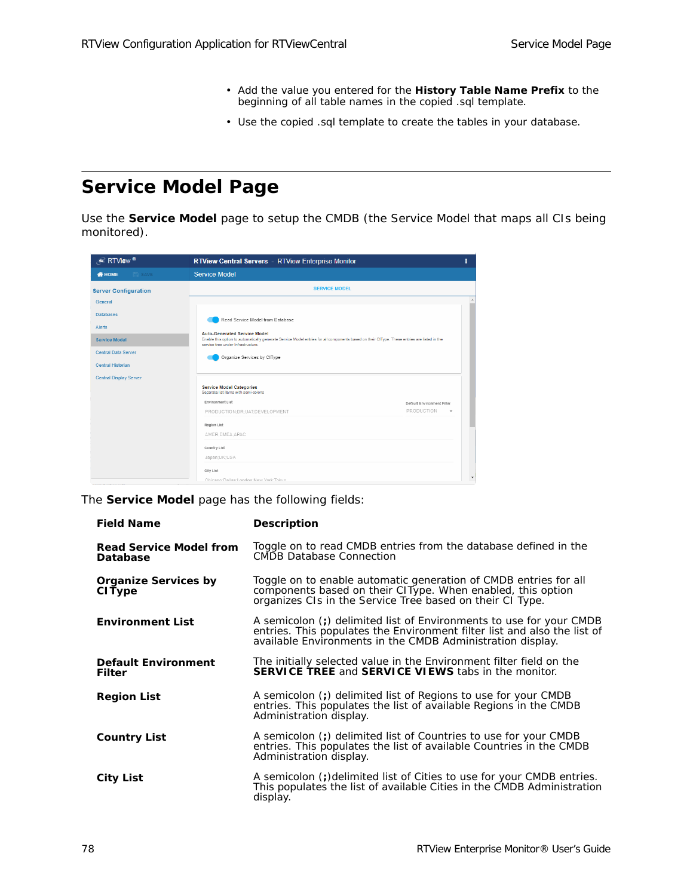- Add the value you entered for the **History Table Name Prefix** to the beginning of all table names in the copied .sql template.
- Use the copied .sql template to create the tables in your database.

# Service Model Page

Use the **Service Model** page to setup the CMDB (the Service Model that maps all CIs being monitored).

The **Service Model** page has the following fields:

| Field Name | Description |
|---|---|
| **Read Service Model from Database** | Toggle on to read CMDB entries from the database defined in the CMDB Database Connection |
| **Organize Services by CIType** | Toggle on to enable automatic generation of CMDB entries for all components based on their CIType. When enabled, this option organizes CIs in the Service Tree based on their CI Type. |
| **Environment List** | A semicolon (**;**) delimited list of Environments to use for your CMDB entries. This populates the Environment filter list and also the list of available Environments in the CMDB Administration display. |
| **Default Environment Filter** | The initially selected value in the Environment filter field on the **SERVICE TREE** and **SERVICE VIEWS** tabs in the monitor. |
| **Region List** | A semicolon (**;**) delimited list of Regions to use for your CMDB entries. This populates the list of available Regions in the CMDB Administration display. |
| **Country List** | A semicolon (**;**) delimited list of Countries to use for your CMDB entries. This populates the list of available Countries in the CMDB Administration display. |
| **City List** | A semicolon (**;**)delimited list of Cities to use for your CMDB entries. This populates the list of available Cities in the CMDB Administration display. |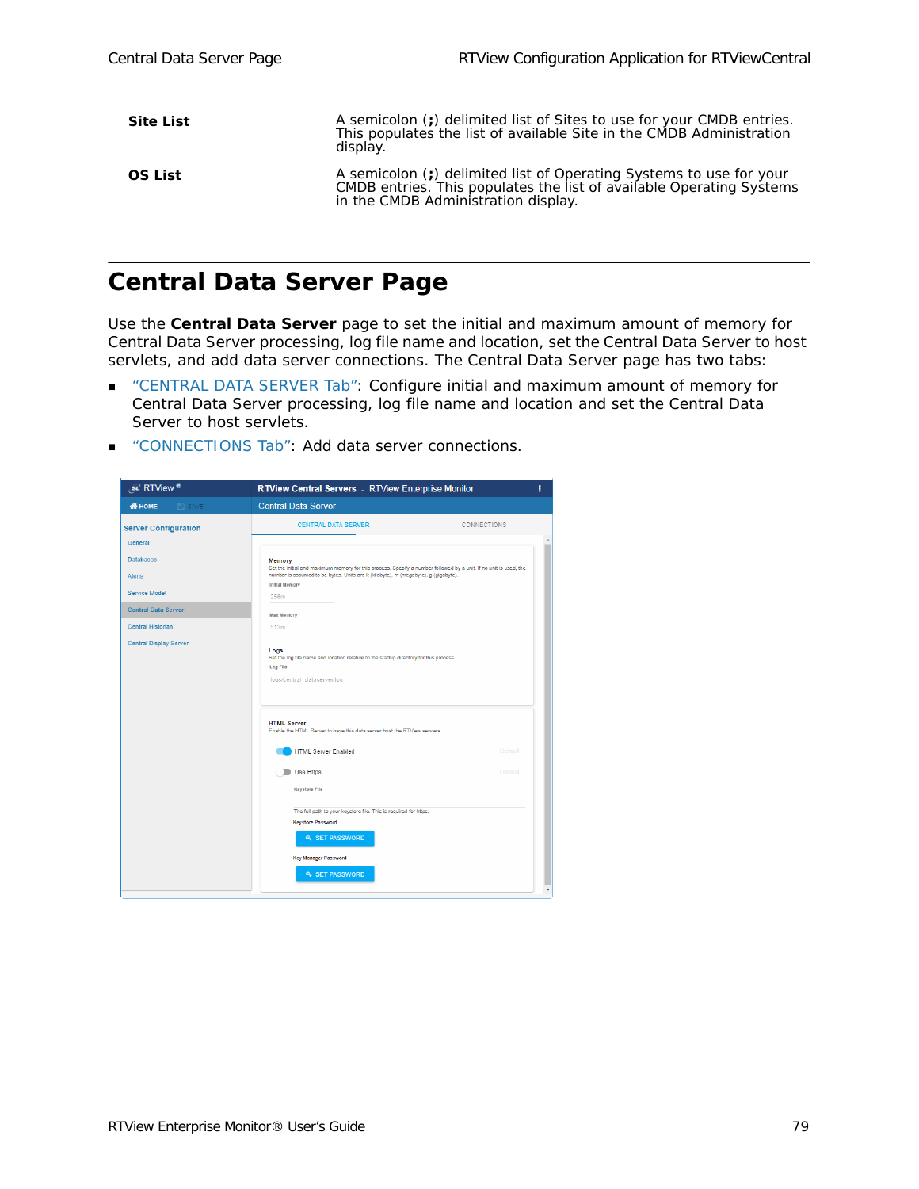| | |
|---|---|
| **Site List** | A semicolon (**;**) delimited list of Sites to use for your CMDB entries. This populates the list of available Site in the CMDB Administration display. |
| **OS List** | A semicolon (**;**) delimited list of Operating Systems to use for your CMDB entries. This populates the list of available Operating Systems in the CMDB Administration display. |

# Central Data Server Page

Use the **Central Data Server** page to set the initial and maximum amount of memory for Central Data Server processing, log file name and location, set the Central Data Server to host servlets, and add data server connections. The Central Data Server page has two tabs:

- "CENTRAL DATA SERVER Tab": Configure initial and maximum amount of memory for Central Data Server processing, log file name and location and set the Central Data Server to host servlets.
- "CONNECTIONS Tab": Add data server connections.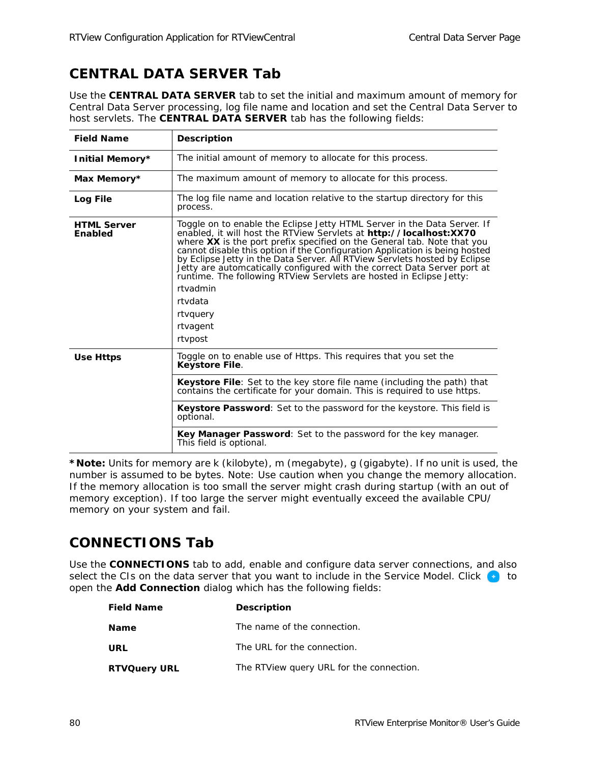## CENTRAL DATA SERVER Tab

Use the **CENTRAL DATA SERVER** tab to set the initial and maximum amount of memory for Central Data Server processing, log file name and location and set the Central Data Server to host servlets. The **CENTRAL DATA SERVER** tab has the following fields:

| Field Name | Description |
|---|---|
| **Initial Memory*** | The initial amount of memory to allocate for this process. |
| **Max Memory*** | The maximum amount of memory to allocate for this process. |
| **Log File** | The log file name and location relative to the startup directory for this process. |
| **HTML Server Enabled** | Toggle on to enable the Eclipse Jetty HTML Server in the Data Server. If enabled, it will host the RTView Servlets at **http://localhost:XX70** where **XX** is the port prefix specified on the General tab. Note that you cannot disable this option if the Configuration Application is being hosted by Eclipse Jetty in the Data Server. All RTView Servlets hosted by Eclipse Jetty are automcatically configured with the correct Data Server port at runtime. The following RTView Servlets are hosted in Eclipse Jetty:<br>rtvadmin<br>rtvdata<br>rtvquery<br>rtvagent<br>rtvpost |
| **Use Https** | Toggle on to enable use of Https. This requires that you set the **Keystore File**. |
| | **Keystore File**: Set to the key store file name (including the path) that contains the certificate for your domain. This is required to use https. |
| | **Keystore Password**: Set to the password for the keystore. This field is optional. |
| | **Key Manager Password**: Set to the password for the key manager. This field is optional. |

***Note:** Units for memory are k (kilobyte), m (megabyte), g (gigabyte). If no unit is used, the number is assumed to be bytes. Note: Use caution when you change the memory allocation. If the memory allocation is too small the server might crash during startup (with an out of memory exception). If too large the server might eventually exceed the available CPU/ memory on your system and fail.

## CONNECTIONS Tab

Use the **CONNECTIONS** tab to add, enable and configure data server connections, and also select the CIs on the data server that you want to include in the Service Model. Click + to open the **Add Connection** dialog which has the following fields:

| Field Name | Description |
|---|---|
| **Name** | The name of the connection. |
| **URL** | The URL for the connection. |
| **RTVQuery URL** | The RTView query URL for the connection. |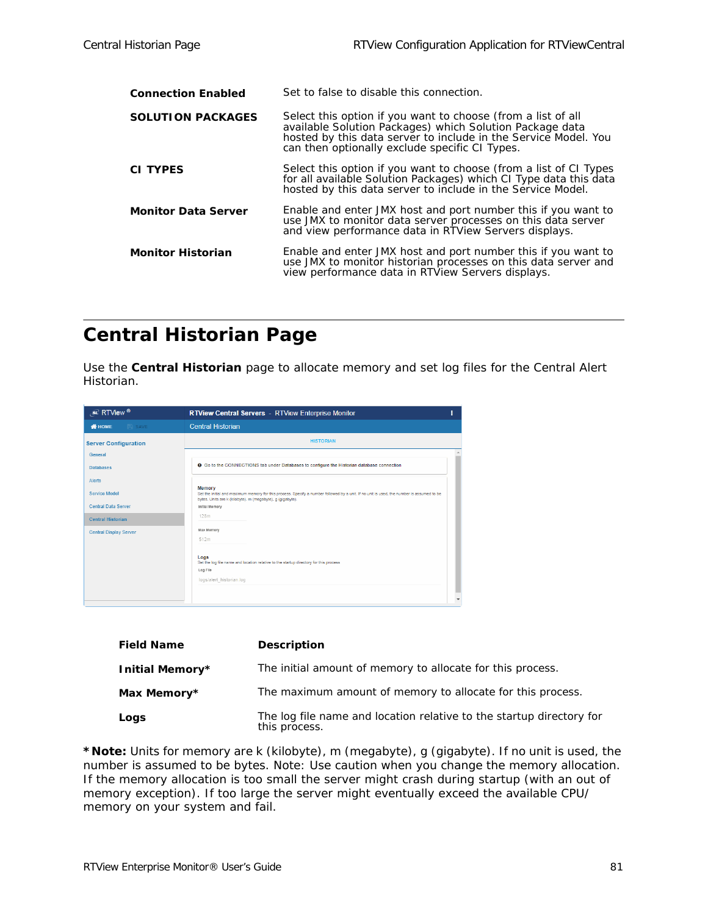| | |
|---|---|
| **Connection Enabled** | Set to false to disable this connection. |
| **SOLUTION PACKAGES** | Select this option if you want to choose (from a list of all available Solution Packages) which Solution Package data hosted by this data server to include in the Service Model. You can then optionally exclude specific CI Types. |
| **CI TYPES** | Select this option if you want to choose (from a list of CI Types for all available Solution Packages) which CI Type data this data hosted by this data server to include in the Service Model. |
| **Monitor Data Server** | Enable and enter JMX host and port number this if you want to use JMX to monitor data server processes on this data server and view performance data in RTView Servers displays. |
| **Monitor Historian** | Enable and enter JMX host and port number this if you want to use JMX to monitor historian processes on this data server and view performance data in RTView Servers displays. |

## Central Historian Page

Use the **Central Historian** page to allocate memory and set log files for the Central Alert Historian.

| Field Name | Description |
|---|---|
| **Initial Memory*** | The initial amount of memory to allocate for this process. |
| **Max Memory*** | The maximum amount of memory to allocate for this process. |
| **Logs** | The log file name and location relative to the startup directory for this process. |

***Note:** Units for memory are k (kilobyte), m (megabyte), g (gigabyte). If no unit is used, the number is assumed to be bytes. Note: Use caution when you change the memory allocation. If the memory allocation is too small the server might crash during startup (with an out of memory exception). If too large the server might eventually exceed the available CPU/ memory on your system and fail.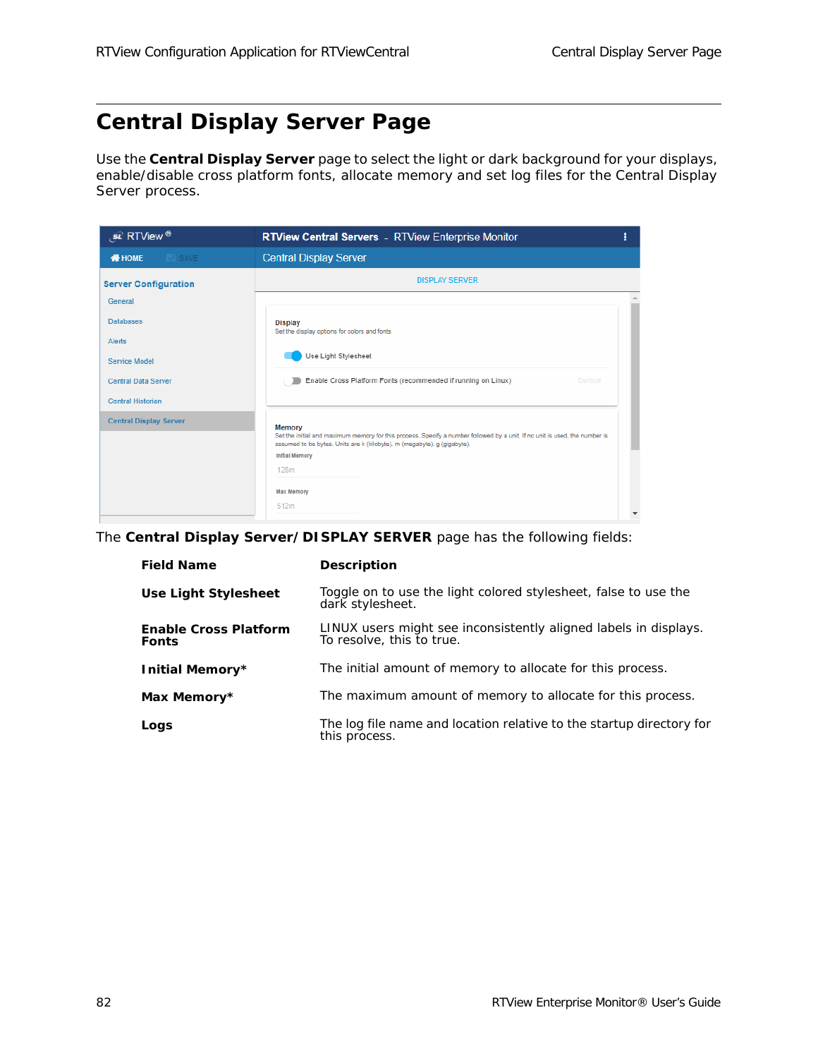# Central Display Server Page

Use the **Central Display Server** page to select the light or dark background for your displays, enable/disable cross platform fonts, allocate memory and set log files for the Central Display Server process.

The **Central Display Server/ DISPLAY SERVER** page has the following fields:

| Field Name | Description |
|---|---|
| **Use Light Stylesheet** | Toggle on to use the light colored stylesheet, false to use the dark stylesheet. |
| **Enable Cross Platform Fonts** | LINUX users might see inconsistently aligned labels in displays. To resolve, this to true. |
| **Initial Memory*** | The initial amount of memory to allocate for this process. |
| **Max Memory*** | The maximum amount of memory to allocate for this process. |
| **Logs** | The log file name and location relative to the startup directory for this process. |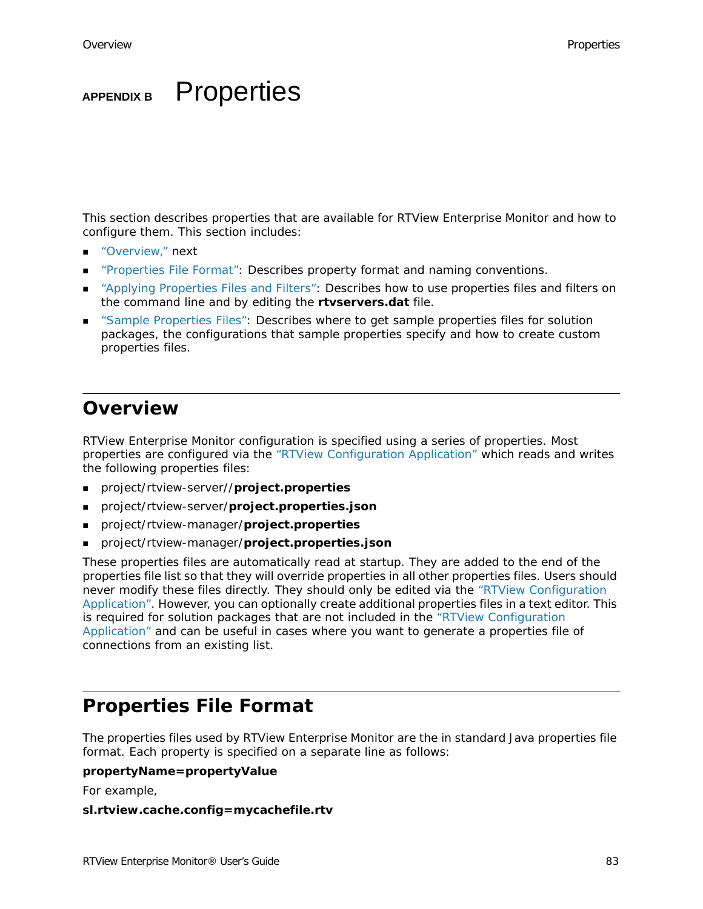# APPENDIX B Properties

This section describes properties that are available for RTView Enterprise Monitor and how to configure them. This section includes:

- "Overview," next
- "Properties File Format": Describes property format and naming conventions.
- "Applying Properties Files and Filters": Describes how to use properties files and filters on the command line and by editing the **rtvservers.dat** file.
- "Sample Properties Files": Describes where to get sample properties files for solution packages, the configurations that sample properties specify and how to create custom properties files.

## Overview

RTView Enterprise Monitor configuration is specified using a series of properties. Most properties are configured via the "RTView Configuration Application" which reads and writes the following properties files:

- project/rtview-server//**project.properties**
- project/rtview-server/**project.properties.json**
- project/rtview-manager/**project.properties**
- project/rtview-manager/**project.properties.json**

These properties files are automatically read at startup. They are added to the end of the properties file list so that they will override properties in all other properties files. Users should never modify these files directly. They should only be edited via the "RTView Configuration Application". However, you can optionally create additional properties files in a text editor. This is required for solution packages that are not included in the "RTView Configuration Application" and can be useful in cases where you want to generate a properties file of connections from an existing list.

## Properties File Format

The properties files used by RTView Enterprise Monitor are the in standard Java properties file format. Each property is specified on a separate line as follows:

**propertyName=propertyValue**

For example,

**sl.rtview.cache.config=mycachefile.rtv**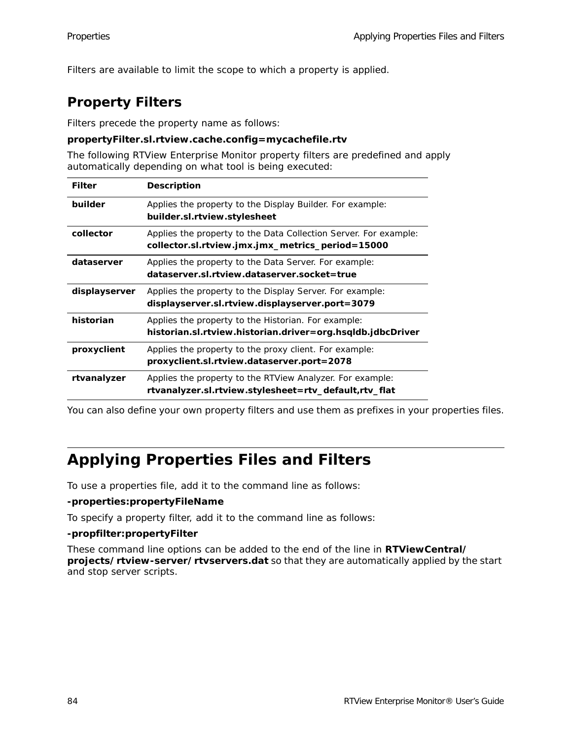Filters are available to limit the scope to which a property is applied.

## Property Filters

Filters precede the property name as follows:

**propertyFilter.sl.rtview.cache.config=mycachefile.rtv**

The following RTView Enterprise Monitor property filters are predefined and apply automatically depending on what tool is being executed:

| Filter | Description |
|---|---|
| **builder** | Applies the property to the Display Builder. For example: **builder.sl.rtview.stylesheet** |
| **collector** | Applies the property to the Data Collection Server. For example: **collector.sl.rtview.jmx.jmx_metrics_period=15000** |
| **dataserver** | Applies the property to the Data Server. For example: **dataserver.sl.rtview.dataserver.socket=true** |
| **displayserver** | Applies the property to the Display Server. For example: **displayserver.sl.rtview.displayserver.port=3079** |
| **historian** | Applies the property to the Historian. For example: **historian.sl.rtview.historian.driver=org.hsqldb.jdbcDriver** |
| **proxyclient** | Applies the property to the proxy client. For example: **proxyclient.sl.rtview.dataserver.port=2078** |
| **rtvanalyzer** | Applies the property to the RTView Analyzer. For example: **rtvanalyzer.sl.rtview.stylesheet=rtv_default,rtv_flat** |

You can also define your own property filters and use them as prefixes in your properties files.

# Applying Properties Files and Filters

To use a properties file, add it to the command line as follows:

**-properties:propertyFileName**

To specify a property filter, add it to the command line as follows:

**-propfilter:propertyFilter**

These command line options can be added to the end of the line in **RTViewCentral/ projects/ rtview-server/ rtvservers.dat** so that they are automatically applied by the start and stop server scripts.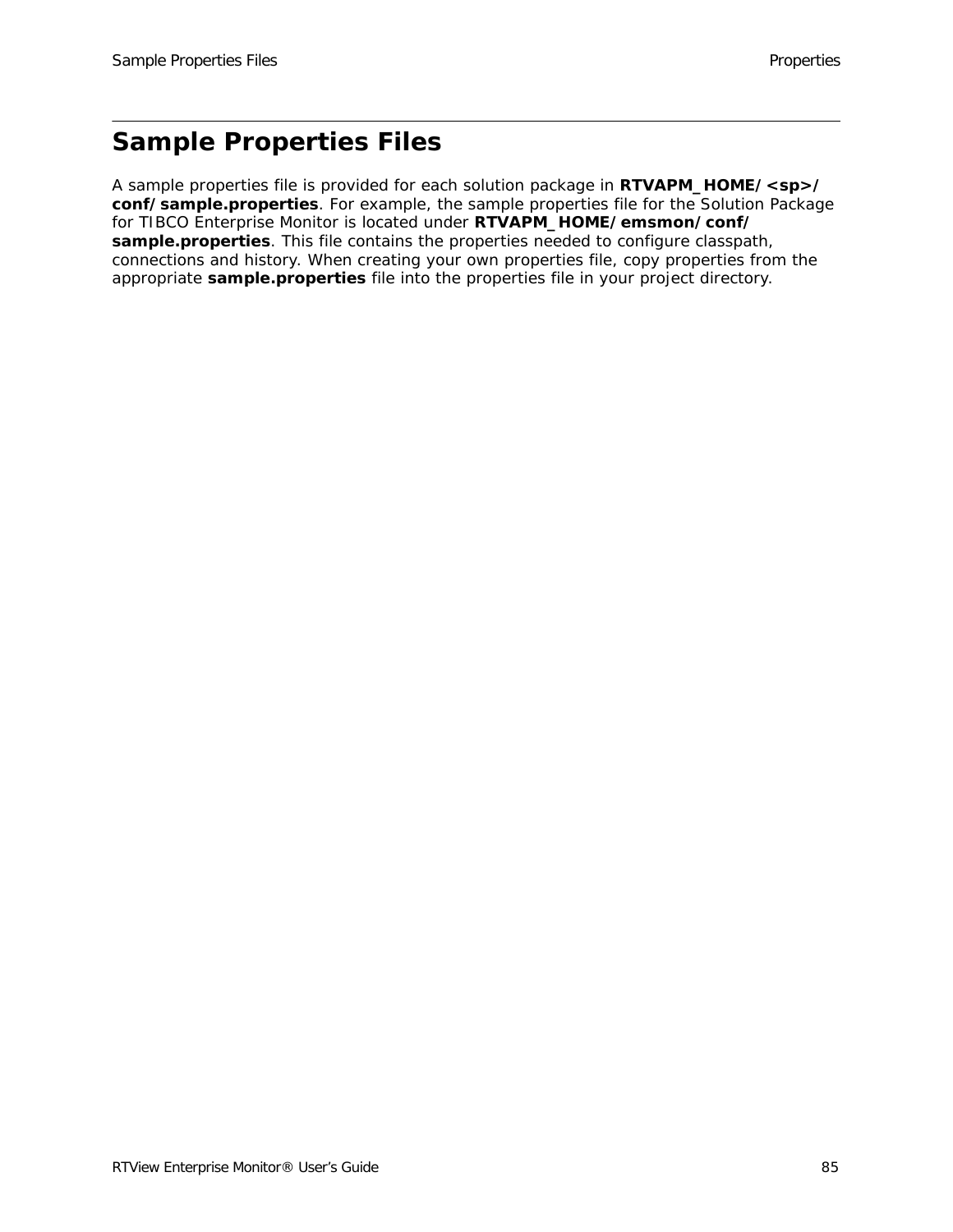# Sample Properties Files

A sample properties file is provided for each solution package in **RTVAPM_HOME/<sp>/conf/sample.properties**. For example, the sample properties file for the Solution Package for TIBCO Enterprise Monitor is located under **RTVAPM_HOME/emsmon/conf/sample.properties**. This file contains the properties needed to configure classpath, connections and history. When creating your own properties file, copy properties from the appropriate **sample.properties** file into the properties file in your project directory.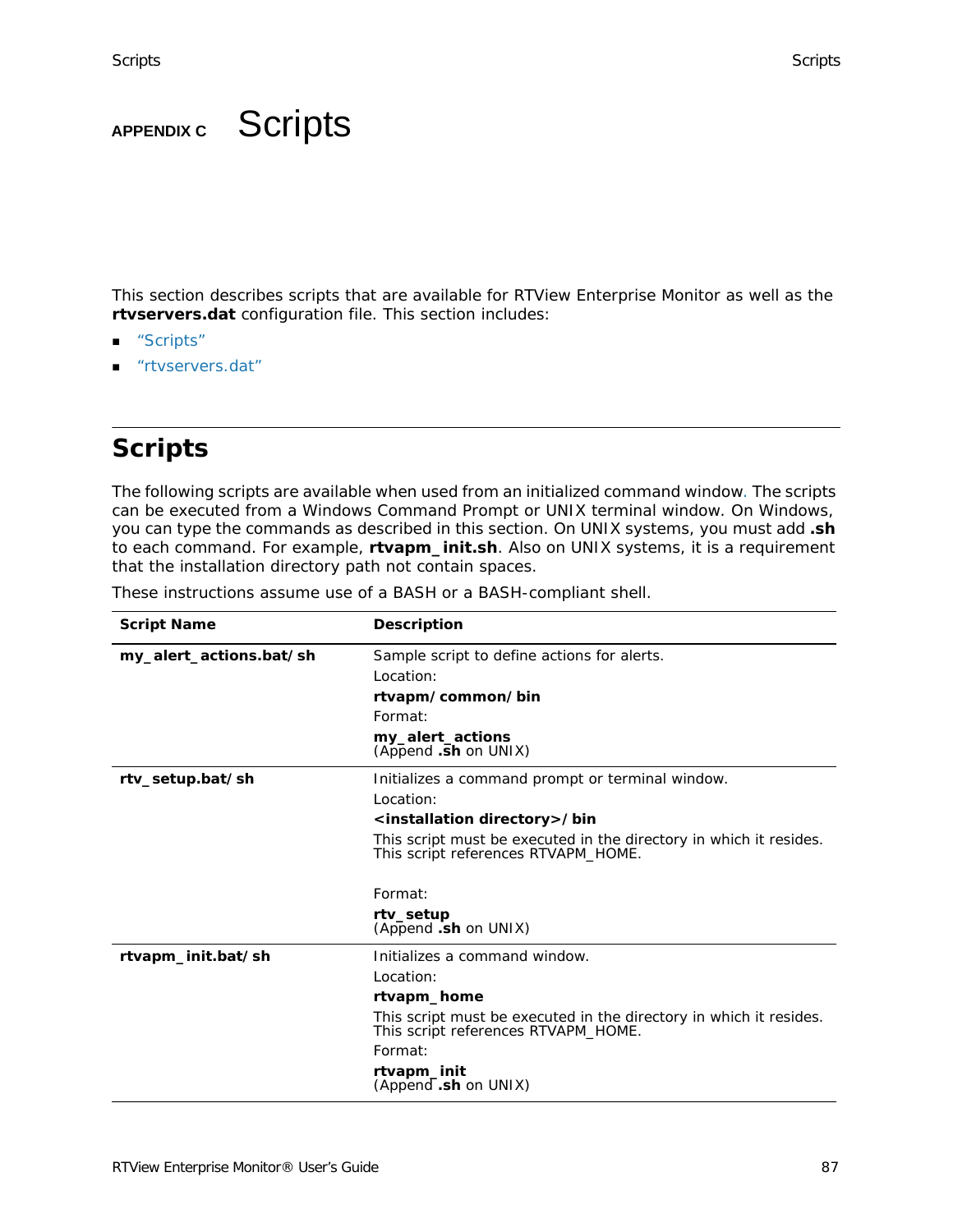# APPENDIX C Scripts

This section describes scripts that are available for RTView Enterprise Monitor as well as the **rtvservers.dat** configuration file. This section includes:

- "Scripts"
- "rtvservers.dat"

## Scripts

The following scripts are available when used from an initialized command window. The scripts can be executed from a Windows Command Prompt or UNIX terminal window. On Windows, you can type the commands as described in this section. On UNIX systems, you must add **.sh** to each command. For example, **rtvapm_init.sh**. Also on UNIX systems, it is a requirement that the installation directory path not contain spaces.

These instructions assume use of a BASH or a BASH-compliant shell.

| Script Name | Description |
|---|---|
| **my_alert_actions.bat/sh** | Sample script to define actions for alerts.<br>Location:<br>**rtvapm/common/bin**<br>Format:<br>**my_alert_actions**<br>(Append **.sh** on UNIX) |
| **rtv_setup.bat/sh** | Initializes a command prompt or terminal window.<br>Location:<br>**<installation directory>/bin**<br>This script must be executed in the directory in which it resides. This script references RTVAPM_HOME.<br>Format:<br>**rtv_setup**<br>(Append **.sh** on UNIX) |
| **rtvapm_init.bat/sh** | Initializes a command window.<br>Location:<br>**rtvapm_home**<br>This script must be executed in the directory in which it resides. This script references RTVAPM_HOME.<br>Format:<br>**rtvapm_init**<br>(Append **.sh** on UNIX) |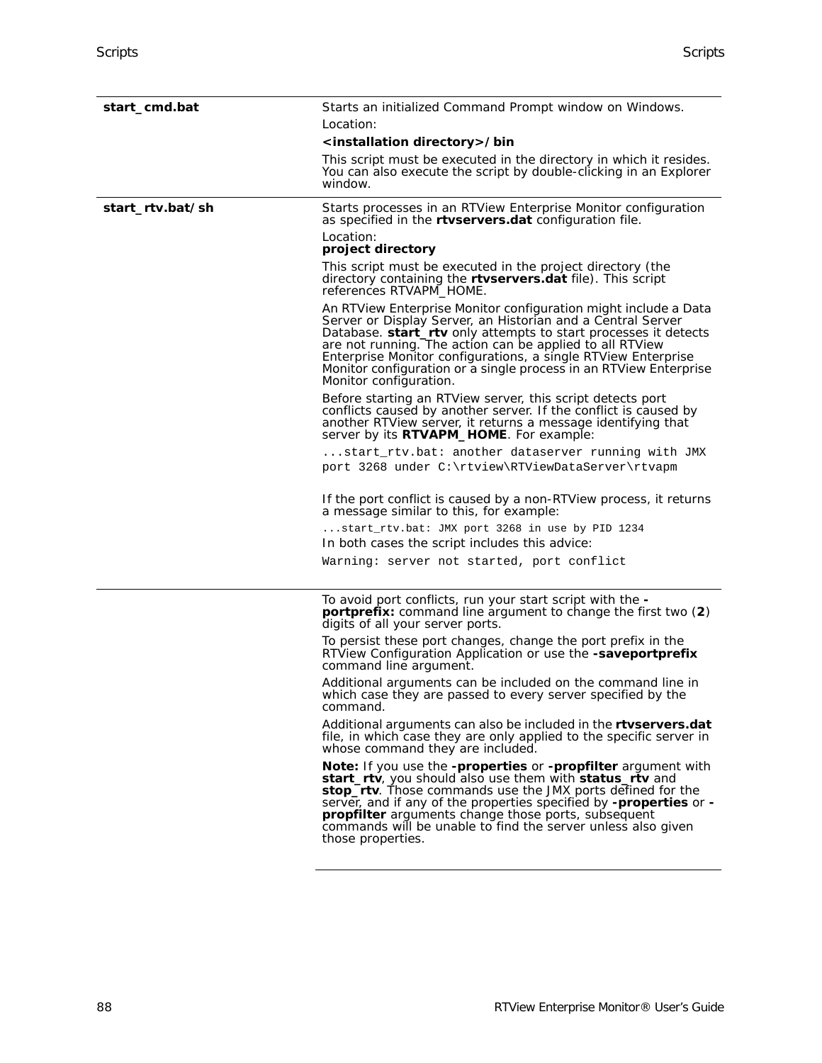| | |
|---|---|
| **start_cmd.bat** | Starts an initialized Command Prompt window on Windows.<br>Location:<br>**<installation directory>/bin**<br>This script must be executed in the directory in which it resides. You can also execute the script by double-clicking in an Explorer window. |
| **start_rtv.bat/sh** | Starts processes in an RTView Enterprise Monitor configuration as specified in the **rtvservers.dat** configuration file.<br>Location:<br>**project directory**<br>This script must be executed in the project directory (the directory containing the **rtvservers.dat** file). This script references RTVAPM_HOME.<br>An RTView Enterprise Monitor configuration might include a Data Server or Display Server, an Historian and a Central Server Database. **start_rtv** only attempts to start processes it detects are not running. The action can be applied to all RTView Enterprise Monitor configurations, a single RTView Enterprise Monitor configuration or a single process in an RTView Enterprise Monitor configuration.<br>Before starting an RTView server, this script detects port conflicts caused by another server. If the conflict is caused by another RTView server, it returns a message identifying that server by its **RTVAPM_HOME**. For example:<br>`...start_rtv.bat: another dataserver running with JMX port 3268 under C:\rtview\RTViewDataServer\rtvapm`<br>If the port conflict is caused by a non-RTView process, it returns a message similar to this, for example:<br>`...start_rtv.bat: JMX port 3268 in use by PID 1234`<br>In both cases the script includes this advice:<br>`Warning: server not started, port conflict` |
| | To avoid port conflicts, run your start script with the **-portprefix:** command line argument to change the first two (**2**) digits of all your server ports.<br>To persist these port changes, change the port prefix in the RTView Configuration Application or use the **-saveportprefix** command line argument.<br>Additional arguments can be included on the command line in which case they are passed to every server specified by the command.<br>Additional arguments can also be included in the **rtvservers.dat** file, in which case they are only applied to the specific server in whose command they are included.<br>**Note:** If you use the **-properties** or **-propfilter** argument with **start_rtv**, you should also use them with **status_rtv** and **stop_rtv**. Those commands use the JMX ports defined for the server, and if any of the properties specified by **-properties** or **-propfilter** arguments change those ports, subsequent commands will be unable to find the server unless also given those properties. |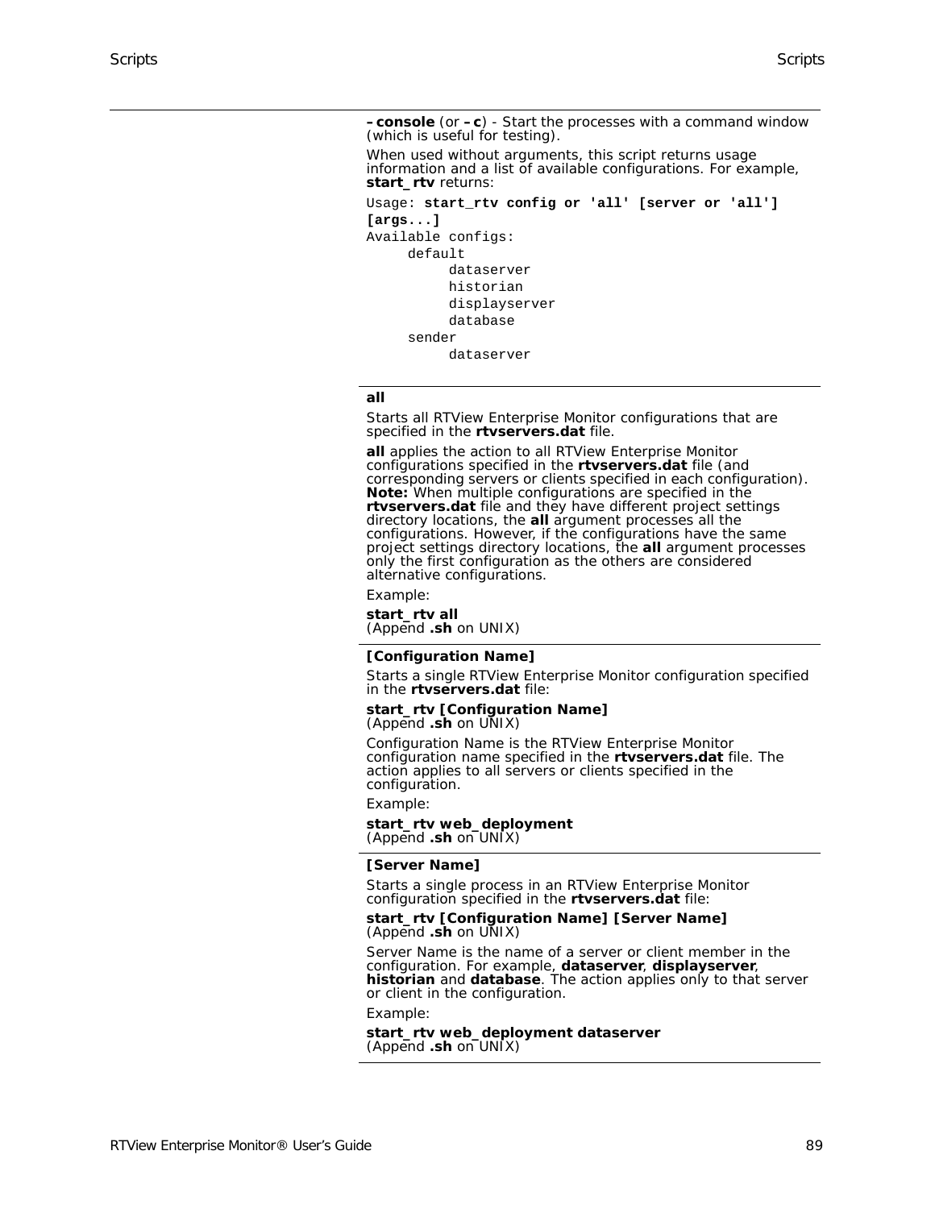**–console** (or **–c**) - Start the processes with a command window (which is useful for testing).

When used without arguments, this script returns usage information and a list of available configurations. For example, **start_rtv** returns:

```
Usage: start_rtv config or 'all' [server or 'all']
[args...]
Available configs:
     default
          dataserver
          historian
          displayserver
          database
     sender
          dataserver
```

---

**all**

Starts all RTView Enterprise Monitor configurations that are specified in the **rtvservers.dat** file.

**all** applies the action to all RTView Enterprise Monitor configurations specified in the **rtvservers.dat** file (and corresponding servers or clients specified in each configuration). **Note:** When multiple configurations are specified in the **rtvservers.dat** file and they have different project settings directory locations, the **all** argument processes all the configurations. However, if the configurations have the same project settings directory locations, the **all** argument processes only the first configuration as the others are considered alternative configurations.

Example:

**start_rtv all**
(Append **.sh** on UNIX)

---

**[Configuration Name]**

Starts a single RTView Enterprise Monitor configuration specified in the **rtvservers.dat** file:

**start_rtv [Configuration Name]**
(Append **.sh** on UNIX)

Configuration Name is the RTView Enterprise Monitor configuration name specified in the **rtvservers.dat** file. The action applies to all servers or clients specified in the configuration.

Example:

**start_rtv web_deployment**
(Append **.sh** on UNIX)

---

**[Server Name]**

Starts a single process in an RTView Enterprise Monitor configuration specified in the **rtvservers.dat** file:

**start_rtv [Configuration Name] [Server Name]**
(Append **.sh** on UNIX)

Server Name is the name of a server or client member in the configuration. For example, **dataserver**, **displayserver**, **historian** and **database**. The action applies only to that server or client in the configuration.

Example:

**start_rtv web_deployment dataserver**
(Append **.sh** on UNIX)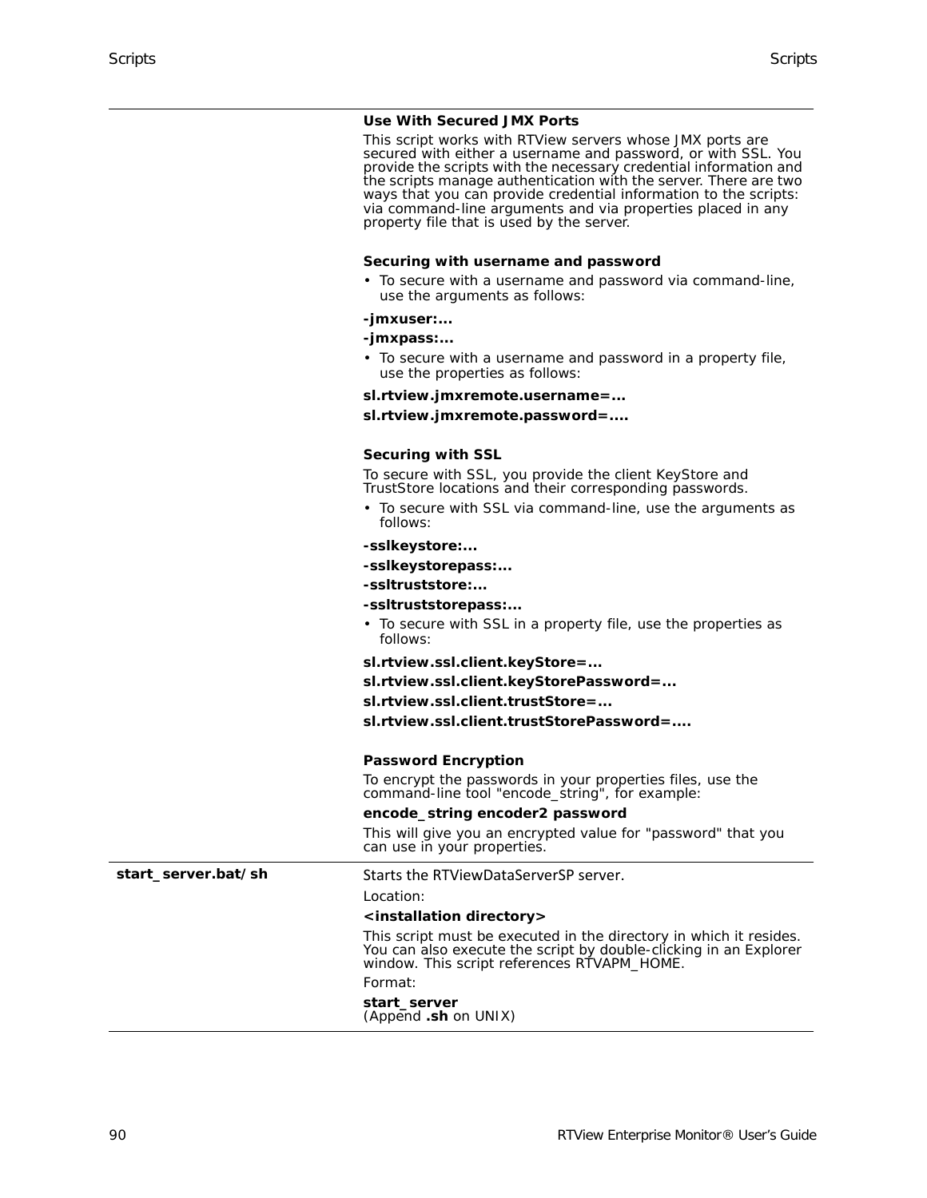| | |
|---|---|
| | **Use With Secured JMX Ports**<br>This script works with RTView servers whose JMX ports are secured with either a username and password, or with SSL. You provide the scripts with the necessary credential information and the scripts manage authentication with the server. There are two ways that you can provide credential information to the scripts: via command-line arguments and via properties placed in any property file that is used by the server.<br><br>**Securing with username and password**<br>• To secure with a username and password via command-line, use the arguments as follows:<br>**-jmxuser:...**<br>**-jmxpass:...**<br>• To secure with a username and password in a property file, use the properties as follows:<br>**sl.rtview.jmxremote.username=...**<br>**sl.rtview.jmxremote.password=....**<br><br>**Securing with SSL**<br>To secure with SSL, you provide the client KeyStore and TrustStore locations and their corresponding passwords.<br>• To secure with SSL via command-line, use the arguments as follows:<br>**-sslkeystore:...**<br>**-sslkeystorepass:...**<br>**-ssltruststore:...**<br>**-ssltruststorepass:...**<br>• To secure with SSL in a property file, use the properties as follows:<br>**sl.rtview.ssl.client.keyStore=...**<br>**sl.rtview.ssl.client.keyStorePassword=...**<br>**sl.rtview.ssl.client.trustStore=...**<br>**sl.rtview.ssl.client.trustStorePassword=....**<br><br>**Password Encryption**<br>To encrypt the passwords in your properties files, use the command-line tool "encode_string", for example:<br>**encode_string encoder2 password**<br>This will give you an encrypted value for "password" that you can use in your properties. |
| **start_server.bat/sh** | Starts the RTViewDataServerSP server.<br>Location:<br>**<installation directory>**<br>This script must be executed in the directory in which it resides. You can also execute the script by double-clicking in an Explorer window. This script references RTVAPM_HOME.<br>Format:<br>**start_server**<br>(Append **.sh** on UNIX) |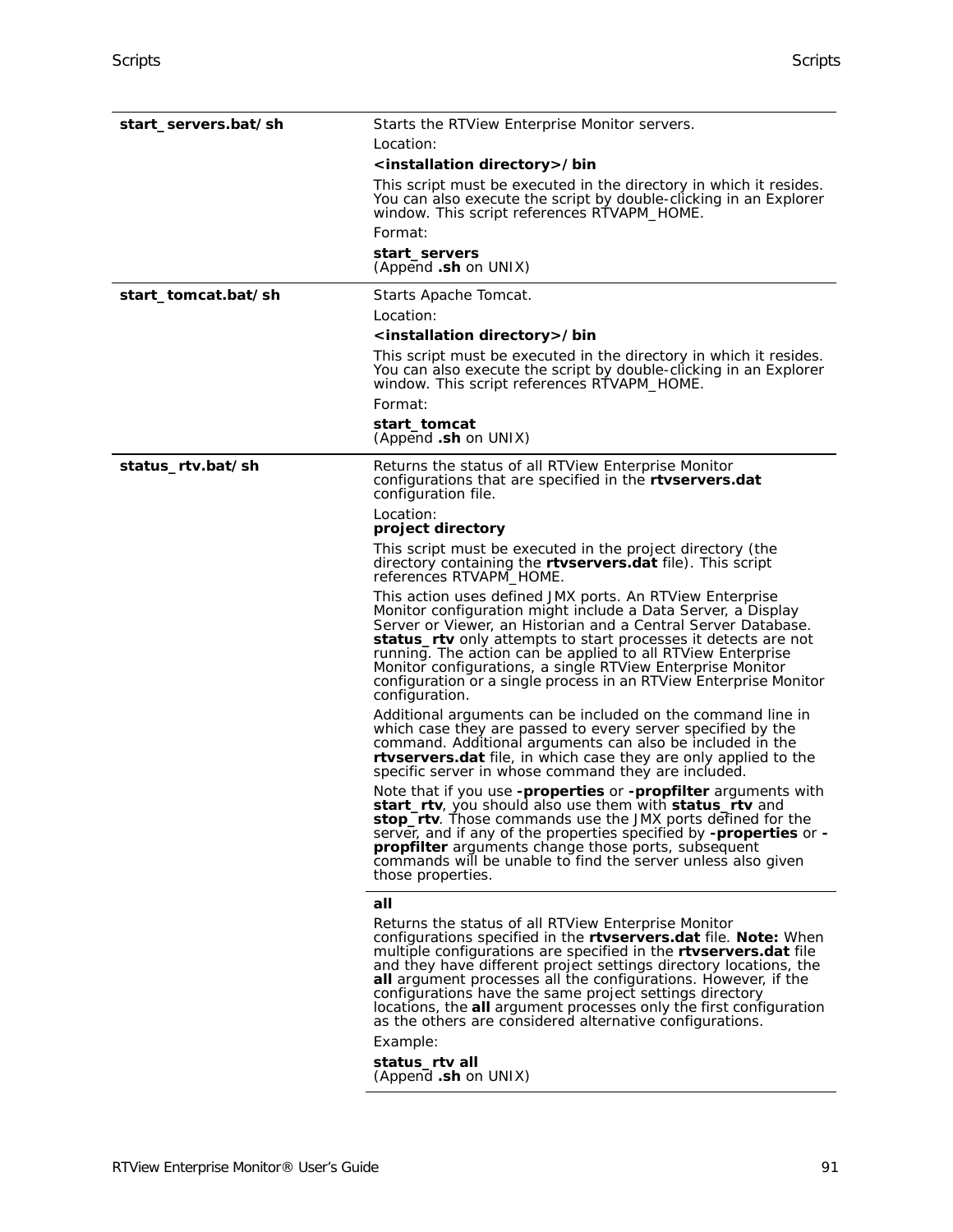| | |
|---|---|
| **start_servers.bat/sh** | Starts the RTView Enterprise Monitor servers.<br>Location:<br>**<installation directory>/bin**<br>This script must be executed in the directory in which it resides. You can also execute the script by double-clicking in an Explorer window. This script references RTVAPM_HOME.<br>Format:<br>**start_servers**<br>(Append **.sh** on UNIX) |
| **start_tomcat.bat/sh** | Starts Apache Tomcat.<br>Location:<br>**<installation directory>/bin**<br>This script must be executed in the directory in which it resides. You can also execute the script by double-clicking in an Explorer window. This script references RTVAPM_HOME.<br>Format:<br>**start_tomcat**<br>(Append **.sh** on UNIX) |
| **status_rtv.bat/sh** | Returns the status of all RTView Enterprise Monitor configurations that are specified in the **rtvservers.dat** configuration file.<br>Location:<br>**project directory**<br>This script must be executed in the project directory (the directory containing the **rtvservers.dat** file). This script references RTVAPM_HOME.<br>This action uses defined JMX ports. An RTView Enterprise Monitor configuration might include a Data Server, a Display Server or Viewer, an Historian and a Central Server Database. **status_rtv** only attempts to start processes it detects are not running. The action can be applied to all RTView Enterprise Monitor configurations, a single RTView Enterprise Monitor configuration or a single process in an RTView Enterprise Monitor configuration.<br>Additional arguments can be included on the command line in which case they are passed to every server specified by the command. Additional arguments can also be included in the **rtvservers.dat** file, in which case they are only applied to the specific server in whose command they are included.<br>Note that if you use **-properties** or **-propfilter** arguments with **start_rtv**, you should also use them with **status_rtv** and **stop_rtv**. Those commands use the JMX ports defined for the server, and if any of the properties specified by **-properties** or **-propfilter** arguments change those ports, subsequent commands will be unable to find the server unless also given those properties. |
| | **all**<br>Returns the status of all RTView Enterprise Monitor configurations specified in the **rtvservers.dat** file. **Note:** When multiple configurations are specified in the **rtvservers.dat** file and they have different project settings directory locations, the **all** argument processes all the configurations. However, if the configurations have the same project settings directory locations, the **all** argument processes only the first configuration as the others are considered alternative configurations.<br>Example:<br>**status_rtv all**<br>(Append **.sh** on UNIX) |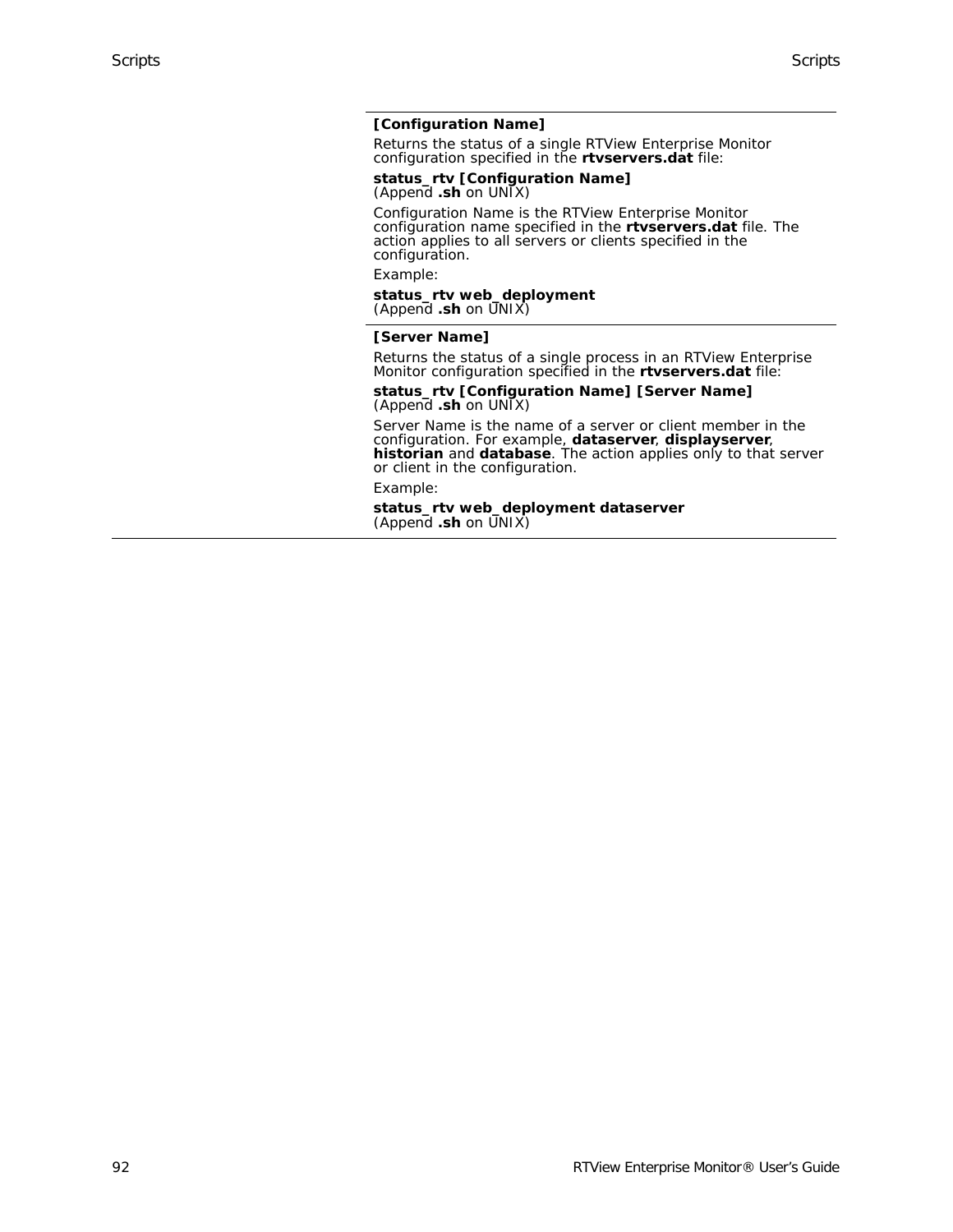**[Configuration Name]**

Returns the status of a single RTView Enterprise Monitor configuration specified in the **rtvservers.dat** file:

**status_rtv [Configuration Name]**
(Append **.sh** on UNIX)

Configuration Name is the RTView Enterprise Monitor configuration name specified in the **rtvservers.dat** file. The action applies to all servers or clients specified in the configuration.

Example:

**status_rtv web_deployment**
(Append **.sh** on UNIX)

**[Server Name]**

Returns the status of a single process in an RTView Enterprise Monitor configuration specified in the **rtvservers.dat** file:

**status_rtv [Configuration Name] [Server Name]**
(Append **.sh** on UNIX)

Server Name is the name of a server or client member in the configuration. For example, **dataserver**, **displayserver**, **historian** and **database**. The action applies only to that server or client in the configuration.

Example:

**status_rtv web_deployment dataserver**
(Append **.sh** on UNIX)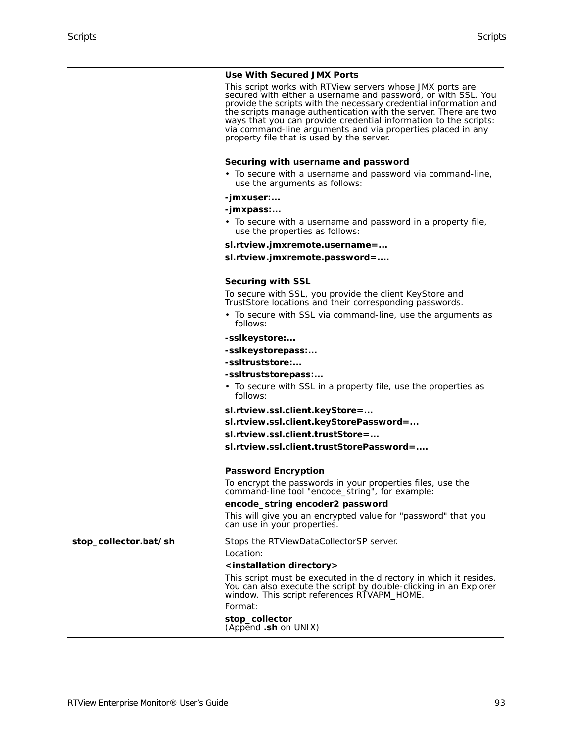|  |  |
|---|---|
|  | **Use With Secured JMX Ports**<br><br>This script works with RTView servers whose JMX ports are secured with either a username and password, or with SSL. You provide the scripts with the necessary credential information and the scripts manage authentication with the server. There are two ways that you can provide credential information to the scripts: via command-line arguments and via properties placed in any property file that is used by the server.<br><br>**Securing with username and password**<br><br>• To secure with a username and password via command-line, use the arguments as follows:<br><br>**-jmxuser:...**<br><br>**-jmxpass:...**<br><br>• To secure with a username and password in a property file, use the properties as follows:<br><br>**sl.rtview.jmxremote.username=...**<br><br>**sl.rtview.jmxremote.password=....**<br><br>**Securing with SSL**<br><br>To secure with SSL, you provide the client KeyStore and TrustStore locations and their corresponding passwords.<br><br>• To secure with SSL via command-line, use the arguments as follows:<br><br>**-sslkeystore:...**<br><br>**-sslkeystorepass:...**<br><br>**-ssltruststore:...**<br><br>**-ssltruststorepass:...**<br><br>• To secure with SSL in a property file, use the properties as follows:<br><br>**sl.rtview.ssl.client.keyStore=...**<br><br>**sl.rtview.ssl.client.keyStorePassword=...**<br><br>**sl.rtview.ssl.client.trustStore=...**<br><br>**sl.rtview.ssl.client.trustStorePassword=....**<br><br>**Password Encryption**<br><br>To encrypt the passwords in your properties files, use the command-line tool "encode_string", for example:<br><br>**encode_string encoder2 password**<br><br>This will give you an encrypted value for "password" that you can use in your properties. |
| **stop_collector.bat/sh** | Stops the RTViewDataCollectorSP server.<br><br>Location:<br><br>**<installation directory>**<br><br>This script must be executed in the directory in which it resides. You can also execute the script by double-clicking in an Explorer window. This script references RTVAPM_HOME.<br><br>Format:<br><br>**stop_collector**<br>(Append **.sh** on UNIX) |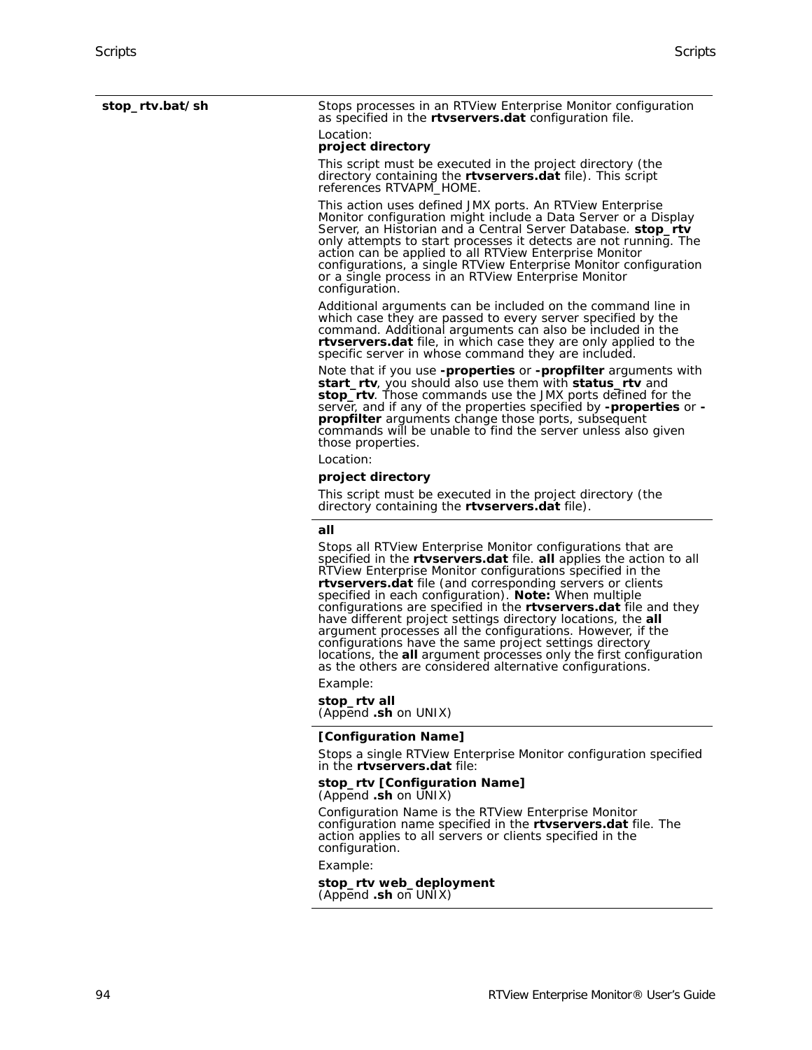| | |
|---|---|
| **stop_rtv.bat/sh** | Stops processes in an RTView Enterprise Monitor configuration as specified in the **rtvservers.dat** configuration file.<br><br>Location:<br>**project directory**<br><br>This script must be executed in the project directory (the directory containing the **rtvservers.dat** file). This script references RTVAPM_HOME.<br><br>This action uses defined JMX ports. An RTView Enterprise Monitor configuration might include a Data Server or a Display Server, an Historian and a Central Server Database. **stop_rtv** only attempts to start processes it detects are not running. The action can be applied to all RTView Enterprise Monitor configurations, a single RTView Enterprise Monitor configuration or a single process in an RTView Enterprise Monitor configuration.<br><br>Additional arguments can be included on the command line in which case they are passed to every server specified by the command. Additional arguments can also be included in the **rtvservers.dat** file, in which case they are only applied to the specific server in whose command they are included.<br><br>Note that if you use **-properties** or **-propfilter** arguments with **start_rtv**, you should also use them with **status_rtv** and **stop_rtv**. Those commands use the JMX ports defined for the server, and if any of the properties specified by **-properties** or **-propfilter** arguments change those ports, subsequent commands will be unable to find the server unless also given those properties.<br><br>Location:<br><br>**project directory**<br><br>This script must be executed in the project directory (the directory containing the **rtvservers.dat** file). |
| | **all**<br><br>Stops all RTView Enterprise Monitor configurations that are specified in the **rtvservers.dat** file. **all** applies the action to all RTView Enterprise Monitor configurations specified in the **rtvservers.dat** file (and corresponding servers or clients specified in each configuration). **Note:** When multiple configurations are specified in the **rtvservers.dat** file and they have different project settings directory locations, the **all** argument processes all the configurations. However, if the configurations have the same project settings directory locations, the **all** argument processes only the first configuration as the others are considered alternative configurations.<br><br>Example:<br><br>**stop_rtv all**<br>(Append **.sh** on UNIX) |
| | **[Configuration Name]**<br><br>Stops a single RTView Enterprise Monitor configuration specified in the **rtvservers.dat** file:<br><br>**stop_rtv [Configuration Name]**<br>(Append **.sh** on UNIX)<br><br>Configuration Name is the RTView Enterprise Monitor configuration name specified in the **rtvservers.dat** file. The action applies to all servers or clients specified in the configuration.<br><br>Example:<br><br>**stop_rtv web_deployment**<br>(Append **.sh** on UNIX) |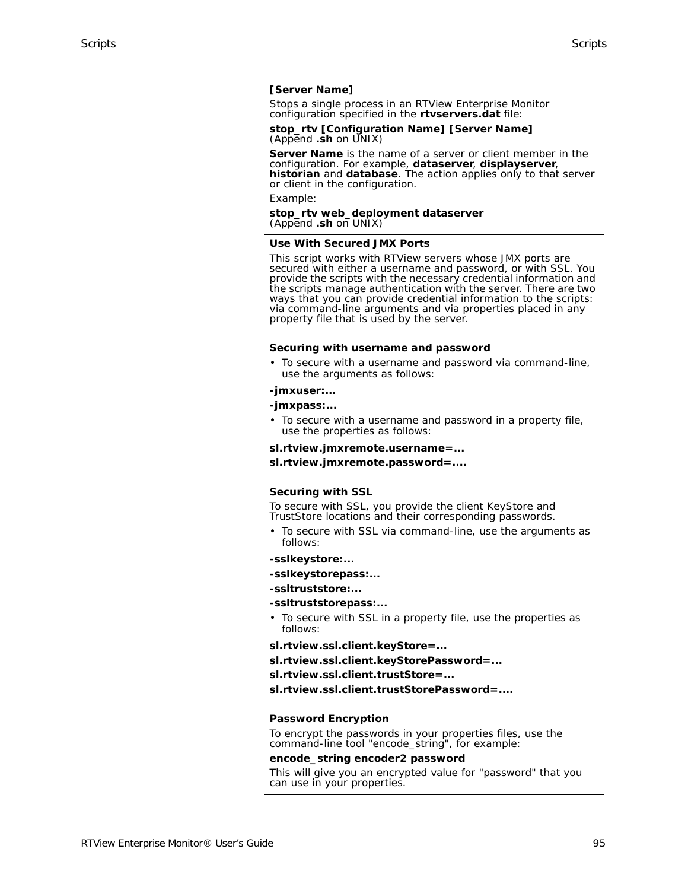**[Server Name]**

Stops a single process in an RTView Enterprise Monitor configuration specified in the **rtvservers.dat** file:

**stop_rtv [Configuration Name] [Server Name]**
(Append **.sh** on UNIX)

**Server Name** is the name of a server or client member in the configuration. For example, **dataserver**, **displayserver**, **historian** and **database**. The action applies only to that server or client in the configuration.

Example:

**stop_rtv web_deployment dataserver**
(Append **.sh** on UNIX)

**Use With Secured JMX Ports**

This script works with RTView servers whose JMX ports are secured with either a username and password, or with SSL. You provide the scripts with the necessary credential information and the scripts manage authentication with the server. There are two ways that you can provide credential information to the scripts: via command-line arguments and via properties placed in any property file that is used by the server.

**Securing with username and password**

- To secure with a username and password via command-line, use the arguments as follows:

**-jmxuser:...**

**-jmxpass:...**

- To secure with a username and password in a property file, use the properties as follows:

**sl.rtview.jmxremote.username=...**

**sl.rtview.jmxremote.password=....**

**Securing with SSL**

To secure with SSL, you provide the client KeyStore and TrustStore locations and their corresponding passwords.

- To secure with SSL via command-line, use the arguments as follows:

**-sslkeystore:...**

**-sslkeystorepass:...**

**-ssltruststore:...**

**-ssltruststorepass:...**

- To secure with SSL in a property file, use the properties as follows:

**sl.rtview.ssl.client.keyStore=...**

**sl.rtview.ssl.client.keyStorePassword=...**

**sl.rtview.ssl.client.trustStore=...**

**sl.rtview.ssl.client.trustStorePassword=....**

**Password Encryption**

To encrypt the passwords in your properties files, use the command-line tool "encode_string", for example:

**encode_string encoder2 password**

This will give you an encrypted value for "password" that you can use in your properties.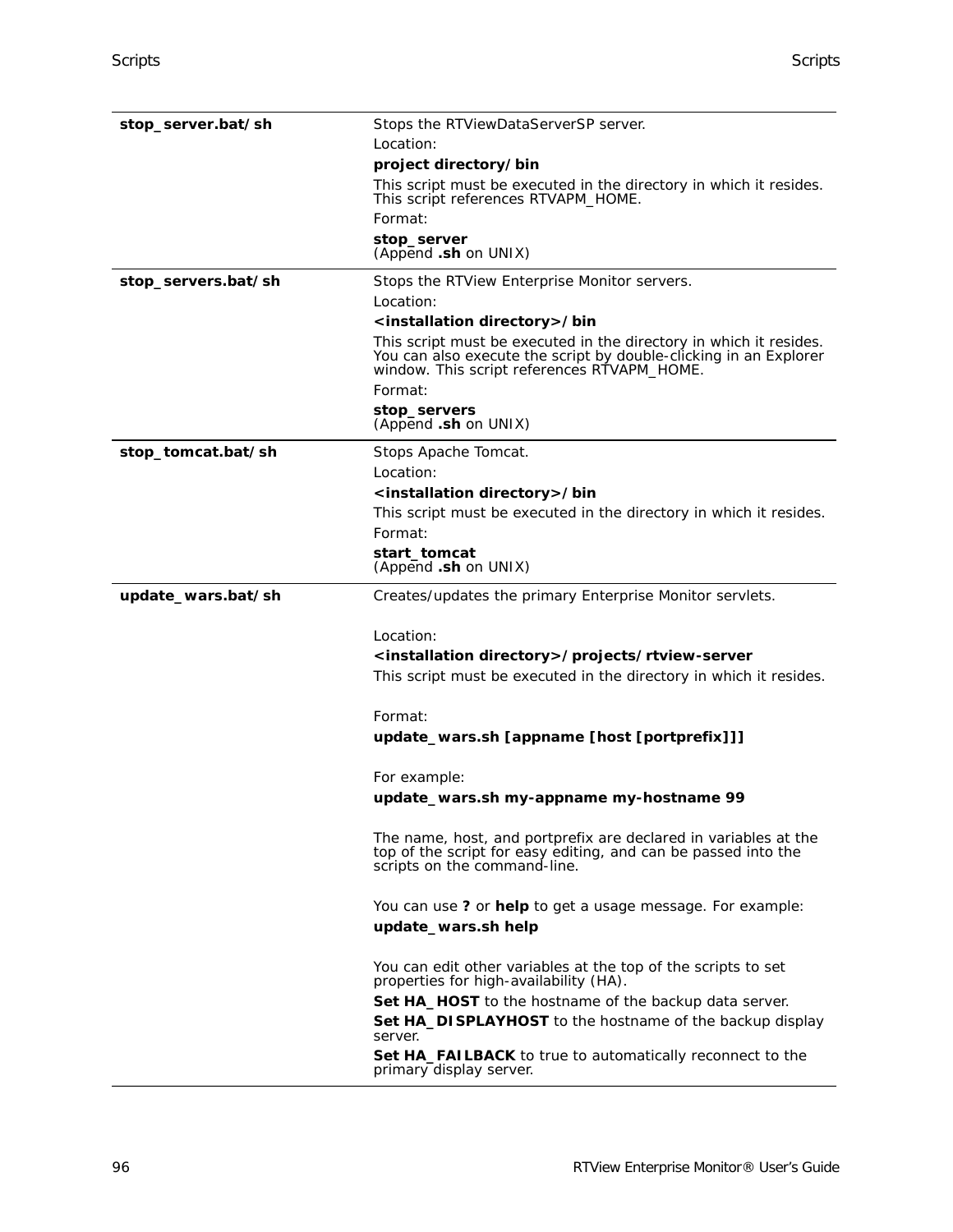| | |
|---|---|
| **stop_server.bat/sh** | Stops the RTViewDataServerSP server.<br>Location:<br>**project directory/bin**<br>This script must be executed in the directory in which it resides. This script references RTVAPM_HOME.<br>Format:<br>**stop_server**<br>(Append **.sh** on UNIX) |
| **stop_servers.bat/sh** | Stops the RTView Enterprise Monitor servers.<br>Location:<br>**<installation directory>/bin**<br>This script must be executed in the directory in which it resides. You can also execute the script by double-clicking in an Explorer window. This script references RTVAPM_HOME.<br>Format:<br>**stop_servers**<br>(Append **.sh** on UNIX) |
| **stop_tomcat.bat/sh** | Stops Apache Tomcat.<br>Location:<br>**<installation directory>/bin**<br>This script must be executed in the directory in which it resides.<br>Format:<br>**start_tomcat**<br>(Append **.sh** on UNIX) |
| **update_wars.bat/sh** | Creates/updates the primary Enterprise Monitor servlets.<br><br>Location:<br>**<installation directory>/projects/rtview-server**<br>This script must be executed in the directory in which it resides.<br><br>Format:<br>**update_wars.sh [appname [host [portprefix]]]**<br><br>For example:<br>**update_wars.sh my-appname my-hostname 99**<br><br>The name, host, and portprefix are declared in variables at the top of the script for easy editing, and can be passed into the scripts on the command-line.<br><br>You can use **?** or **help** to get a usage message. For example:<br>**update_wars.sh help**<br><br>You can edit other variables at the top of the scripts to set properties for high-availability (HA).<br>**Set HA_HOST** to the hostname of the backup data server.<br>**Set HA_DISPLAYHOST** to the hostname of the backup display server.<br>**Set HA_FAILBACK** to true to automatically reconnect to the primary display server. |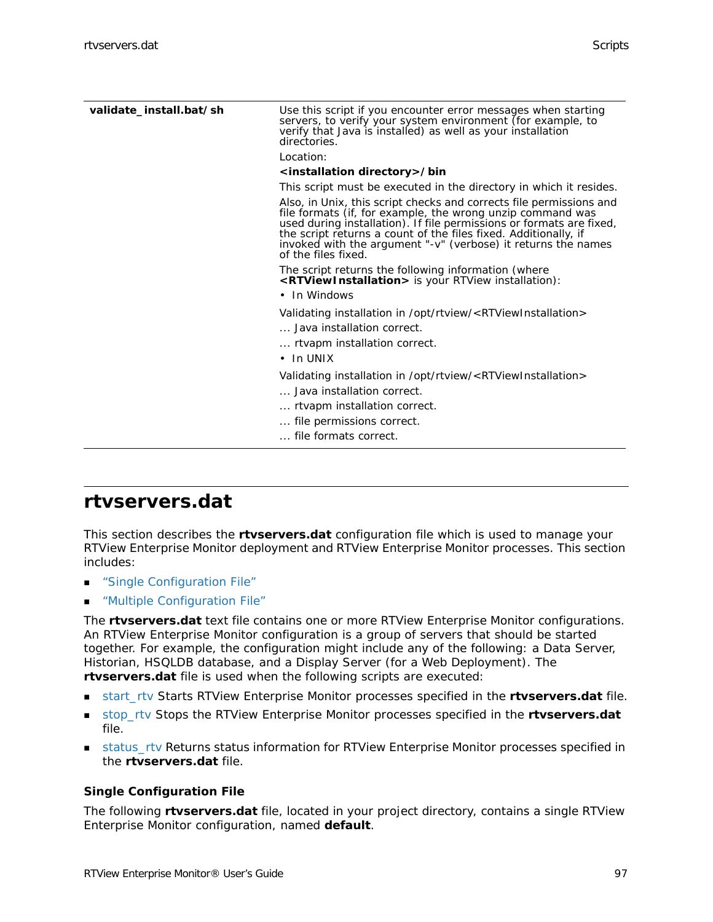| | |
|---|---|
| **validate_install.bat/sh** | Use this script if you encounter error messages when starting servers, to verify your system environment (for example, to verify that Java is installed) as well as your installation directories.<br><br>Location:<br><br>**<installation directory>/bin**<br><br>This script must be executed in the directory in which it resides.<br><br>Also, in Unix, this script checks and corrects file permissions and file formats (if, for example, the wrong unzip command was used during installation). If file permissions or formats are fixed, the script returns a count of the files fixed. Additionally, if invoked with the argument "-v" (verbose) it returns the names of the files fixed.<br><br>The script returns the following information (where **<RTViewInstallation>** is your RTView installation):<br><br>• In Windows<br><br>Validating installation in /opt/rtview/<RTViewInstallation><br><br>... Java installation correct.<br><br>... rtvapm installation correct.<br><br>• In UNIX<br><br>Validating installation in /opt/rtview/<RTViewInstallation><br><br>... Java installation correct.<br><br>... rtvapm installation correct.<br><br>... file permissions correct.<br><br>... file formats correct. |

# rtvservers.dat

This section describes the **rtvservers.dat** configuration file which is used to manage your RTView Enterprise Monitor deployment and RTView Enterprise Monitor processes. This section includes:

- "Single Configuration File"
- "Multiple Configuration File"

The **rtvservers.dat** text file contains one or more RTView Enterprise Monitor configurations. An RTView Enterprise Monitor configuration is a group of servers that should be started together. For example, the configuration might include any of the following: a Data Server, Historian, HSQLDB database, and a Display Server (for a Web Deployment). The **rtvservers.dat** file is used when the following scripts are executed:

- start_rtv Starts RTView Enterprise Monitor processes specified in the **rtvservers.dat** file.
- stop_rtv Stops the RTView Enterprise Monitor processes specified in the **rtvservers.dat** file.
- status_rtv Returns status information for RTView Enterprise Monitor processes specified in the **rtvservers.dat** file.

### Single Configuration File

The following **rtvservers.dat** file, located in your project directory, contains a single RTView Enterprise Monitor configuration, named **default**.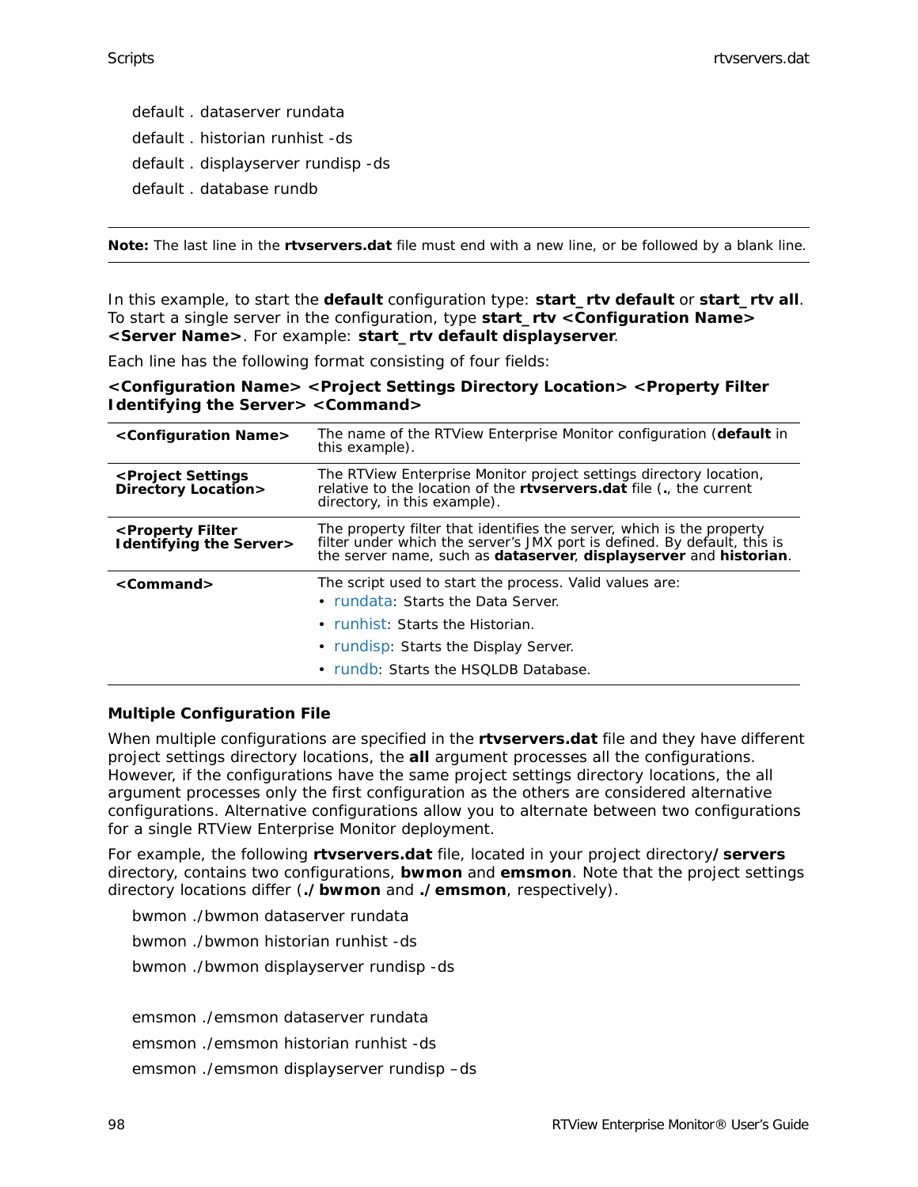```
default . dataserver rundata
default . historian runhist -ds
default . displayserver rundisp -ds
default . database rundb
```

---

**Note:** The last line in the **rtvservers.dat** file must end with a new line, or be followed by a blank line.

---

In this example, to start the **default** configuration type: **start_rtv default** or **start_rtv all**. To start a single server in the configuration, type **start_rtv <Configuration Name> <Server Name>**. For example: **start_rtv default displayserver**.

Each line has the following format consisting of four fields:

**<Configuration Name> <Project Settings Directory Location> <Property Filter Identifying the Server> <Command>**

| | |
|---|---|
| **<Configuration Name>** | The name of the RTView Enterprise Monitor configuration (**default** in this example). |
| **<Project Settings Directory Location>** | The RTView Enterprise Monitor project settings directory location, relative to the location of the **rtvservers.dat** file (**.**, the current directory, in this example). |
| **<Property Filter Identifying the Server>** | The property filter that identifies the server, which is the property filter under which the server's JMX port is defined. By default, this is the server name, such as **dataserver**, **displayserver** and **historian**. |
| **<Command>** | The script used to start the process. Valid values are:<br>• rundata: Starts the Data Server.<br>• runhist: Starts the Historian.<br>• rundisp: Starts the Display Server.<br>• rundb: Starts the HSQLDB Database. |

### Multiple Configuration File

When multiple configurations are specified in the **rtvservers.dat** file and they have different project settings directory locations, the **all** argument processes all the configurations. However, if the configurations have the same project settings directory locations, the all argument processes only the first configuration as the others are considered alternative configurations. Alternative configurations allow you to alternate between two configurations for a single RTView Enterprise Monitor deployment.

For example, the following **rtvservers.dat** file, located in your project directory**/servers** directory, contains two configurations, **bwmon** and **emsmon**. Note that the project settings directory locations differ (**./bwmon** and **./emsmon**, respectively).

```
bwmon ./bwmon dataserver rundata
bwmon ./bwmon historian runhist -ds
bwmon ./bwmon displayserver rundisp -ds

emsmon ./emsmon dataserver rundata
emsmon ./emsmon historian runhist -ds
emsmon ./emsmon displayserver rundisp –ds
```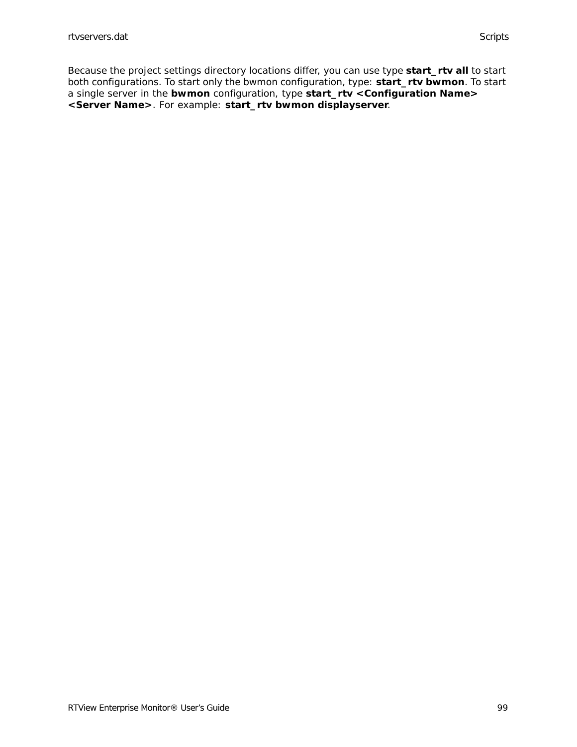Because the project settings directory locations differ, you can use type **start_rtv all** to start both configurations. To start only the bwmon configuration, type: **start_rtv bwmon**. To start a single server in the **bwmon** configuration, type **start_rtv <Configuration Name> <Server Name>**. For example: **start_rtv bwmon displayserver**.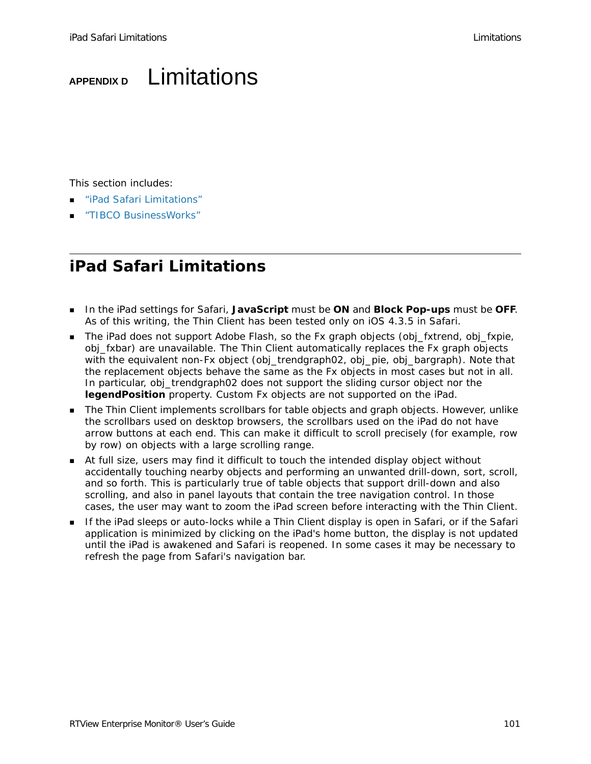# APPENDIX D Limitations

This section includes:

- "iPad Safari Limitations"
- "TIBCO BusinessWorks"

## iPad Safari Limitations

- In the iPad settings for Safari, **JavaScript** must be **ON** and **Block Pop-ups** must be **OFF**. As of this writing, the Thin Client has been tested only on iOS 4.3.5 in Safari.
- The iPad does not support Adobe Flash, so the Fx graph objects (obj_fxtrend, obj_fxpie, obj_fxbar) are unavailable. The Thin Client automatically replaces the Fx graph objects with the equivalent non-Fx object (obj_trendgraph02, obj_pie, obj_bargraph). Note that the replacement objects behave the same as the Fx objects in most cases but not in all. In particular, obj_trendgraph02 does not support the sliding cursor object nor the **legendPosition** property. Custom Fx objects are not supported on the iPad.
- The Thin Client implements scrollbars for table objects and graph objects. However, unlike the scrollbars used on desktop browsers, the scrollbars used on the iPad do not have arrow buttons at each end. This can make it difficult to scroll precisely (for example, row by row) on objects with a large scrolling range.
- At full size, users may find it difficult to touch the intended display object without accidentally touching nearby objects and performing an unwanted drill-down, sort, scroll, and so forth. This is particularly true of table objects that support drill-down and also scrolling, and also in panel layouts that contain the tree navigation control. In those cases, the user may want to zoom the iPad screen before interacting with the Thin Client.
- If the iPad sleeps or auto-locks while a Thin Client display is open in Safari, or if the Safari application is minimized by clicking on the iPad's home button, the display is not updated until the iPad is awakened and Safari is reopened. In some cases it may be necessary to refresh the page from Safari's navigation bar.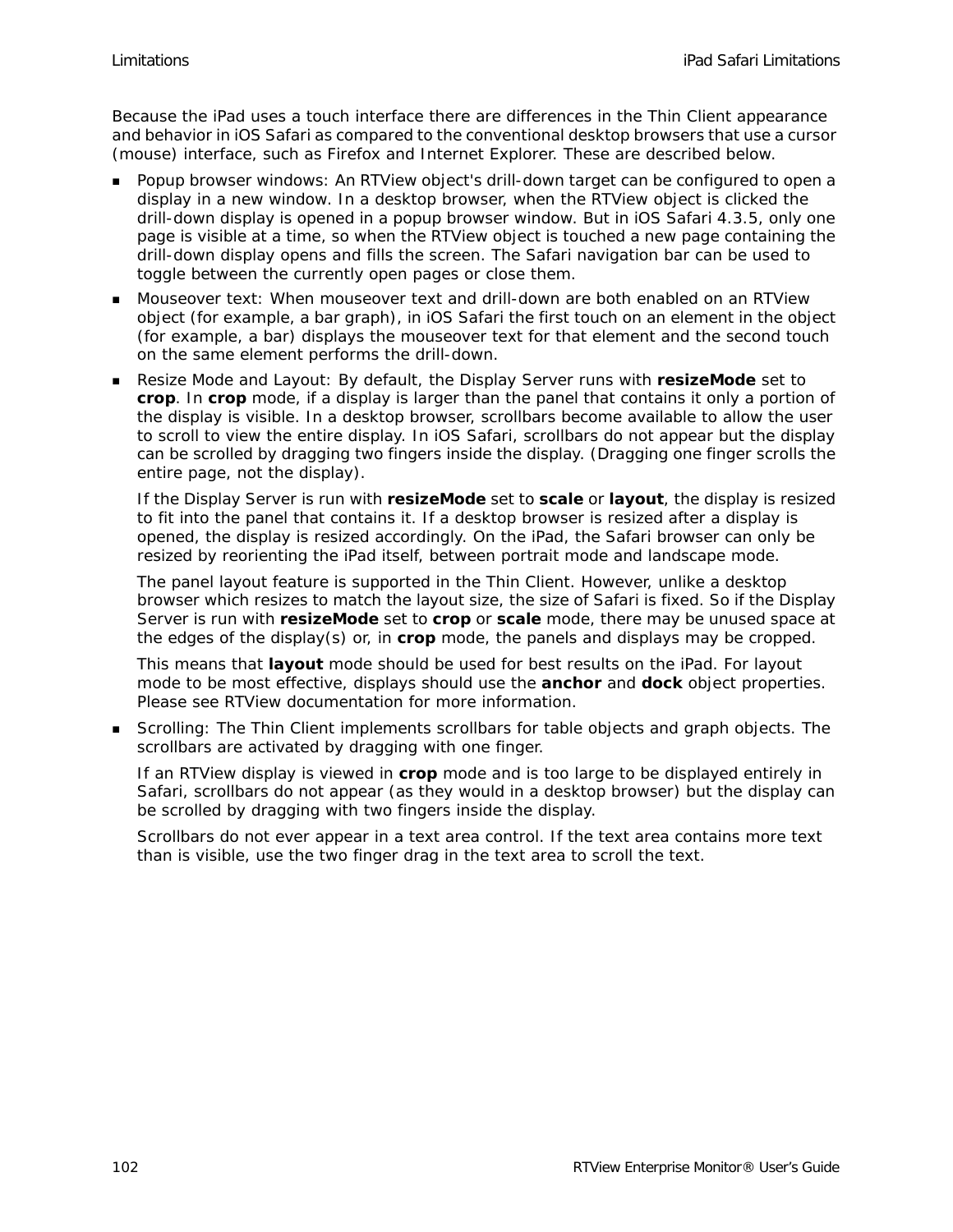Because the iPad uses a touch interface there are differences in the Thin Client appearance and behavior in iOS Safari as compared to the conventional desktop browsers that use a cursor (mouse) interface, such as Firefox and Internet Explorer. These are described below.

- Popup browser windows: An RTView object's drill-down target can be configured to open a display in a new window. In a desktop browser, when the RTView object is clicked the drill-down display is opened in a popup browser window. But in iOS Safari 4.3.5, only one page is visible at a time, so when the RTView object is touched a new page containing the drill-down display opens and fills the screen. The Safari navigation bar can be used to toggle between the currently open pages or close them.
- Mouseover text: When mouseover text and drill-down are both enabled on an RTView object (for example, a bar graph), in iOS Safari the first touch on an element in the object (for example, a bar) displays the mouseover text for that element and the second touch on the same element performs the drill-down.
- Resize Mode and Layout: By default, the Display Server runs with **resizeMode** set to **crop**. In **crop** mode, if a display is larger than the panel that contains it only a portion of the display is visible. In a desktop browser, scrollbars become available to allow the user to scroll to view the entire display. In iOS Safari, scrollbars do not appear but the display can be scrolled by dragging two fingers inside the display. (Dragging one finger scrolls the entire page, not the display).

  If the Display Server is run with **resizeMode** set to **scale** or **layout**, the display is resized to fit into the panel that contains it. If a desktop browser is resized after a display is opened, the display is resized accordingly. On the iPad, the Safari browser can only be resized by reorienting the iPad itself, between portrait mode and landscape mode.

  The panel layout feature is supported in the Thin Client. However, unlike a desktop browser which resizes to match the layout size, the size of Safari is fixed. So if the Display Server is run with **resizeMode** set to **crop** or **scale** mode, there may be unused space at the edges of the display(s) or, in **crop** mode, the panels and displays may be cropped.

  This means that **layout** mode should be used for best results on the iPad. For layout mode to be most effective, displays should use the **anchor** and **dock** object properties. Please see RTView documentation for more information.
- Scrolling: The Thin Client implements scrollbars for table objects and graph objects. The scrollbars are activated by dragging with one finger.

  If an RTView display is viewed in **crop** mode and is too large to be displayed entirely in Safari, scrollbars do not appear (as they would in a desktop browser) but the display can be scrolled by dragging with two fingers inside the display.

  Scrollbars do not ever appear in a text area control. If the text area contains more text than is visible, use the two finger drag in the text area to scroll the text.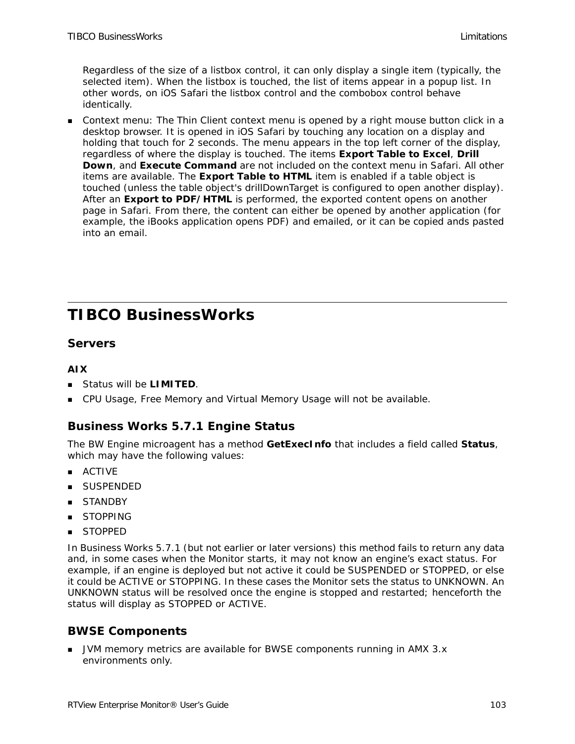Regardless of the size of a listbox control, it can only display a single item (typically, the selected item). When the listbox is touched, the list of items appear in a popup list. In other words, on iOS Safari the listbox control and the combobox control behave identically.

- Context menu: The Thin Client context menu is opened by a right mouse button click in a desktop browser. It is opened in iOS Safari by touching any location on a display and holding that touch for 2 seconds. The menu appears in the top left corner of the display, regardless of where the display is touched. The items **Export Table to Excel**, **Drill Down**, and **Execute Command** are not included on the context menu in Safari. All other items are available. The **Export Table to HTML** item is enabled if a table object is touched (unless the table object's drillDownTarget is configured to open another display). After an **Export to PDF/HTML** is performed, the exported content opens on another page in Safari. From there, the content can either be opened by another application (for example, the iBooks application opens PDF) and emailed, or it can be copied ands pasted into an email.

# TIBCO BusinessWorks

## Servers

### AIX

- Status will be **LIMITED**.
- CPU Usage, Free Memory and Virtual Memory Usage will not be available.

## Business Works 5.7.1 Engine Status

The BW Engine microagent has a method **GetExecInfo** that includes a field called **Status**, which may have the following values:

- ACTIVE
- SUSPENDED
- STANDBY
- STOPPING
- STOPPED

In Business Works 5.7.1 (but not earlier or later versions) this method fails to return any data and, in some cases when the Monitor starts, it may not know an engine's exact status. For example, if an engine is deployed but not active it could be SUSPENDED or STOPPED, or else it could be ACTIVE or STOPPING. In these cases the Monitor sets the status to UNKNOWN. An UNKNOWN status will be resolved once the engine is stopped and restarted; henceforth the status will display as STOPPED or ACTIVE.

## BWSE Components

- JVM memory metrics are available for BWSE components running in AMX 3.x environments only.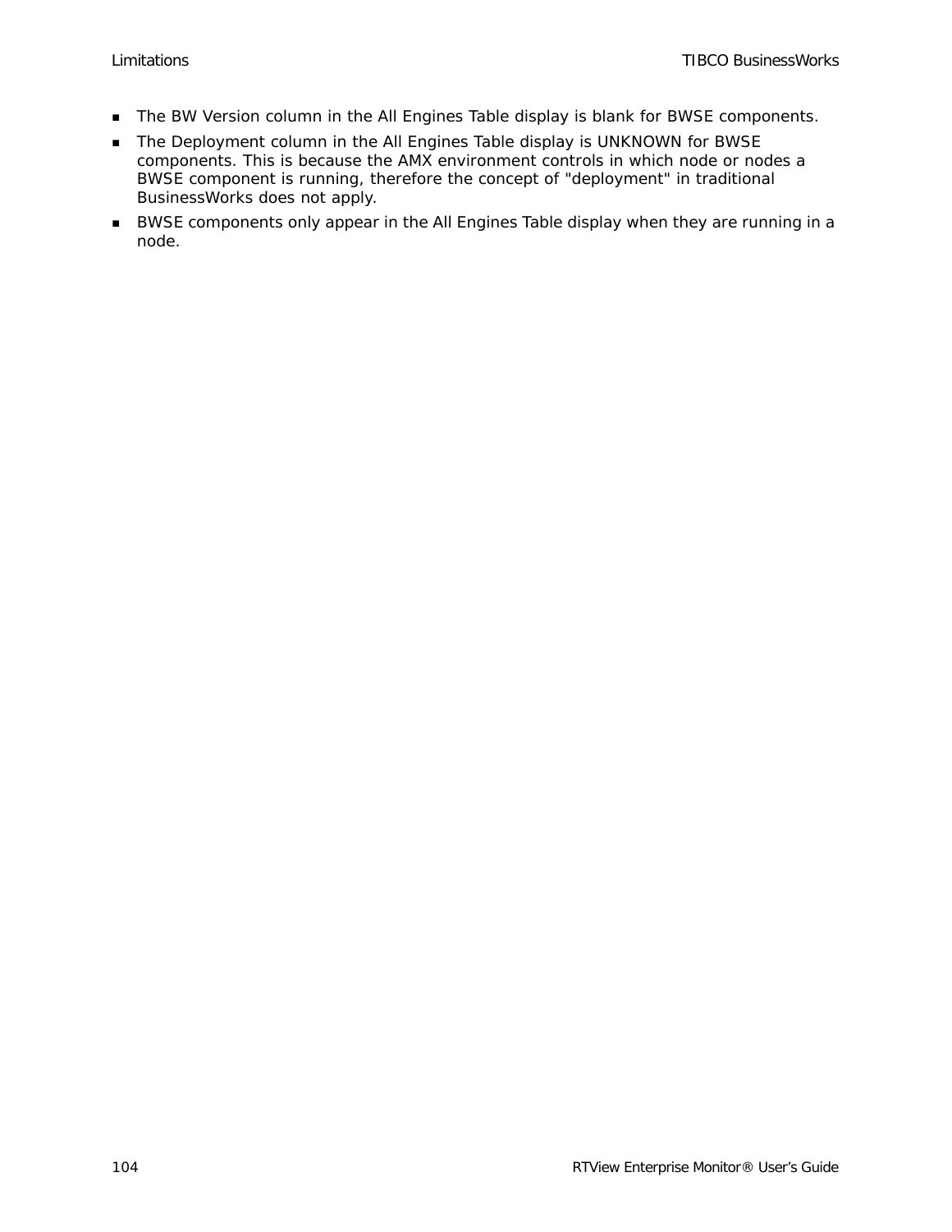- The BW Version column in the All Engines Table display is blank for BWSE components.
- The Deployment column in the All Engines Table display is UNKNOWN for BWSE components. This is because the AMX environment controls in which node or nodes a BWSE component is running, therefore the concept of "deployment" in traditional BusinessWorks does not apply.
- BWSE components only appear in the All Engines Table display when they are running in a node.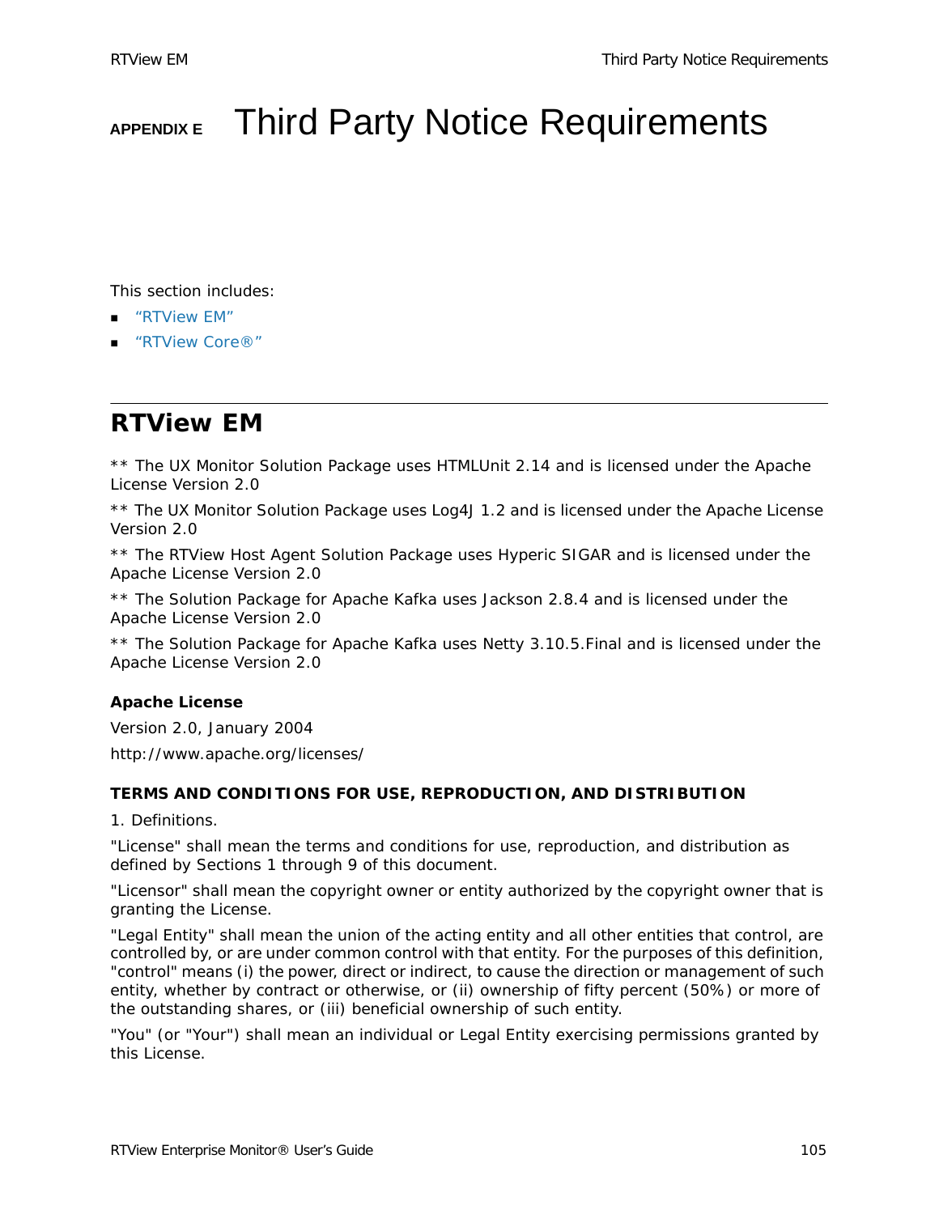# APPENDIX E Third Party Notice Requirements

This section includes:

- "RTView EM"
- "RTView Core®"

## RTView EM

** The UX Monitor Solution Package uses HTMLUnit 2.14 and is licensed under the Apache License Version 2.0

** The UX Monitor Solution Package uses Log4J 1.2 and is licensed under the Apache License Version 2.0

** The RTView Host Agent Solution Package uses Hyperic SIGAR and is licensed under the Apache License Version 2.0

** The Solution Package for Apache Kafka uses Jackson 2.8.4 and is licensed under the Apache License Version 2.0

** The Solution Package for Apache Kafka uses Netty 3.10.5.Final and is licensed under the Apache License Version 2.0

**Apache License**

Version 2.0, January 2004

http://www.apache.org/licenses/

**TERMS AND CONDITIONS FOR USE, REPRODUCTION, AND DISTRIBUTION**

1. Definitions.

"License" shall mean the terms and conditions for use, reproduction, and distribution as defined by Sections 1 through 9 of this document.

"Licensor" shall mean the copyright owner or entity authorized by the copyright owner that is granting the License.

"Legal Entity" shall mean the union of the acting entity and all other entities that control, are controlled by, or are under common control with that entity. For the purposes of this definition, "control" means (i) the power, direct or indirect, to cause the direction or management of such entity, whether by contract or otherwise, or (ii) ownership of fifty percent (50%) or more of the outstanding shares, or (iii) beneficial ownership of such entity.

"You" (or "Your") shall mean an individual or Legal Entity exercising permissions granted by this License.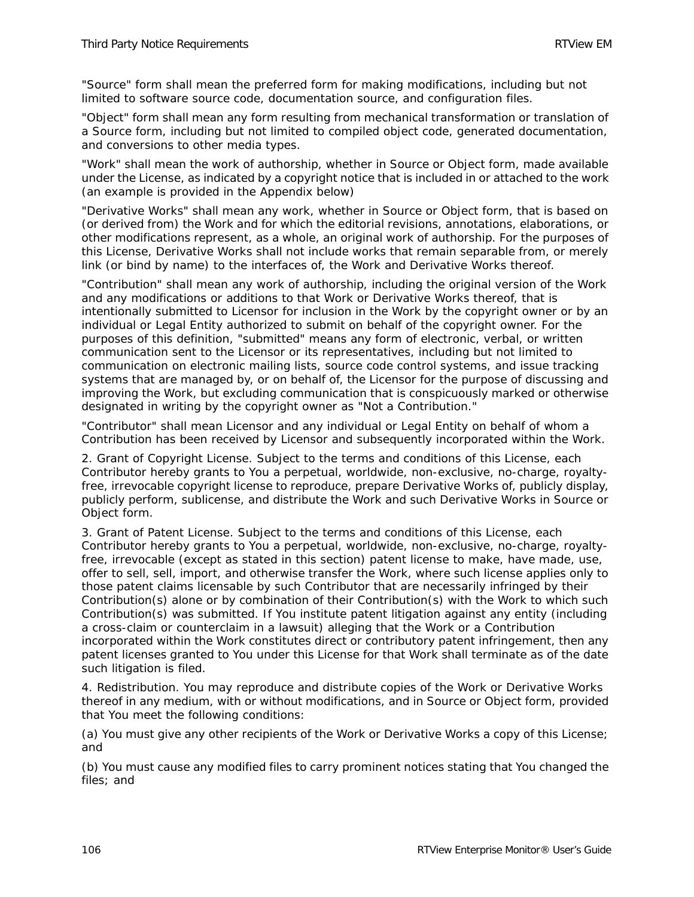"Source" form shall mean the preferred form for making modifications, including but not limited to software source code, documentation source, and configuration files.

"Object" form shall mean any form resulting from mechanical transformation or translation of a Source form, including but not limited to compiled object code, generated documentation, and conversions to other media types.

"Work" shall mean the work of authorship, whether in Source or Object form, made available under the License, as indicated by a copyright notice that is included in or attached to the work (an example is provided in the Appendix below)

"Derivative Works" shall mean any work, whether in Source or Object form, that is based on (or derived from) the Work and for which the editorial revisions, annotations, elaborations, or other modifications represent, as a whole, an original work of authorship. For the purposes of this License, Derivative Works shall not include works that remain separable from, or merely link (or bind by name) to the interfaces of, the Work and Derivative Works thereof.

"Contribution" shall mean any work of authorship, including the original version of the Work and any modifications or additions to that Work or Derivative Works thereof, that is intentionally submitted to Licensor for inclusion in the Work by the copyright owner or by an individual or Legal Entity authorized to submit on behalf of the copyright owner. For the purposes of this definition, "submitted" means any form of electronic, verbal, or written communication sent to the Licensor or its representatives, including but not limited to communication on electronic mailing lists, source code control systems, and issue tracking systems that are managed by, or on behalf of, the Licensor for the purpose of discussing and improving the Work, but excluding communication that is conspicuously marked or otherwise designated in writing by the copyright owner as "Not a Contribution."

"Contributor" shall mean Licensor and any individual or Legal Entity on behalf of whom a Contribution has been received by Licensor and subsequently incorporated within the Work.

2. Grant of Copyright License. Subject to the terms and conditions of this License, each Contributor hereby grants to You a perpetual, worldwide, non-exclusive, no-charge, royalty-free, irrevocable copyright license to reproduce, prepare Derivative Works of, publicly display, publicly perform, sublicense, and distribute the Work and such Derivative Works in Source or Object form.

3. Grant of Patent License. Subject to the terms and conditions of this License, each Contributor hereby grants to You a perpetual, worldwide, non-exclusive, no-charge, royalty-free, irrevocable (except as stated in this section) patent license to make, have made, use, offer to sell, sell, import, and otherwise transfer the Work, where such license applies only to those patent claims licensable by such Contributor that are necessarily infringed by their Contribution(s) alone or by combination of their Contribution(s) with the Work to which such Contribution(s) was submitted. If You institute patent litigation against any entity (including a cross-claim or counterclaim in a lawsuit) alleging that the Work or a Contribution incorporated within the Work constitutes direct or contributory patent infringement, then any patent licenses granted to You under this License for that Work shall terminate as of the date such litigation is filed.

4. Redistribution. You may reproduce and distribute copies of the Work or Derivative Works thereof in any medium, with or without modifications, and in Source or Object form, provided that You meet the following conditions:

(a) You must give any other recipients of the Work or Derivative Works a copy of this License; and

(b) You must cause any modified files to carry prominent notices stating that You changed the files; and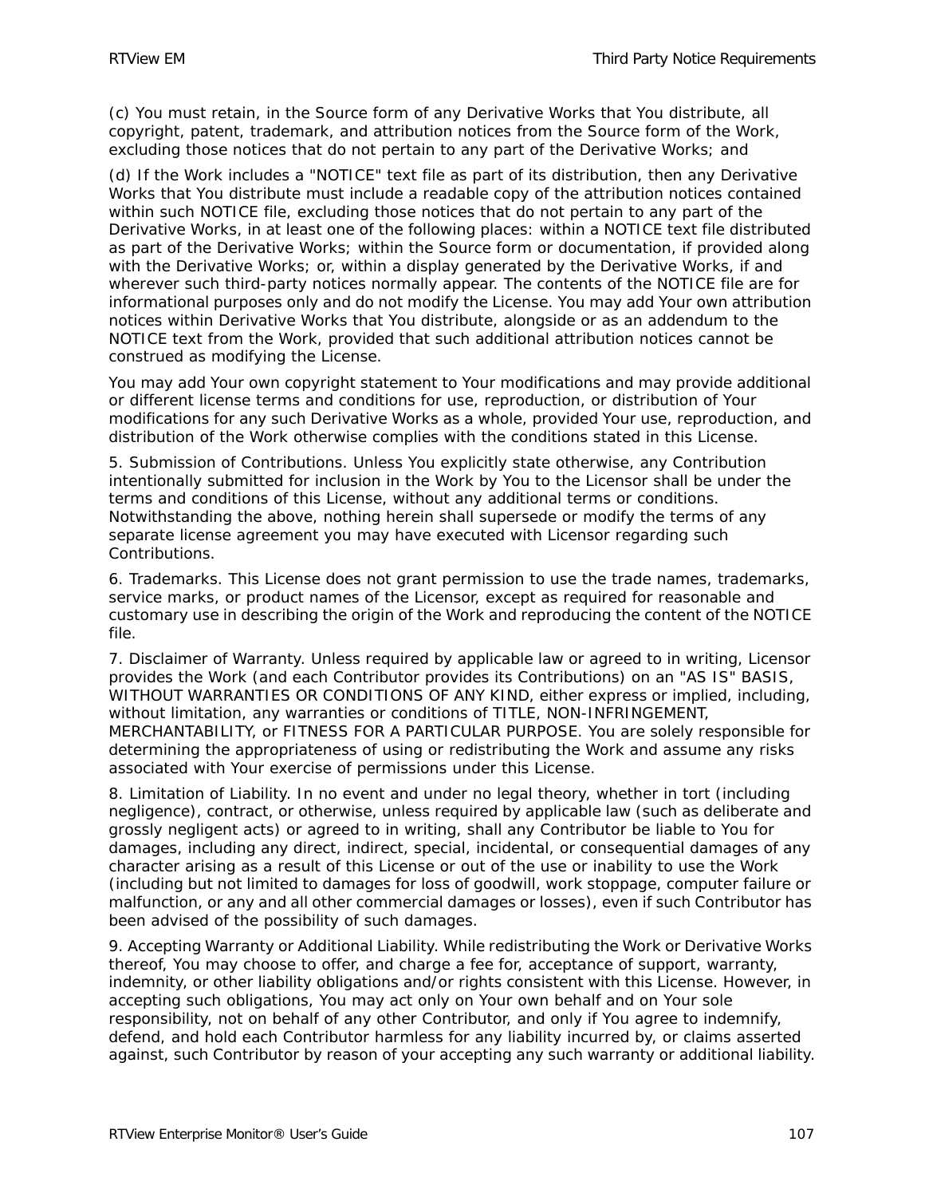(c) You must retain, in the Source form of any Derivative Works that You distribute, all copyright, patent, trademark, and attribution notices from the Source form of the Work, excluding those notices that do not pertain to any part of the Derivative Works; and

(d) If the Work includes a "NOTICE" text file as part of its distribution, then any Derivative Works that You distribute must include a readable copy of the attribution notices contained within such NOTICE file, excluding those notices that do not pertain to any part of the Derivative Works, in at least one of the following places: within a NOTICE text file distributed as part of the Derivative Works; within the Source form or documentation, if provided along with the Derivative Works; or, within a display generated by the Derivative Works, if and wherever such third-party notices normally appear. The contents of the NOTICE file are for informational purposes only and do not modify the License. You may add Your own attribution notices within Derivative Works that You distribute, alongside or as an addendum to the NOTICE text from the Work, provided that such additional attribution notices cannot be construed as modifying the License.

You may add Your own copyright statement to Your modifications and may provide additional or different license terms and conditions for use, reproduction, or distribution of Your modifications for any such Derivative Works as a whole, provided Your use, reproduction, and distribution of the Work otherwise complies with the conditions stated in this License.

5. Submission of Contributions. Unless You explicitly state otherwise, any Contribution intentionally submitted for inclusion in the Work by You to the Licensor shall be under the terms and conditions of this License, without any additional terms or conditions. Notwithstanding the above, nothing herein shall supersede or modify the terms of any separate license agreement you may have executed with Licensor regarding such Contributions.

6. Trademarks. This License does not grant permission to use the trade names, trademarks, service marks, or product names of the Licensor, except as required for reasonable and customary use in describing the origin of the Work and reproducing the content of the NOTICE file.

7. Disclaimer of Warranty. Unless required by applicable law or agreed to in writing, Licensor provides the Work (and each Contributor provides its Contributions) on an "AS IS" BASIS, WITHOUT WARRANTIES OR CONDITIONS OF ANY KIND, either express or implied, including, without limitation, any warranties or conditions of TITLE, NON-INFRINGEMENT, MERCHANTABILITY, or FITNESS FOR A PARTICULAR PURPOSE. You are solely responsible for determining the appropriateness of using or redistributing the Work and assume any risks associated with Your exercise of permissions under this License.

8. Limitation of Liability. In no event and under no legal theory, whether in tort (including negligence), contract, or otherwise, unless required by applicable law (such as deliberate and grossly negligent acts) or agreed to in writing, shall any Contributor be liable to You for damages, including any direct, indirect, special, incidental, or consequential damages of any character arising as a result of this License or out of the use or inability to use the Work (including but not limited to damages for loss of goodwill, work stoppage, computer failure or malfunction, or any and all other commercial damages or losses), even if such Contributor has been advised of the possibility of such damages.

9. Accepting Warranty or Additional Liability. While redistributing the Work or Derivative Works thereof, You may choose to offer, and charge a fee for, acceptance of support, warranty, indemnity, or other liability obligations and/or rights consistent with this License. However, in accepting such obligations, You may act only on Your own behalf and on Your sole responsibility, not on behalf of any other Contributor, and only if You agree to indemnify, defend, and hold each Contributor harmless for any liability incurred by, or claims asserted against, such Contributor by reason of your accepting any such warranty or additional liability.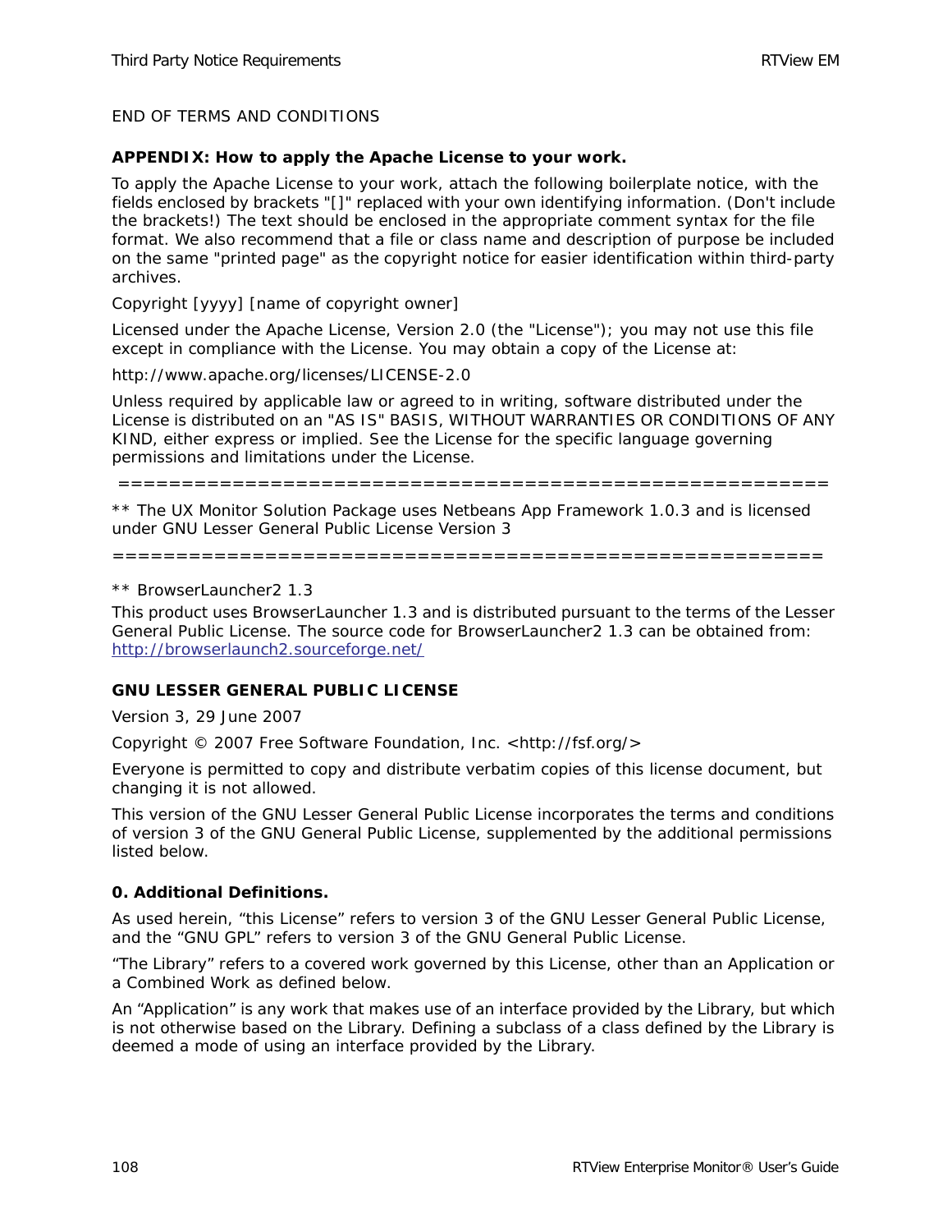END OF TERMS AND CONDITIONS

**APPENDIX: How to apply the Apache License to your work.**

To apply the Apache License to your work, attach the following boilerplate notice, with the fields enclosed by brackets "[]" replaced with your own identifying information. (Don't include the brackets!) The text should be enclosed in the appropriate comment syntax for the file format. We also recommend that a file or class name and description of purpose be included on the same "printed page" as the copyright notice for easier identification within third-party archives.

Copyright [yyyy] [name of copyright owner]

Licensed under the Apache License, Version 2.0 (the "License"); you may not use this file except in compliance with the License. You may obtain a copy of the License at:

http://www.apache.org/licenses/LICENSE-2.0

Unless required by applicable law or agreed to in writing, software distributed under the License is distributed on an "AS IS" BASIS, WITHOUT WARRANTIES OR CONDITIONS OF ANY KIND, either express or implied. See the License for the specific language governing permissions and limitations under the License.

==========================================================

** The UX Monitor Solution Package uses Netbeans App Framework 1.0.3 and is licensed under GNU Lesser General Public License Version 3

==========================================================

** BrowserLauncher2 1.3

This product uses BrowserLauncher 1.3 and is distributed pursuant to the terms of the Lesser General Public License. The source code for BrowserLauncher2 1.3 can be obtained from: http://browserlaunch2.sourceforge.net/

**GNU LESSER GENERAL PUBLIC LICENSE**

Version 3, 29 June 2007

Copyright © 2007 Free Software Foundation, Inc. <http://fsf.org/>

Everyone is permitted to copy and distribute verbatim copies of this license document, but changing it is not allowed.

This version of the GNU Lesser General Public License incorporates the terms and conditions of version 3 of the GNU General Public License, supplemented by the additional permissions listed below.

**0. Additional Definitions.**

As used herein, “this License” refers to version 3 of the GNU Lesser General Public License, and the “GNU GPL” refers to version 3 of the GNU General Public License.

“The Library” refers to a covered work governed by this License, other than an Application or a Combined Work as defined below.

An “Application” is any work that makes use of an interface provided by the Library, but which is not otherwise based on the Library. Defining a subclass of a class defined by the Library is deemed a mode of using an interface provided by the Library.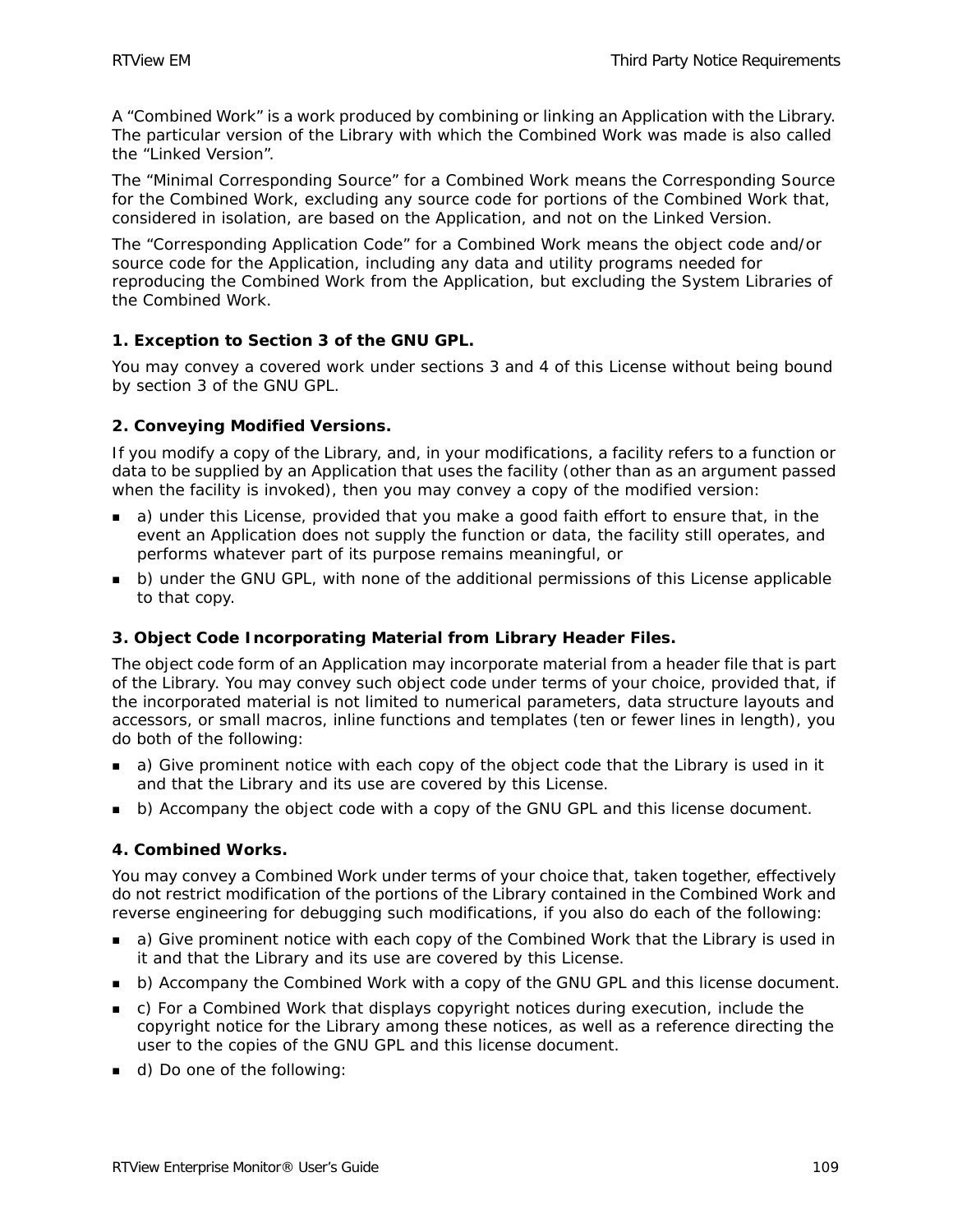A “Combined Work” is a work produced by combining or linking an Application with the Library. The particular version of the Library with which the Combined Work was made is also called the “Linked Version”.

The “Minimal Corresponding Source” for a Combined Work means the Corresponding Source for the Combined Work, excluding any source code for portions of the Combined Work that, considered in isolation, are based on the Application, and not on the Linked Version.

The “Corresponding Application Code” for a Combined Work means the object code and/or source code for the Application, including any data and utility programs needed for reproducing the Combined Work from the Application, but excluding the System Libraries of the Combined Work.

**1. Exception to Section 3 of the GNU GPL.**

You may convey a covered work under sections 3 and 4 of this License without being bound by section 3 of the GNU GPL.

**2. Conveying Modified Versions.**

If you modify a copy of the Library, and, in your modifications, a facility refers to a function or data to be supplied by an Application that uses the facility (other than as an argument passed when the facility is invoked), then you may convey a copy of the modified version:

- a) under this License, provided that you make a good faith effort to ensure that, in the event an Application does not supply the function or data, the facility still operates, and performs whatever part of its purpose remains meaningful, or
- b) under the GNU GPL, with none of the additional permissions of this License applicable to that copy.

**3. Object Code Incorporating Material from Library Header Files.**

The object code form of an Application may incorporate material from a header file that is part of the Library. You may convey such object code under terms of your choice, provided that, if the incorporated material is not limited to numerical parameters, data structure layouts and accessors, or small macros, inline functions and templates (ten or fewer lines in length), you do both of the following:

- a) Give prominent notice with each copy of the object code that the Library is used in it and that the Library and its use are covered by this License.
- b) Accompany the object code with a copy of the GNU GPL and this license document.

**4. Combined Works.**

You may convey a Combined Work under terms of your choice that, taken together, effectively do not restrict modification of the portions of the Library contained in the Combined Work and reverse engineering for debugging such modifications, if you also do each of the following:

- a) Give prominent notice with each copy of the Combined Work that the Library is used in it and that the Library and its use are covered by this License.
- b) Accompany the Combined Work with a copy of the GNU GPL and this license document.
- c) For a Combined Work that displays copyright notices during execution, include the copyright notice for the Library among these notices, as well as a reference directing the user to the copies of the GNU GPL and this license document.
- d) Do one of the following: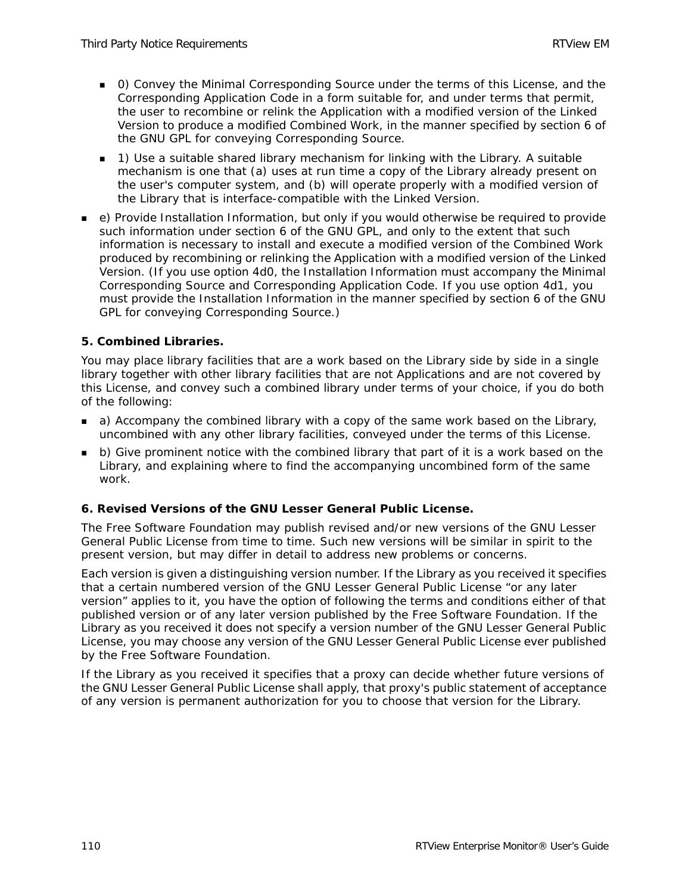- 0) Convey the Minimal Corresponding Source under the terms of this License, and the Corresponding Application Code in a form suitable for, and under terms that permit, the user to recombine or relink the Application with a modified version of the Linked Version to produce a modified Combined Work, in the manner specified by section 6 of the GNU GPL for conveying Corresponding Source.
  - 1) Use a suitable shared library mechanism for linking with the Library. A suitable mechanism is one that (a) uses at run time a copy of the Library already present on the user's computer system, and (b) will operate properly with a modified version of the Library that is interface-compatible with the Linked Version.
- e) Provide Installation Information, but only if you would otherwise be required to provide such information under section 6 of the GNU GPL, and only to the extent that such information is necessary to install and execute a modified version of the Combined Work produced by recombining or relinking the Application with a modified version of the Linked Version. (If you use option 4d0, the Installation Information must accompany the Minimal Corresponding Source and Corresponding Application Code. If you use option 4d1, you must provide the Installation Information in the manner specified by section 6 of the GNU GPL for conveying Corresponding Source.)

**5. Combined Libraries.**

You may place library facilities that are a work based on the Library side by side in a single library together with other library facilities that are not Applications and are not covered by this License, and convey such a combined library under terms of your choice, if you do both of the following:

- a) Accompany the combined library with a copy of the same work based on the Library, uncombined with any other library facilities, conveyed under the terms of this License.
- b) Give prominent notice with the combined library that part of it is a work based on the Library, and explaining where to find the accompanying uncombined form of the same work.

**6. Revised Versions of the GNU Lesser General Public License.**

The Free Software Foundation may publish revised and/or new versions of the GNU Lesser General Public License from time to time. Such new versions will be similar in spirit to the present version, but may differ in detail to address new problems or concerns.

Each version is given a distinguishing version number. If the Library as you received it specifies that a certain numbered version of the GNU Lesser General Public License “or any later version” applies to it, you have the option of following the terms and conditions either of that published version or of any later version published by the Free Software Foundation. If the Library as you received it does not specify a version number of the GNU Lesser General Public License, you may choose any version of the GNU Lesser General Public License ever published by the Free Software Foundation.

If the Library as you received it specifies that a proxy can decide whether future versions of the GNU Lesser General Public License shall apply, that proxy's public statement of acceptance of any version is permanent authorization for you to choose that version for the Library.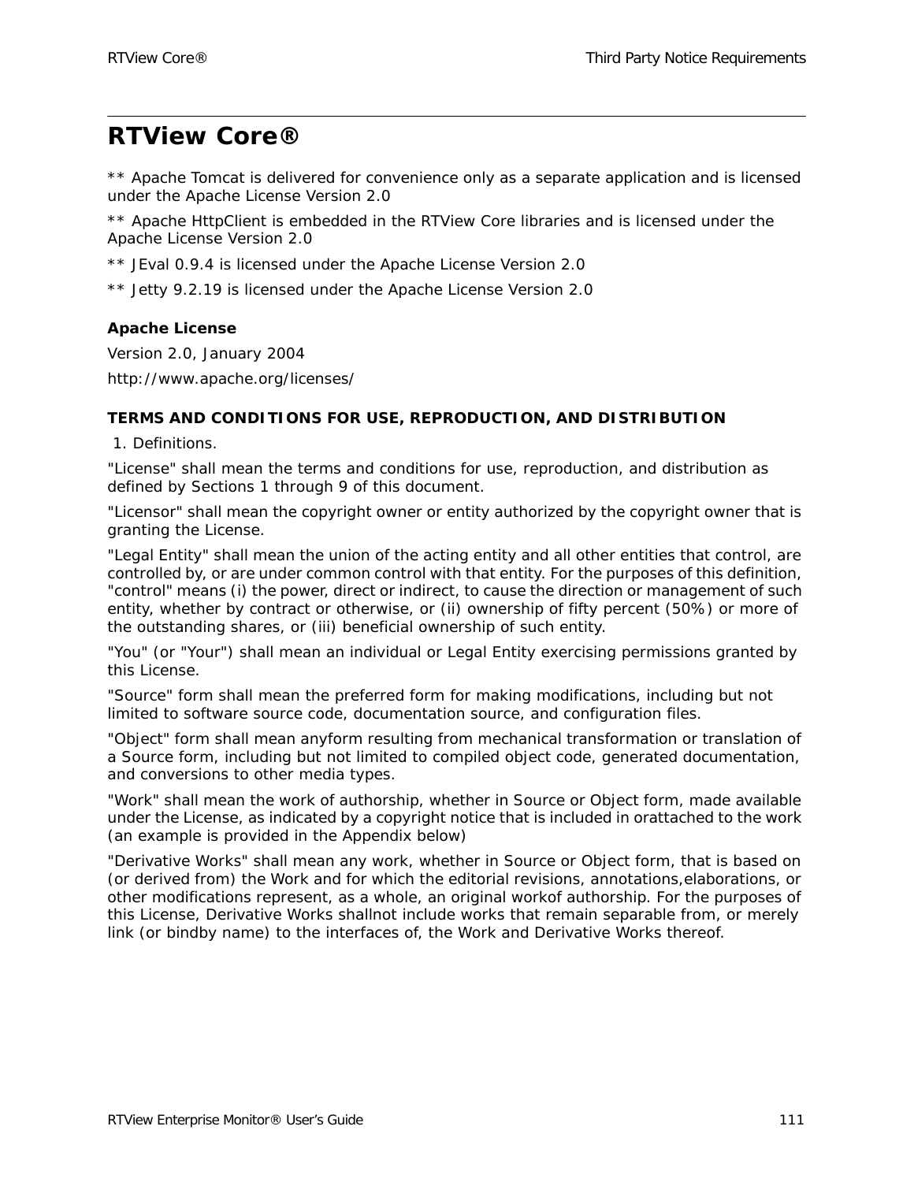# RTView Core®

** Apache Tomcat is delivered for convenience only as a separate application and is licensed under the Apache License Version 2.0

** Apache HttpClient is embedded in the RTView Core libraries and is licensed under the Apache License Version 2.0

** JEval 0.9.4 is licensed under the Apache License Version 2.0

** Jetty 9.2.19 is licensed under the Apache License Version 2.0

### Apache License

Version 2.0, January 2004

http://www.apache.org/licenses/

#### TERMS AND CONDITIONS FOR USE, REPRODUCTION, AND DISTRIBUTION

1. Definitions.

"License" shall mean the terms and conditions for use, reproduction, and distribution as defined by Sections 1 through 9 of this document.

"Licensor" shall mean the copyright owner or entity authorized by the copyright owner that is granting the License.

"Legal Entity" shall mean the union of the acting entity and all other entities that control, are controlled by, or are under common control with that entity. For the purposes of this definition, "control" means (i) the power, direct or indirect, to cause the direction or management of such entity, whether by contract or otherwise, or (ii) ownership of fifty percent (50%) or more of the outstanding shares, or (iii) beneficial ownership of such entity.

"You" (or "Your") shall mean an individual or Legal Entity exercising permissions granted by this License.

"Source" form shall mean the preferred form for making modifications, including but not limited to software source code, documentation source, and configuration files.

"Object" form shall mean anyform resulting from mechanical transformation or translation of a Source form, including but not limited to compiled object code, generated documentation, and conversions to other media types.

"Work" shall mean the work of authorship, whether in Source or Object form, made available under the License, as indicated by a copyright notice that is included in orattached to the work (an example is provided in the Appendix below)

"Derivative Works" shall mean any work, whether in Source or Object form, that is based on (or derived from) the Work and for which the editorial revisions, annotations,elaborations, or other modifications represent, as a whole, an original workof authorship. For the purposes of this License, Derivative Works shallnot include works that remain separable from, or merely link (or bindby name) to the interfaces of, the Work and Derivative Works thereof.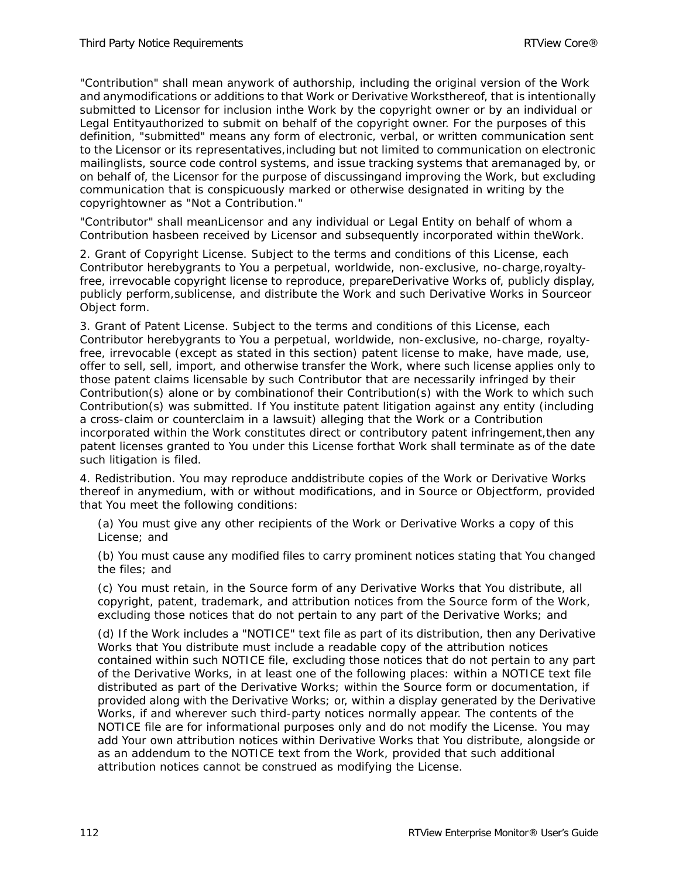"Contribution" shall mean anywork of authorship, including the original version of the Work and anymodifications or additions to that Work or Derivative Worksthereof, that is intentionally submitted to Licensor for inclusion inthe Work by the copyright owner or by an individual or Legal Entityauthorized to submit on behalf of the copyright owner. For the purposes of this definition, "submitted" means any form of electronic, verbal, or written communication sent to the Licensor or its representatives,including but not limited to communication on electronic mailinglists, source code control systems, and issue tracking systems that aremanaged by, or on behalf of, the Licensor for the purpose of discussingand improving the Work, but excluding communication that is conspicuously marked or otherwise designated in writing by the copyrightowner as "Not a Contribution."

"Contributor" shall meanLicensor and any individual or Legal Entity on behalf of whom a Contribution hasbeen received by Licensor and subsequently incorporated within theWork.

2. Grant of Copyright License. Subject to the terms and conditions of this License, each Contributor herebygrants to You a perpetual, worldwide, non-exclusive, no-charge,royalty-free, irrevocable copyright license to reproduce, prepareDerivative Works of, publicly display, publicly perform,sublicense, and distribute the Work and such Derivative Works in Sourceor Object form.

3. Grant of Patent License. Subject to the terms and conditions of this License, each Contributor herebygrants to You a perpetual, worldwide, non-exclusive, no-charge, royalty-free, irrevocable (except as stated in this section) patent license to make, have made, use, offer to sell, sell, import, and otherwise transfer the Work, where such license applies only to those patent claims licensable by such Contributor that are necessarily infringed by their Contribution(s) alone or by combinationof their Contribution(s) with the Work to which such Contribution(s) was submitted. If You institute patent litigation against any entity (including a cross-claim or counterclaim in a lawsuit) alleging that the Work or a Contribution incorporated within the Work constitutes direct or contributory patent infringement,then any patent licenses granted to You under this License forthat Work shall terminate as of the date such litigation is filed.

4. Redistribution. You may reproduce anddistribute copies of the Work or Derivative Works thereof in anymedium, with or without modifications, and in Source or Objectform, provided that You meet the following conditions:

(a) You must give any other recipients of the Work or Derivative Works a copy of this License; and

(b) You must cause any modified files to carry prominent notices stating that You changed the files; and

(c) You must retain, in the Source form of any Derivative Works that You distribute, all copyright, patent, trademark, and attribution notices from the Source form of the Work, excluding those notices that do not pertain to any part of the Derivative Works; and

(d) If the Work includes a "NOTICE" text file as part of its distribution, then any Derivative Works that You distribute must include a readable copy of the attribution notices contained within such NOTICE file, excluding those notices that do not pertain to any part of the Derivative Works, in at least one of the following places: within a NOTICE text file distributed as part of the Derivative Works; within the Source form or documentation, if provided along with the Derivative Works; or, within a display generated by the Derivative Works, if and wherever such third-party notices normally appear. The contents of the NOTICE file are for informational purposes only and do not modify the License. You may add Your own attribution notices within Derivative Works that You distribute, alongside or as an addendum to the NOTICE text from the Work, provided that such additional attribution notices cannot be construed as modifying the License.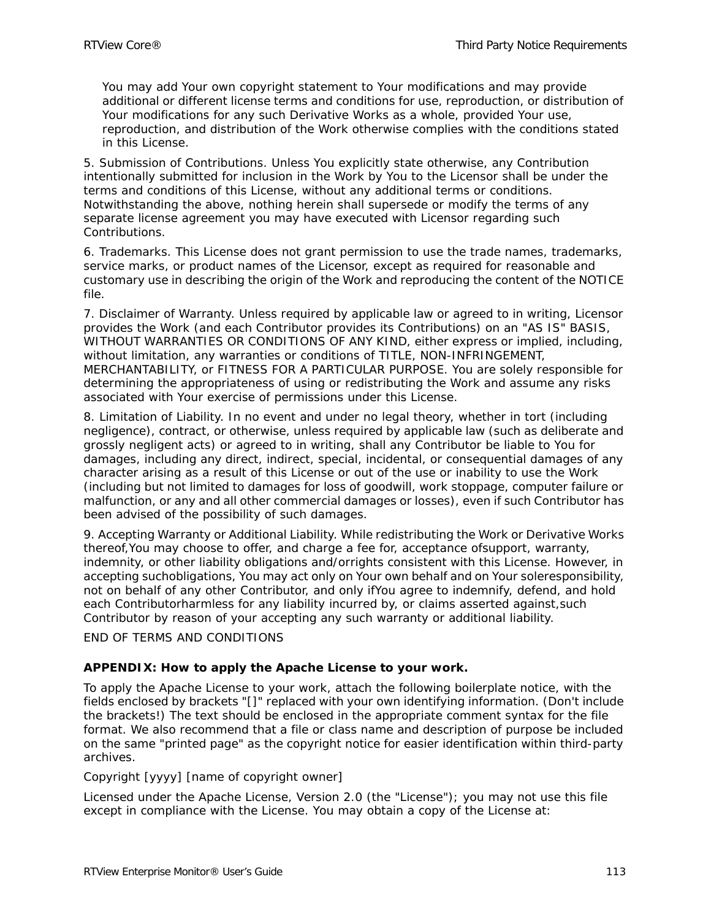You may add Your own copyright statement to Your modifications and may provide additional or different license terms and conditions for use, reproduction, or distribution of Your modifications for any such Derivative Works as a whole, provided Your use, reproduction, and distribution of the Work otherwise complies with the conditions stated in this License.

5. Submission of Contributions. Unless You explicitly state otherwise, any Contribution intentionally submitted for inclusion in the Work by You to the Licensor shall be under the terms and conditions of this License, without any additional terms or conditions. Notwithstanding the above, nothing herein shall supersede or modify the terms of any separate license agreement you may have executed with Licensor regarding such Contributions.

6. Trademarks. This License does not grant permission to use the trade names, trademarks, service marks, or product names of the Licensor, except as required for reasonable and customary use in describing the origin of the Work and reproducing the content of the NOTICE file.

7. Disclaimer of Warranty. Unless required by applicable law or agreed to in writing, Licensor provides the Work (and each Contributor provides its Contributions) on an "AS IS" BASIS, WITHOUT WARRANTIES OR CONDITIONS OF ANY KIND, either express or implied, including, without limitation, any warranties or conditions of TITLE, NON-INFRINGEMENT, MERCHANTABILITY, or FITNESS FOR A PARTICULAR PURPOSE. You are solely responsible for determining the appropriateness of using or redistributing the Work and assume any risks associated with Your exercise of permissions under this License.

8. Limitation of Liability. In no event and under no legal theory, whether in tort (including negligence), contract, or otherwise, unless required by applicable law (such as deliberate and grossly negligent acts) or agreed to in writing, shall any Contributor be liable to You for damages, including any direct, indirect, special, incidental, or consequential damages of any character arising as a result of this License or out of the use or inability to use the Work (including but not limited to damages for loss of goodwill, work stoppage, computer failure or malfunction, or any and all other commercial damages or losses), even if such Contributor has been advised of the possibility of such damages.

9. Accepting Warranty or Additional Liability. While redistributing the Work or Derivative Works thereof,You may choose to offer, and charge a fee for, acceptance ofsupport, warranty, indemnity, or other liability obligations and/orrights consistent with this License. However, in accepting suchobligations, You may act only on Your own behalf and on Your soleresponsibility, not on behalf of any other Contributor, and only ifYou agree to indemnify, defend, and hold each Contributorharmless for any liability incurred by, or claims asserted against,such Contributor by reason of your accepting any such warranty or additional liability.

END OF TERMS AND CONDITIONS

**APPENDIX: How to apply the Apache License to your work.**

To apply the Apache License to your work, attach the following boilerplate notice, with the fields enclosed by brackets "[]" replaced with your own identifying information. (Don't include the brackets!) The text should be enclosed in the appropriate comment syntax for the file format. We also recommend that a file or class name and description of purpose be included on the same "printed page" as the copyright notice for easier identification within third-party archives.

Copyright [yyyy] [name of copyright owner]

Licensed under the Apache License, Version 2.0 (the "License"); you may not use this file except in compliance with the License. You may obtain a copy of the License at: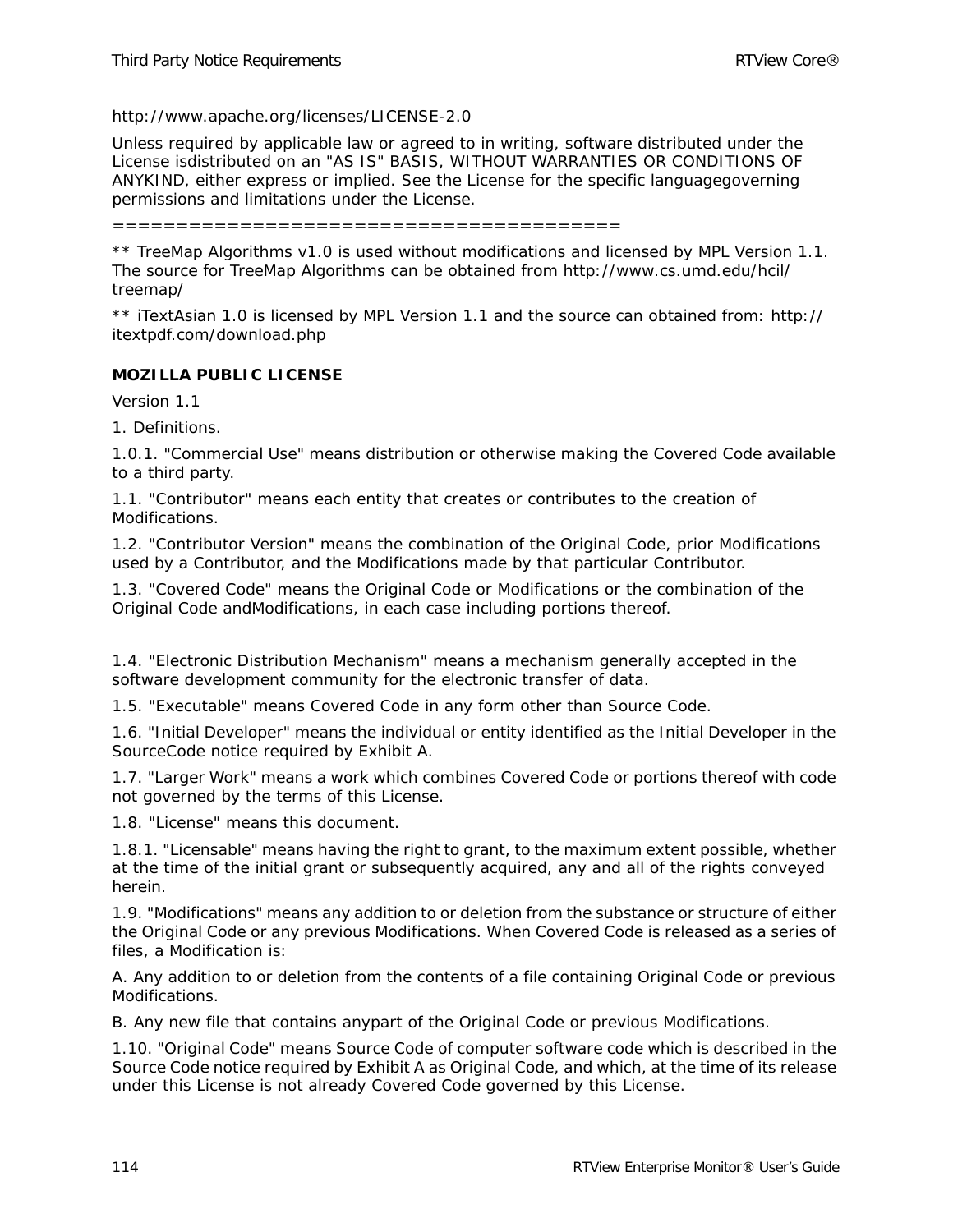http://www.apache.org/licenses/LICENSE-2.0

Unless required by applicable law or agreed to in writing, software distributed under the License isdistributed on an "AS IS" BASIS, WITHOUT WARRANTIES OR CONDITIONS OF ANYKIND, either express or implied. See the License for the specific languagegoverning permissions and limitations under the License.

=========================================

** TreeMap Algorithms v1.0 is used without modifications and licensed by MPL Version 1.1. The source for TreeMap Algorithms can be obtained from http://www.cs.umd.edu/hcil/treemap/

** iTextAsian 1.0 is licensed by MPL Version 1.1 and the source can obtained from: http://itextpdf.com/download.php

**MOZILLA PUBLIC LICENSE**

Version 1.1

1. Definitions.

1.0.1. "Commercial Use" means distribution or otherwise making the Covered Code available to a third party.

1.1. "Contributor" means each entity that creates or contributes to the creation of Modifications.

1.2. "Contributor Version" means the combination of the Original Code, prior Modifications used by a Contributor, and the Modifications made by that particular Contributor.

1.3. "Covered Code" means the Original Code or Modifications or the combination of the Original Code andModifications, in each case including portions thereof.

1.4. "Electronic Distribution Mechanism" means a mechanism generally accepted in the software development community for the electronic transfer of data.

1.5. "Executable" means Covered Code in any form other than Source Code.

1.6. "Initial Developer" means the individual or entity identified as the Initial Developer in the SourceCode notice required by Exhibit A.

1.7. "Larger Work" means a work which combines Covered Code or portions thereof with code not governed by the terms of this License.

1.8. "License" means this document.

1.8.1. "Licensable" means having the right to grant, to the maximum extent possible, whether at the time of the initial grant or subsequently acquired, any and all of the rights conveyed herein.

1.9. "Modifications" means any addition to or deletion from the substance or structure of either the Original Code or any previous Modifications. When Covered Code is released as a series of files, a Modification is:

A. Any addition to or deletion from the contents of a file containing Original Code or previous Modifications.

B. Any new file that contains anypart of the Original Code or previous Modifications.

1.10. "Original Code" means Source Code of computer software code which is described in the Source Code notice required by Exhibit A as Original Code, and which, at the time of its release under this License is not already Covered Code governed by this License.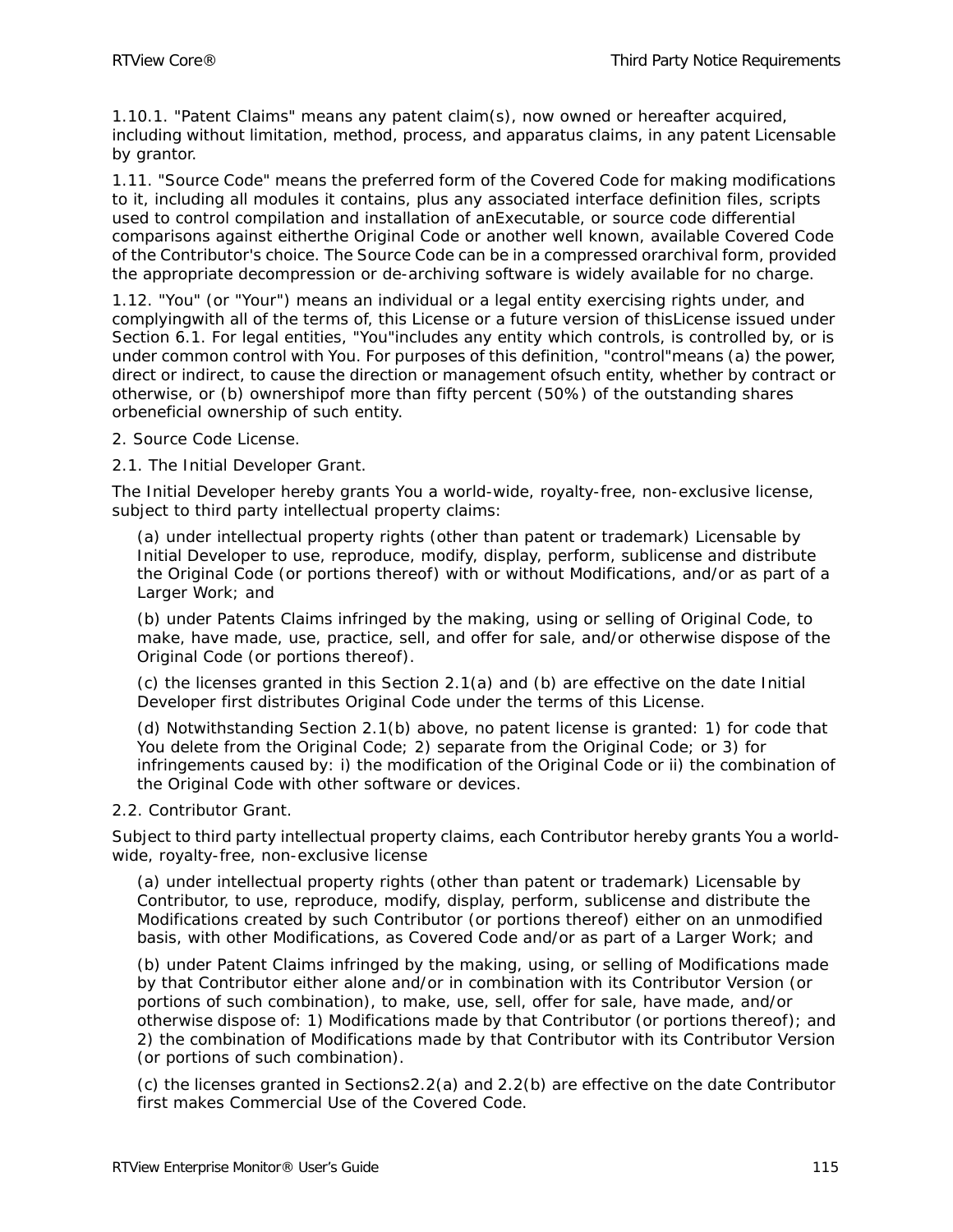1.10.1. "Patent Claims" means any patent claim(s), now owned or hereafter acquired, including without limitation, method, process, and apparatus claims, in any patent Licensable by grantor.

1.11. "Source Code" means the preferred form of the Covered Code for making modifications to it, including all modules it contains, plus any associated interface definition files, scripts used to control compilation and installation of anExecutable, or source code differential comparisons against eitherthe Original Code or another well known, available Covered Code of the Contributor's choice. The Source Code can be in a compressed orarchival form, provided the appropriate decompression or de-archiving software is widely available for no charge.

1.12. "You" (or "Your") means an individual or a legal entity exercising rights under, and complyingwith all of the terms of, this License or a future version of thisLicense issued under Section 6.1. For legal entities, "You"includes any entity which controls, is controlled by, or is under common control with You. For purposes of this definition, "control"means (a) the power, direct or indirect, to cause the direction or management ofsuch entity, whether by contract or otherwise, or (b) ownershipof more than fifty percent (50%) of the outstanding shares orbeneficial ownership of such entity.

2. Source Code License.

2.1. The Initial Developer Grant.

The Initial Developer hereby grants You a world-wide, royalty-free, non-exclusive license, subject to third party intellectual property claims:

(a) under intellectual property rights (other than patent or trademark) Licensable by Initial Developer to use, reproduce, modify, display, perform, sublicense and distribute the Original Code (or portions thereof) with or without Modifications, and/or as part of a Larger Work; and

(b) under Patents Claims infringed by the making, using or selling of Original Code, to make, have made, use, practice, sell, and offer for sale, and/or otherwise dispose of the Original Code (or portions thereof).

(c) the licenses granted in this Section 2.1(a) and (b) are effective on the date Initial Developer first distributes Original Code under the terms of this License.

(d) Notwithstanding Section 2.1(b) above, no patent license is granted: 1) for code that You delete from the Original Code; 2) separate from the Original Code; or 3) for infringements caused by: i) the modification of the Original Code or ii) the combination of the Original Code with other software or devices.

2.2. Contributor Grant.

Subject to third party intellectual property claims, each Contributor hereby grants You a world-wide, royalty-free, non-exclusive license

(a) under intellectual property rights (other than patent or trademark) Licensable by Contributor, to use, reproduce, modify, display, perform, sublicense and distribute the Modifications created by such Contributor (or portions thereof) either on an unmodified basis, with other Modifications, as Covered Code and/or as part of a Larger Work; and

(b) under Patent Claims infringed by the making, using, or selling of Modifications made by that Contributor either alone and/or in combination with its Contributor Version (or portions of such combination), to make, use, sell, offer for sale, have made, and/or otherwise dispose of: 1) Modifications made by that Contributor (or portions thereof); and 2) the combination of Modifications made by that Contributor with its Contributor Version (or portions of such combination).

(c) the licenses granted in Sections2.2(a) and 2.2(b) are effective on the date Contributor first makes Commercial Use of the Covered Code.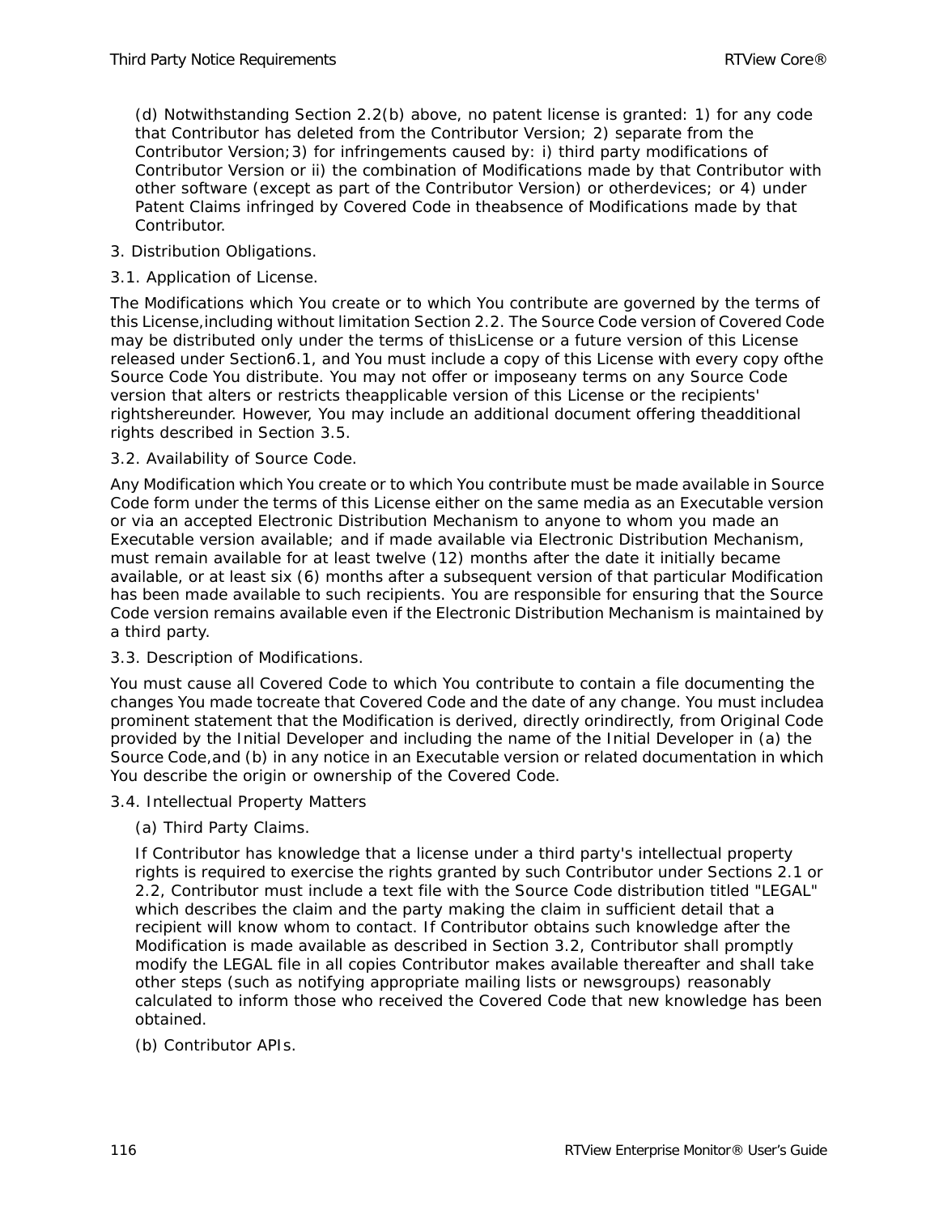(d) Notwithstanding Section 2.2(b) above, no patent license is granted: 1) for any code that Contributor has deleted from the Contributor Version; 2) separate from the Contributor Version;3) for infringements caused by: i) third party modifications of Contributor Version or ii) the combination of Modifications made by that Contributor with other software (except as part of the Contributor Version) or otherdevices; or 4) under Patent Claims infringed by Covered Code in theabsence of Modifications made by that Contributor.

3. Distribution Obligations.

3.1. Application of License.

The Modifications which You create or to which You contribute are governed by the terms of this License,including without limitation Section 2.2. The Source Code version of Covered Code may be distributed only under the terms of thisLicense or a future version of this License released under Section6.1, and You must include a copy of this License with every copy ofthe Source Code You distribute. You may not offer or imposeany terms on any Source Code version that alters or restricts theapplicable version of this License or the recipients' rightshereunder. However, You may include an additional document offering theadditional rights described in Section 3.5.

3.2. Availability of Source Code.

Any Modification which You create or to which You contribute must be made available in Source Code form under the terms of this License either on the same media as an Executable version or via an accepted Electronic Distribution Mechanism to anyone to whom you made an Executable version available; and if made available via Electronic Distribution Mechanism, must remain available for at least twelve (12) months after the date it initially became available, or at least six (6) months after a subsequent version of that particular Modification has been made available to such recipients. You are responsible for ensuring that the Source Code version remains available even if the Electronic Distribution Mechanism is maintained by a third party.

3.3. Description of Modifications.

You must cause all Covered Code to which You contribute to contain a file documenting the changes You made tocreate that Covered Code and the date of any change. You must includea prominent statement that the Modification is derived, directly orindirectly, from Original Code provided by the Initial Developer and including the name of the Initial Developer in (a) the Source Code,and (b) in any notice in an Executable version or related documentation in which You describe the origin or ownership of the Covered Code.

3.4. Intellectual Property Matters

(a) Third Party Claims.

If Contributor has knowledge that a license under a third party's intellectual property rights is required to exercise the rights granted by such Contributor under Sections 2.1 or 2.2, Contributor must include a text file with the Source Code distribution titled "LEGAL" which describes the claim and the party making the claim in sufficient detail that a recipient will know whom to contact. If Contributor obtains such knowledge after the Modification is made available as described in Section 3.2, Contributor shall promptly modify the LEGAL file in all copies Contributor makes available thereafter and shall take other steps (such as notifying appropriate mailing lists or newsgroups) reasonably calculated to inform those who received the Covered Code that new knowledge has been obtained.

(b) Contributor APIs.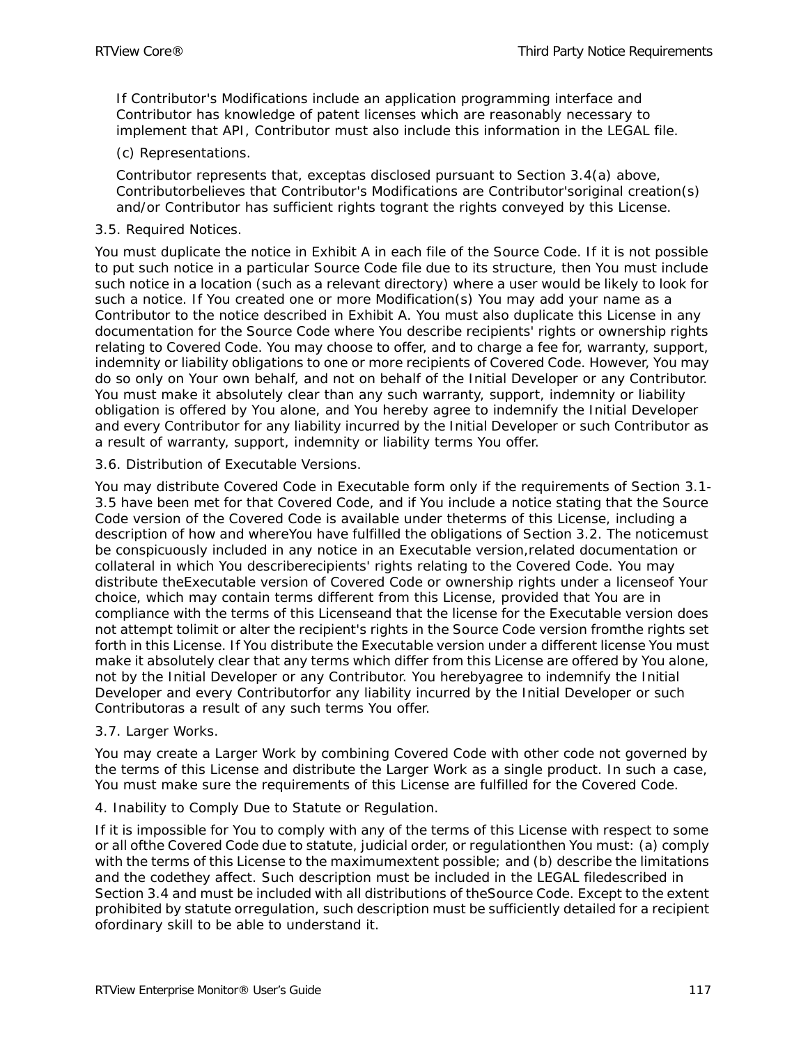If Contributor's Modifications include an application programming interface and Contributor has knowledge of patent licenses which are reasonably necessary to implement that API, Contributor must also include this information in the LEGAL file.

(c) Representations.

Contributor represents that, exceptas disclosed pursuant to Section 3.4(a) above, Contributorbelieves that Contributor's Modifications are Contributor'soriginal creation(s) and/or Contributor has sufficient rights togrant the rights conveyed by this License.

3.5. Required Notices.

You must duplicate the notice in Exhibit A in each file of the Source Code. If it is not possible to put such notice in a particular Source Code file due to its structure, then You must include such notice in a location (such as a relevant directory) where a user would be likely to look for such a notice. If You created one or more Modification(s) You may add your name as a Contributor to the notice described in Exhibit A. You must also duplicate this License in any documentation for the Source Code where You describe recipients' rights or ownership rights relating to Covered Code. You may choose to offer, and to charge a fee for, warranty, support, indemnity or liability obligations to one or more recipients of Covered Code. However, You may do so only on Your own behalf, and not on behalf of the Initial Developer or any Contributor. You must make it absolutely clear than any such warranty, support, indemnity or liability obligation is offered by You alone, and You hereby agree to indemnify the Initial Developer and every Contributor for any liability incurred by the Initial Developer or such Contributor as a result of warranty, support, indemnity or liability terms You offer.

3.6. Distribution of Executable Versions.

You may distribute Covered Code in Executable form only if the requirements of Section 3.1-3.5 have been met for that Covered Code, and if You include a notice stating that the Source Code version of the Covered Code is available under theterms of this License, including a description of how and whereYou have fulfilled the obligations of Section 3.2. The noticemust be conspicuously included in any notice in an Executable version,related documentation or collateral in which You describerecipients' rights relating to the Covered Code. You may distribute theExecutable version of Covered Code or ownership rights under a licenseof Your choice, which may contain terms different from this License, provided that You are in compliance with the terms of this Licenseand that the license for the Executable version does not attempt tolimit or alter the recipient's rights in the Source Code version fromthe rights set forth in this License. If You distribute the Executable version under a different license You must make it absolutely clear that any terms which differ from this License are offered by You alone, not by the Initial Developer or any Contributor. You herebyagree to indemnify the Initial Developer and every Contributorfor any liability incurred by the Initial Developer or such Contributoras a result of any such terms You offer.

3.7. Larger Works.

You may create a Larger Work by combining Covered Code with other code not governed by the terms of this License and distribute the Larger Work as a single product. In such a case, You must make sure the requirements of this License are fulfilled for the Covered Code.

4. Inability to Comply Due to Statute or Regulation.

If it is impossible for You to comply with any of the terms of this License with respect to some or all ofthe Covered Code due to statute, judicial order, or regulationthen You must: (a) comply with the terms of this License to the maximumextent possible; and (b) describe the limitations and the codethey affect. Such description must be included in the LEGAL filedescribed in Section 3.4 and must be included with all distributions of theSource Code. Except to the extent prohibited by statute orregulation, such description must be sufficiently detailed for a recipient ofordinary skill to be able to understand it.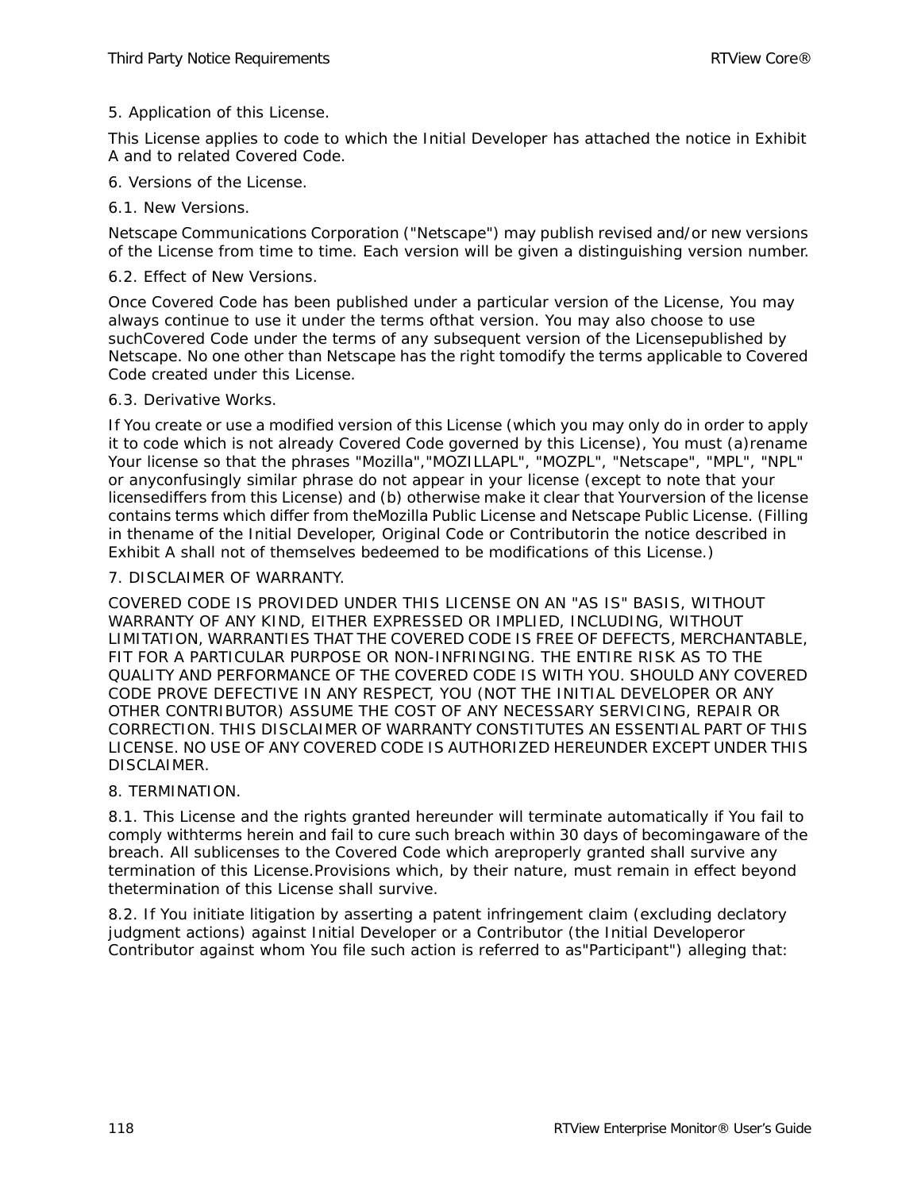5. Application of this License.

This License applies to code to which the Initial Developer has attached the notice in Exhibit A and to related Covered Code.

6. Versions of the License.

6.1. New Versions.

Netscape Communications Corporation ("Netscape") may publish revised and/or new versions of the License from time to time. Each version will be given a distinguishing version number.

6.2. Effect of New Versions.

Once Covered Code has been published under a particular version of the License, You may always continue to use it under the terms ofthat version. You may also choose to use suchCovered Code under the terms of any subsequent version of the Licensepublished by Netscape. No one other than Netscape has the right tomodify the terms applicable to Covered Code created under this License.

6.3. Derivative Works.

If You create or use a modified version of this License (which you may only do in order to apply it to code which is not already Covered Code governed by this License), You must (a)rename Your license so that the phrases "Mozilla","MOZILLAPL", "MOZPL", "Netscape", "MPL", "NPL" or anyconfusingly similar phrase do not appear in your license (except to note that your licensediffers from this License) and (b) otherwise make it clear that Yourversion of the license contains terms which differ from theMozilla Public License and Netscape Public License. (Filling in thename of the Initial Developer, Original Code or Contributorin the notice described in Exhibit A shall not of themselves bedeemed to be modifications of this License.)

7. DISCLAIMER OF WARRANTY.

COVERED CODE IS PROVIDED UNDER THIS LICENSE ON AN "AS IS" BASIS, WITHOUT WARRANTY OF ANY KIND, EITHER EXPRESSED OR IMPLIED, INCLUDING, WITHOUT LIMITATION, WARRANTIES THAT THE COVERED CODE IS FREE OF DEFECTS, MERCHANTABLE, FIT FOR A PARTICULAR PURPOSE OR NON-INFRINGING. THE ENTIRE RISK AS TO THE QUALITY AND PERFORMANCE OF THE COVERED CODE IS WITH YOU. SHOULD ANY COVERED CODE PROVE DEFECTIVE IN ANY RESPECT, YOU (NOT THE INITIAL DEVELOPER OR ANY OTHER CONTRIBUTOR) ASSUME THE COST OF ANY NECESSARY SERVICING, REPAIR OR CORRECTION. THIS DISCLAIMER OF WARRANTY CONSTITUTES AN ESSENTIAL PART OF THIS LICENSE. NO USE OF ANY COVERED CODE IS AUTHORIZED HEREUNDER EXCEPT UNDER THIS DISCLAIMER.

8. TERMINATION.

8.1. This License and the rights granted hereunder will terminate automatically if You fail to comply withterms herein and fail to cure such breach within 30 days of becomingaware of the breach. All sublicenses to the Covered Code which areproperly granted shall survive any termination of this License.Provisions which, by their nature, must remain in effect beyond thetermination of this License shall survive.

8.2. If You initiate litigation by asserting a patent infringement claim (excluding declatory judgment actions) against Initial Developer or a Contributor (the Initial Developeror Contributor against whom You file such action is referred to as"Participant") alleging that: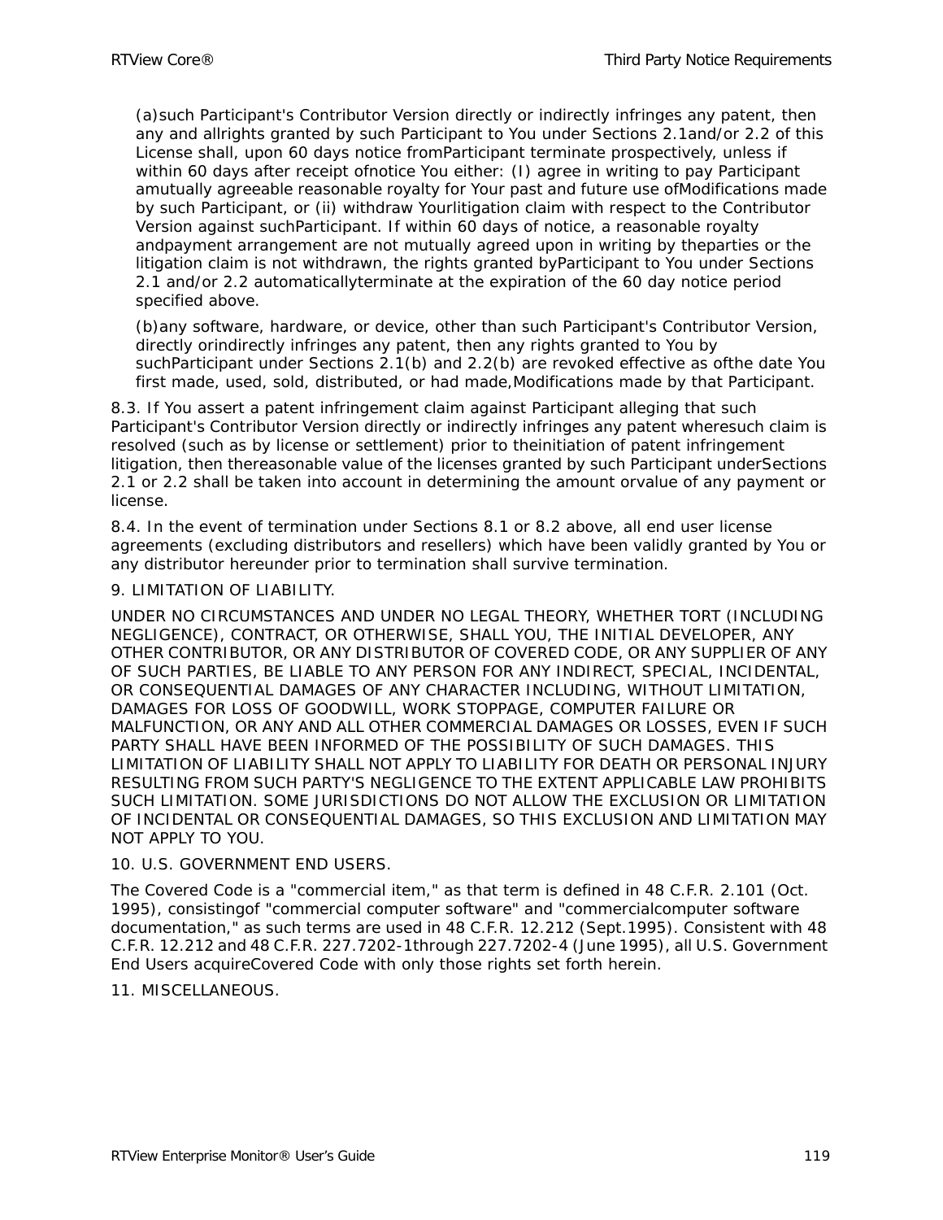(a)such Participant's Contributor Version directly or indirectly infringes any patent, then any and allrights granted by such Participant to You under Sections 2.1and/or 2.2 of this License shall, upon 60 days notice fromParticipant terminate prospectively, unless if within 60 days after receipt ofnotice You either: (I) agree in writing to pay Participant amutually agreeable reasonable royalty for Your past and future use ofModifications made by such Participant, or (ii) withdraw Yourlitigation claim with respect to the Contributor Version against suchParticipant. If within 60 days of notice, a reasonable royalty andpayment arrangement are not mutually agreed upon in writing by theparties or the litigation claim is not withdrawn, the rights granted byParticipant to You under Sections 2.1 and/or 2.2 automaticallyterminate at the expiration of the 60 day notice period specified above.

(b)any software, hardware, or device, other than such Participant's Contributor Version, directly orindirectly infringes any patent, then any rights granted to You by suchParticipant under Sections 2.1(b) and 2.2(b) are revoked effective as ofthe date You first made, used, sold, distributed, or had made,Modifications made by that Participant.

8.3. If You assert a patent infringement claim against Participant alleging that such Participant's Contributor Version directly or indirectly infringes any patent wheresuch claim is resolved (such as by license or settlement) prior to theinitiation of patent infringement litigation, then thereasonable value of the licenses granted by such Participant underSections 2.1 or 2.2 shall be taken into account in determining the amount orvalue of any payment or license.

8.4. In the event of termination under Sections 8.1 or 8.2 above, all end user license agreements (excluding distributors and resellers) which have been validly granted by You or any distributor hereunder prior to termination shall survive termination.

9. LIMITATION OF LIABILITY.

UNDER NO CIRCUMSTANCES AND UNDER NO LEGAL THEORY, WHETHER TORT (INCLUDING NEGLIGENCE), CONTRACT, OR OTHERWISE, SHALL YOU, THE INITIAL DEVELOPER, ANY OTHER CONTRIBUTOR, OR ANY DISTRIBUTOR OF COVERED CODE, OR ANY SUPPLIER OF ANY OF SUCH PARTIES, BE LIABLE TO ANY PERSON FOR ANY INDIRECT, SPECIAL, INCIDENTAL, OR CONSEQUENTIAL DAMAGES OF ANY CHARACTER INCLUDING, WITHOUT LIMITATION, DAMAGES FOR LOSS OF GOODWILL, WORK STOPPAGE, COMPUTER FAILURE OR MALFUNCTION, OR ANY AND ALL OTHER COMMERCIAL DAMAGES OR LOSSES, EVEN IF SUCH PARTY SHALL HAVE BEEN INFORMED OF THE POSSIBILITY OF SUCH DAMAGES. THIS LIMITATION OF LIABILITY SHALL NOT APPLY TO LIABILITY FOR DEATH OR PERSONAL INJURY RESULTING FROM SUCH PARTY'S NEGLIGENCE TO THE EXTENT APPLICABLE LAW PROHIBITS SUCH LIMITATION. SOME JURISDICTIONS DO NOT ALLOW THE EXCLUSION OR LIMITATION OF INCIDENTAL OR CONSEQUENTIAL DAMAGES, SO THIS EXCLUSION AND LIMITATION MAY NOT APPLY TO YOU.

10. U.S. GOVERNMENT END USERS.

The Covered Code is a "commercial item," as that term is defined in 48 C.F.R. 2.101 (Oct. 1995), consistingof "commercial computer software" and "commercialcomputer software documentation," as such terms are used in 48 C.F.R. 12.212 (Sept.1995). Consistent with 48 C.F.R. 12.212 and 48 C.F.R. 227.7202-1through 227.7202-4 (June 1995), all U.S. Government End Users acquireCovered Code with only those rights set forth herein.

11. MISCELLANEOUS.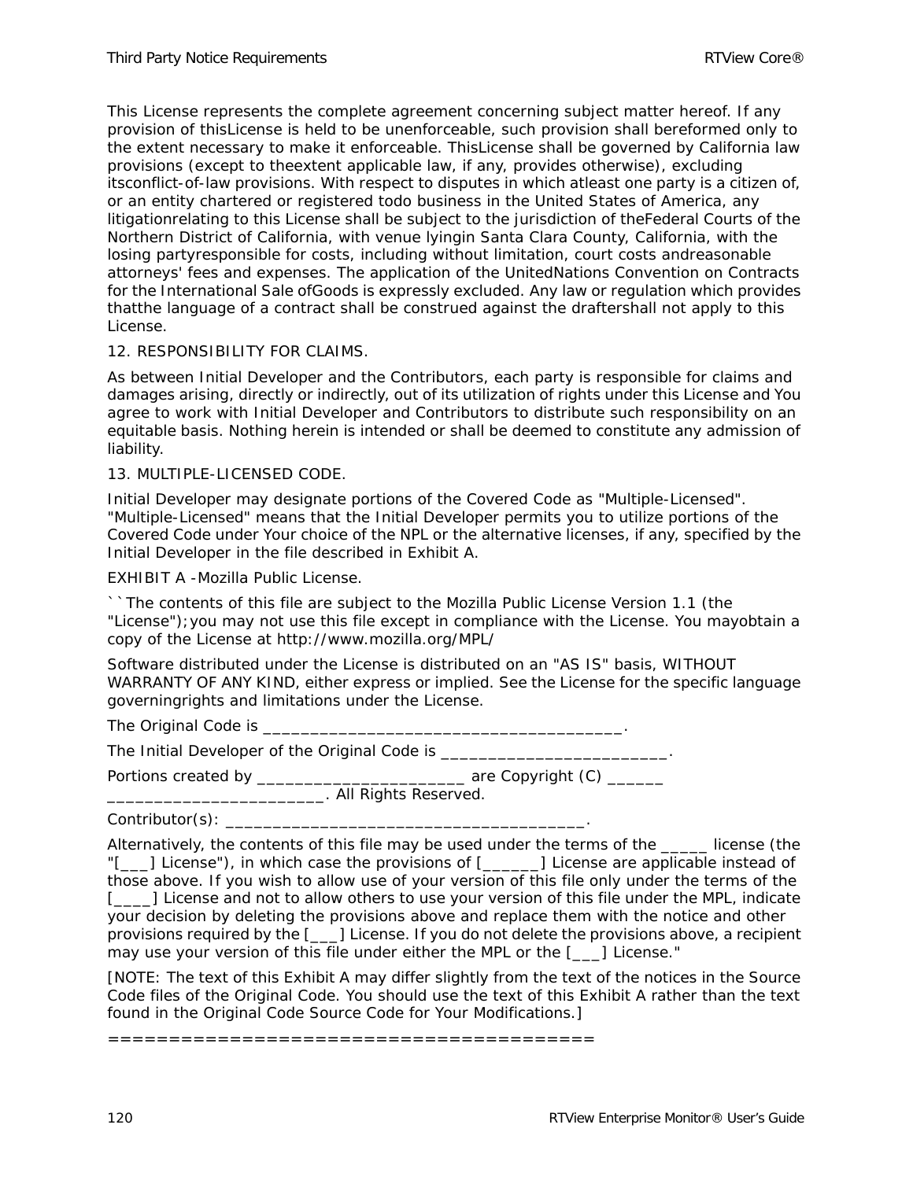This License represents the complete agreement concerning subject matter hereof. If any provision of thisLicense is held to be unenforceable, such provision shall bereformed only to the extent necessary to make it enforceable. ThisLicense shall be governed by California law provisions (except to theextent applicable law, if any, provides otherwise), excluding itsconflict-of-law provisions. With respect to disputes in which atleast one party is a citizen of, or an entity chartered or registered todo business in the United States of America, any litigationrelating to this License shall be subject to the jurisdiction of theFederal Courts of the Northern District of California, with venue lyingin Santa Clara County, California, with the losing partyresponsible for costs, including without limitation, court costs andreasonable attorneys' fees and expenses. The application of the UnitedNations Convention on Contracts for the International Sale ofGoods is expressly excluded. Any law or regulation which provides thatthe language of a contract shall be construed against the draftershall not apply to this License.

12. RESPONSIBILITY FOR CLAIMS.

As between Initial Developer and the Contributors, each party is responsible for claims and damages arising, directly or indirectly, out of its utilization of rights under this License and You agree to work with Initial Developer and Contributors to distribute such responsibility on an equitable basis. Nothing herein is intended or shall be deemed to constitute any admission of liability.

13. MULTIPLE-LICENSED CODE.

Initial Developer may designate portions of the Covered Code as "Multiple-Licensed". "Multiple-Licensed" means that the Initial Developer permits you to utilize portions of the Covered Code under Your choice of the NPL or the alternative licenses, if any, specified by the Initial Developer in the file described in Exhibit A.

EXHIBIT A -Mozilla Public License.

``The contents of this file are subject to the Mozilla Public License Version 1.1 (the "License"); you may not use this file except in compliance with the License. You mayobtain a copy of the License at http://www.mozilla.org/MPL/

Software distributed under the License is distributed on an "AS IS" basis, WITHOUT WARRANTY OF ANY KIND, either express or implied. See the License for the specific language governingrights and limitations under the License.

The Original Code is ______________________________________.

The Initial Developer of the Original Code is ________________________.

Portions created by ______________________ are Copyright (C) ______ _______________________. All Rights Reserved.

Contributor(s): ______________________________________.

Alternatively, the contents of this file may be used under the terms of the _____ license (the "[___] License"), in which case the provisions of [______] License are applicable instead of those above. If you wish to allow use of your version of this file only under the terms of the [____] License and not to allow others to use your version of this file under the MPL, indicate your decision by deleting the provisions above and replace them with the notice and other provisions required by the [___] License. If you do not delete the provisions above, a recipient may use your version of this file under either the MPL or the [___] License."

[NOTE: The text of this Exhibit A may differ slightly from the text of the notices in the Source Code files of the Original Code. You should use the text of this Exhibit A rather than the text found in the Original Code Source Code for Your Modifications.]

=========================================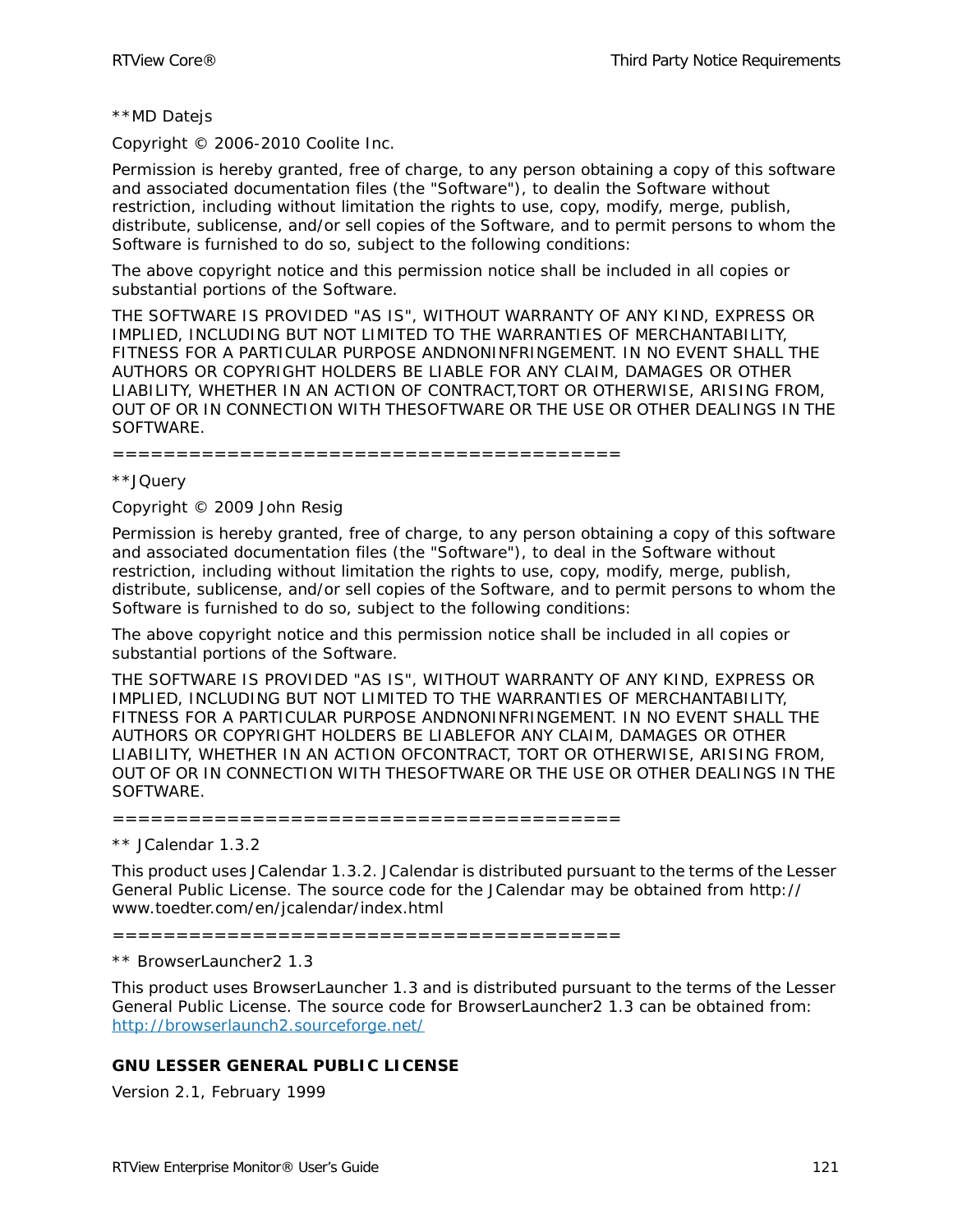**MD Datejs

Copyright © 2006-2010 Coolite Inc.

Permission is hereby granted, free of charge, to any person obtaining a copy of this software and associated documentation files (the "Software"), to dealin the Software without restriction, including without limitation the rights to use, copy, modify, merge, publish, distribute, sublicense, and/or sell copies of the Software, and to permit persons to whom the Software is furnished to do so, subject to the following conditions:

The above copyright notice and this permission notice shall be included in all copies or substantial portions of the Software.

THE SOFTWARE IS PROVIDED "AS IS", WITHOUT WARRANTY OF ANY KIND, EXPRESS OR IMPLIED, INCLUDING BUT NOT LIMITED TO THE WARRANTIES OF MERCHANTABILITY, FITNESS FOR A PARTICULAR PURPOSE ANDNONINFRINGEMENT. IN NO EVENT SHALL THE AUTHORS OR COPYRIGHT HOLDERS BE LIABLE FOR ANY CLAIM, DAMAGES OR OTHER LIABILITY, WHETHER IN AN ACTION OF CONTRACT,TORT OR OTHERWISE, ARISING FROM, OUT OF OR IN CONNECTION WITH THESOFTWARE OR THE USE OR OTHER DEALINGS IN THE SOFTWARE.

=========================================

**JQuery

Copyright © 2009 John Resig

Permission is hereby granted, free of charge, to any person obtaining a copy of this software and associated documentation files (the "Software"), to deal in the Software without restriction, including without limitation the rights to use, copy, modify, merge, publish, distribute, sublicense, and/or sell copies of the Software, and to permit persons to whom the Software is furnished to do so, subject to the following conditions:

The above copyright notice and this permission notice shall be included in all copies or substantial portions of the Software.

THE SOFTWARE IS PROVIDED "AS IS", WITHOUT WARRANTY OF ANY KIND, EXPRESS OR IMPLIED, INCLUDING BUT NOT LIMITED TO THE WARRANTIES OF MERCHANTABILITY, FITNESS FOR A PARTICULAR PURPOSE ANDNONINFRINGEMENT. IN NO EVENT SHALL THE AUTHORS OR COPYRIGHT HOLDERS BE LIABLEFOR ANY CLAIM, DAMAGES OR OTHER LIABILITY, WHETHER IN AN ACTION OFCONTRACT, TORT OR OTHERWISE, ARISING FROM, OUT OF OR IN CONNECTION WITH THESOFTWARE OR THE USE OR OTHER DEALINGS IN THE SOFTWARE.

=========================================

** JCalendar 1.3.2

This product uses JCalendar 1.3.2. JCalendar is distributed pursuant to the terms of the Lesser General Public License. The source code for the JCalendar may be obtained from http://www.toedter.com/en/jcalendar/index.html

=========================================

** BrowserLauncher2 1.3

This product uses BrowserLauncher 1.3 and is distributed pursuant to the terms of the Lesser General Public License. The source code for BrowserLauncher2 1.3 can be obtained from: http://browserlaunch2.sourceforge.net/

**GNU LESSER GENERAL PUBLIC LICENSE**

Version 2.1, February 1999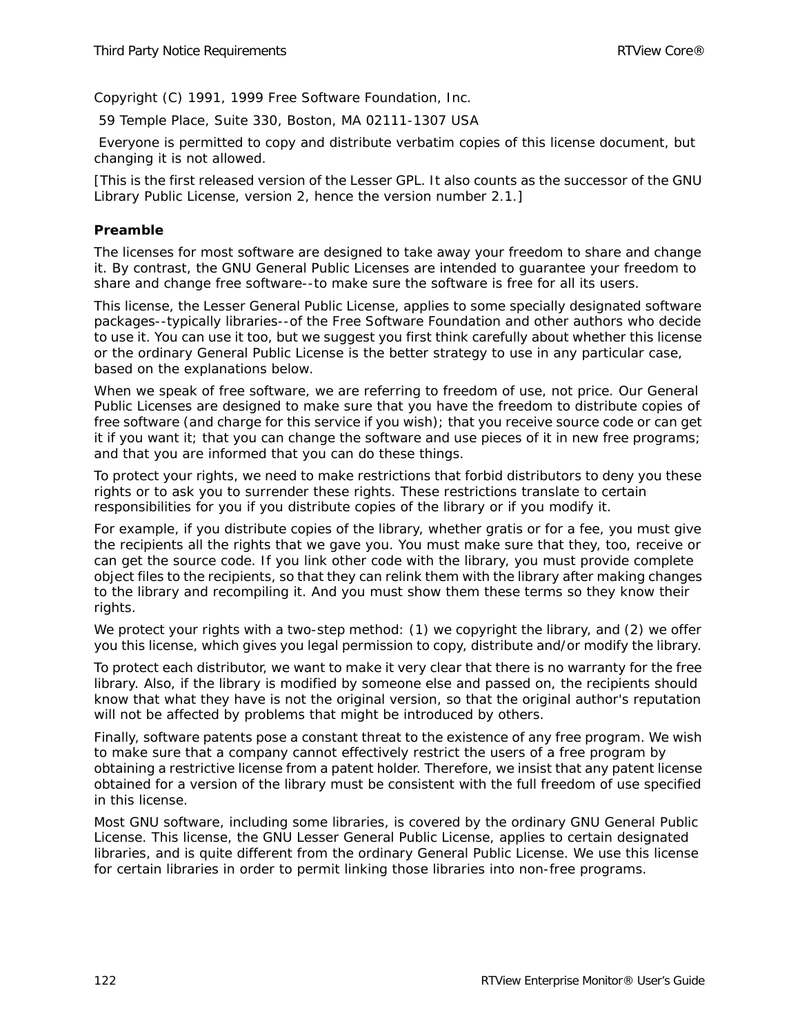Copyright (C) 1991, 1999 Free Software Foundation, Inc.

59 Temple Place, Suite 330, Boston, MA 02111-1307 USA

Everyone is permitted to copy and distribute verbatim copies of this license document, but changing it is not allowed.

[This is the first released version of the Lesser GPL. It also counts as the successor of the GNU Library Public License, version 2, hence the version number 2.1.]

**Preamble**

The licenses for most software are designed to take away your freedom to share and change it. By contrast, the GNU General Public Licenses are intended to guarantee your freedom to share and change free software--to make sure the software is free for all its users.

This license, the Lesser General Public License, applies to some specially designated software packages--typically libraries--of the Free Software Foundation and other authors who decide to use it. You can use it too, but we suggest you first think carefully about whether this license or the ordinary General Public License is the better strategy to use in any particular case, based on the explanations below.

When we speak of free software, we are referring to freedom of use, not price. Our General Public Licenses are designed to make sure that you have the freedom to distribute copies of free software (and charge for this service if you wish); that you receive source code or can get it if you want it; that you can change the software and use pieces of it in new free programs; and that you are informed that you can do these things.

To protect your rights, we need to make restrictions that forbid distributors to deny you these rights or to ask you to surrender these rights. These restrictions translate to certain responsibilities for you if you distribute copies of the library or if you modify it.

For example, if you distribute copies of the library, whether gratis or for a fee, you must give the recipients all the rights that we gave you. You must make sure that they, too, receive or can get the source code. If you link other code with the library, you must provide complete object files to the recipients, so that they can relink them with the library after making changes to the library and recompiling it. And you must show them these terms so they know their rights.

We protect your rights with a two-step method: (1) we copyright the library, and (2) we offer you this license, which gives you legal permission to copy, distribute and/or modify the library.

To protect each distributor, we want to make it very clear that there is no warranty for the free library. Also, if the library is modified by someone else and passed on, the recipients should know that what they have is not the original version, so that the original author's reputation will not be affected by problems that might be introduced by others.

Finally, software patents pose a constant threat to the existence of any free program. We wish to make sure that a company cannot effectively restrict the users of a free program by obtaining a restrictive license from a patent holder. Therefore, we insist that any patent license obtained for a version of the library must be consistent with the full freedom of use specified in this license.

Most GNU software, including some libraries, is covered by the ordinary GNU General Public License. This license, the GNU Lesser General Public License, applies to certain designated libraries, and is quite different from the ordinary General Public License. We use this license for certain libraries in order to permit linking those libraries into non-free programs.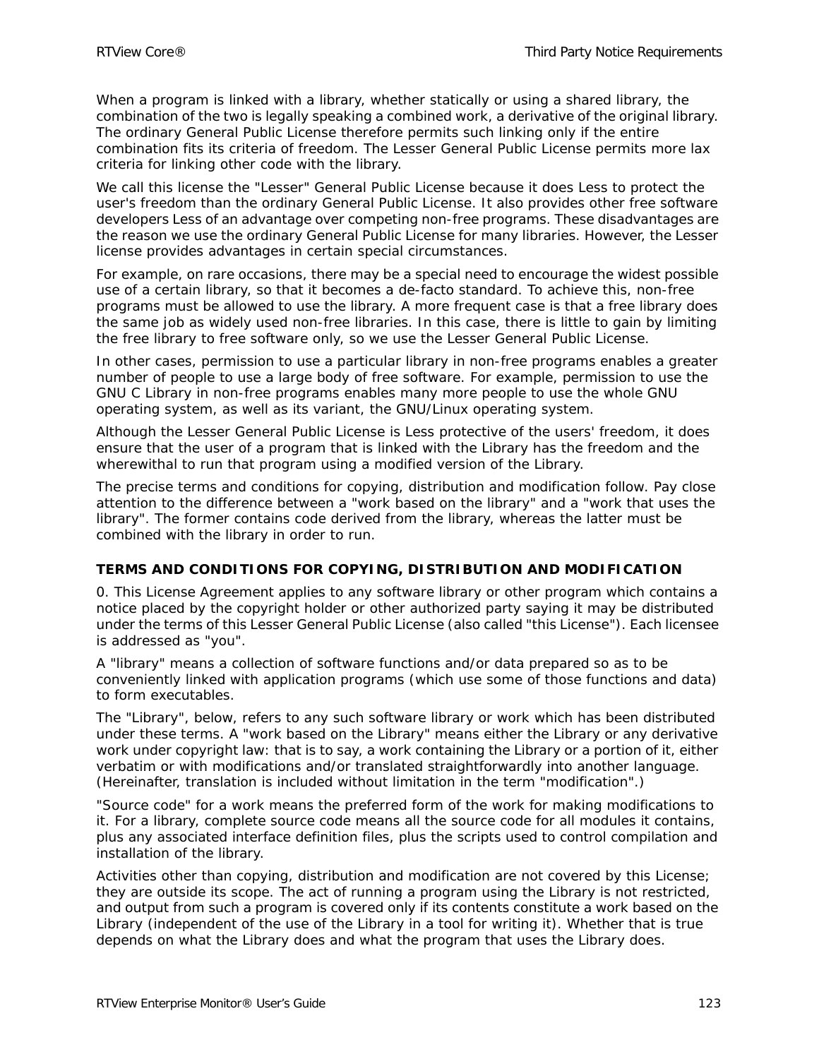When a program is linked with a library, whether statically or using a shared library, the combination of the two is legally speaking a combined work, a derivative of the original library. The ordinary General Public License therefore permits such linking only if the entire combination fits its criteria of freedom. The Lesser General Public License permits more lax criteria for linking other code with the library.

We call this license the "Lesser" General Public License because it does Less to protect the user's freedom than the ordinary General Public License. It also provides other free software developers Less of an advantage over competing non-free programs. These disadvantages are the reason we use the ordinary General Public License for many libraries. However, the Lesser license provides advantages in certain special circumstances.

For example, on rare occasions, there may be a special need to encourage the widest possible use of a certain library, so that it becomes a de-facto standard. To achieve this, non-free programs must be allowed to use the library. A more frequent case is that a free library does the same job as widely used non-free libraries. In this case, there is little to gain by limiting the free library to free software only, so we use the Lesser General Public License.

In other cases, permission to use a particular library in non-free programs enables a greater number of people to use a large body of free software. For example, permission to use the GNU C Library in non-free programs enables many more people to use the whole GNU operating system, as well as its variant, the GNU/Linux operating system.

Although the Lesser General Public License is Less protective of the users' freedom, it does ensure that the user of a program that is linked with the Library has the freedom and the wherewithal to run that program using a modified version of the Library.

The precise terms and conditions for copying, distribution and modification follow. Pay close attention to the difference between a "work based on the library" and a "work that uses the library". The former contains code derived from the library, whereas the latter must be combined with the library in order to run.

**TERMS AND CONDITIONS FOR COPYING, DISTRIBUTION AND MODIFICATION**

0. This License Agreement applies to any software library or other program which contains a notice placed by the copyright holder or other authorized party saying it may be distributed under the terms of this Lesser General Public License (also called "this License"). Each licensee is addressed as "you".

A "library" means a collection of software functions and/or data prepared so as to be conveniently linked with application programs (which use some of those functions and data) to form executables.

The "Library", below, refers to any such software library or work which has been distributed under these terms. A "work based on the Library" means either the Library or any derivative work under copyright law: that is to say, a work containing the Library or a portion of it, either verbatim or with modifications and/or translated straightforwardly into another language. (Hereinafter, translation is included without limitation in the term "modification".)

"Source code" for a work means the preferred form of the work for making modifications to it. For a library, complete source code means all the source code for all modules it contains, plus any associated interface definition files, plus the scripts used to control compilation and installation of the library.

Activities other than copying, distribution and modification are not covered by this License; they are outside its scope. The act of running a program using the Library is not restricted, and output from such a program is covered only if its contents constitute a work based on the Library (independent of the use of the Library in a tool for writing it). Whether that is true depends on what the Library does and what the program that uses the Library does.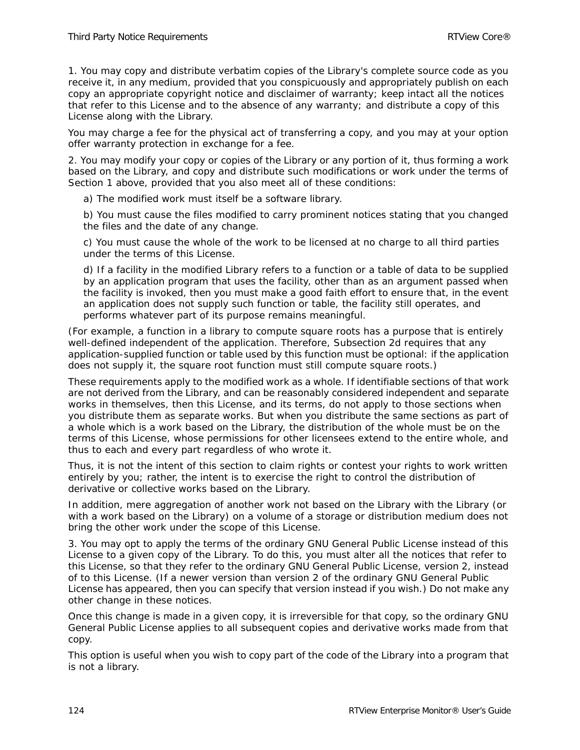1. You may copy and distribute verbatim copies of the Library's complete source code as you receive it, in any medium, provided that you conspicuously and appropriately publish on each copy an appropriate copyright notice and disclaimer of warranty; keep intact all the notices that refer to this License and to the absence of any warranty; and distribute a copy of this License along with the Library.

You may charge a fee for the physical act of transferring a copy, and you may at your option offer warranty protection in exchange for a fee.

2. You may modify your copy or copies of the Library or any portion of it, thus forming a work based on the Library, and copy and distribute such modifications or work under the terms of Section 1 above, provided that you also meet all of these conditions:

a) The modified work must itself be a software library.

b) You must cause the files modified to carry prominent notices stating that you changed the files and the date of any change.

c) You must cause the whole of the work to be licensed at no charge to all third parties under the terms of this License.

d) If a facility in the modified Library refers to a function or a table of data to be supplied by an application program that uses the facility, other than as an argument passed when the facility is invoked, then you must make a good faith effort to ensure that, in the event an application does not supply such function or table, the facility still operates, and performs whatever part of its purpose remains meaningful.

(For example, a function in a library to compute square roots has a purpose that is entirely well-defined independent of the application. Therefore, Subsection 2d requires that any application-supplied function or table used by this function must be optional: if the application does not supply it, the square root function must still compute square roots.)

These requirements apply to the modified work as a whole. If identifiable sections of that work are not derived from the Library, and can be reasonably considered independent and separate works in themselves, then this License, and its terms, do not apply to those sections when you distribute them as separate works. But when you distribute the same sections as part of a whole which is a work based on the Library, the distribution of the whole must be on the terms of this License, whose permissions for other licensees extend to the entire whole, and thus to each and every part regardless of who wrote it.

Thus, it is not the intent of this section to claim rights or contest your rights to work written entirely by you; rather, the intent is to exercise the right to control the distribution of derivative or collective works based on the Library.

In addition, mere aggregation of another work not based on the Library with the Library (or with a work based on the Library) on a volume of a storage or distribution medium does not bring the other work under the scope of this License.

3. You may opt to apply the terms of the ordinary GNU General Public License instead of this License to a given copy of the Library. To do this, you must alter all the notices that refer to this License, so that they refer to the ordinary GNU General Public License, version 2, instead of to this License. (If a newer version than version 2 of the ordinary GNU General Public License has appeared, then you can specify that version instead if you wish.) Do not make any other change in these notices.

Once this change is made in a given copy, it is irreversible for that copy, so the ordinary GNU General Public License applies to all subsequent copies and derivative works made from that copy.

This option is useful when you wish to copy part of the code of the Library into a program that is not a library.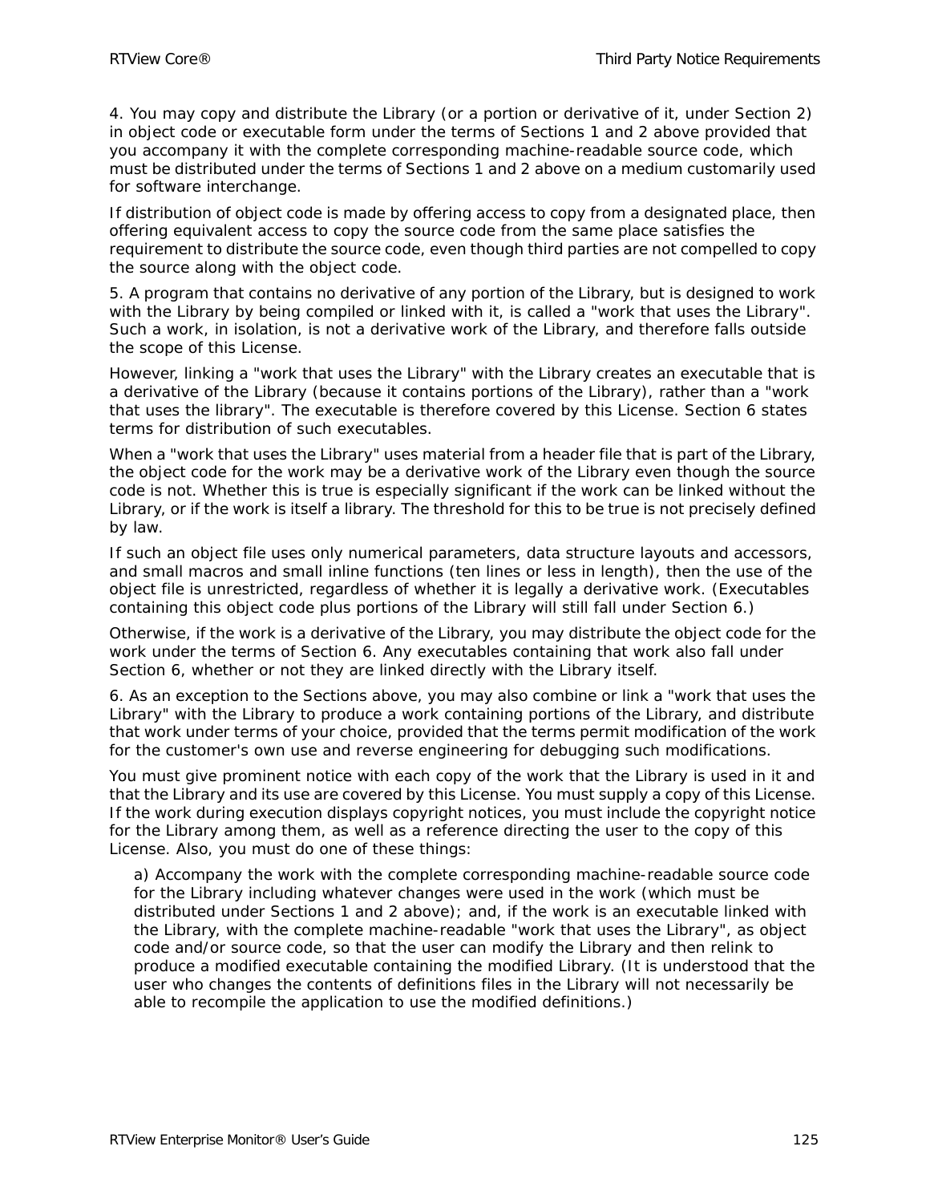4. You may copy and distribute the Library (or a portion or derivative of it, under Section 2) in object code or executable form under the terms of Sections 1 and 2 above provided that you accompany it with the complete corresponding machine-readable source code, which must be distributed under the terms of Sections 1 and 2 above on a medium customarily used for software interchange.

If distribution of object code is made by offering access to copy from a designated place, then offering equivalent access to copy the source code from the same place satisfies the requirement to distribute the source code, even though third parties are not compelled to copy the source along with the object code.

5. A program that contains no derivative of any portion of the Library, but is designed to work with the Library by being compiled or linked with it, is called a "work that uses the Library". Such a work, in isolation, is not a derivative work of the Library, and therefore falls outside the scope of this License.

However, linking a "work that uses the Library" with the Library creates an executable that is a derivative of the Library (because it contains portions of the Library), rather than a "work that uses the library". The executable is therefore covered by this License. Section 6 states terms for distribution of such executables.

When a "work that uses the Library" uses material from a header file that is part of the Library, the object code for the work may be a derivative work of the Library even though the source code is not. Whether this is true is especially significant if the work can be linked without the Library, or if the work is itself a library. The threshold for this to be true is not precisely defined by law.

If such an object file uses only numerical parameters, data structure layouts and accessors, and small macros and small inline functions (ten lines or less in length), then the use of the object file is unrestricted, regardless of whether it is legally a derivative work. (Executables containing this object code plus portions of the Library will still fall under Section 6.)

Otherwise, if the work is a derivative of the Library, you may distribute the object code for the work under the terms of Section 6. Any executables containing that work also fall under Section 6, whether or not they are linked directly with the Library itself.

6. As an exception to the Sections above, you may also combine or link a "work that uses the Library" with the Library to produce a work containing portions of the Library, and distribute that work under terms of your choice, provided that the terms permit modification of the work for the customer's own use and reverse engineering for debugging such modifications.

You must give prominent notice with each copy of the work that the Library is used in it and that the Library and its use are covered by this License. You must supply a copy of this License. If the work during execution displays copyright notices, you must include the copyright notice for the Library among them, as well as a reference directing the user to the copy of this License. Also, you must do one of these things:

a) Accompany the work with the complete corresponding machine-readable source code for the Library including whatever changes were used in the work (which must be distributed under Sections 1 and 2 above); and, if the work is an executable linked with the Library, with the complete machine-readable "work that uses the Library", as object code and/or source code, so that the user can modify the Library and then relink to produce a modified executable containing the modified Library. (It is understood that the user who changes the contents of definitions files in the Library will not necessarily be able to recompile the application to use the modified definitions.)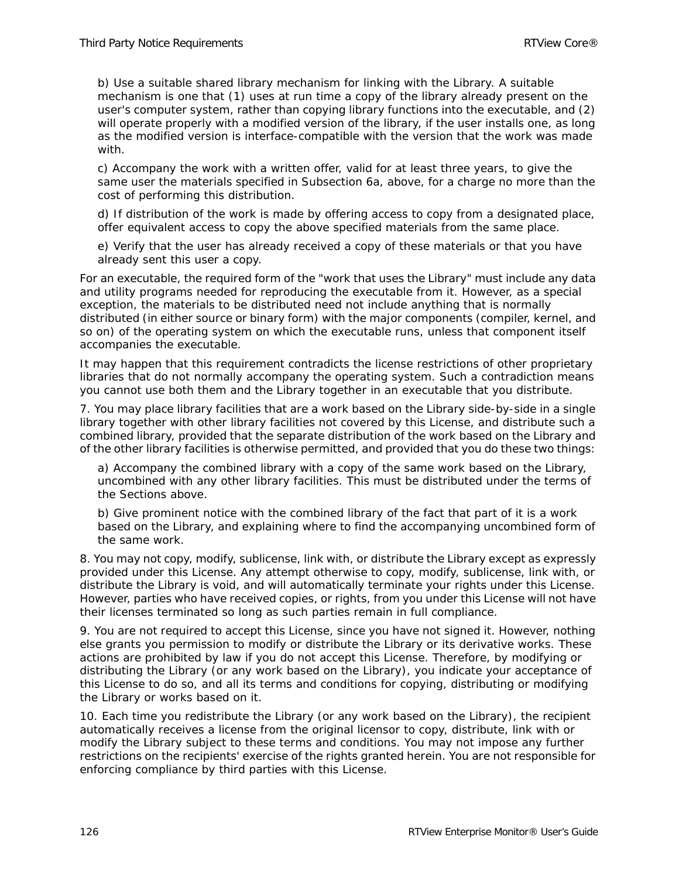b) Use a suitable shared library mechanism for linking with the Library. A suitable mechanism is one that (1) uses at run time a copy of the library already present on the user's computer system, rather than copying library functions into the executable, and (2) will operate properly with a modified version of the library, if the user installs one, as long as the modified version is interface-compatible with the version that the work was made with.

c) Accompany the work with a written offer, valid for at least three years, to give the same user the materials specified in Subsection 6a, above, for a charge no more than the cost of performing this distribution.

d) If distribution of the work is made by offering access to copy from a designated place, offer equivalent access to copy the above specified materials from the same place.

e) Verify that the user has already received a copy of these materials or that you have already sent this user a copy.

For an executable, the required form of the "work that uses the Library" must include any data and utility programs needed for reproducing the executable from it. However, as a special exception, the materials to be distributed need not include anything that is normally distributed (in either source or binary form) with the major components (compiler, kernel, and so on) of the operating system on which the executable runs, unless that component itself accompanies the executable.

It may happen that this requirement contradicts the license restrictions of other proprietary libraries that do not normally accompany the operating system. Such a contradiction means you cannot use both them and the Library together in an executable that you distribute.

7. You may place library facilities that are a work based on the Library side-by-side in a single library together with other library facilities not covered by this License, and distribute such a combined library, provided that the separate distribution of the work based on the Library and of the other library facilities is otherwise permitted, and provided that you do these two things:

a) Accompany the combined library with a copy of the same work based on the Library, uncombined with any other library facilities. This must be distributed under the terms of the Sections above.

b) Give prominent notice with the combined library of the fact that part of it is a work based on the Library, and explaining where to find the accompanying uncombined form of the same work.

8. You may not copy, modify, sublicense, link with, or distribute the Library except as expressly provided under this License. Any attempt otherwise to copy, modify, sublicense, link with, or distribute the Library is void, and will automatically terminate your rights under this License. However, parties who have received copies, or rights, from you under this License will not have their licenses terminated so long as such parties remain in full compliance.

9. You are not required to accept this License, since you have not signed it. However, nothing else grants you permission to modify or distribute the Library or its derivative works. These actions are prohibited by law if you do not accept this License. Therefore, by modifying or distributing the Library (or any work based on the Library), you indicate your acceptance of this License to do so, and all its terms and conditions for copying, distributing or modifying the Library or works based on it.

10. Each time you redistribute the Library (or any work based on the Library), the recipient automatically receives a license from the original licensor to copy, distribute, link with or modify the Library subject to these terms and conditions. You may not impose any further restrictions on the recipients' exercise of the rights granted herein. You are not responsible for enforcing compliance by third parties with this License.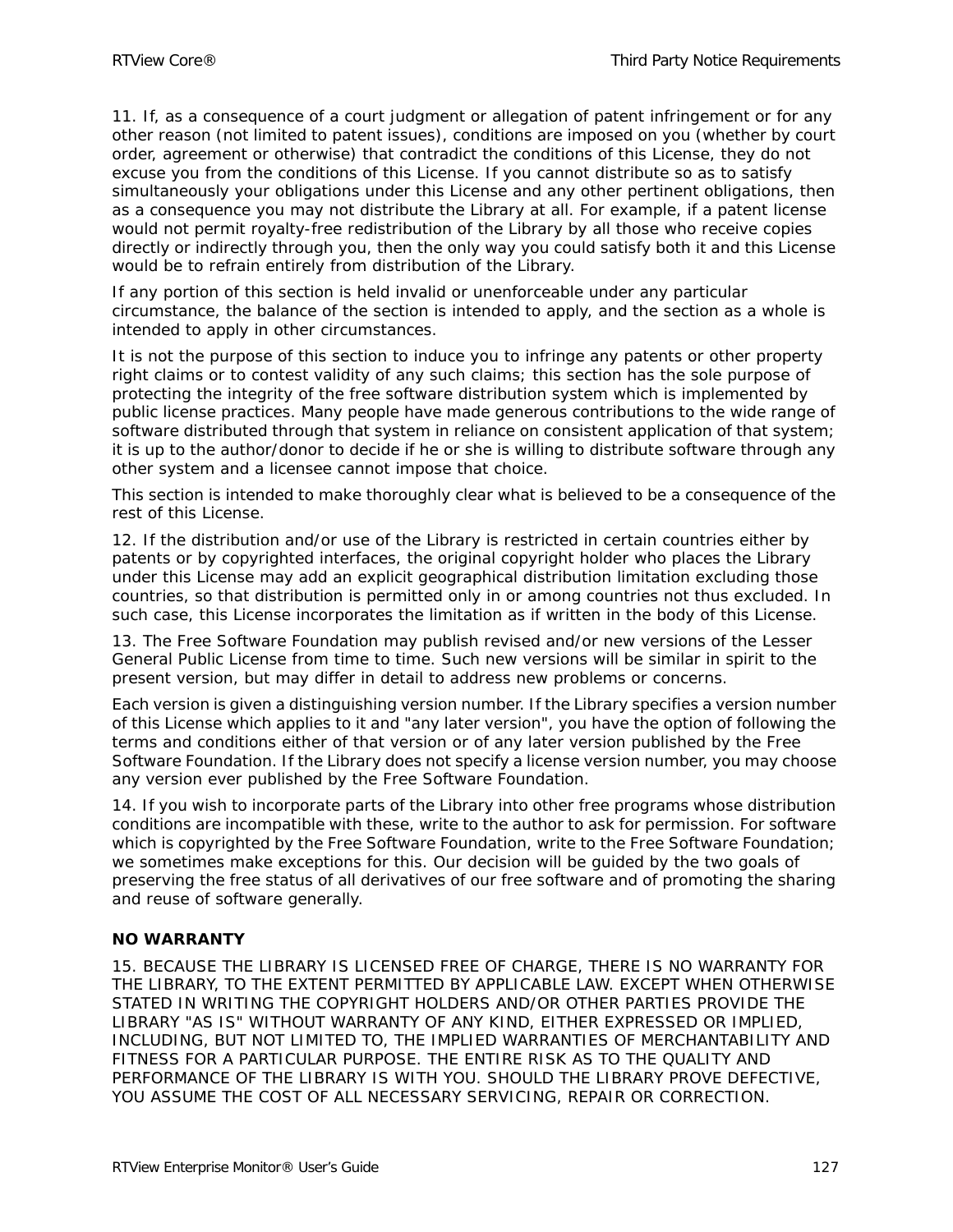11. If, as a consequence of a court judgment or allegation of patent infringement or for any other reason (not limited to patent issues), conditions are imposed on you (whether by court order, agreement or otherwise) that contradict the conditions of this License, they do not excuse you from the conditions of this License. If you cannot distribute so as to satisfy simultaneously your obligations under this License and any other pertinent obligations, then as a consequence you may not distribute the Library at all. For example, if a patent license would not permit royalty-free redistribution of the Library by all those who receive copies directly or indirectly through you, then the only way you could satisfy both it and this License would be to refrain entirely from distribution of the Library.

If any portion of this section is held invalid or unenforceable under any particular circumstance, the balance of the section is intended to apply, and the section as a whole is intended to apply in other circumstances.

It is not the purpose of this section to induce you to infringe any patents or other property right claims or to contest validity of any such claims; this section has the sole purpose of protecting the integrity of the free software distribution system which is implemented by public license practices. Many people have made generous contributions to the wide range of software distributed through that system in reliance on consistent application of that system; it is up to the author/donor to decide if he or she is willing to distribute software through any other system and a licensee cannot impose that choice.

This section is intended to make thoroughly clear what is believed to be a consequence of the rest of this License.

12. If the distribution and/or use of the Library is restricted in certain countries either by patents or by copyrighted interfaces, the original copyright holder who places the Library under this License may add an explicit geographical distribution limitation excluding those countries, so that distribution is permitted only in or among countries not thus excluded. In such case, this License incorporates the limitation as if written in the body of this License.

13. The Free Software Foundation may publish revised and/or new versions of the Lesser General Public License from time to time. Such new versions will be similar in spirit to the present version, but may differ in detail to address new problems or concerns.

Each version is given a distinguishing version number. If the Library specifies a version number of this License which applies to it and "any later version", you have the option of following the terms and conditions either of that version or of any later version published by the Free Software Foundation. If the Library does not specify a license version number, you may choose any version ever published by the Free Software Foundation.

14. If you wish to incorporate parts of the Library into other free programs whose distribution conditions are incompatible with these, write to the author to ask for permission. For software which is copyrighted by the Free Software Foundation, write to the Free Software Foundation; we sometimes make exceptions for this. Our decision will be guided by the two goals of preserving the free status of all derivatives of our free software and of promoting the sharing and reuse of software generally.

**NO WARRANTY**

15. BECAUSE THE LIBRARY IS LICENSED FREE OF CHARGE, THERE IS NO WARRANTY FOR THE LIBRARY, TO THE EXTENT PERMITTED BY APPLICABLE LAW. EXCEPT WHEN OTHERWISE STATED IN WRITING THE COPYRIGHT HOLDERS AND/OR OTHER PARTIES PROVIDE THE LIBRARY "AS IS" WITHOUT WARRANTY OF ANY KIND, EITHER EXPRESSED OR IMPLIED, INCLUDING, BUT NOT LIMITED TO, THE IMPLIED WARRANTIES OF MERCHANTABILITY AND FITNESS FOR A PARTICULAR PURPOSE. THE ENTIRE RISK AS TO THE QUALITY AND PERFORMANCE OF THE LIBRARY IS WITH YOU. SHOULD THE LIBRARY PROVE DEFECTIVE, YOU ASSUME THE COST OF ALL NECESSARY SERVICING, REPAIR OR CORRECTION.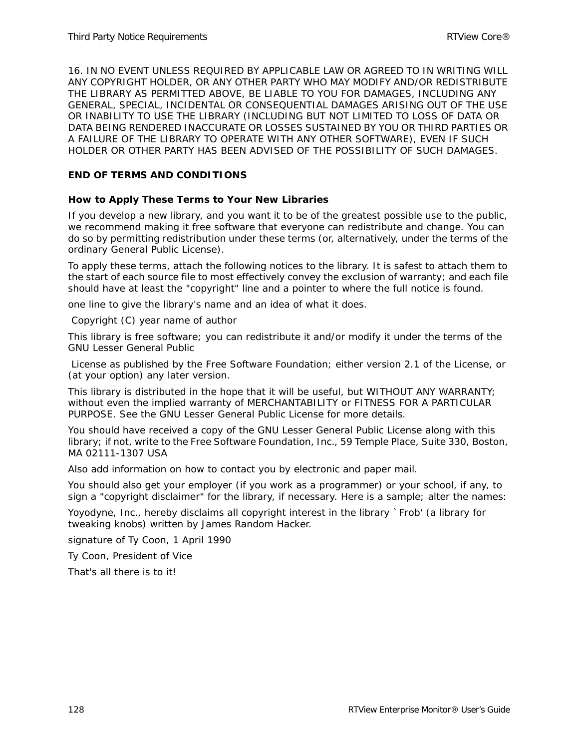16. IN NO EVENT UNLESS REQUIRED BY APPLICABLE LAW OR AGREED TO IN WRITING WILL ANY COPYRIGHT HOLDER, OR ANY OTHER PARTY WHO MAY MODIFY AND/OR REDISTRIBUTE THE LIBRARY AS PERMITTED ABOVE, BE LIABLE TO YOU FOR DAMAGES, INCLUDING ANY GENERAL, SPECIAL, INCIDENTAL OR CONSEQUENTIAL DAMAGES ARISING OUT OF THE USE OR INABILITY TO USE THE LIBRARY (INCLUDING BUT NOT LIMITED TO LOSS OF DATA OR DATA BEING RENDERED INACCURATE OR LOSSES SUSTAINED BY YOU OR THIRD PARTIES OR A FAILURE OF THE LIBRARY TO OPERATE WITH ANY OTHER SOFTWARE), EVEN IF SUCH HOLDER OR OTHER PARTY HAS BEEN ADVISED OF THE POSSIBILITY OF SUCH DAMAGES.

**END OF TERMS AND CONDITIONS**

**How to Apply These Terms to Your New Libraries**

If you develop a new library, and you want it to be of the greatest possible use to the public, we recommend making it free software that everyone can redistribute and change. You can do so by permitting redistribution under these terms (or, alternatively, under the terms of the ordinary General Public License).

To apply these terms, attach the following notices to the library. It is safest to attach them to the start of each source file to most effectively convey the exclusion of warranty; and each file should have at least the "copyright" line and a pointer to where the full notice is found.

one line to give the library's name and an idea of what it does.

Copyright (C) year name of author

This library is free software; you can redistribute it and/or modify it under the terms of the GNU Lesser General Public

License as published by the Free Software Foundation; either version 2.1 of the License, or (at your option) any later version.

This library is distributed in the hope that it will be useful, but WITHOUT ANY WARRANTY; without even the implied warranty of MERCHANTABILITY or FITNESS FOR A PARTICULAR PURPOSE. See the GNU Lesser General Public License for more details.

You should have received a copy of the GNU Lesser General Public License along with this library; if not, write to the Free Software Foundation, Inc., 59 Temple Place, Suite 330, Boston, MA 02111-1307 USA

Also add information on how to contact you by electronic and paper mail.

You should also get your employer (if you work as a programmer) or your school, if any, to sign a "copyright disclaimer" for the library, if necessary. Here is a sample; alter the names:

Yoyodyne, Inc., hereby disclaims all copyright interest in the library `Frob' (a library for tweaking knobs) written by James Random Hacker.

signature of Ty Coon, 1 April 1990

Ty Coon, President of Vice

That's all there is to it!